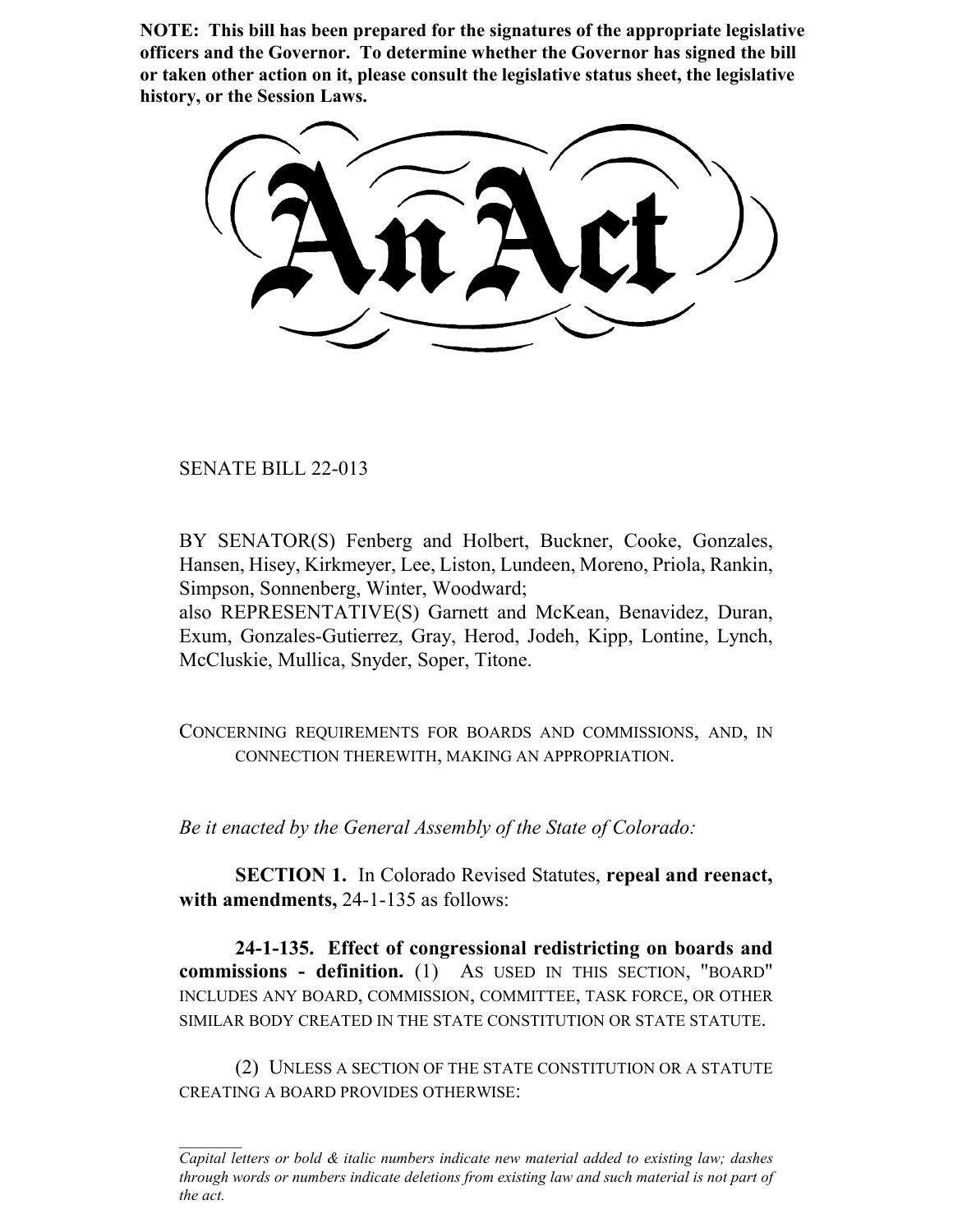**NOTE: This bill has been prepared for the signatures of the appropriate legislative officers and the Governor. To determine whether the Governor has signed the bill or taken other action on it, please consult the legislative status sheet, the legislative history, or the Session Laws.**

# An Act

SENATE BILL 22-013

BY SENATOR(S) Fenberg and Holbert, Buckner, Cooke, Gonzales, Hansen, Hisey, Kirkmeyer, Lee, Liston, Lundeen, Moreno, Priola, Rankin, Simpson, Sonnenberg, Winter, Woodward;
also REPRESENTATIVE(S) Garnett and McKean, Benavidez, Duran, Exum, Gonzales-Gutierrez, Gray, Herod, Jodeh, Kipp, Lontine, Lynch, McCluskie, Mullica, Snyder, Soper, Titone.

CONCERNING REQUIREMENTS FOR BOARDS AND COMMISSIONS, AND, IN CONNECTION THEREWITH, MAKING AN APPROPRIATION.

*Be it enacted by the General Assembly of the State of Colorado:*

**SECTION 1.** In Colorado Revised Statutes, **repeal and reenact, with amendments,** 24-1-135 as follows:

**24-1-135. Effect of congressional redistricting on boards and commissions - definition.** (1) AS USED IN THIS SECTION, "BOARD" INCLUDES ANY BOARD, COMMISSION, COMMITTEE, TASK FORCE, OR OTHER SIMILAR BODY CREATED IN THE STATE CONSTITUTION OR STATE STATUTE.

(2) UNLESS A SECTION OF THE STATE CONSTITUTION OR A STATUTE CREATING A BOARD PROVIDES OTHERWISE:

*Capital letters or bold & italic numbers indicate new material added to existing law; dashes through words or numbers indicate deletions from existing law and such material is not part of the act.*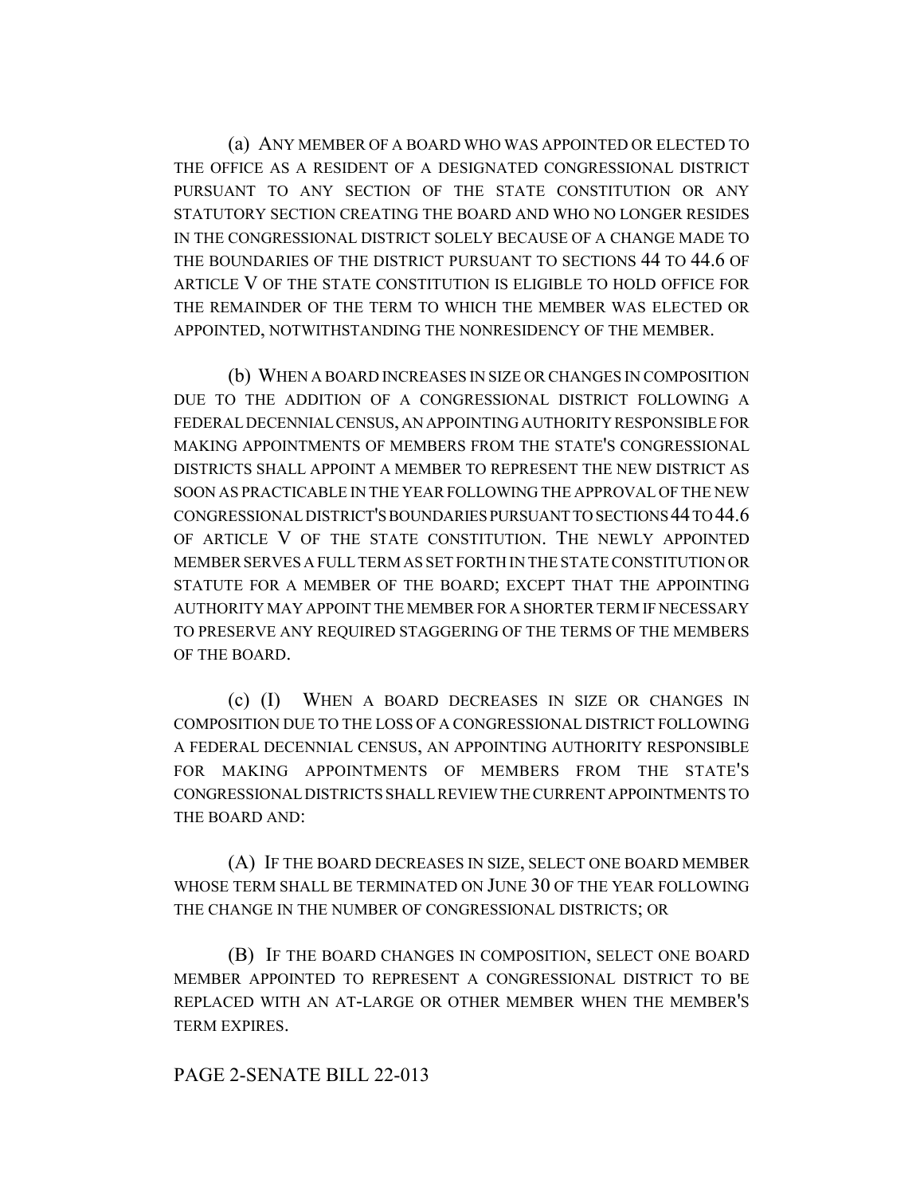(a) ANY MEMBER OF A BOARD WHO WAS APPOINTED OR ELECTED TO THE OFFICE AS A RESIDENT OF A DESIGNATED CONGRESSIONAL DISTRICT PURSUANT TO ANY SECTION OF THE STATE CONSTITUTION OR ANY STATUTORY SECTION CREATING THE BOARD AND WHO NO LONGER RESIDES IN THE CONGRESSIONAL DISTRICT SOLELY BECAUSE OF A CHANGE MADE TO THE BOUNDARIES OF THE DISTRICT PURSUANT TO SECTIONS 44 TO 44.6 OF ARTICLE V OF THE STATE CONSTITUTION IS ELIGIBLE TO HOLD OFFICE FOR THE REMAINDER OF THE TERM TO WHICH THE MEMBER WAS ELECTED OR APPOINTED, NOTWITHSTANDING THE NONRESIDENCY OF THE MEMBER.

(b) WHEN A BOARD INCREASES IN SIZE OR CHANGES IN COMPOSITION DUE TO THE ADDITION OF A CONGRESSIONAL DISTRICT FOLLOWING A FEDERAL DECENNIAL CENSUS, AN APPOINTING AUTHORITY RESPONSIBLE FOR MAKING APPOINTMENTS OF MEMBERS FROM THE STATE'S CONGRESSIONAL DISTRICTS SHALL APPOINT A MEMBER TO REPRESENT THE NEW DISTRICT AS SOON AS PRACTICABLE IN THE YEAR FOLLOWING THE APPROVAL OF THE NEW CONGRESSIONAL DISTRICT'S BOUNDARIES PURSUANT TO SECTIONS 44 TO 44.6 OF ARTICLE V OF THE STATE CONSTITUTION. THE NEWLY APPOINTED MEMBER SERVES A FULL TERM AS SET FORTH IN THE STATE CONSTITUTION OR STATUTE FOR A MEMBER OF THE BOARD; EXCEPT THAT THE APPOINTING AUTHORITY MAY APPOINT THE MEMBER FOR A SHORTER TERM IF NECESSARY TO PRESERVE ANY REQUIRED STAGGERING OF THE TERMS OF THE MEMBERS OF THE BOARD.

(c) (I) WHEN A BOARD DECREASES IN SIZE OR CHANGES IN COMPOSITION DUE TO THE LOSS OF A CONGRESSIONAL DISTRICT FOLLOWING A FEDERAL DECENNIAL CENSUS, AN APPOINTING AUTHORITY RESPONSIBLE FOR MAKING APPOINTMENTS OF MEMBERS FROM THE STATE'S CONGRESSIONAL DISTRICTS SHALL REVIEW THE CURRENT APPOINTMENTS TO THE BOARD AND:

(A) IF THE BOARD DECREASES IN SIZE, SELECT ONE BOARD MEMBER WHOSE TERM SHALL BE TERMINATED ON JUNE 30 OF THE YEAR FOLLOWING THE CHANGE IN THE NUMBER OF CONGRESSIONAL DISTRICTS; OR

(B) IF THE BOARD CHANGES IN COMPOSITION, SELECT ONE BOARD MEMBER APPOINTED TO REPRESENT A CONGRESSIONAL DISTRICT TO BE REPLACED WITH AN AT-LARGE OR OTHER MEMBER WHEN THE MEMBER'S TERM EXPIRES.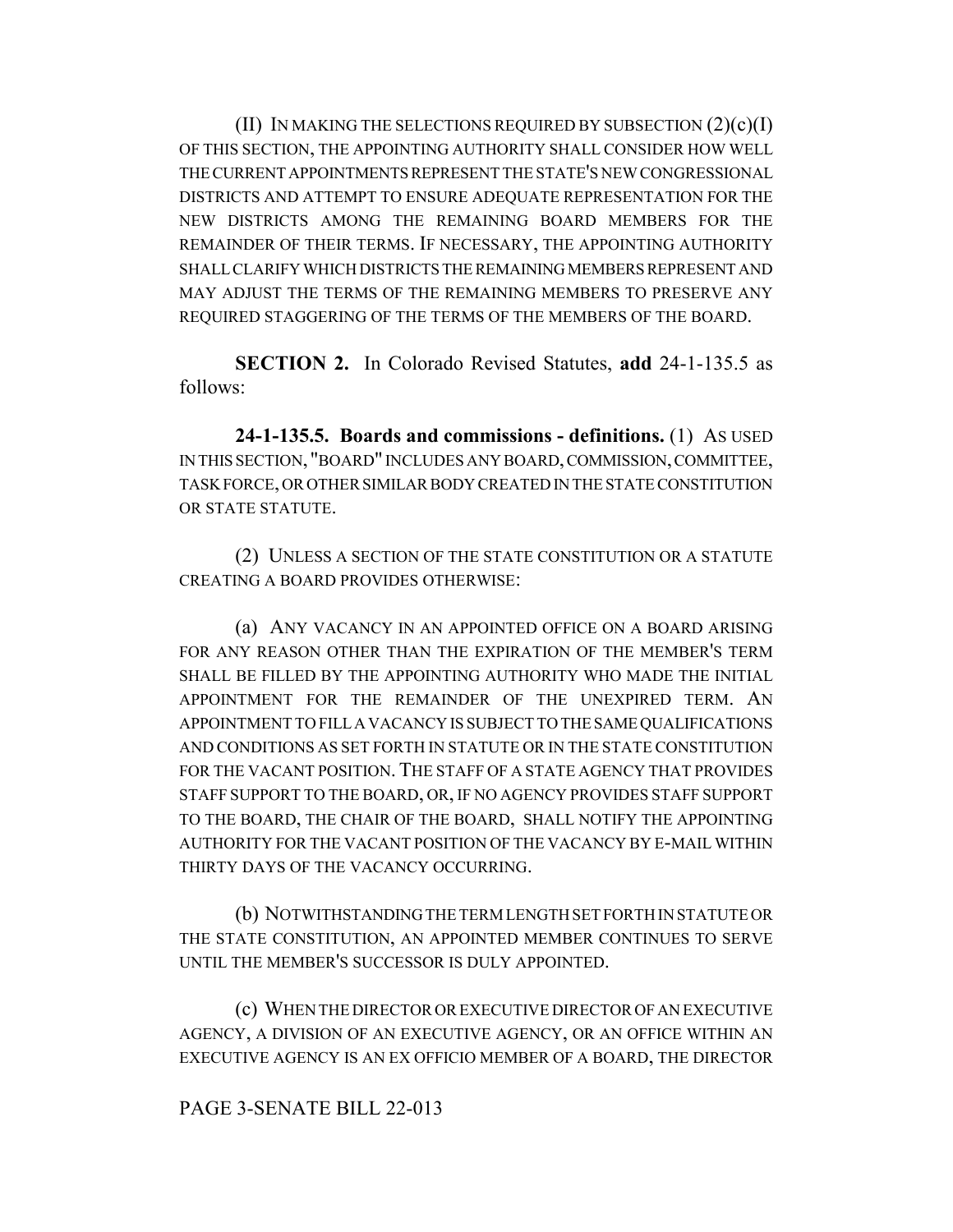(II) IN MAKING THE SELECTIONS REQUIRED BY SUBSECTION (2)(c)(I) OF THIS SECTION, THE APPOINTING AUTHORITY SHALL CONSIDER HOW WELL THE CURRENT APPOINTMENTS REPRESENT THE STATE'S NEW CONGRESSIONAL DISTRICTS AND ATTEMPT TO ENSURE ADEQUATE REPRESENTATION FOR THE NEW DISTRICTS AMONG THE REMAINING BOARD MEMBERS FOR THE REMAINDER OF THEIR TERMS. IF NECESSARY, THE APPOINTING AUTHORITY SHALL CLARIFY WHICH DISTRICTS THE REMAINING MEMBERS REPRESENT AND MAY ADJUST THE TERMS OF THE REMAINING MEMBERS TO PRESERVE ANY REQUIRED STAGGERING OF THE TERMS OF THE MEMBERS OF THE BOARD.

**SECTION 2.** In Colorado Revised Statutes, **add** 24-1-135.5 as follows:

**24-1-135.5. Boards and commissions - definitions.** (1) AS USED IN THIS SECTION, "BOARD" INCLUDES ANY BOARD, COMMISSION, COMMITTEE, TASK FORCE, OR OTHER SIMILAR BODY CREATED IN THE STATE CONSTITUTION OR STATE STATUTE.

(2) UNLESS A SECTION OF THE STATE CONSTITUTION OR A STATUTE CREATING A BOARD PROVIDES OTHERWISE:

(a) ANY VACANCY IN AN APPOINTED OFFICE ON A BOARD ARISING FOR ANY REASON OTHER THAN THE EXPIRATION OF THE MEMBER'S TERM SHALL BE FILLED BY THE APPOINTING AUTHORITY WHO MADE THE INITIAL APPOINTMENT FOR THE REMAINDER OF THE UNEXPIRED TERM. AN APPOINTMENT TO FILL A VACANCY IS SUBJECT TO THE SAME QUALIFICATIONS AND CONDITIONS AS SET FORTH IN STATUTE OR IN THE STATE CONSTITUTION FOR THE VACANT POSITION. THE STAFF OF A STATE AGENCY THAT PROVIDES STAFF SUPPORT TO THE BOARD, OR, IF NO AGENCY PROVIDES STAFF SUPPORT TO THE BOARD, THE CHAIR OF THE BOARD, SHALL NOTIFY THE APPOINTING AUTHORITY FOR THE VACANT POSITION OF THE VACANCY BY E-MAIL WITHIN THIRTY DAYS OF THE VACANCY OCCURRING.

(b) NOTWITHSTANDING THE TERM LENGTH SET FORTH IN STATUTE OR THE STATE CONSTITUTION, AN APPOINTED MEMBER CONTINUES TO SERVE UNTIL THE MEMBER'S SUCCESSOR IS DULY APPOINTED.

(c) WHEN THE DIRECTOR OR EXECUTIVE DIRECTOR OF AN EXECUTIVE AGENCY, A DIVISION OF AN EXECUTIVE AGENCY, OR AN OFFICE WITHIN AN EXECUTIVE AGENCY IS AN EX OFFICIO MEMBER OF A BOARD, THE DIRECTOR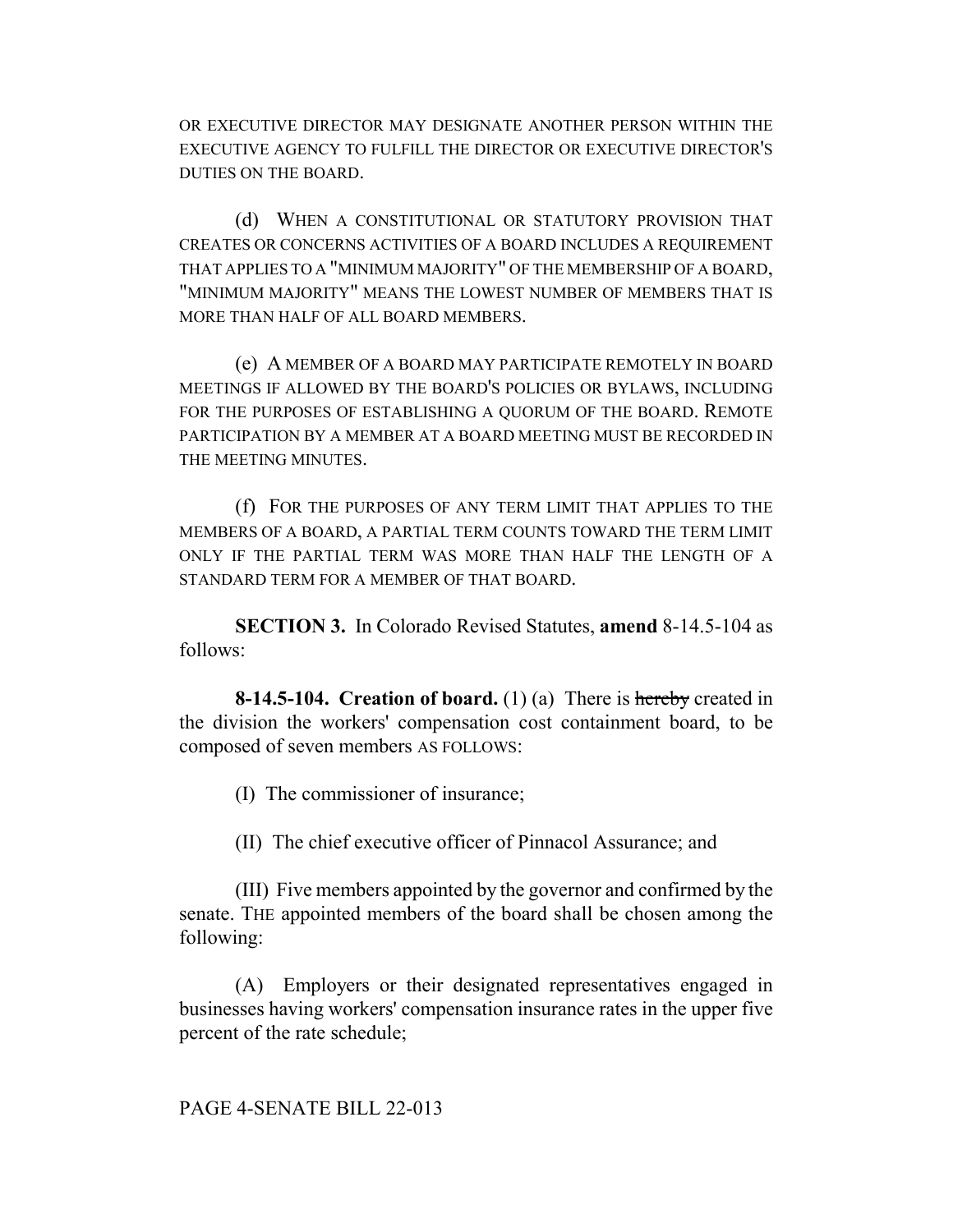OR EXECUTIVE DIRECTOR MAY DESIGNATE ANOTHER PERSON WITHIN THE EXECUTIVE AGENCY TO FULFILL THE DIRECTOR OR EXECUTIVE DIRECTOR'S DUTIES ON THE BOARD.

(d) WHEN A CONSTITUTIONAL OR STATUTORY PROVISION THAT CREATES OR CONCERNS ACTIVITIES OF A BOARD INCLUDES A REQUIREMENT THAT APPLIES TO A "MINIMUM MAJORITY" OF THE MEMBERSHIP OF A BOARD, "MINIMUM MAJORITY" MEANS THE LOWEST NUMBER OF MEMBERS THAT IS MORE THAN HALF OF ALL BOARD MEMBERS.

(e) A MEMBER OF A BOARD MAY PARTICIPATE REMOTELY IN BOARD MEETINGS IF ALLOWED BY THE BOARD'S POLICIES OR BYLAWS, INCLUDING FOR THE PURPOSES OF ESTABLISHING A QUORUM OF THE BOARD. REMOTE PARTICIPATION BY A MEMBER AT A BOARD MEETING MUST BE RECORDED IN THE MEETING MINUTES.

(f) FOR THE PURPOSES OF ANY TERM LIMIT THAT APPLIES TO THE MEMBERS OF A BOARD, A PARTIAL TERM COUNTS TOWARD THE TERM LIMIT ONLY IF THE PARTIAL TERM WAS MORE THAN HALF THE LENGTH OF A STANDARD TERM FOR A MEMBER OF THAT BOARD.

**SECTION 3.** In Colorado Revised Statutes, **amend** 8-14.5-104 as follows:

**8-14.5-104. Creation of board.** (1) (a) There is ~~hereby~~ created in the division the workers' compensation cost containment board, to be composed of seven members AS FOLLOWS:

(I) The commissioner of insurance;

(II) The chief executive officer of Pinnacol Assurance; and

(III) Five members appointed by the governor and confirmed by the senate. THE appointed members of the board shall be chosen among the following:

(A) Employers or their designated representatives engaged in businesses having workers' compensation insurance rates in the upper five percent of the rate schedule;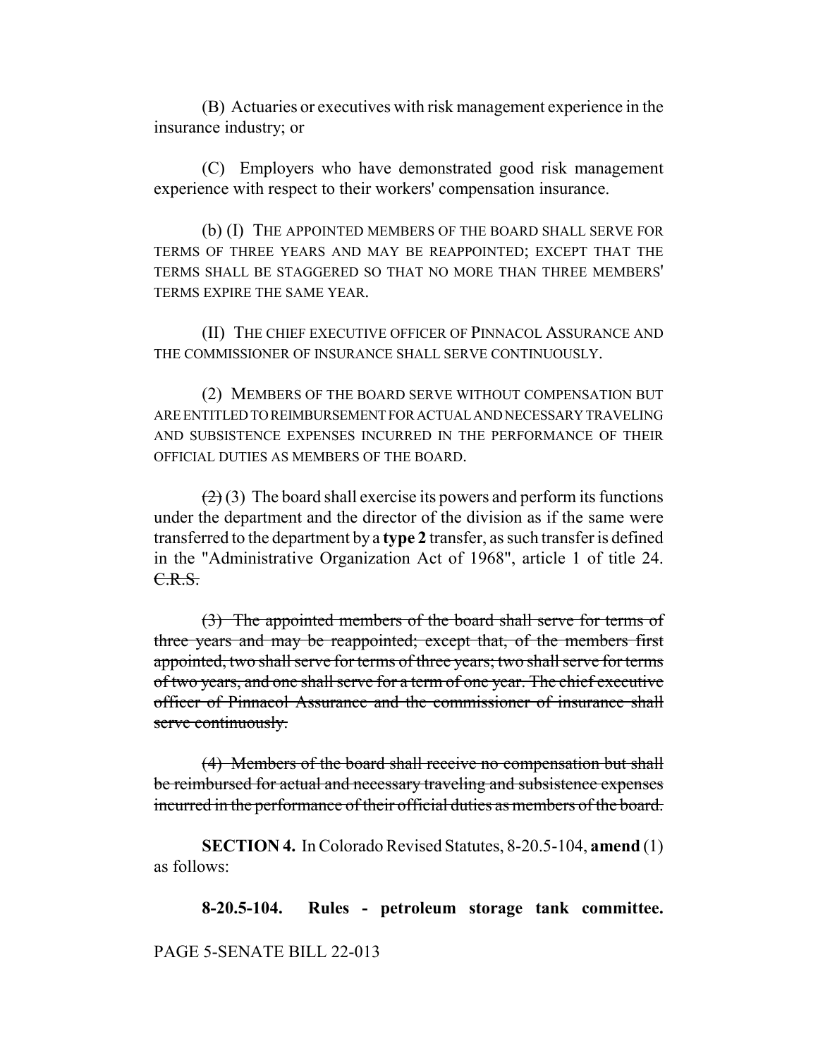(B) Actuaries or executives with risk management experience in the insurance industry; or

(C) Employers who have demonstrated good risk management experience with respect to their workers' compensation insurance.

(b) (I) THE APPOINTED MEMBERS OF THE BOARD SHALL SERVE FOR TERMS OF THREE YEARS AND MAY BE REAPPOINTED; EXCEPT THAT THE TERMS SHALL BE STAGGERED SO THAT NO MORE THAN THREE MEMBERS' TERMS EXPIRE THE SAME YEAR.

(II) THE CHIEF EXECUTIVE OFFICER OF PINNACOL ASSURANCE AND THE COMMISSIONER OF INSURANCE SHALL SERVE CONTINUOUSLY.

(2) MEMBERS OF THE BOARD SERVE WITHOUT COMPENSATION BUT ARE ENTITLED TO REIMBURSEMENT FOR ACTUAL AND NECESSARY TRAVELING AND SUBSISTENCE EXPENSES INCURRED IN THE PERFORMANCE OF THEIR OFFICIAL DUTIES AS MEMBERS OF THE BOARD.

~~(2)~~ (3) The board shall exercise its powers and perform its functions under the department and the director of the division as if the same were transferred to the department by a **type 2** transfer, as such transfer is defined in the "Administrative Organization Act of 1968", article 1 of title 24. ~~C.R.S.~~

~~(3) The appointed members of the board shall serve for terms of three years and may be reappointed; except that, of the members first appointed, two shall serve for terms of three years; two shall serve for terms of two years, and one shall serve for a term of one year. The chief executive officer of Pinnacol Assurance and the commissioner of insurance shall serve continuously.~~

~~(4) Members of the board shall receive no compensation but shall be reimbursed for actual and necessary traveling and subsistence expenses incurred in the performance of their official duties as members of the board.~~

**SECTION 4.** In Colorado Revised Statutes, 8-20.5-104, **amend** (1) as follows:

**8-20.5-104. Rules - petroleum storage tank committee.**

PAGE 5-SENATE BILL 22-013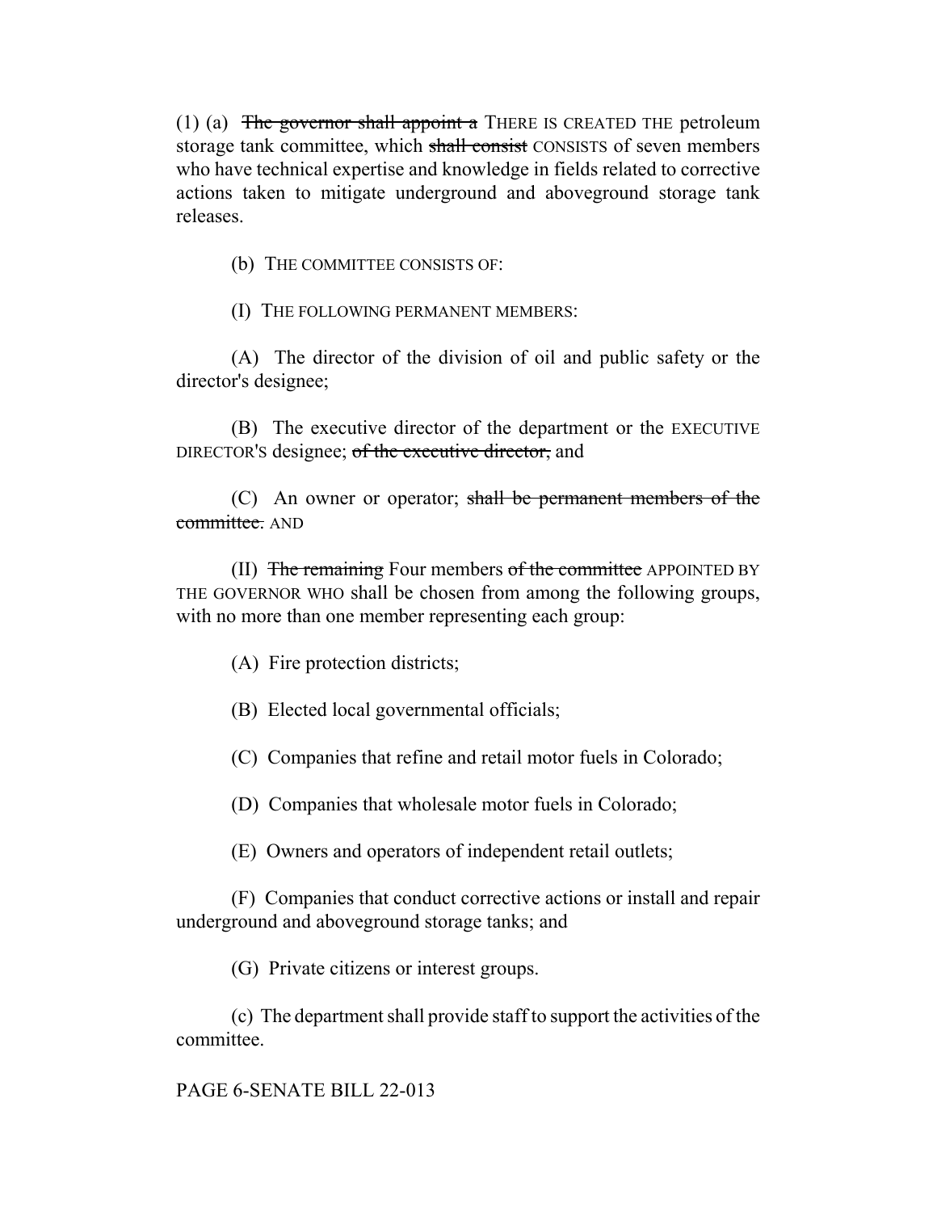(1) (a) ~~The governor shall appoint a~~ THERE IS CREATED THE petroleum storage tank committee, which ~~shall consist~~ CONSISTS of seven members who have technical expertise and knowledge in fields related to corrective actions taken to mitigate underground and aboveground storage tank releases.

(b) THE COMMITTEE CONSISTS OF:

(I) THE FOLLOWING PERMANENT MEMBERS:

(A) The director of the division of oil and public safety or the director's designee;

(B) The executive director of the department or the EXECUTIVE DIRECTOR'S designee; ~~of the executive director,~~ and

(C) An owner or operator; ~~shall be permanent members of the committee.~~ AND

(II) ~~The remaining~~ Four members ~~of the committee~~ APPOINTED BY THE GOVERNOR WHO shall be chosen from among the following groups, with no more than one member representing each group:

(A) Fire protection districts;

(B) Elected local governmental officials;

(C) Companies that refine and retail motor fuels in Colorado;

(D) Companies that wholesale motor fuels in Colorado;

(E) Owners and operators of independent retail outlets;

(F) Companies that conduct corrective actions or install and repair underground and aboveground storage tanks; and

(G) Private citizens or interest groups.

(c) The department shall provide staff to support the activities of the committee.

PAGE 6-SENATE BILL 22-013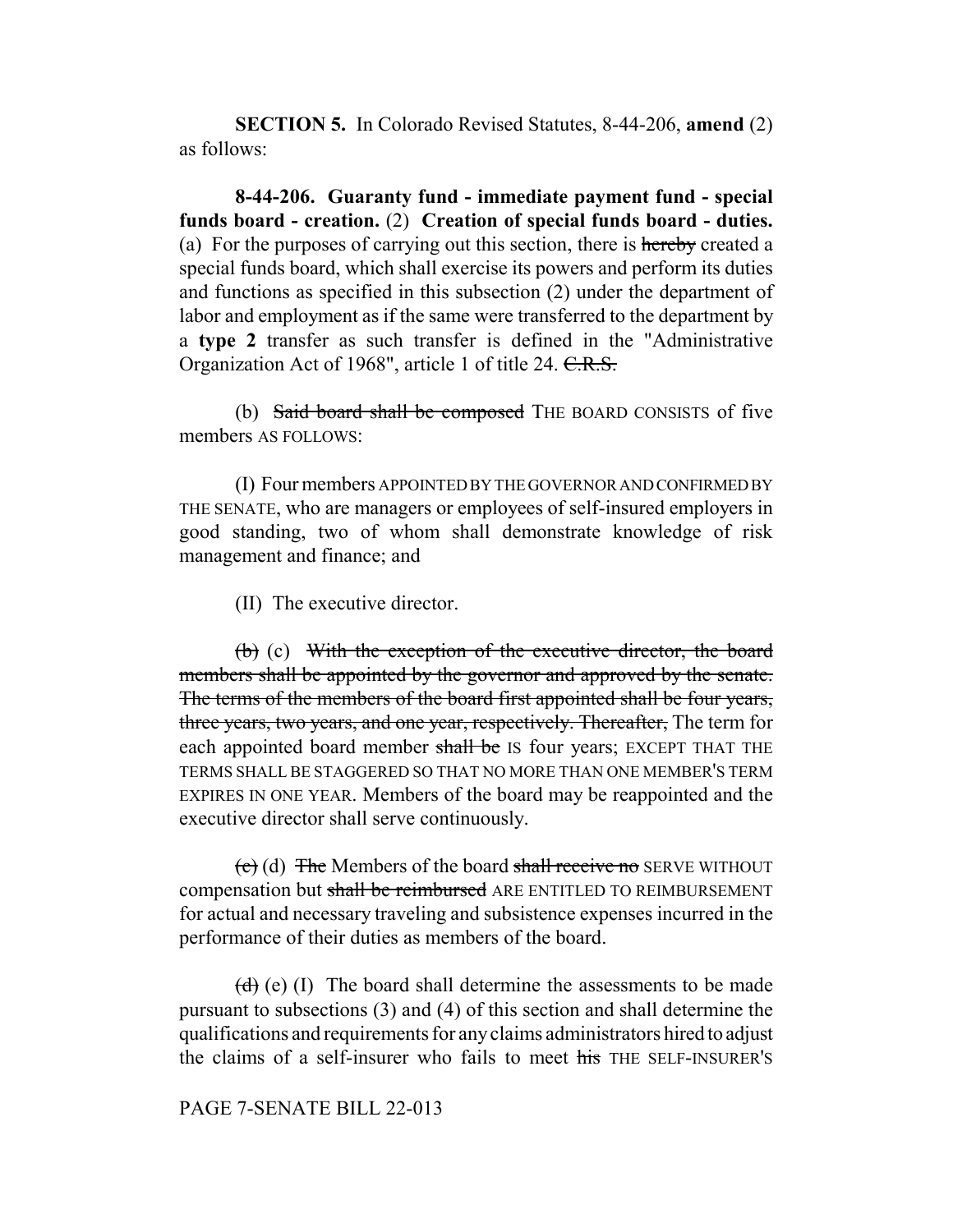**SECTION 5.** In Colorado Revised Statutes, 8-44-206, **amend** (2) as follows:

**8-44-206. Guaranty fund - immediate payment fund - special funds board - creation.** (2) **Creation of special funds board - duties.** (a) For the purposes of carrying out this section, there is ~~hereby~~ created a special funds board, which shall exercise its powers and perform its duties and functions as specified in this subsection (2) under the department of labor and employment as if the same were transferred to the department by a **type 2** transfer as such transfer is defined in the "Administrative Organization Act of 1968", article 1 of title 24. ~~C.R.S.~~

(b) ~~Said board shall be composed~~ THE BOARD CONSISTS of five members AS FOLLOWS:

(I) Four members APPOINTED BY THE GOVERNOR AND CONFIRMED BY THE SENATE, who are managers or employees of self-insured employers in good standing, two of whom shall demonstrate knowledge of risk management and finance; and

(II) The executive director.

~~(b)~~ (c) ~~With the exception of the executive director, the board members shall be appointed by the governor and approved by the senate. The terms of the members of the board first appointed shall be four years, three years, two years, and one year, respectively. Thereafter,~~ The term for each appointed board member ~~shall be~~ IS four years; EXCEPT THAT THE TERMS SHALL BE STAGGERED SO THAT NO MORE THAN ONE MEMBER'S TERM EXPIRES IN ONE YEAR. Members of the board may be reappointed and the executive director shall serve continuously.

~~(c)~~ (d) ~~The~~ Members of the board ~~shall receive no~~ SERVE WITHOUT compensation but ~~shall be reimbursed~~ ARE ENTITLED TO REIMBURSEMENT for actual and necessary traveling and subsistence expenses incurred in the performance of their duties as members of the board.

~~(d)~~ (e) (I) The board shall determine the assessments to be made pursuant to subsections (3) and (4) of this section and shall determine the qualifications and requirements for any claims administrators hired to adjust the claims of a self-insurer who fails to meet ~~his~~ THE SELF-INSURER'S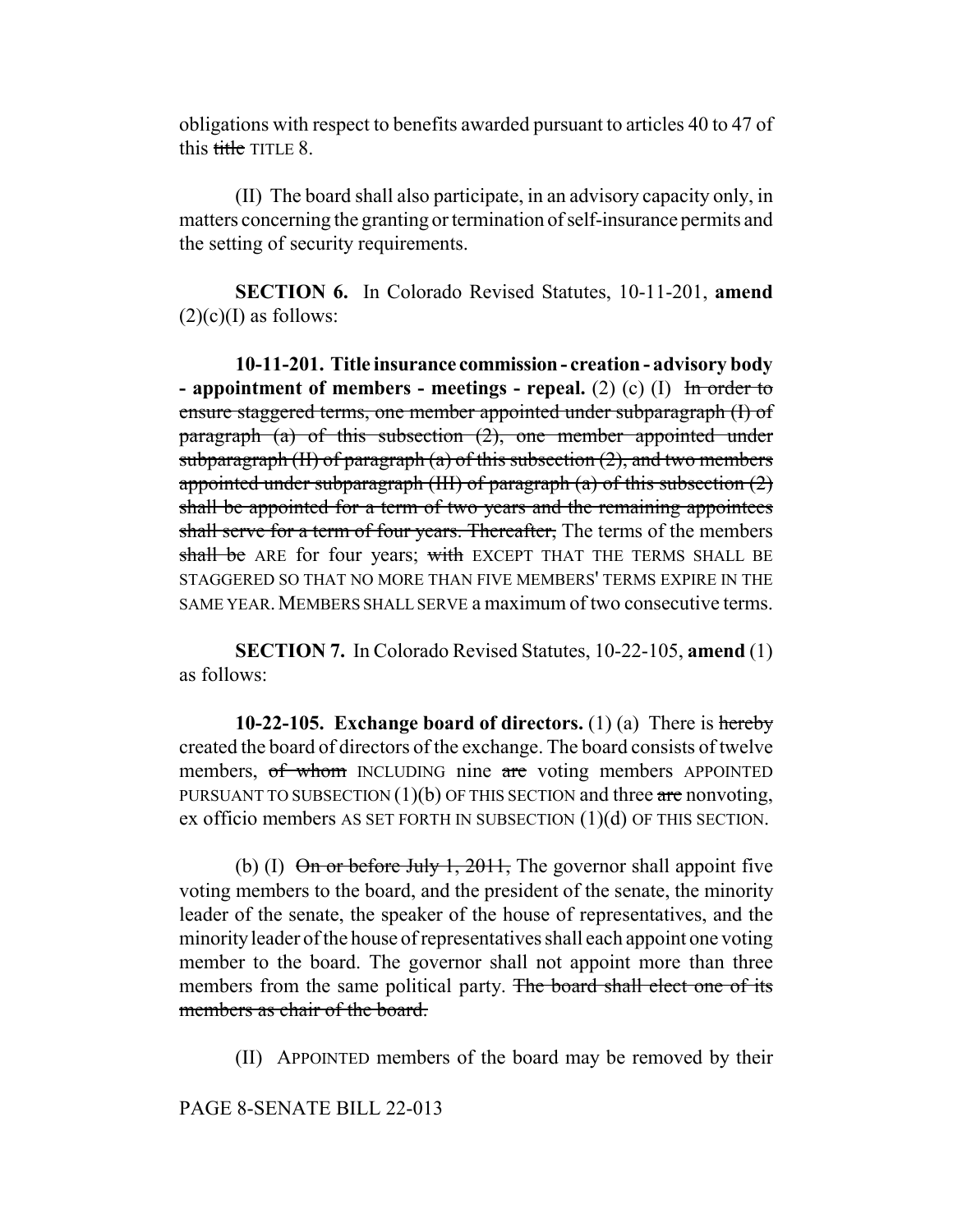obligations with respect to benefits awarded pursuant to articles 40 to 47 of this ~~title~~ TITLE 8.

(II) The board shall also participate, in an advisory capacity only, in matters concerning the granting or termination of self-insurance permits and the setting of security requirements.

**SECTION 6.** In Colorado Revised Statutes, 10-11-201, **amend** (2)(c)(I) as follows:

**10-11-201. Title insurance commission - creation - advisory body - appointment of members - meetings - repeal.** (2) (c) (I) ~~In order to ensure staggered terms, one member appointed under subparagraph (I) of paragraph (a) of this subsection (2), one member appointed under subparagraph (II) of paragraph (a) of this subsection (2), and two members appointed under subparagraph (III) of paragraph (a) of this subsection (2) shall be appointed for a term of two years and the remaining appointees shall serve for a term of four years. Thereafter,~~ The terms of the members ~~shall be~~ ARE for four years; ~~with~~ EXCEPT THAT THE TERMS SHALL BE STAGGERED SO THAT NO MORE THAN FIVE MEMBERS' TERMS EXPIRE IN THE SAME YEAR. MEMBERS SHALL SERVE a maximum of two consecutive terms.

**SECTION 7.** In Colorado Revised Statutes, 10-22-105, **amend** (1) as follows:

**10-22-105. Exchange board of directors.** (1) (a) There is ~~hereby~~ created the board of directors of the exchange. The board consists of twelve members, ~~of whom~~ INCLUDING nine ~~are~~ voting members APPOINTED PURSUANT TO SUBSECTION (1)(b) OF THIS SECTION and three ~~are~~ nonvoting, ex officio members AS SET FORTH IN SUBSECTION (1)(d) OF THIS SECTION.

(b) (I) ~~On or before July 1, 2011,~~ The governor shall appoint five voting members to the board, and the president of the senate, the minority leader of the senate, the speaker of the house of representatives, and the minority leader of the house of representatives shall each appoint one voting member to the board. The governor shall not appoint more than three members from the same political party. ~~The board shall elect one of its members as chair of the board.~~

(II) APPOINTED members of the board may be removed by their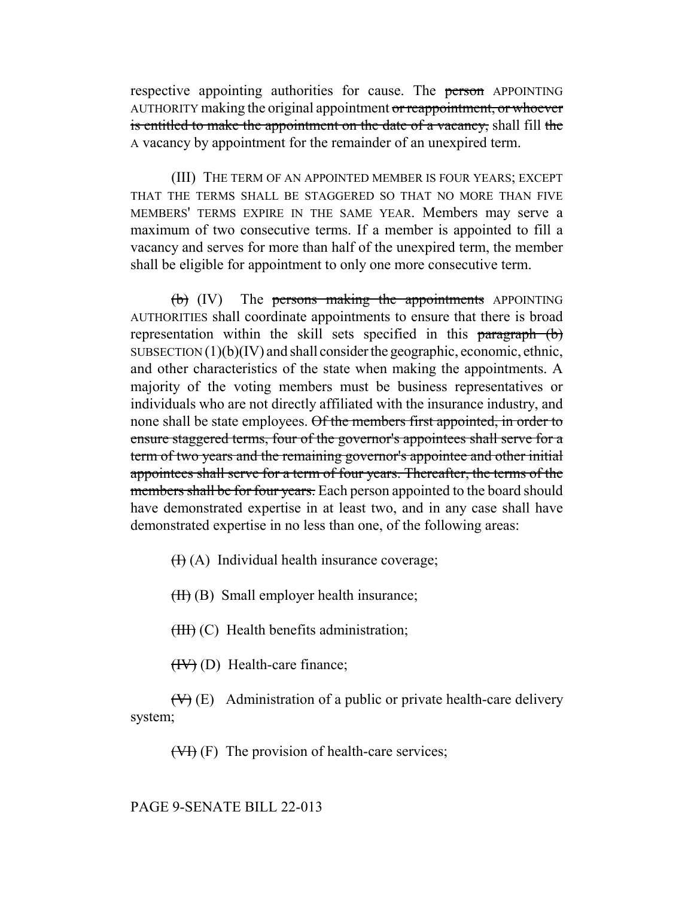respective appointing authorities for cause. The ~~person~~ APPOINTING AUTHORITY making the original appointment ~~or reappointment, or whoever is entitled to make the appointment on the date of a vacancy,~~ shall fill ~~the~~ A vacancy by appointment for the remainder of an unexpired term.

(III) THE TERM OF AN APPOINTED MEMBER IS FOUR YEARS; EXCEPT THAT THE TERMS SHALL BE STAGGERED SO THAT NO MORE THAN FIVE MEMBERS' TERMS EXPIRE IN THE SAME YEAR. Members may serve a maximum of two consecutive terms. If a member is appointed to fill a vacancy and serves for more than half of the unexpired term, the member shall be eligible for appointment to only one more consecutive term.

~~(b)~~ (IV) The ~~persons making the appointments~~ APPOINTING AUTHORITIES shall coordinate appointments to ensure that there is broad representation within the skill sets specified in this ~~paragraph (b)~~ SUBSECTION (1)(b)(IV) and shall consider the geographic, economic, ethnic, and other characteristics of the state when making the appointments. A majority of the voting members must be business representatives or individuals who are not directly affiliated with the insurance industry, and none shall be state employees. ~~Of the members first appointed, in order to ensure staggered terms, four of the governor's appointees shall serve for a term of two years and the remaining governor's appointee and other initial appointees shall serve for a term of four years. Thereafter, the terms of the members shall be for four years.~~ Each person appointed to the board should have demonstrated expertise in at least two, and in any case shall have demonstrated expertise in no less than one, of the following areas:

~~(I)~~ (A) Individual health insurance coverage;

~~(II)~~ (B) Small employer health insurance;

~~(III)~~ (C) Health benefits administration;

~~(IV)~~ (D) Health-care finance;

~~(V)~~ (E) Administration of a public or private health-care delivery system;

~~(VI)~~ (F) The provision of health-care services;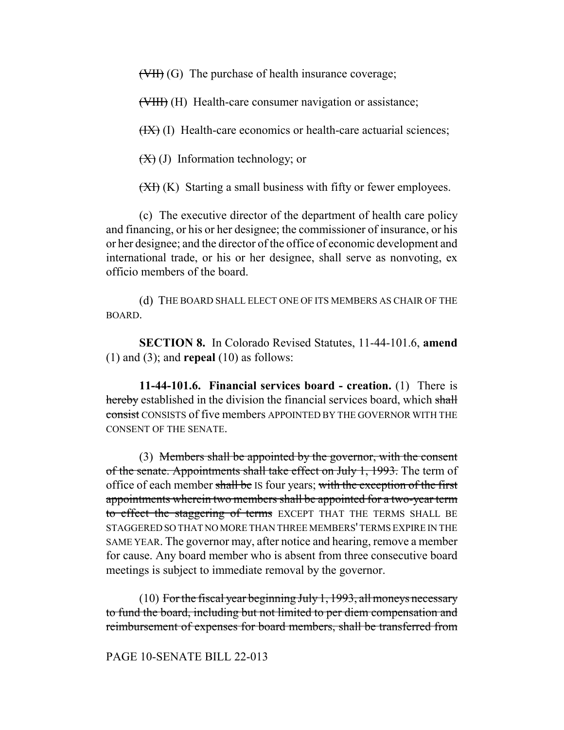~~(VII)~~ (G) The purchase of health insurance coverage;

~~(VIII)~~ (H) Health-care consumer navigation or assistance;

~~(IX)~~ (I) Health-care economics or health-care actuarial sciences;

~~(X)~~ (J) Information technology; or

~~(XI)~~ (K) Starting a small business with fifty or fewer employees.

(c) The executive director of the department of health care policy and financing, or his or her designee; the commissioner of insurance, or his or her designee; and the director of the office of economic development and international trade, or his or her designee, shall serve as nonvoting, ex officio members of the board.

(d) THE BOARD SHALL ELECT ONE OF ITS MEMBERS AS CHAIR OF THE BOARD.

**SECTION 8.** In Colorado Revised Statutes, 11-44-101.6, **amend** (1) and (3); and **repeal** (10) as follows:

**11-44-101.6. Financial services board - creation.** (1) There is ~~hereby~~ established in the division the financial services board, which ~~shall consist~~ CONSISTS of five members APPOINTED BY THE GOVERNOR WITH THE CONSENT OF THE SENATE.

(3) ~~Members shall be appointed by the governor, with the consent of the senate. Appointments shall take effect on July 1, 1993.~~ The term of office of each member ~~shall be~~ IS four years; ~~with the exception of the first appointments wherein two members shall be appointed for a two-year term to effect the staggering of terms~~ EXCEPT THAT THE TERMS SHALL BE STAGGERED SO THAT NO MORE THAN THREE MEMBERS' TERMS EXPIRE IN THE SAME YEAR. The governor may, after notice and hearing, remove a member for cause. Any board member who is absent from three consecutive board meetings is subject to immediate removal by the governor.

(10) ~~For the fiscal year beginning July 1, 1993, all moneys necessary to fund the board, including but not limited to per diem compensation and reimbursement of expenses for board members, shall be transferred from~~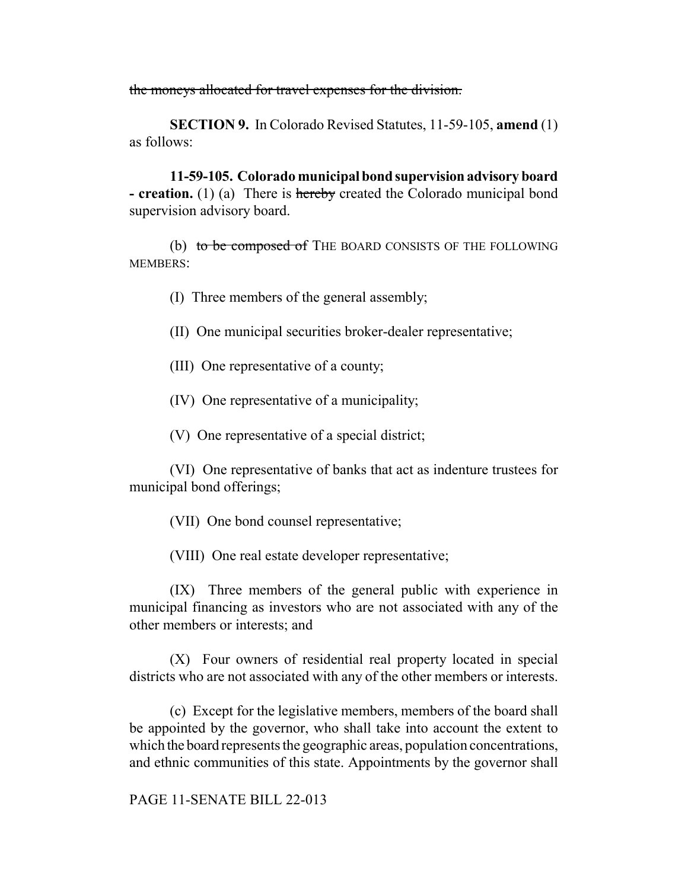~~the moneys allocated for travel expenses for the division.~~

**SECTION 9.** In Colorado Revised Statutes, 11-59-105, **amend** (1) as follows:

**11-59-105. Colorado municipal bond supervision advisory board - creation.** (1) (a) There is ~~hereby~~ created the Colorado municipal bond supervision advisory board.

(b) ~~to be composed of~~ THE BOARD CONSISTS OF THE FOLLOWING MEMBERS:

(I) Three members of the general assembly;

(II) One municipal securities broker-dealer representative;

(III) One representative of a county;

(IV) One representative of a municipality;

(V) One representative of a special district;

(VI) One representative of banks that act as indenture trustees for municipal bond offerings;

(VII) One bond counsel representative;

(VIII) One real estate developer representative;

(IX) Three members of the general public with experience in municipal financing as investors who are not associated with any of the other members or interests; and

(X) Four owners of residential real property located in special districts who are not associated with any of the other members or interests.

(c) Except for the legislative members, members of the board shall be appointed by the governor, who shall take into account the extent to which the board represents the geographic areas, population concentrations, and ethnic communities of this state. Appointments by the governor shall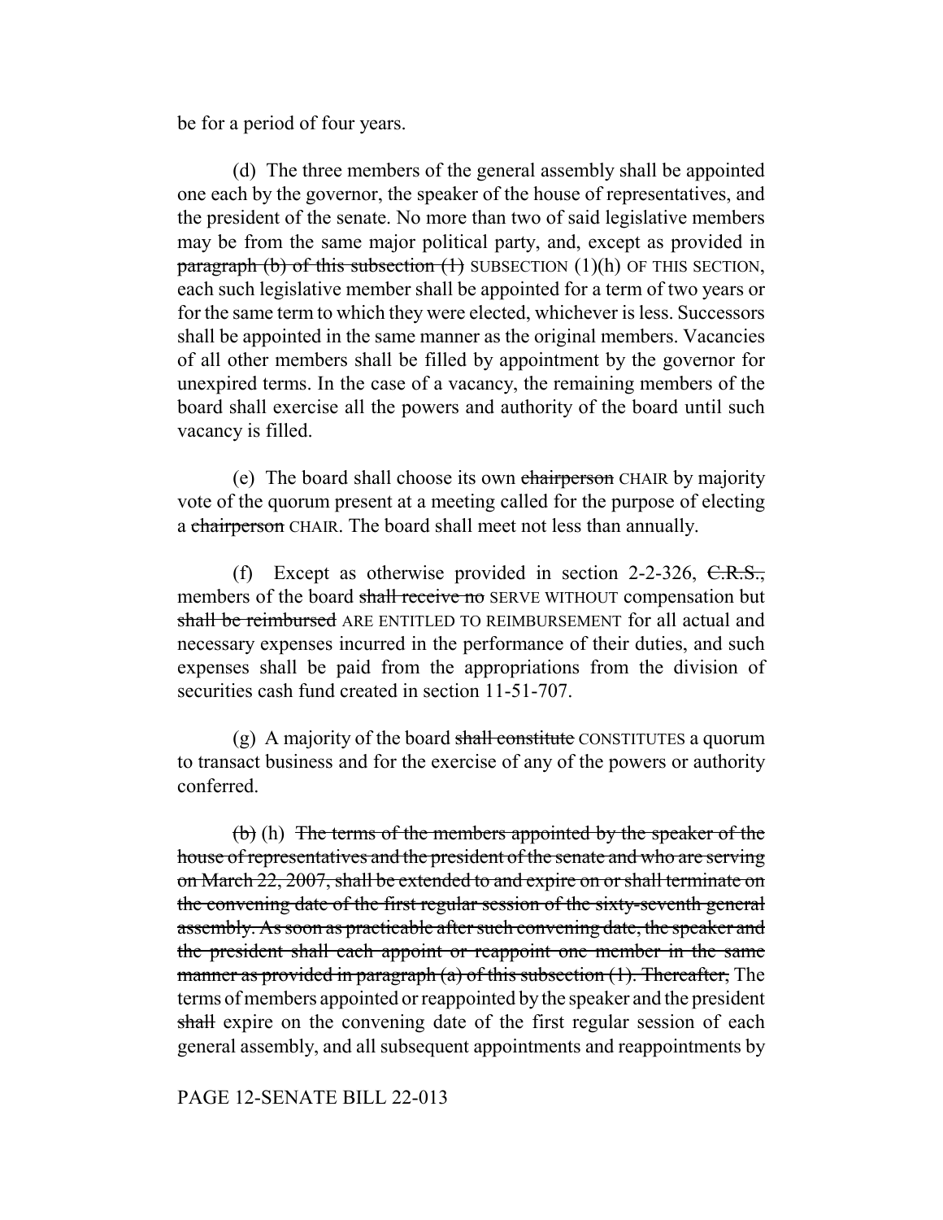be for a period of four years.

(d) The three members of the general assembly shall be appointed one each by the governor, the speaker of the house of representatives, and the president of the senate. No more than two of said legislative members may be from the same major political party, and, except as provided in ~~paragraph (b) of this subsection (1)~~ SUBSECTION (1)(h) OF THIS SECTION, each such legislative member shall be appointed for a term of two years or for the same term to which they were elected, whichever is less. Successors shall be appointed in the same manner as the original members. Vacancies of all other members shall be filled by appointment by the governor for unexpired terms. In the case of a vacancy, the remaining members of the board shall exercise all the powers and authority of the board until such vacancy is filled.

(e) The board shall choose its own ~~chairperson~~ CHAIR by majority vote of the quorum present at a meeting called for the purpose of electing a ~~chairperson~~ CHAIR. The board shall meet not less than annually.

(f) Except as otherwise provided in section 2-2-326, ~~C.R.S.,~~ members of the board ~~shall receive no~~ SERVE WITHOUT compensation but ~~shall be reimbursed~~ ARE ENTITLED TO REIMBURSEMENT for all actual and necessary expenses incurred in the performance of their duties, and such expenses shall be paid from the appropriations from the division of securities cash fund created in section 11-51-707.

(g) A majority of the board ~~shall constitute~~ CONSTITUTES a quorum to transact business and for the exercise of any of the powers or authority conferred.

~~(b)~~ (h) ~~The terms of the members appointed by the speaker of the house of representatives and the president of the senate and who are serving on March 22, 2007, shall be extended to and expire on or shall terminate on the convening date of the first regular session of the sixty-seventh general assembly. As soon as practicable after such convening date, the speaker and the president shall each appoint or reappoint one member in the same manner as provided in paragraph (a) of this subsection (1). Thereafter,~~ The terms of members appointed or reappointed by the speaker and the president ~~shall~~ expire on the convening date of the first regular session of each general assembly, and all subsequent appointments and reappointments by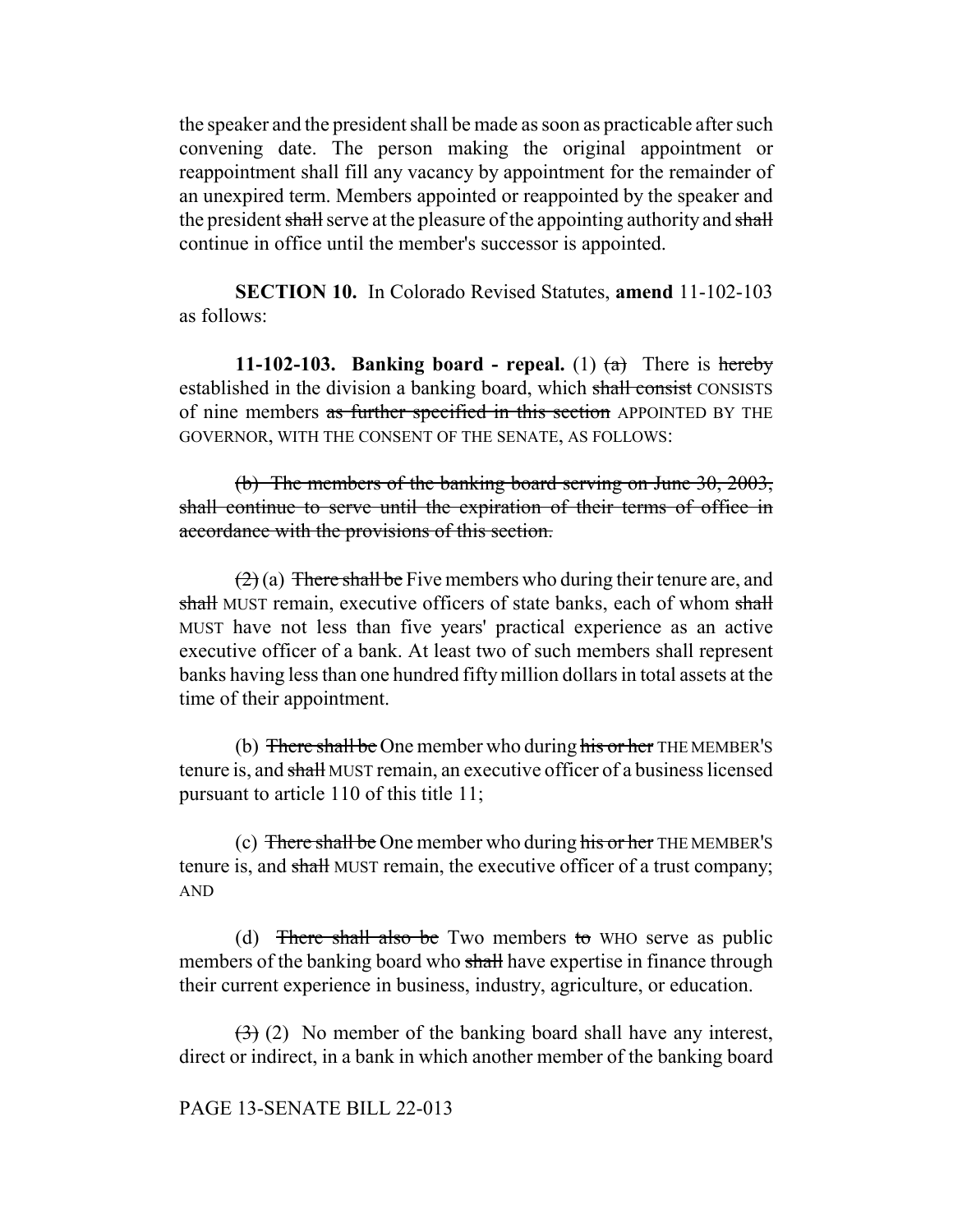the speaker and the president shall be made as soon as practicable after such convening date. The person making the original appointment or reappointment shall fill any vacancy by appointment for the remainder of an unexpired term. Members appointed or reappointed by the speaker and the president ~~shall~~ serve at the pleasure of the appointing authority and ~~shall~~ continue in office until the member's successor is appointed.

**SECTION 10.** In Colorado Revised Statutes, **amend** 11-102-103 as follows:

**11-102-103. Banking board - repeal.** (1) ~~(a)~~ There is ~~hereby~~ established in the division a banking board, which ~~shall consist~~ CONSISTS of nine members ~~as further specified in this section~~ APPOINTED BY THE GOVERNOR, WITH THE CONSENT OF THE SENATE, AS FOLLOWS:

~~(b) The members of the banking board serving on June 30, 2003, shall continue to serve until the expiration of their terms of office in accordance with the provisions of this section.~~

~~(2)~~ (a) ~~There shall be~~ Five members who during their tenure are, and ~~shall~~ MUST remain, executive officers of state banks, each of whom ~~shall~~ MUST have not less than five years' practical experience as an active executive officer of a bank. At least two of such members shall represent banks having less than one hundred fifty million dollars in total assets at the time of their appointment.

(b) ~~There shall be~~ One member who during ~~his or her~~ THE MEMBER'S tenure is, and ~~shall~~ MUST remain, an executive officer of a business licensed pursuant to article 110 of this title 11;

(c) ~~There shall be~~ One member who during ~~his or her~~ THE MEMBER'S tenure is, and ~~shall~~ MUST remain, the executive officer of a trust company; AND

(d) ~~There shall also be~~ Two members ~~to~~ WHO serve as public members of the banking board who ~~shall~~ have expertise in finance through their current experience in business, industry, agriculture, or education.

~~(3)~~ (2) No member of the banking board shall have any interest, direct or indirect, in a bank in which another member of the banking board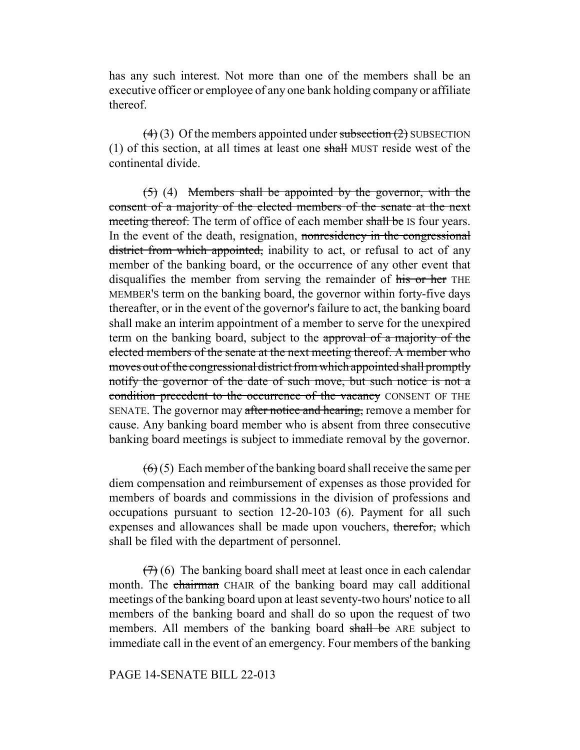has any such interest. Not more than one of the members shall be an executive officer or employee of any one bank holding company or affiliate thereof.

~~(4)~~ (3) Of the members appointed under ~~subsection (2)~~ SUBSECTION (1) of this section, at all times at least one ~~shall~~ MUST reside west of the continental divide.

~~(5)~~ (4) ~~Members shall be appointed by the governor, with the consent of a majority of the elected members of the senate at the next meeting thereof.~~ The term of office of each member ~~shall be~~ IS four years. In the event of the death, resignation, ~~nonresidency in the congressional district from which appointed,~~ inability to act, or refusal to act of any member of the banking board, or the occurrence of any other event that disqualifies the member from serving the remainder of ~~his or her~~ THE MEMBER'S term on the banking board, the governor within forty-five days thereafter, or in the event of the governor's failure to act, the banking board shall make an interim appointment of a member to serve for the unexpired term on the banking board, subject to the ~~approval of a majority of the elected members of the senate at the next meeting thereof. A member who moves out of the congressional district from which appointed shall promptly notify the governor of the date of such move, but such notice is not a condition precedent to the occurrence of the vacancy~~ CONSENT OF THE SENATE. The governor may ~~after notice and hearing,~~ remove a member for cause. Any banking board member who is absent from three consecutive banking board meetings is subject to immediate removal by the governor.

~~(6)~~ (5) Each member of the banking board shall receive the same per diem compensation and reimbursement of expenses as those provided for members of boards and commissions in the division of professions and occupations pursuant to section 12-20-103 (6). Payment for all such expenses and allowances shall be made upon vouchers, ~~therefor,~~ which shall be filed with the department of personnel.

~~(7)~~ (6) The banking board shall meet at least once in each calendar month. The ~~chairman~~ CHAIR of the banking board may call additional meetings of the banking board upon at least seventy-two hours' notice to all members of the banking board and shall do so upon the request of two members. All members of the banking board ~~shall be~~ ARE subject to immediate call in the event of an emergency. Four members of the banking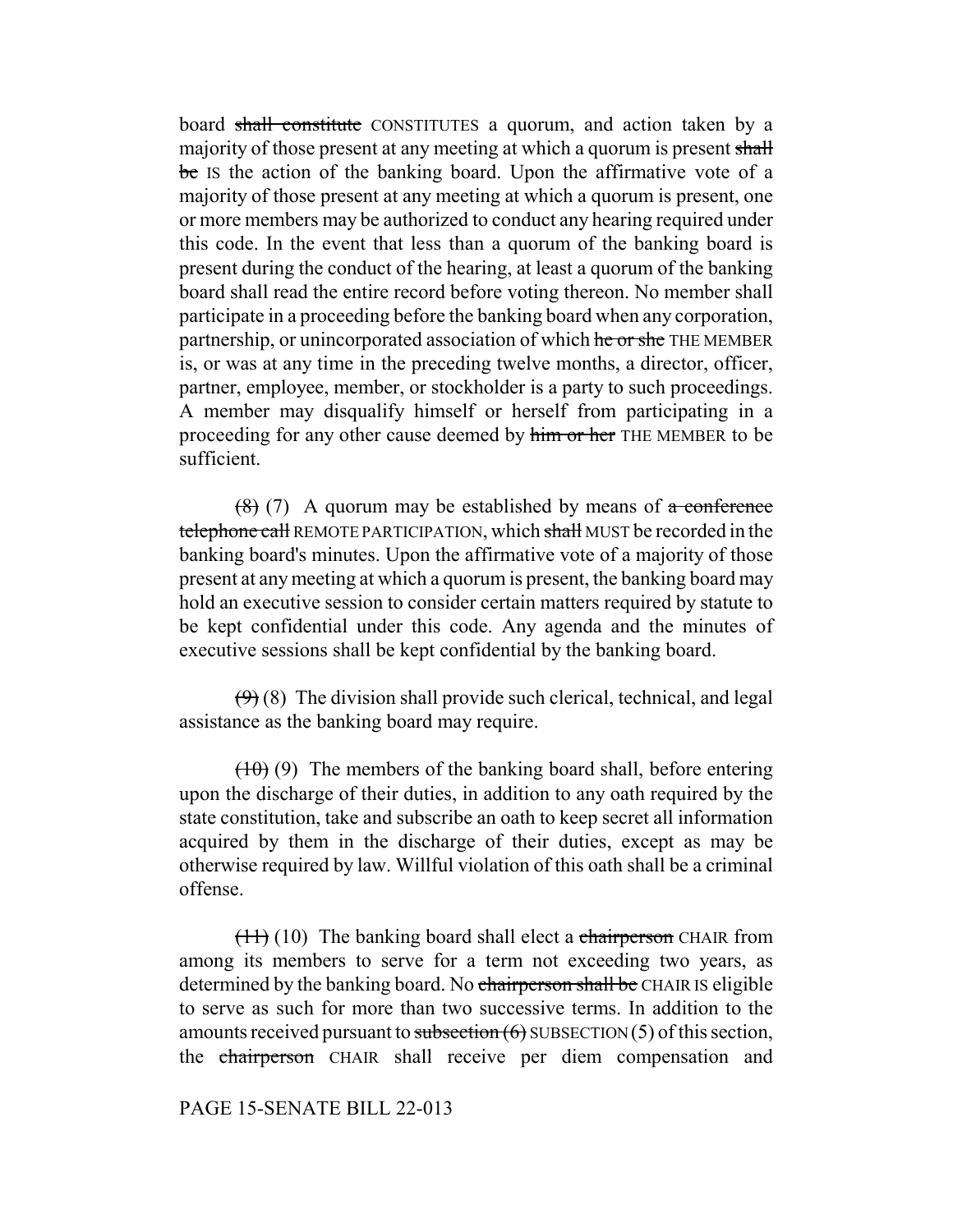board ~~shall constitute~~ CONSTITUTES a quorum, and action taken by a majority of those present at any meeting at which a quorum is present ~~shall be~~ IS the action of the banking board. Upon the affirmative vote of a majority of those present at any meeting at which a quorum is present, one or more members may be authorized to conduct any hearing required under this code. In the event that less than a quorum of the banking board is present during the conduct of the hearing, at least a quorum of the banking board shall read the entire record before voting thereon. No member shall participate in a proceeding before the banking board when any corporation, partnership, or unincorporated association of which ~~he or she~~ THE MEMBER is, or was at any time in the preceding twelve months, a director, officer, partner, employee, member, or stockholder is a party to such proceedings. A member may disqualify himself or herself from participating in a proceeding for any other cause deemed by ~~him or her~~ THE MEMBER to be sufficient.

~~(8)~~ (7) A quorum may be established by means of ~~a conference telephone call~~ REMOTE PARTICIPATION, which ~~shall~~ MUST be recorded in the banking board's minutes. Upon the affirmative vote of a majority of those present at any meeting at which a quorum is present, the banking board may hold an executive session to consider certain matters required by statute to be kept confidential under this code. Any agenda and the minutes of executive sessions shall be kept confidential by the banking board.

~~(9)~~ (8) The division shall provide such clerical, technical, and legal assistance as the banking board may require.

~~(10)~~ (9) The members of the banking board shall, before entering upon the discharge of their duties, in addition to any oath required by the state constitution, take and subscribe an oath to keep secret all information acquired by them in the discharge of their duties, except as may be otherwise required by law. Willful violation of this oath shall be a criminal offense.

~~(11)~~ (10) The banking board shall elect a ~~chairperson~~ CHAIR from among its members to serve for a term not exceeding two years, as determined by the banking board. No ~~chairperson shall be~~ CHAIR IS eligible to serve as such for more than two successive terms. In addition to the amounts received pursuant to ~~subsection (6)~~ SUBSECTION (5) of this section, the ~~chairperson~~ CHAIR shall receive per diem compensation and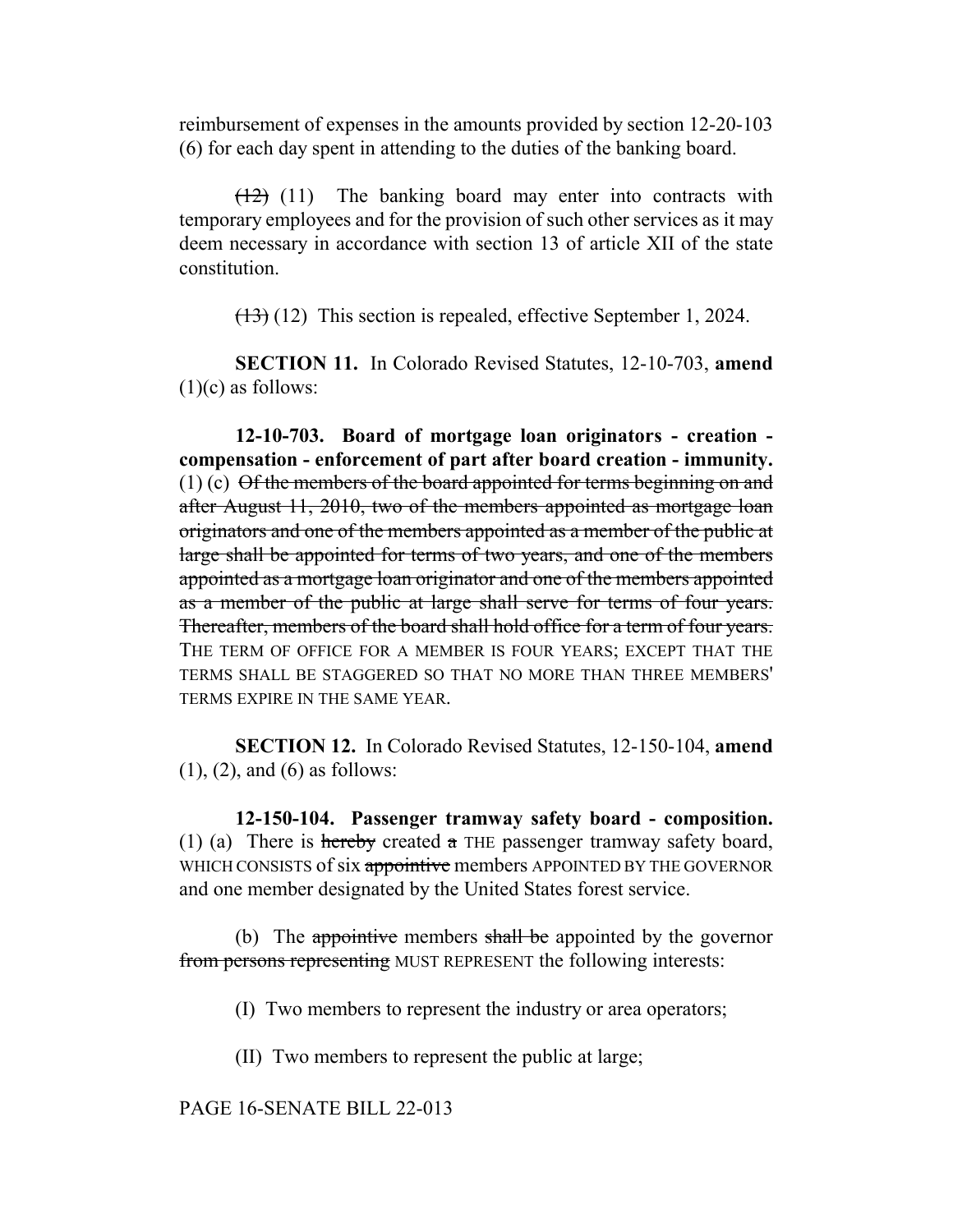reimbursement of expenses in the amounts provided by section 12-20-103 (6) for each day spent in attending to the duties of the banking board.

~~(12)~~ (11) The banking board may enter into contracts with temporary employees and for the provision of such other services as it may deem necessary in accordance with section 13 of article XII of the state constitution.

~~(13)~~ (12) This section is repealed, effective September 1, 2024.

**SECTION 11.** In Colorado Revised Statutes, 12-10-703, **amend** (1)(c) as follows:

**12-10-703. Board of mortgage loan originators - creation - compensation - enforcement of part after board creation - immunity.** (1) (c) ~~Of the members of the board appointed for terms beginning on and after August 11, 2010, two of the members appointed as mortgage loan originators and one of the members appointed as a member of the public at large shall be appointed for terms of two years, and one of the members appointed as a mortgage loan originator and one of the members appointed as a member of the public at large shall serve for terms of four years. Thereafter, members of the board shall hold office for a term of four years.~~ THE TERM OF OFFICE FOR A MEMBER IS FOUR YEARS; EXCEPT THAT THE TERMS SHALL BE STAGGERED SO THAT NO MORE THAN THREE MEMBERS' TERMS EXPIRE IN THE SAME YEAR.

**SECTION 12.** In Colorado Revised Statutes, 12-150-104, **amend** (1), (2), and (6) as follows:

**12-150-104. Passenger tramway safety board - composition.** (1) (a) There is ~~hereby~~ created ~~a~~ THE passenger tramway safety board, WHICH CONSISTS of six ~~appointive~~ members APPOINTED BY THE GOVERNOR and one member designated by the United States forest service.

(b) The ~~appointive~~ members ~~shall be~~ appointed by the governor ~~from persons representing~~ MUST REPRESENT the following interests:

(I) Two members to represent the industry or area operators;

(II) Two members to represent the public at large;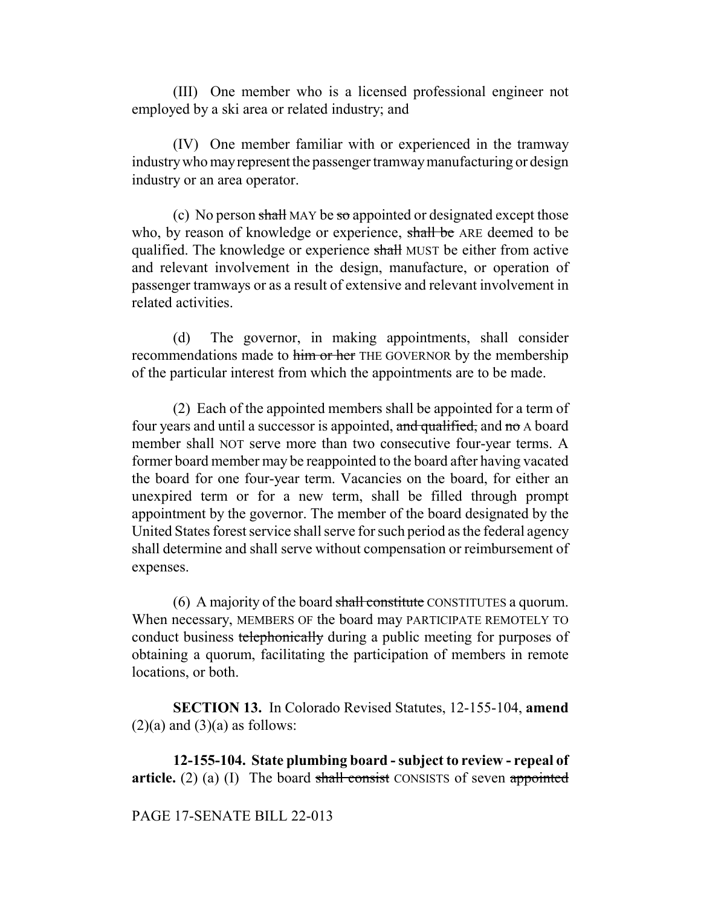(III) One member who is a licensed professional engineer not employed by a ski area or related industry; and

(IV) One member familiar with or experienced in the tramway industry who may represent the passenger tramway manufacturing or design industry or an area operator.

(c) No person ~~shall~~ MAY be ~~so~~ appointed or designated except those who, by reason of knowledge or experience, ~~shall be~~ ARE deemed to be qualified. The knowledge or experience ~~shall~~ MUST be either from active and relevant involvement in the design, manufacture, or operation of passenger tramways or as a result of extensive and relevant involvement in related activities.

(d) The governor, in making appointments, shall consider recommendations made to ~~him or her~~ THE GOVERNOR by the membership of the particular interest from which the appointments are to be made.

(2) Each of the appointed members shall be appointed for a term of four years and until a successor is appointed, ~~and qualified,~~ and ~~no~~ A board member shall NOT serve more than two consecutive four-year terms. A former board member may be reappointed to the board after having vacated the board for one four-year term. Vacancies on the board, for either an unexpired term or for a new term, shall be filled through prompt appointment by the governor. The member of the board designated by the United States forest service shall serve for such period as the federal agency shall determine and shall serve without compensation or reimbursement of expenses.

(6) A majority of the board ~~shall constitute~~ CONSTITUTES a quorum. When necessary, MEMBERS OF the board may PARTICIPATE REMOTELY TO conduct business ~~telephonically~~ during a public meeting for purposes of obtaining a quorum, facilitating the participation of members in remote locations, or both.

**SECTION 13.** In Colorado Revised Statutes, 12-155-104, **amend** (2)(a) and (3)(a) as follows:

**12-155-104. State plumbing board - subject to review - repeal of article.** (2) (a) (I) The board ~~shall consist~~ CONSISTS of seven ~~appointed~~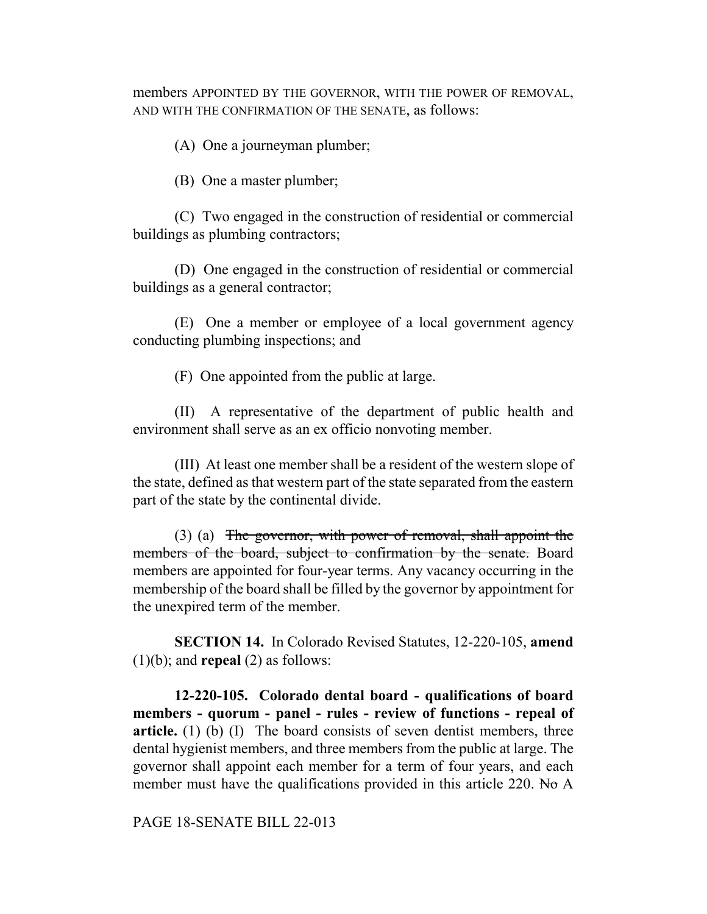members APPOINTED BY THE GOVERNOR, WITH THE POWER OF REMOVAL, AND WITH THE CONFIRMATION OF THE SENATE, as follows:

(A) One a journeyman plumber;

(B) One a master plumber;

(C) Two engaged in the construction of residential or commercial buildings as plumbing contractors;

(D) One engaged in the construction of residential or commercial buildings as a general contractor;

(E) One a member or employee of a local government agency conducting plumbing inspections; and

(F) One appointed from the public at large.

(II) A representative of the department of public health and environment shall serve as an ex officio nonvoting member.

(III) At least one member shall be a resident of the western slope of the state, defined as that western part of the state separated from the eastern part of the state by the continental divide.

(3) (a) ~~The governor, with power of removal, shall appoint the members of the board, subject to confirmation by the senate.~~ Board members are appointed for four-year terms. Any vacancy occurring in the membership of the board shall be filled by the governor by appointment for the unexpired term of the member.

**SECTION 14.** In Colorado Revised Statutes, 12-220-105, **amend** (1)(b); and **repeal** (2) as follows:

**12-220-105. Colorado dental board - qualifications of board members - quorum - panel - rules - review of functions - repeal of article.** (1) (b) (I) The board consists of seven dentist members, three dental hygienist members, and three members from the public at large. The governor shall appoint each member for a term of four years, and each member must have the qualifications provided in this article 220. ~~No~~ A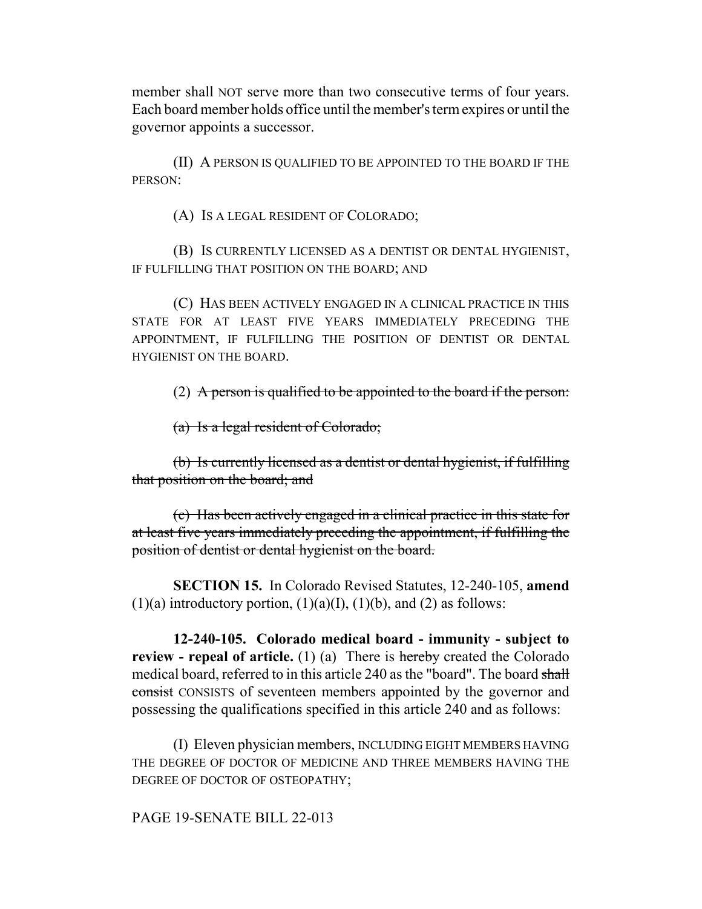member shall NOT serve more than two consecutive terms of four years. Each board member holds office until the member's term expires or until the governor appoints a successor.

(II) A PERSON IS QUALIFIED TO BE APPOINTED TO THE BOARD IF THE PERSON:

(A) IS A LEGAL RESIDENT OF COLORADO;

(B) IS CURRENTLY LICENSED AS A DENTIST OR DENTAL HYGIENIST, IF FULFILLING THAT POSITION ON THE BOARD; AND

(C) HAS BEEN ACTIVELY ENGAGED IN A CLINICAL PRACTICE IN THIS STATE FOR AT LEAST FIVE YEARS IMMEDIATELY PRECEDING THE APPOINTMENT, IF FULFILLING THE POSITION OF DENTIST OR DENTAL HYGIENIST ON THE BOARD.

(2) ~~A person is qualified to be appointed to the board if the person:~~

~~(a) Is a legal resident of Colorado;~~

~~(b) Is currently licensed as a dentist or dental hygienist, if fulfilling that position on the board; and~~

~~(c) Has been actively engaged in a clinical practice in this state for at least five years immediately preceding the appointment, if fulfilling the position of dentist or dental hygienist on the board.~~

**SECTION 15.** In Colorado Revised Statutes, 12-240-105, **amend** (1)(a) introductory portion, (1)(a)(I), (1)(b), and (2) as follows:

**12-240-105. Colorado medical board - immunity - subject to review - repeal of article.** (1) (a) There is ~~hereby~~ created the Colorado medical board, referred to in this article 240 as the "board". The board ~~shall consist~~ CONSISTS of seventeen members appointed by the governor and possessing the qualifications specified in this article 240 and as follows:

(I) Eleven physician members, INCLUDING EIGHT MEMBERS HAVING THE DEGREE OF DOCTOR OF MEDICINE AND THREE MEMBERS HAVING THE DEGREE OF DOCTOR OF OSTEOPATHY;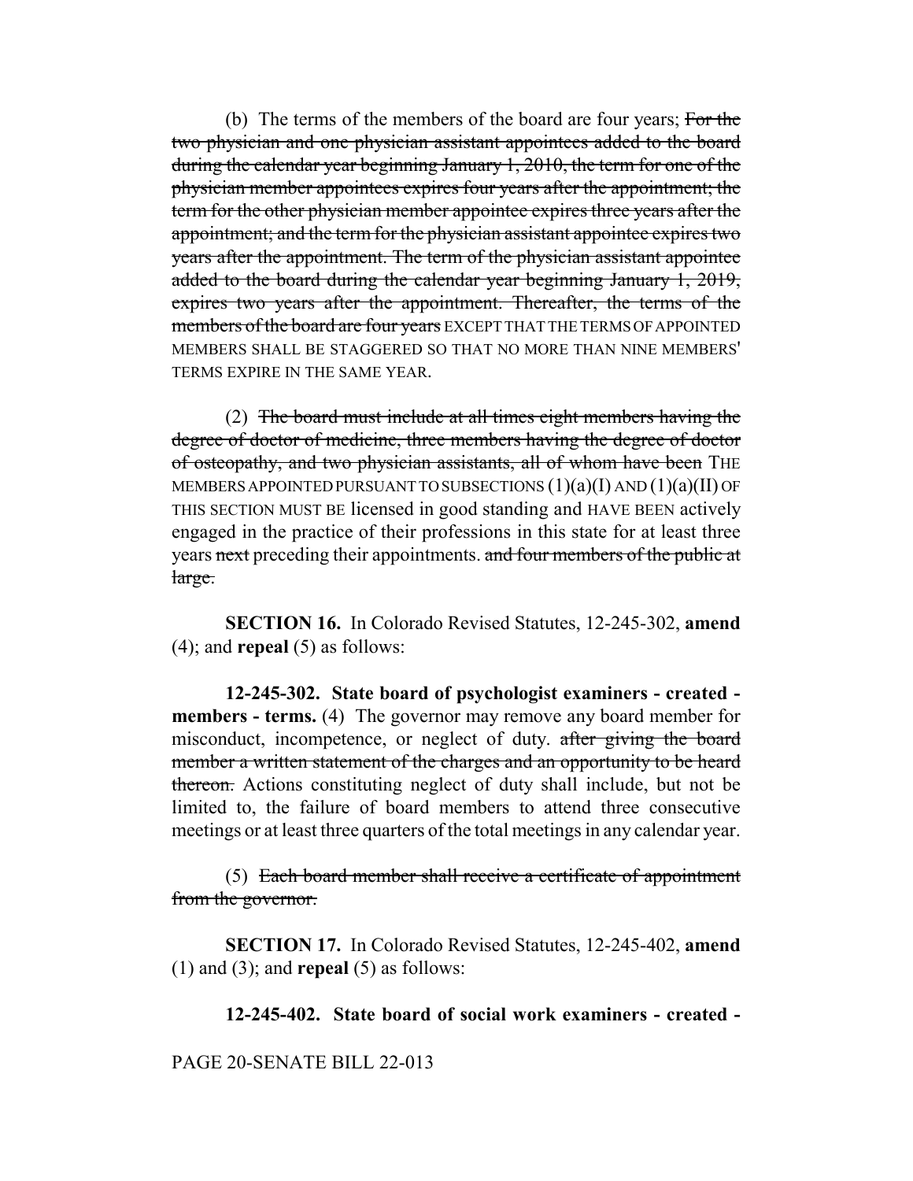(b) The terms of the members of the board are four years; ~~For the two physician and one physician assistant appointees added to the board during the calendar year beginning January 1, 2010, the term for one of the physician member appointees expires four years after the appointment; the term for the other physician member appointee expires three years after the appointment; and the term for the physician assistant appointee expires two years after the appointment. The term of the physician assistant appointee added to the board during the calendar year beginning January 1, 2019, expires two years after the appointment. Thereafter, the terms of the members of the board are four years~~ EXCEPT THAT THE TERMS OF APPOINTED MEMBERS SHALL BE STAGGERED SO THAT NO MORE THAN NINE MEMBERS' TERMS EXPIRE IN THE SAME YEAR.

(2) ~~The board must include at all times eight members having the degree of doctor of medicine, three members having the degree of doctor of osteopathy, and two physician assistants, all of whom have been~~ THE MEMBERS APPOINTED PURSUANT TO SUBSECTIONS (1)(a)(I) AND (1)(a)(II) OF THIS SECTION MUST BE licensed in good standing and HAVE BEEN actively engaged in the practice of their professions in this state for at least three years ~~next~~ preceding their appointments. ~~and four members of the public at large.~~

**SECTION 16.** In Colorado Revised Statutes, 12-245-302, **amend** (4); and **repeal** (5) as follows:

**12-245-302. State board of psychologist examiners - created - members - terms.** (4) The governor may remove any board member for misconduct, incompetence, or neglect of duty. ~~after giving the board member a written statement of the charges and an opportunity to be heard thereon.~~ Actions constituting neglect of duty shall include, but not be limited to, the failure of board members to attend three consecutive meetings or at least three quarters of the total meetings in any calendar year.

(5) ~~Each board member shall receive a certificate of appointment from the governor.~~

**SECTION 17.** In Colorado Revised Statutes, 12-245-402, **amend** (1) and (3); and **repeal** (5) as follows:

**12-245-402. State board of social work examiners - created -**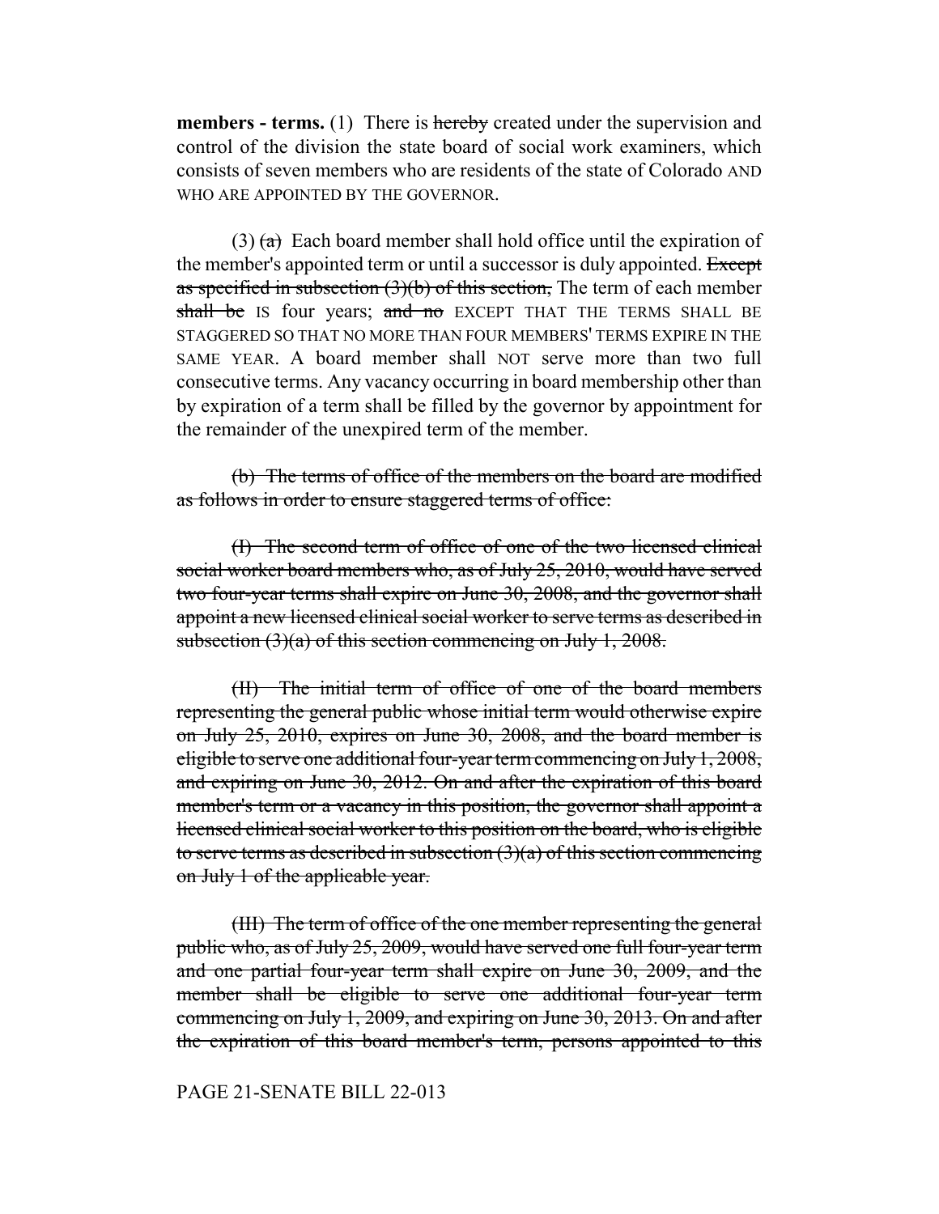**members - terms.** (1) There is ~~hereby~~ created under the supervision and control of the division the state board of social work examiners, which consists of seven members who are residents of the state of Colorado AND WHO ARE APPOINTED BY THE GOVERNOR.

(3) ~~(a)~~ Each board member shall hold office until the expiration of the member's appointed term or until a successor is duly appointed. ~~Except as specified in subsection (3)(b) of this section,~~ The term of each member ~~shall be~~ IS four years; ~~and no~~ EXCEPT THAT THE TERMS SHALL BE STAGGERED SO THAT NO MORE THAN FOUR MEMBERS' TERMS EXPIRE IN THE SAME YEAR. A board member shall NOT serve more than two full consecutive terms. Any vacancy occurring in board membership other than by expiration of a term shall be filled by the governor by appointment for the remainder of the unexpired term of the member.

~~(b) The terms of office of the members on the board are modified as follows in order to ensure staggered terms of office:~~

~~(I) The second term of office of one of the two licensed clinical social worker board members who, as of July 25, 2010, would have served two four-year terms shall expire on June 30, 2008, and the governor shall appoint a new licensed clinical social worker to serve terms as described in subsection (3)(a) of this section commencing on July 1, 2008.~~

~~(II) The initial term of office of one of the board members representing the general public whose initial term would otherwise expire on July 25, 2010, expires on June 30, 2008, and the board member is eligible to serve one additional four-year term commencing on July 1, 2008, and expiring on June 30, 2012. On and after the expiration of this board member's term or a vacancy in this position, the governor shall appoint a licensed clinical social worker to this position on the board, who is eligible to serve terms as described in subsection (3)(a) of this section commencing on July 1 of the applicable year.~~

~~(III) The term of office of the one member representing the general public who, as of July 25, 2009, would have served one full four-year term and one partial four-year term shall expire on June 30, 2009, and the member shall be eligible to serve one additional four-year term commencing on July 1, 2009, and expiring on June 30, 2013. On and after the expiration of this board member's term, persons appointed to this~~

PAGE 21-SENATE BILL 22-013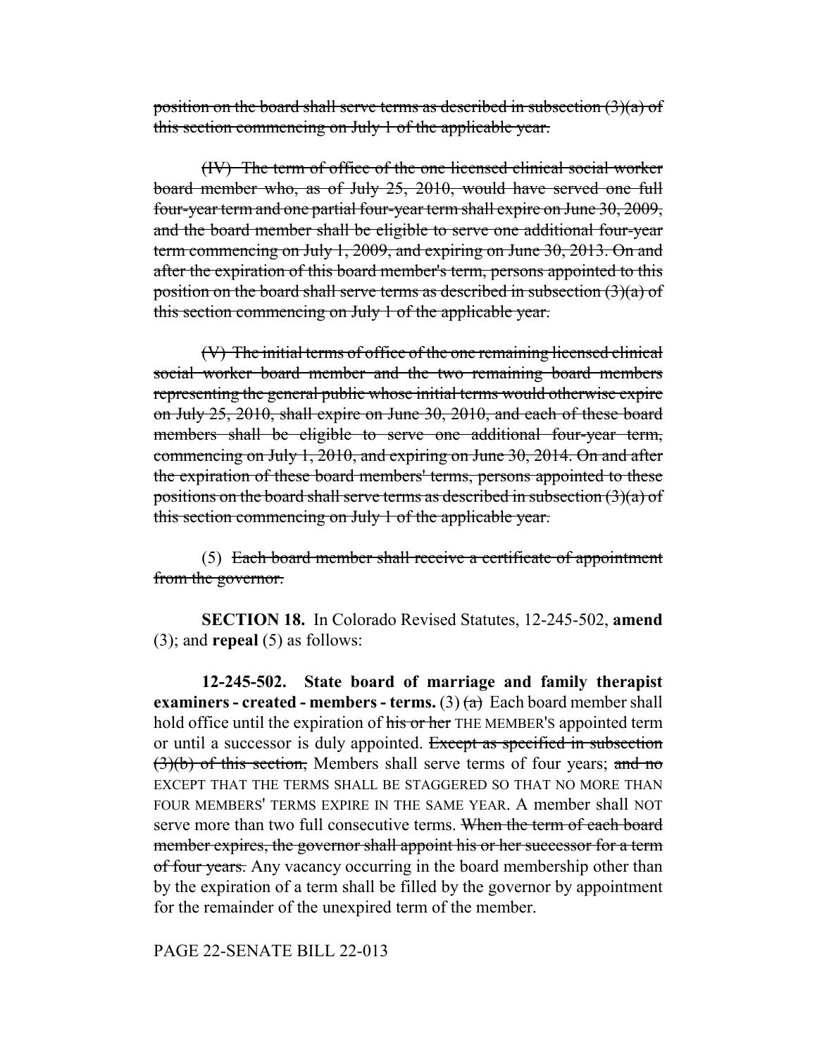~~position on the board shall serve terms as described in subsection (3)(a) of this section commencing on July 1 of the applicable year.~~

~~(IV) The term of office of the one licensed clinical social worker board member who, as of July 25, 2010, would have served one full four-year term and one partial four-year term shall expire on June 30, 2009, and the board member shall be eligible to serve one additional four-year term commencing on July 1, 2009, and expiring on June 30, 2013. On and after the expiration of this board member's term, persons appointed to this position on the board shall serve terms as described in subsection (3)(a) of this section commencing on July 1 of the applicable year.~~

~~(V) The initial terms of office of the one remaining licensed clinical social worker board member and the two remaining board members representing the general public whose initial terms would otherwise expire on July 25, 2010, shall expire on June 30, 2010, and each of these board members shall be eligible to serve one additional four-year term, commencing on July 1, 2010, and expiring on June 30, 2014. On and after the expiration of these board members' terms, persons appointed to these positions on the board shall serve terms as described in subsection (3)(a) of this section commencing on July 1 of the applicable year.~~

(5) ~~Each board member shall receive a certificate of appointment from the governor.~~

**SECTION 18.** In Colorado Revised Statutes, 12-245-502, **amend** (3); and **repeal** (5) as follows:

**12-245-502. State board of marriage and family therapist examiners - created - members - terms.** (3) ~~(a)~~ Each board member shall hold office until the expiration of ~~his or her~~ THE MEMBER'S appointed term or until a successor is duly appointed. ~~Except as specified in subsection (3)(b) of this section,~~ Members shall serve terms of four years; ~~and no~~ EXCEPT THAT THE TERMS SHALL BE STAGGERED SO THAT NO MORE THAN FOUR MEMBERS' TERMS EXPIRE IN THE SAME YEAR. A member shall NOT serve more than two full consecutive terms. ~~When the term of each board member expires, the governor shall appoint his or her successor for a term of four years.~~ Any vacancy occurring in the board membership other than by the expiration of a term shall be filled by the governor by appointment for the remainder of the unexpired term of the member.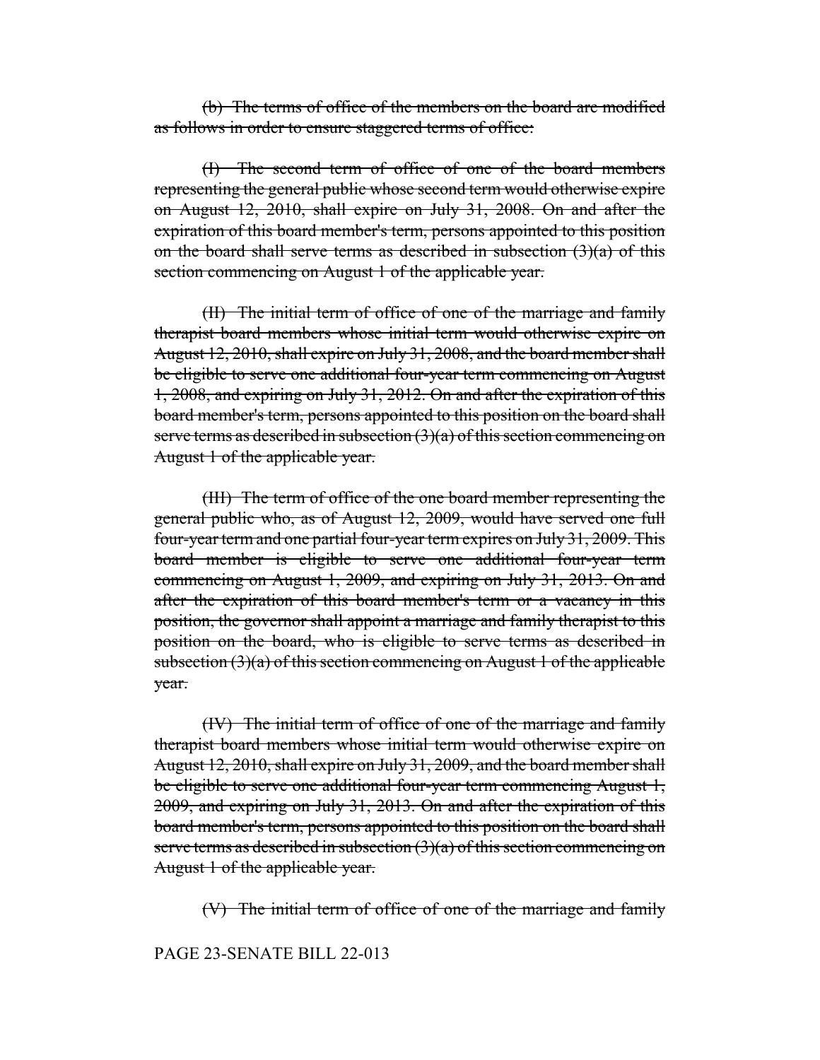~~(b) The terms of office of the members on the board are modified as follows in order to ensure staggered terms of office:~~

~~(I) The second term of office of one of the board members representing the general public whose second term would otherwise expire on August 12, 2010, shall expire on July 31, 2008. On and after the expiration of this board member's term, persons appointed to this position on the board shall serve terms as described in subsection (3)(a) of this section commencing on August 1 of the applicable year.~~

~~(II) The initial term of office of one of the marriage and family therapist board members whose initial term would otherwise expire on August 12, 2010, shall expire on July 31, 2008, and the board member shall be eligible to serve one additional four-year term commencing on August 1, 2008, and expiring on July 31, 2012. On and after the expiration of this board member's term, persons appointed to this position on the board shall serve terms as described in subsection (3)(a) of this section commencing on August 1 of the applicable year.~~

~~(III) The term of office of the one board member representing the general public who, as of August 12, 2009, would have served one full four-year term and one partial four-year term expires on July 31, 2009. This board member is eligible to serve one additional four-year term commencing on August 1, 2009, and expiring on July 31, 2013. On and after the expiration of this board member's term or a vacancy in this position, the governor shall appoint a marriage and family therapist to this position on the board, who is eligible to serve terms as described in subsection (3)(a) of this section commencing on August 1 of the applicable year.~~

~~(IV) The initial term of office of one of the marriage and family therapist board members whose initial term would otherwise expire on August 12, 2010, shall expire on July 31, 2009, and the board member shall be eligible to serve one additional four-year term commencing August 1, 2009, and expiring on July 31, 2013. On and after the expiration of this board member's term, persons appointed to this position on the board shall serve terms as described in subsection (3)(a) of this section commencing on August 1 of the applicable year.~~

~~(V) The initial term of office of one of the marriage and family~~

PAGE 23-SENATE BILL 22-013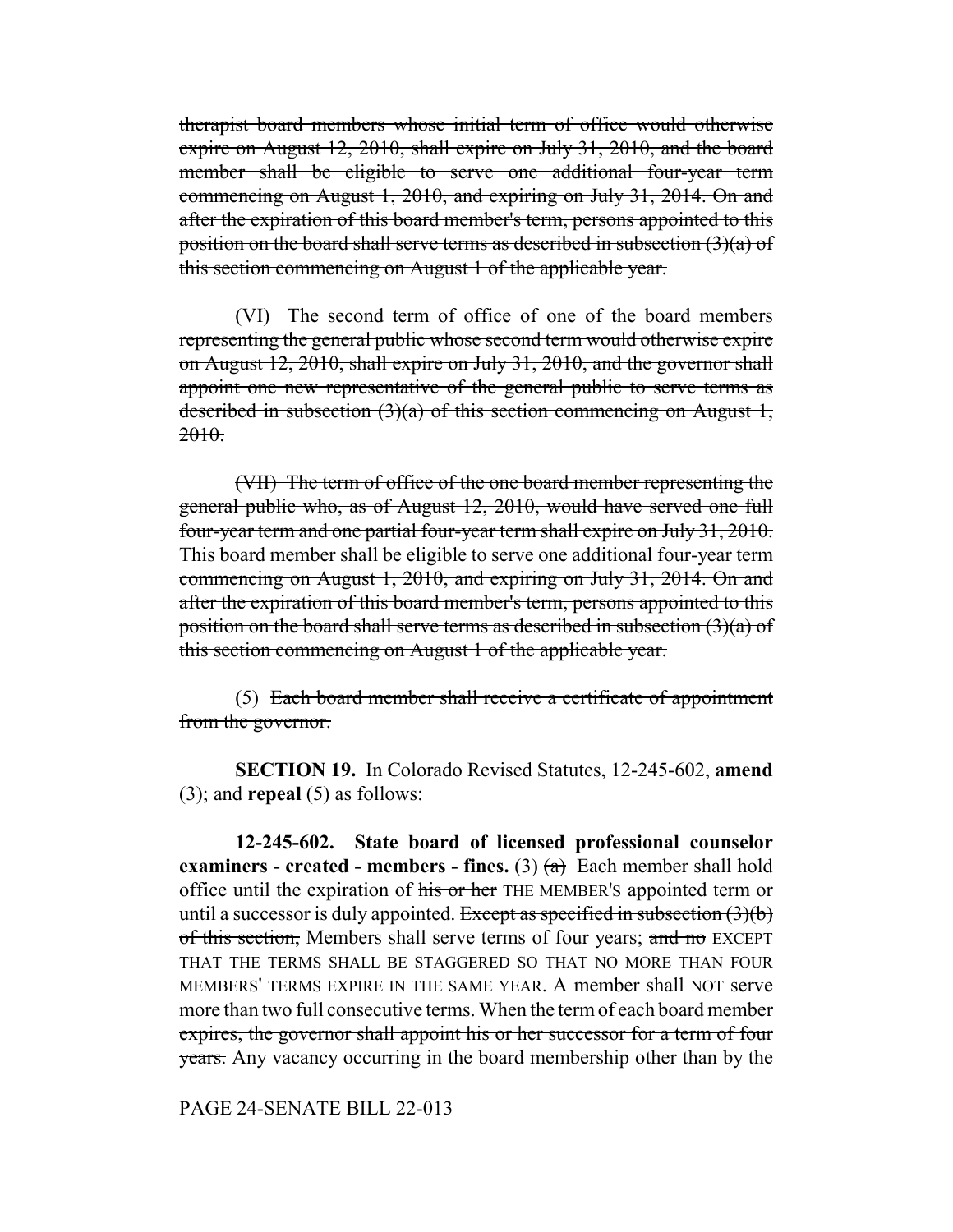~~therapist board members whose initial term of office would otherwise expire on August 12, 2010, shall expire on July 31, 2010, and the board member shall be eligible to serve one additional four-year term commencing on August 1, 2010, and expiring on July 31, 2014. On and after the expiration of this board member's term, persons appointed to this position on the board shall serve terms as described in subsection (3)(a) of this section commencing on August 1 of the applicable year.~~

~~(VI) The second term of office of one of the board members representing the general public whose second term would otherwise expire on August 12, 2010, shall expire on July 31, 2010, and the governor shall appoint one new representative of the general public to serve terms as described in subsection (3)(a) of this section commencing on August 1, 2010.~~

~~(VII) The term of office of the one board member representing the general public who, as of August 12, 2010, would have served one full four-year term and one partial four-year term shall expire on July 31, 2010. This board member shall be eligible to serve one additional four-year term commencing on August 1, 2010, and expiring on July 31, 2014. On and after the expiration of this board member's term, persons appointed to this position on the board shall serve terms as described in subsection (3)(a) of this section commencing on August 1 of the applicable year.~~

(5) ~~Each board member shall receive a certificate of appointment from the governor.~~

**SECTION 19.** In Colorado Revised Statutes, 12-245-602, **amend** (3); and **repeal** (5) as follows:

**12-245-602. State board of licensed professional counselor examiners - created - members - fines.** (3) ~~(a)~~ Each member shall hold office until the expiration of ~~his or her~~ THE MEMBER'S appointed term or until a successor is duly appointed. ~~Except as specified in subsection (3)(b) of this section,~~ Members shall serve terms of four years; ~~and no~~ EXCEPT THAT THE TERMS SHALL BE STAGGERED SO THAT NO MORE THAN FOUR MEMBERS' TERMS EXPIRE IN THE SAME YEAR. A member shall NOT serve more than two full consecutive terms. ~~When the term of each board member expires, the governor shall appoint his or her successor for a term of four years.~~ Any vacancy occurring in the board membership other than by the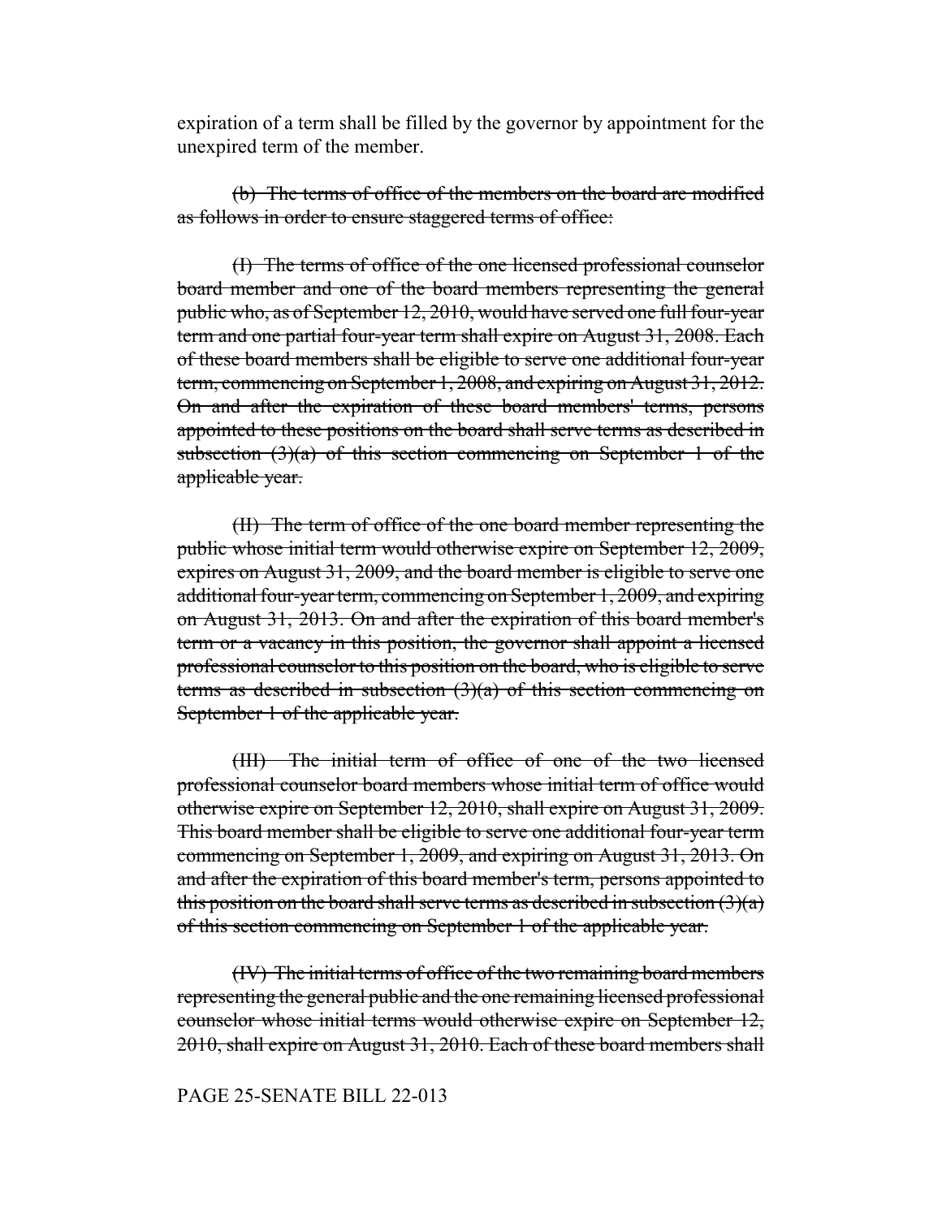expiration of a term shall be filled by the governor by appointment for the unexpired term of the member.

~~(b) The terms of office of the members on the board are modified as follows in order to ensure staggered terms of office:~~

~~(I) The terms of office of the one licensed professional counselor board member and one of the board members representing the general public who, as of September 12, 2010, would have served one full four-year term and one partial four-year term shall expire on August 31, 2008. Each of these board members shall be eligible to serve one additional four-year term, commencing on September 1, 2008, and expiring on August 31, 2012. On and after the expiration of these board members' terms, persons appointed to these positions on the board shall serve terms as described in subsection (3)(a) of this section commencing on September 1 of the applicable year.~~

~~(II) The term of office of the one board member representing the public whose initial term would otherwise expire on September 12, 2009, expires on August 31, 2009, and the board member is eligible to serve one additional four-year term, commencing on September 1, 2009, and expiring on August 31, 2013. On and after the expiration of this board member's term or a vacancy in this position, the governor shall appoint a licensed professional counselor to this position on the board, who is eligible to serve terms as described in subsection (3)(a) of this section commencing on September 1 of the applicable year.~~

~~(III) The initial term of office of one of the two licensed professional counselor board members whose initial term of office would otherwise expire on September 12, 2010, shall expire on August 31, 2009. This board member shall be eligible to serve one additional four-year term commencing on September 1, 2009, and expiring on August 31, 2013. On and after the expiration of this board member's term, persons appointed to this position on the board shall serve terms as described in subsection (3)(a) of this section commencing on September 1 of the applicable year.~~

~~(IV) The initial terms of office of the two remaining board members representing the general public and the one remaining licensed professional counselor whose initial terms would otherwise expire on September 12, 2010, shall expire on August 31, 2010. Each of these board members shall~~

PAGE 25-SENATE BILL 22-013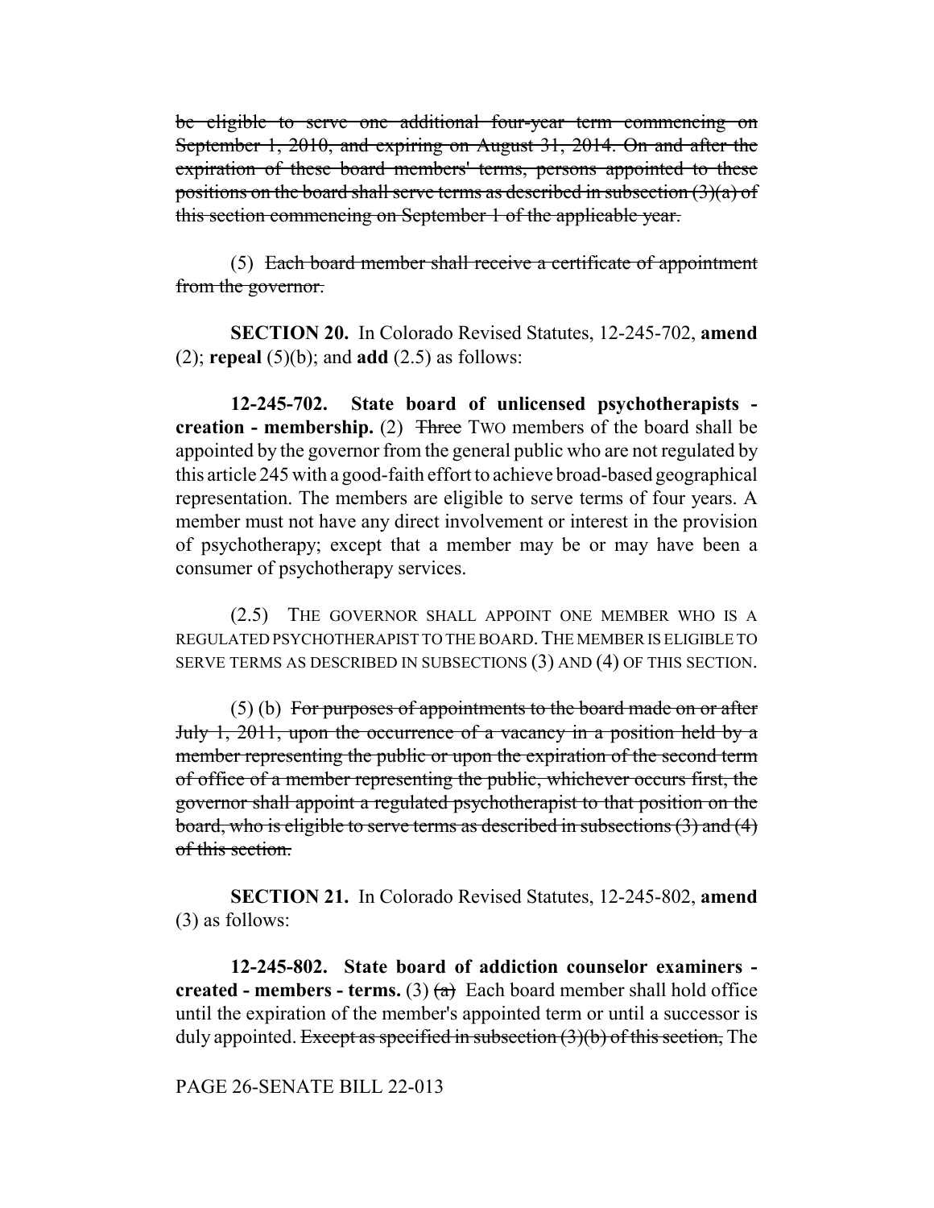~~be eligible to serve one additional four-year term commencing on September 1, 2010, and expiring on August 31, 2014. On and after the expiration of these board members' terms, persons appointed to these positions on the board shall serve terms as described in subsection (3)(a) of this section commencing on September 1 of the applicable year.~~

(5) ~~Each board member shall receive a certificate of appointment from the governor.~~

**SECTION 20.** In Colorado Revised Statutes, 12-245-702, **amend** (2); **repeal** (5)(b); and **add** (2.5) as follows:

**12-245-702. State board of unlicensed psychotherapists - creation - membership.** (2) ~~Three~~ TWO members of the board shall be appointed by the governor from the general public who are not regulated by this article 245 with a good-faith effort to achieve broad-based geographical representation. The members are eligible to serve terms of four years. A member must not have any direct involvement or interest in the provision of psychotherapy; except that a member may be or may have been a consumer of psychotherapy services.

(2.5) THE GOVERNOR SHALL APPOINT ONE MEMBER WHO IS A REGULATED PSYCHOTHERAPIST TO THE BOARD. THE MEMBER IS ELIGIBLE TO SERVE TERMS AS DESCRIBED IN SUBSECTIONS (3) AND (4) OF THIS SECTION.

(5) (b) ~~For purposes of appointments to the board made on or after July 1, 2011, upon the occurrence of a vacancy in a position held by a member representing the public or upon the expiration of the second term of office of a member representing the public, whichever occurs first, the governor shall appoint a regulated psychotherapist to that position on the board, who is eligible to serve terms as described in subsections (3) and (4) of this section.~~

**SECTION 21.** In Colorado Revised Statutes, 12-245-802, **amend** (3) as follows:

**12-245-802. State board of addiction counselor examiners - created - members - terms.** (3) ~~(a)~~ Each board member shall hold office until the expiration of the member's appointed term or until a successor is duly appointed. ~~Except as specified in subsection (3)(b) of this section,~~ The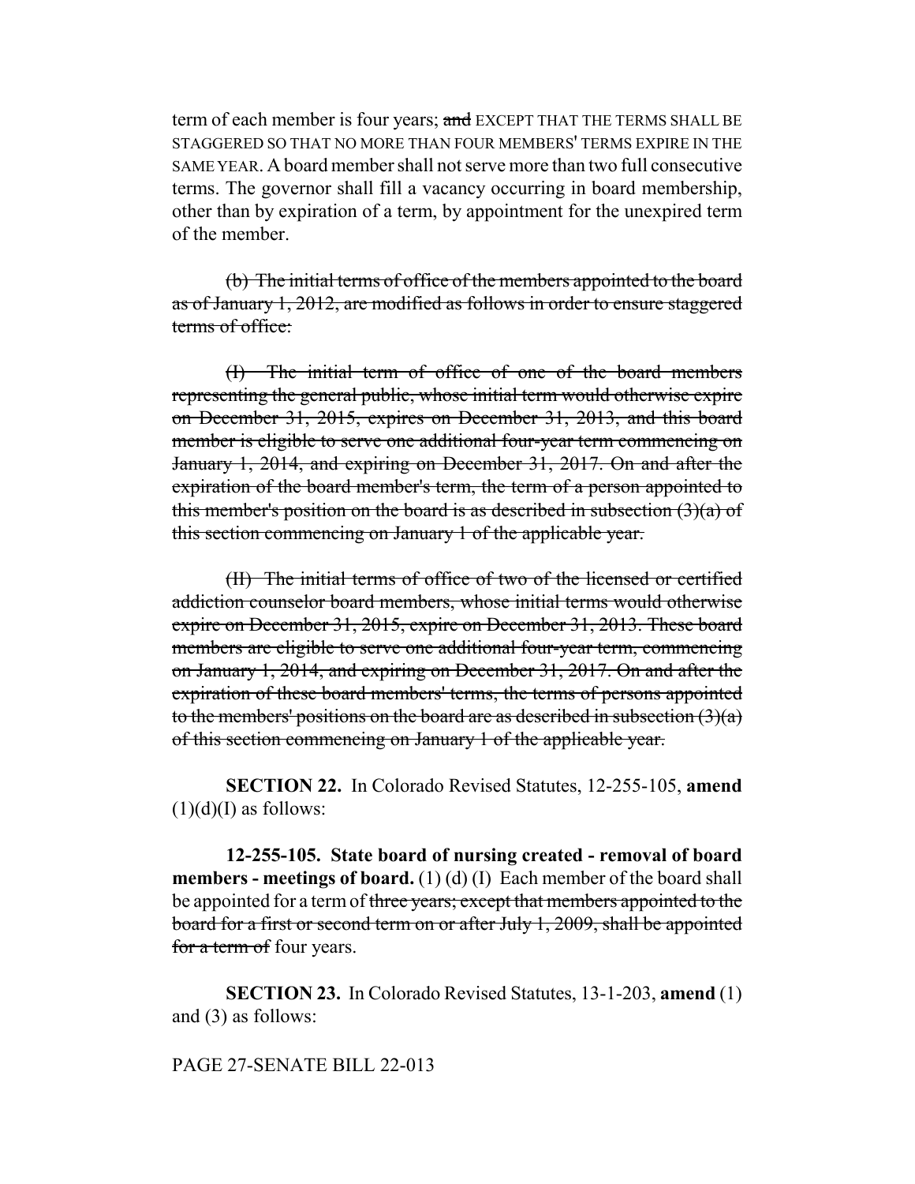term of each member is four years; ~~and~~ EXCEPT THAT THE TERMS SHALL BE STAGGERED SO THAT NO MORE THAN FOUR MEMBERS' TERMS EXPIRE IN THE SAME YEAR. A board member shall not serve more than two full consecutive terms. The governor shall fill a vacancy occurring in board membership, other than by expiration of a term, by appointment for the unexpired term of the member.

~~(b) The initial terms of office of the members appointed to the board as of January 1, 2012, are modified as follows in order to ensure staggered terms of office:~~

~~(I) The initial term of office of one of the board members representing the general public, whose initial term would otherwise expire on December 31, 2015, expires on December 31, 2013, and this board member is eligible to serve one additional four-year term commencing on January 1, 2014, and expiring on December 31, 2017. On and after the expiration of the board member's term, the term of a person appointed to this member's position on the board is as described in subsection (3)(a) of this section commencing on January 1 of the applicable year.~~

~~(II) The initial terms of office of two of the licensed or certified addiction counselor board members, whose initial terms would otherwise expire on December 31, 2015, expire on December 31, 2013. These board members are eligible to serve one additional four-year term, commencing on January 1, 2014, and expiring on December 31, 2017. On and after the expiration of these board members' terms, the terms of persons appointed to the members' positions on the board are as described in subsection (3)(a) of this section commencing on January 1 of the applicable year.~~

**SECTION 22.** In Colorado Revised Statutes, 12-255-105, **amend** (1)(d)(I) as follows:

**12-255-105. State board of nursing created - removal of board members - meetings of board.** (1) (d) (I) Each member of the board shall be appointed for a term of ~~three years; except that members appointed to the board for a first or second term on or after July 1, 2009, shall be appointed for a term of~~ four years.

**SECTION 23.** In Colorado Revised Statutes, 13-1-203, **amend** (1) and (3) as follows:

PAGE 27-SENATE BILL 22-013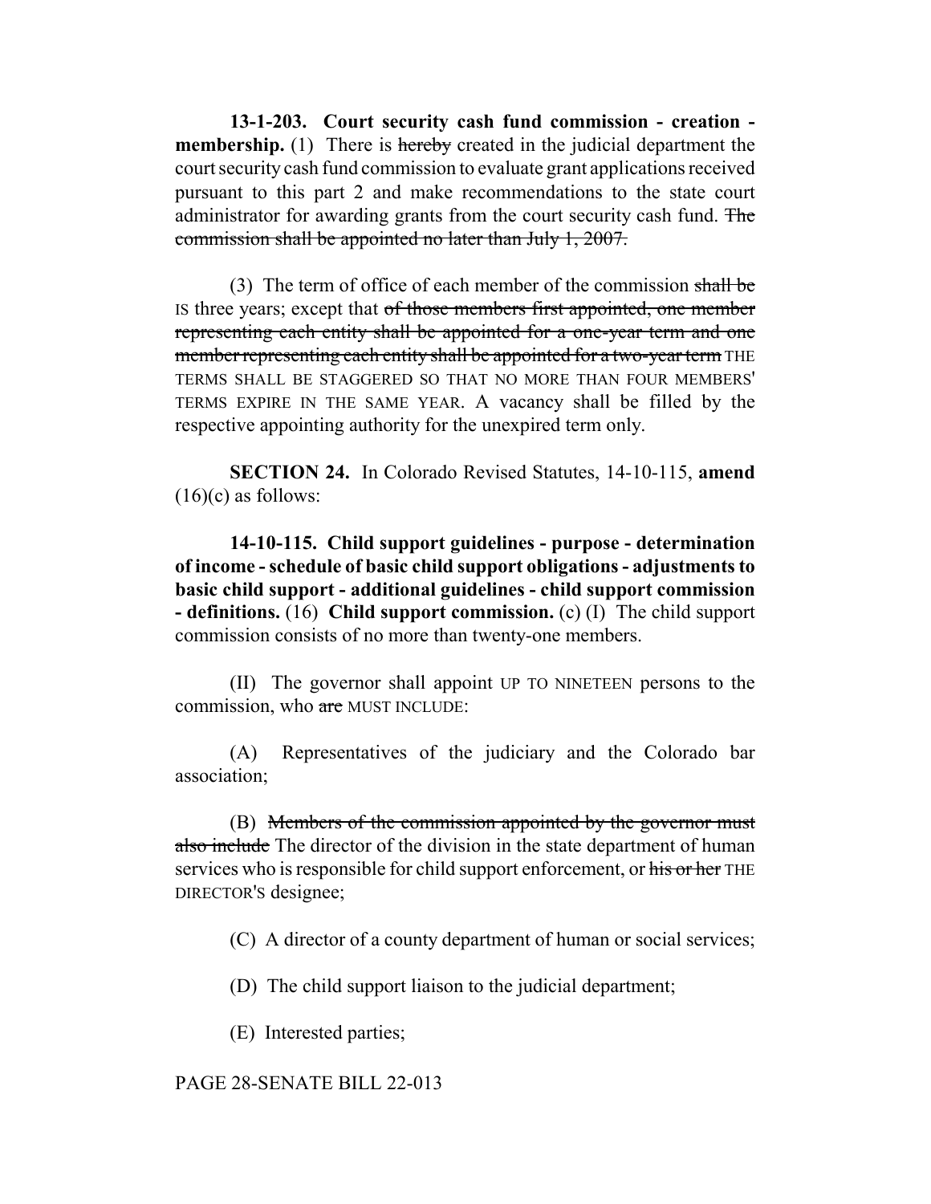**13-1-203. Court security cash fund commission - creation - membership.** (1) There is ~~hereby~~ created in the judicial department the court security cash fund commission to evaluate grant applications received pursuant to this part 2 and make recommendations to the state court administrator for awarding grants from the court security cash fund. ~~The commission shall be appointed no later than July 1, 2007.~~

(3) The term of office of each member of the commission ~~shall be~~ IS three years; except that ~~of those members first appointed, one member representing each entity shall be appointed for a one-year term and one member representing each entity shall be appointed for a two-year term~~ THE TERMS SHALL BE STAGGERED SO THAT NO MORE THAN FOUR MEMBERS' TERMS EXPIRE IN THE SAME YEAR. A vacancy shall be filled by the respective appointing authority for the unexpired term only.

**SECTION 24.** In Colorado Revised Statutes, 14-10-115, **amend** (16)(c) as follows:

**14-10-115. Child support guidelines - purpose - determination of income - schedule of basic child support obligations - adjustments to basic child support - additional guidelines - child support commission - definitions.** (16) **Child support commission.** (c) (I) The child support commission consists of no more than twenty-one members.

(II) The governor shall appoint UP TO NINETEEN persons to the commission, who ~~are~~ MUST INCLUDE:

(A) Representatives of the judiciary and the Colorado bar association;

(B) ~~Members of the commission appointed by the governor must also include~~ The director of the division in the state department of human services who is responsible for child support enforcement, or ~~his or her~~ THE DIRECTOR'S designee;

(C) A director of a county department of human or social services;

(D) The child support liaison to the judicial department;

(E) Interested parties;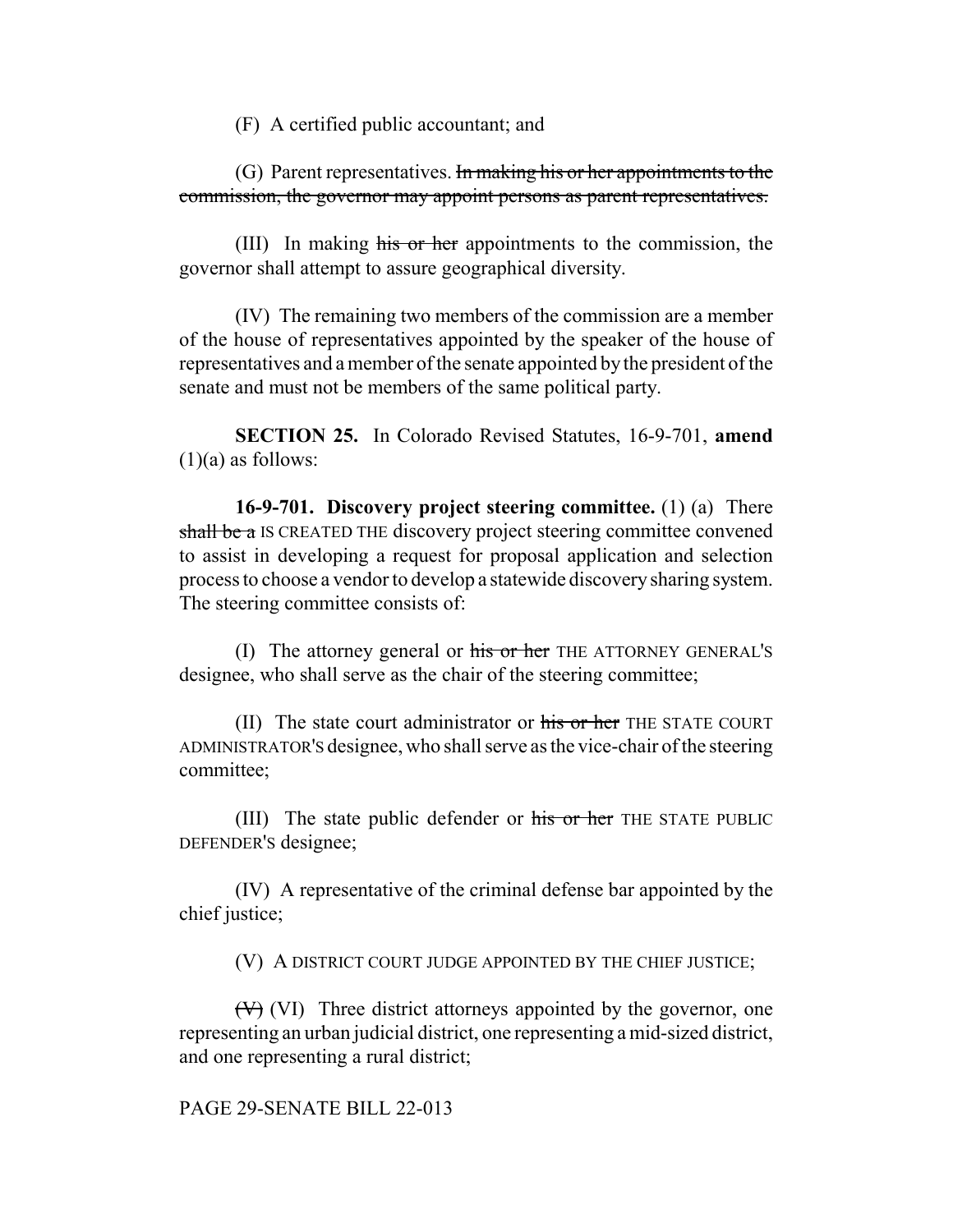(F) A certified public accountant; and

(G) Parent representatives. ~~In making his or her appointments to the commission, the governor may appoint persons as parent representatives.~~

(III) In making ~~his or her~~ appointments to the commission, the governor shall attempt to assure geographical diversity.

(IV) The remaining two members of the commission are a member of the house of representatives appointed by the speaker of the house of representatives and a member of the senate appointed by the president of the senate and must not be members of the same political party.

**SECTION 25.** In Colorado Revised Statutes, 16-9-701, **amend** (1)(a) as follows:

**16-9-701. Discovery project steering committee.** (1) (a) There ~~shall be a~~ IS CREATED THE discovery project steering committee convened to assist in developing a request for proposal application and selection process to choose a vendor to develop a statewide discovery sharing system. The steering committee consists of:

(I) The attorney general or ~~his or her~~ THE ATTORNEY GENERAL'S designee, who shall serve as the chair of the steering committee;

(II) The state court administrator or ~~his or her~~ THE STATE COURT ADMINISTRATOR'S designee, who shall serve as the vice-chair of the steering committee;

(III) The state public defender or ~~his or her~~ THE STATE PUBLIC DEFENDER'S designee;

(IV) A representative of the criminal defense bar appointed by the chief justice;

(V) A DISTRICT COURT JUDGE APPOINTED BY THE CHIEF JUSTICE;

~~(V)~~ (VI) Three district attorneys appointed by the governor, one representing an urban judicial district, one representing a mid-sized district, and one representing a rural district;

PAGE 29-SENATE BILL 22-013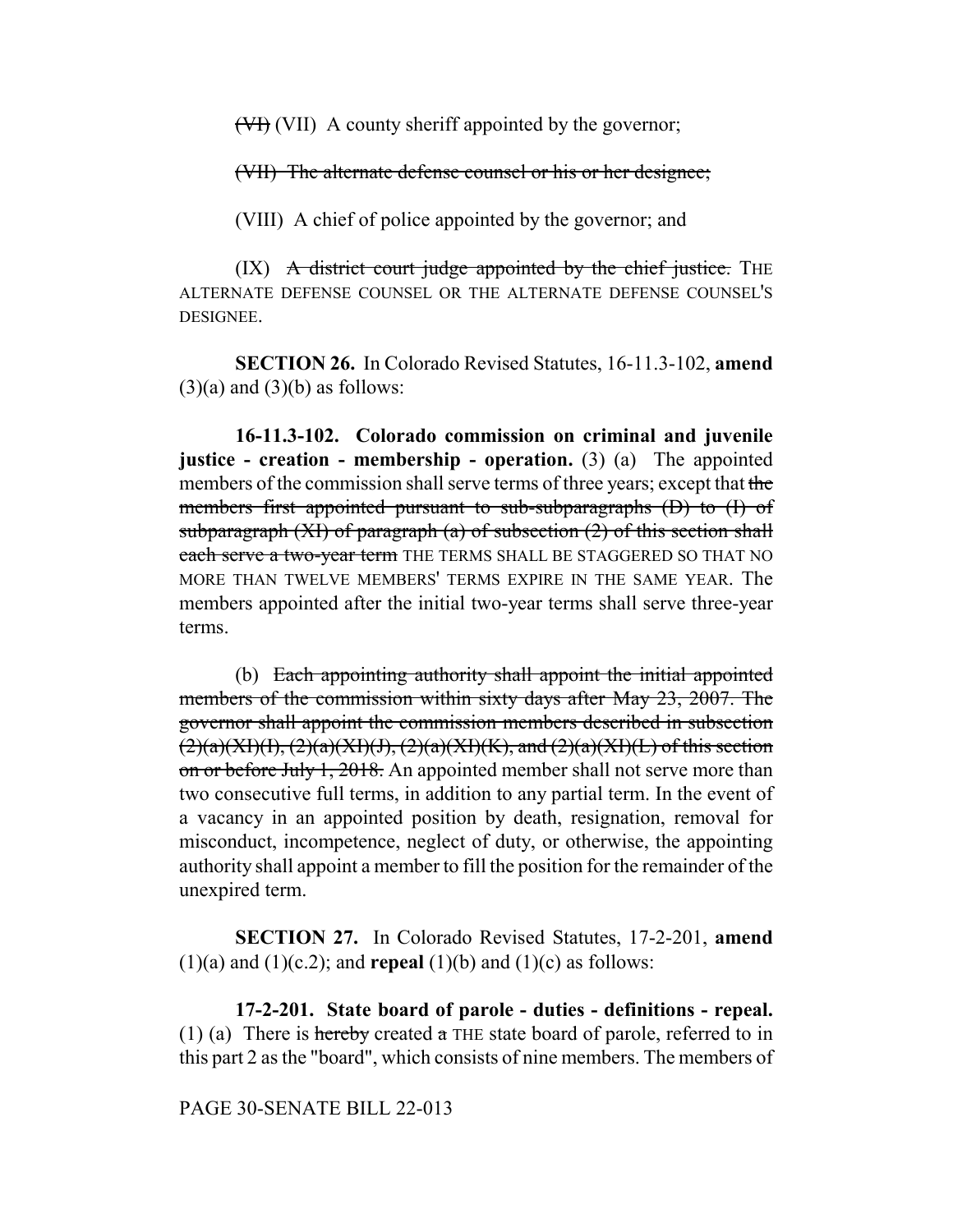~~(VI)~~ (VII) A county sheriff appointed by the governor;

~~(VII) The alternate defense counsel or his or her designee;~~

(VIII) A chief of police appointed by the governor; and

(IX) ~~A district court judge appointed by the chief justice.~~ THE ALTERNATE DEFENSE COUNSEL OR THE ALTERNATE DEFENSE COUNSEL'S DESIGNEE.

**SECTION 26.** In Colorado Revised Statutes, 16-11.3-102, **amend** (3)(a) and (3)(b) as follows:

**16-11.3-102. Colorado commission on criminal and juvenile justice - creation - membership - operation.** (3) (a) The appointed members of the commission shall serve terms of three years; except that ~~the members first appointed pursuant to sub-subparagraphs (D) to (I) of subparagraph (XI) of paragraph (a) of subsection (2) of this section shall each serve a two-year term~~ THE TERMS SHALL BE STAGGERED SO THAT NO MORE THAN TWELVE MEMBERS' TERMS EXPIRE IN THE SAME YEAR. The members appointed after the initial two-year terms shall serve three-year terms.

(b) ~~Each appointing authority shall appoint the initial appointed members of the commission within sixty days after May 23, 2007. The governor shall appoint the commission members described in subsection (2)(a)(XI)(I), (2)(a)(XI)(J), (2)(a)(XI)(K), and (2)(a)(XI)(L) of this section on or before July 1, 2018.~~ An appointed member shall not serve more than two consecutive full terms, in addition to any partial term. In the event of a vacancy in an appointed position by death, resignation, removal for misconduct, incompetence, neglect of duty, or otherwise, the appointing authority shall appoint a member to fill the position for the remainder of the unexpired term.

**SECTION 27.** In Colorado Revised Statutes, 17-2-201, **amend** (1)(a) and (1)(c.2); and **repeal** (1)(b) and (1)(c) as follows:

**17-2-201. State board of parole - duties - definitions - repeal.** (1) (a) There is ~~hereby~~ created ~~a~~ THE state board of parole, referred to in this part 2 as the "board", which consists of nine members. The members of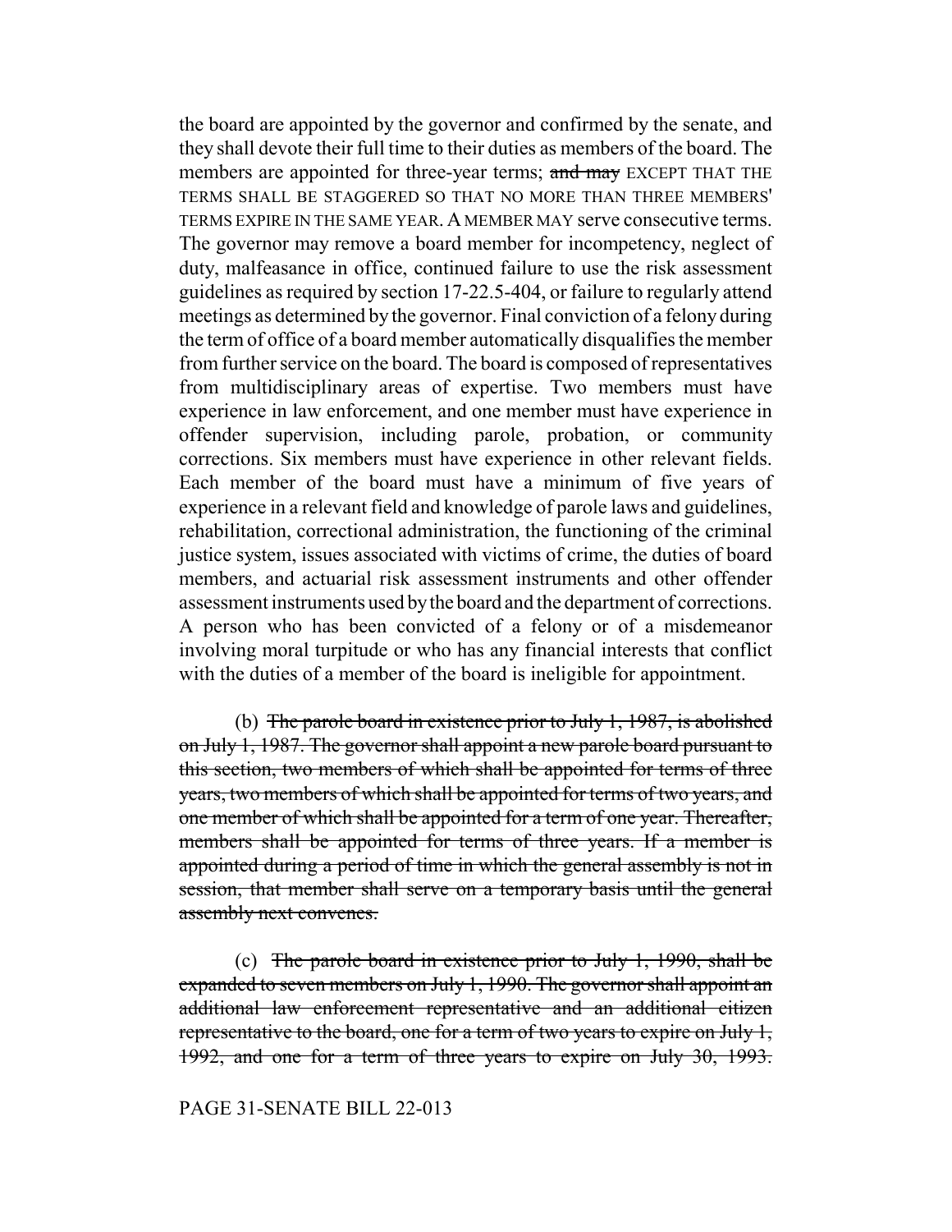the board are appointed by the governor and confirmed by the senate, and they shall devote their full time to their duties as members of the board. The members are appointed for three-year terms; ~~and may~~ EXCEPT THAT THE TERMS SHALL BE STAGGERED SO THAT NO MORE THAN THREE MEMBERS' TERMS EXPIRE IN THE SAME YEAR. A MEMBER MAY serve consecutive terms. The governor may remove a board member for incompetency, neglect of duty, malfeasance in office, continued failure to use the risk assessment guidelines as required by section 17-22.5-404, or failure to regularly attend meetings as determined by the governor. Final conviction of a felony during the term of office of a board member automatically disqualifies the member from further service on the board. The board is composed of representatives from multidisciplinary areas of expertise. Two members must have experience in law enforcement, and one member must have experience in offender supervision, including parole, probation, or community corrections. Six members must have experience in other relevant fields. Each member of the board must have a minimum of five years of experience in a relevant field and knowledge of parole laws and guidelines, rehabilitation, correctional administration, the functioning of the criminal justice system, issues associated with victims of crime, the duties of board members, and actuarial risk assessment instruments and other offender assessment instruments used by the board and the department of corrections. A person who has been convicted of a felony or of a misdemeanor involving moral turpitude or who has any financial interests that conflict with the duties of a member of the board is ineligible for appointment.

(b) ~~The parole board in existence prior to July 1, 1987, is abolished on July 1, 1987. The governor shall appoint a new parole board pursuant to this section, two members of which shall be appointed for terms of three years, two members of which shall be appointed for terms of two years, and one member of which shall be appointed for a term of one year. Thereafter, members shall be appointed for terms of three years. If a member is appointed during a period of time in which the general assembly is not in session, that member shall serve on a temporary basis until the general assembly next convenes.~~

(c) ~~The parole board in existence prior to July 1, 1990, shall be expanded to seven members on July 1, 1990. The governor shall appoint an additional law enforcement representative and an additional citizen representative to the board, one for a term of two years to expire on July 1, 1992, and one for a term of three years to expire on July 30, 1993.~~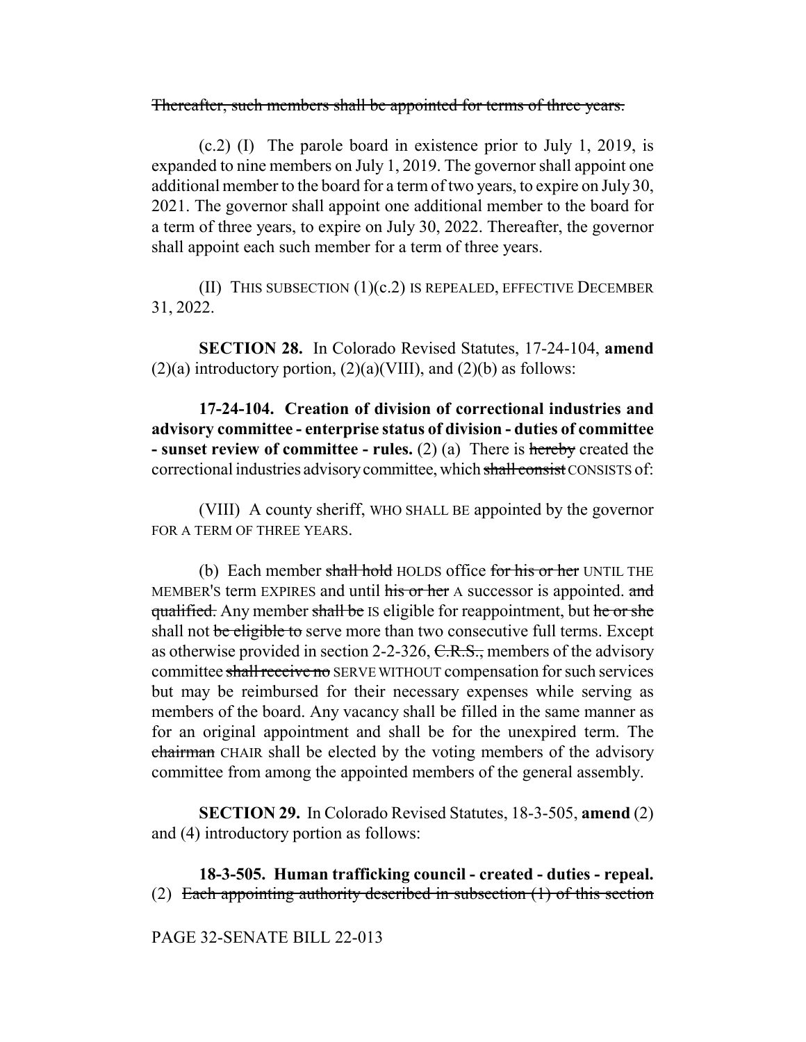~~Thereafter, such members shall be appointed for terms of three years.~~

(c.2) (I) The parole board in existence prior to July 1, 2019, is expanded to nine members on July 1, 2019. The governor shall appoint one additional member to the board for a term of two years, to expire on July 30, 2021. The governor shall appoint one additional member to the board for a term of three years, to expire on July 30, 2022. Thereafter, the governor shall appoint each such member for a term of three years.

(II) THIS SUBSECTION (1)(c.2) IS REPEALED, EFFECTIVE DECEMBER 31, 2022.

**SECTION 28.** In Colorado Revised Statutes, 17-24-104, **amend** (2)(a) introductory portion, (2)(a)(VIII), and (2)(b) as follows:

**17-24-104. Creation of division of correctional industries and advisory committee - enterprise status of division - duties of committee - sunset review of committee - rules.** (2) (a) There is ~~hereby~~ created the correctional industries advisory committee, which ~~shall consist~~ CONSISTS of:

(VIII) A county sheriff, WHO SHALL BE appointed by the governor FOR A TERM OF THREE YEARS.

(b) Each member ~~shall hold~~ HOLDS office ~~for his or her~~ UNTIL THE MEMBER'S term EXPIRES and until ~~his or her~~ A successor is appointed. ~~and qualified.~~ Any member ~~shall be~~ IS eligible for reappointment, but ~~he or she~~ shall not ~~be eligible to~~ serve more than two consecutive full terms. Except as otherwise provided in section 2-2-326, ~~C.R.S.,~~ members of the advisory committee ~~shall receive no~~ SERVE WITHOUT compensation for such services but may be reimbursed for their necessary expenses while serving as members of the board. Any vacancy shall be filled in the same manner as for an original appointment and shall be for the unexpired term. The ~~chairman~~ CHAIR shall be elected by the voting members of the advisory committee from among the appointed members of the general assembly.

**SECTION 29.** In Colorado Revised Statutes, 18-3-505, **amend** (2) and (4) introductory portion as follows:

**18-3-505. Human trafficking council - created - duties - repeal.** (2) ~~Each appointing authority described in subsection (1) of this section~~

PAGE 32-SENATE BILL 22-013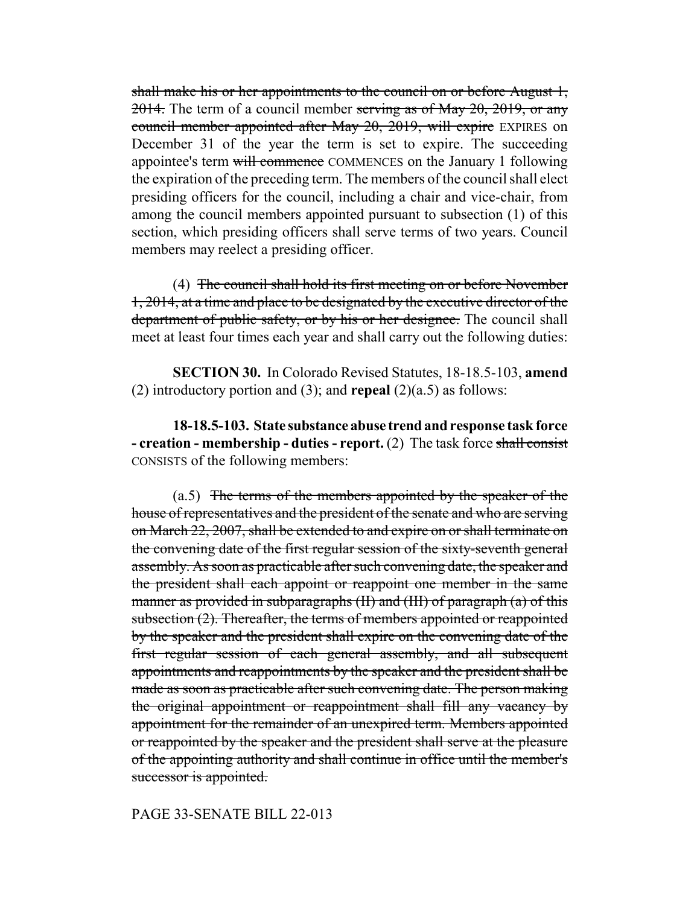~~shall make his or her appointments to the council on or before August 1, 2014.~~ The term of a council member ~~serving as of May 20, 2019, or any council member appointed after May 20, 2019, will expire~~ EXPIRES on December 31 of the year the term is set to expire. The succeeding appointee's term ~~will commence~~ COMMENCES on the January 1 following the expiration of the preceding term. The members of the council shall elect presiding officers for the council, including a chair and vice-chair, from among the council members appointed pursuant to subsection (1) of this section, which presiding officers shall serve terms of two years. Council members may reelect a presiding officer.

(4) ~~The council shall hold its first meeting on or before November 1, 2014, at a time and place to be designated by the executive director of the department of public safety, or by his or her designee.~~ The council shall meet at least four times each year and shall carry out the following duties:

**SECTION 30.** In Colorado Revised Statutes, 18-18.5-103, **amend** (2) introductory portion and (3); and **repeal** (2)(a.5) as follows:

**18-18.5-103. State substance abuse trend and response task force - creation - membership - duties - report.** (2) The task force ~~shall consist~~ CONSISTS of the following members:

(a.5) ~~The terms of the members appointed by the speaker of the house of representatives and the president of the senate and who are serving on March 22, 2007, shall be extended to and expire on or shall terminate on the convening date of the first regular session of the sixty-seventh general assembly. As soon as practicable after such convening date, the speaker and the president shall each appoint or reappoint one member in the same manner as provided in subparagraphs (II) and (III) of paragraph (a) of this subsection (2). Thereafter, the terms of members appointed or reappointed by the speaker and the president shall expire on the convening date of the first regular session of each general assembly, and all subsequent appointments and reappointments by the speaker and the president shall be made as soon as practicable after such convening date. The person making the original appointment or reappointment shall fill any vacancy by appointment for the remainder of an unexpired term. Members appointed or reappointed by the speaker and the president shall serve at the pleasure of the appointing authority and shall continue in office until the member's successor is appointed.~~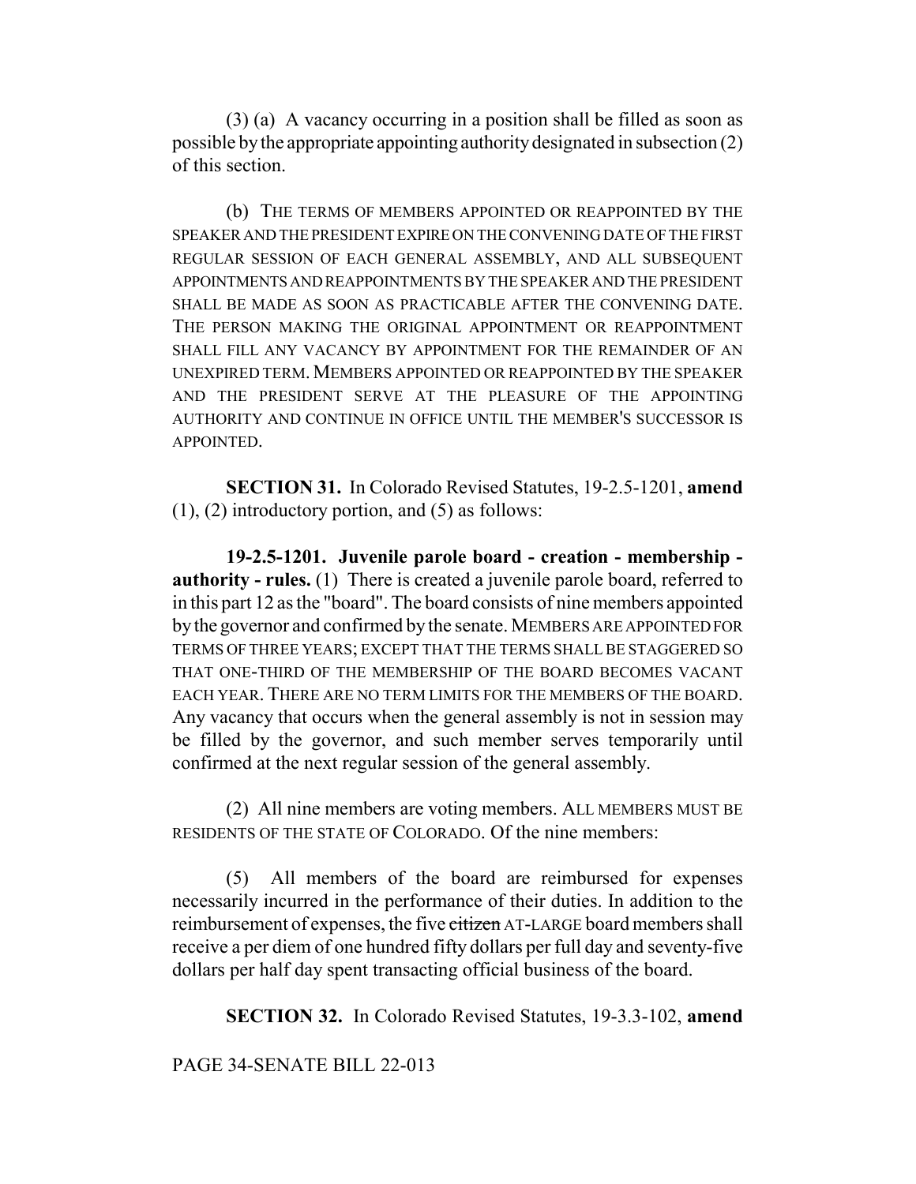(3) (a) A vacancy occurring in a position shall be filled as soon as possible by the appropriate appointing authority designated in subsection (2) of this section.

(b) THE TERMS OF MEMBERS APPOINTED OR REAPPOINTED BY THE SPEAKER AND THE PRESIDENT EXPIRE ON THE CONVENING DATE OF THE FIRST REGULAR SESSION OF EACH GENERAL ASSEMBLY, AND ALL SUBSEQUENT APPOINTMENTS AND REAPPOINTMENTS BY THE SPEAKER AND THE PRESIDENT SHALL BE MADE AS SOON AS PRACTICABLE AFTER THE CONVENING DATE. THE PERSON MAKING THE ORIGINAL APPOINTMENT OR REAPPOINTMENT SHALL FILL ANY VACANCY BY APPOINTMENT FOR THE REMAINDER OF AN UNEXPIRED TERM. MEMBERS APPOINTED OR REAPPOINTED BY THE SPEAKER AND THE PRESIDENT SERVE AT THE PLEASURE OF THE APPOINTING AUTHORITY AND CONTINUE IN OFFICE UNTIL THE MEMBER'S SUCCESSOR IS APPOINTED.

**SECTION 31.** In Colorado Revised Statutes, 19-2.5-1201, **amend** (1), (2) introductory portion, and (5) as follows:

**19-2.5-1201. Juvenile parole board - creation - membership - authority - rules.** (1) There is created a juvenile parole board, referred to in this part 12 as the "board". The board consists of nine members appointed by the governor and confirmed by the senate. MEMBERS ARE APPOINTED FOR TERMS OF THREE YEARS; EXCEPT THAT THE TERMS SHALL BE STAGGERED SO THAT ONE-THIRD OF THE MEMBERSHIP OF THE BOARD BECOMES VACANT EACH YEAR. THERE ARE NO TERM LIMITS FOR THE MEMBERS OF THE BOARD. Any vacancy that occurs when the general assembly is not in session may be filled by the governor, and such member serves temporarily until confirmed at the next regular session of the general assembly.

(2) All nine members are voting members. ALL MEMBERS MUST BE RESIDENTS OF THE STATE OF COLORADO. Of the nine members:

(5) All members of the board are reimbursed for expenses necessarily incurred in the performance of their duties. In addition to the reimbursement of expenses, the five ~~citizen~~ AT-LARGE board members shall receive a per diem of one hundred fifty dollars per full day and seventy-five dollars per half day spent transacting official business of the board.

**SECTION 32.** In Colorado Revised Statutes, 19-3.3-102, **amend**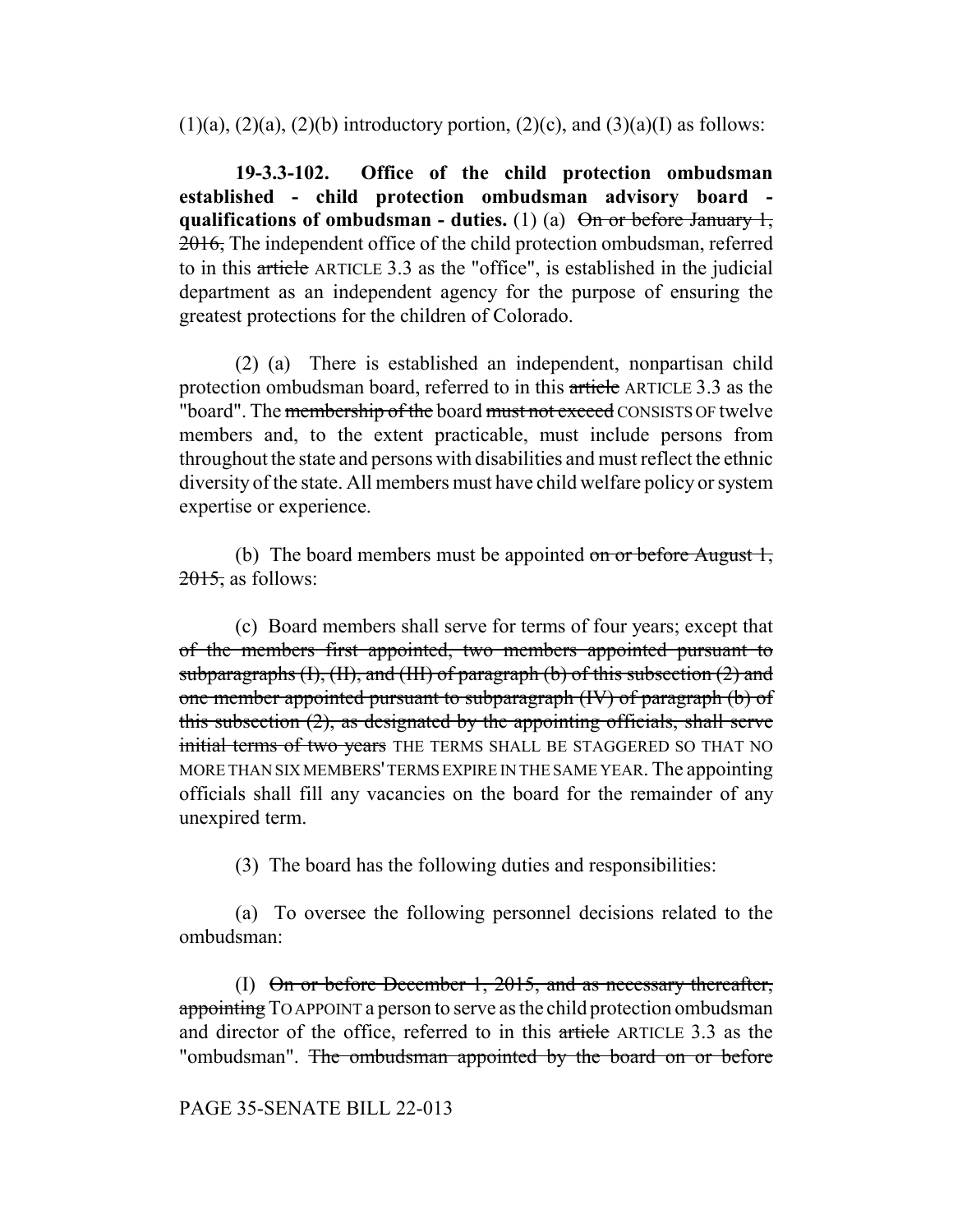(1)(a), (2)(a), (2)(b) introductory portion, (2)(c), and (3)(a)(I) as follows:

**19-3.3-102. Office of the child protection ombudsman established - child protection ombudsman advisory board - qualifications of ombudsman - duties.** (1) (a) ~~On or before January 1, 2016,~~ The independent office of the child protection ombudsman, referred to in this ~~article~~ ARTICLE 3.3 as the "office", is established in the judicial department as an independent agency for the purpose of ensuring the greatest protections for the children of Colorado.

(2) (a) There is established an independent, nonpartisan child protection ombudsman board, referred to in this ~~article~~ ARTICLE 3.3 as the "board". The ~~membership of the~~ board ~~must not exceed~~ CONSISTS OF twelve members and, to the extent practicable, must include persons from throughout the state and persons with disabilities and must reflect the ethnic diversity of the state. All members must have child welfare policy or system expertise or experience.

(b) The board members must be appointed ~~on or before August 1, 2015,~~ as follows:

(c) Board members shall serve for terms of four years; except that ~~of the members first appointed, two members appointed pursuant to subparagraphs (I), (II), and (III) of paragraph (b) of this subsection (2) and one member appointed pursuant to subparagraph (IV) of paragraph (b) of this subsection (2), as designated by the appointing officials, shall serve initial terms of two years~~ THE TERMS SHALL BE STAGGERED SO THAT NO MORE THAN SIX MEMBERS' TERMS EXPIRE IN THE SAME YEAR. The appointing officials shall fill any vacancies on the board for the remainder of any unexpired term.

(3) The board has the following duties and responsibilities:

(a) To oversee the following personnel decisions related to the ombudsman:

(I) ~~On or before December 1, 2015, and as necessary thereafter, appointing~~ TO APPOINT a person to serve as the child protection ombudsman and director of the office, referred to in this ~~article~~ ARTICLE 3.3 as the "ombudsman". ~~The ombudsman appointed by the board on or before~~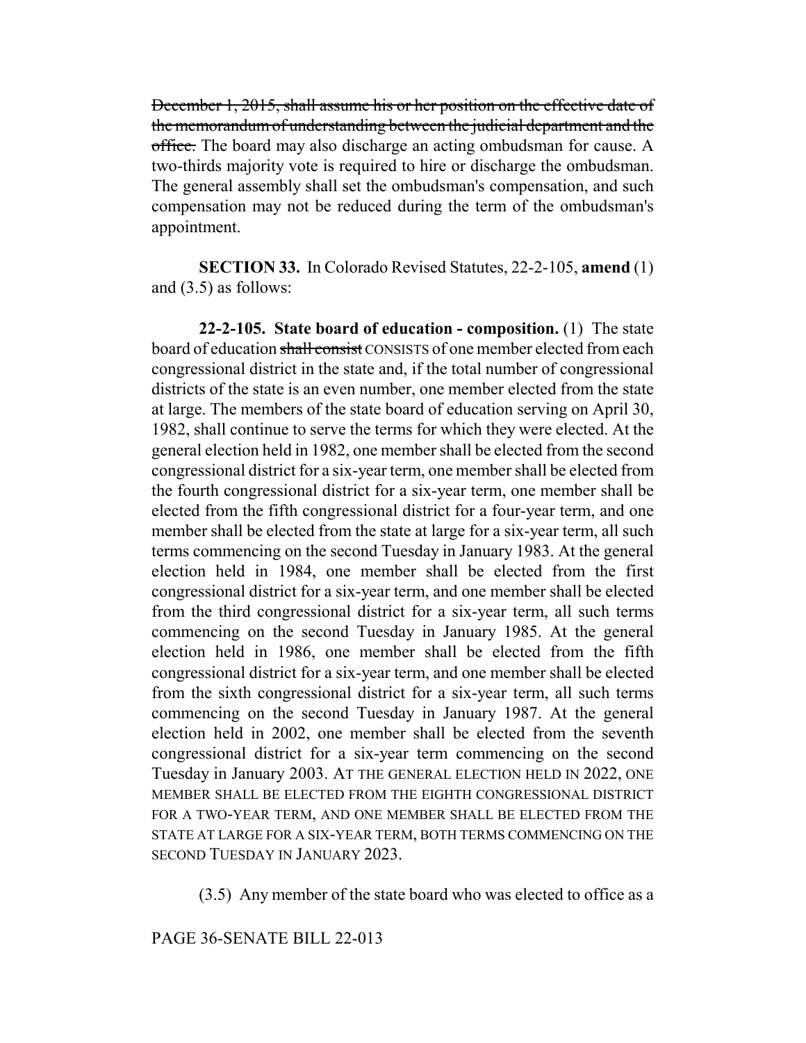~~December 1, 2015, shall assume his or her position on the effective date of the memorandum of understanding between the judicial department and the office.~~ The board may also discharge an acting ombudsman for cause. A two-thirds majority vote is required to hire or discharge the ombudsman. The general assembly shall set the ombudsman's compensation, and such compensation may not be reduced during the term of the ombudsman's appointment.

**SECTION 33.** In Colorado Revised Statutes, 22-2-105, **amend** (1) and (3.5) as follows:

**22-2-105. State board of education - composition.** (1) The state board of education ~~shall consist~~ CONSISTS of one member elected from each congressional district in the state and, if the total number of congressional districts of the state is an even number, one member elected from the state at large. The members of the state board of education serving on April 30, 1982, shall continue to serve the terms for which they were elected. At the general election held in 1982, one member shall be elected from the second congressional district for a six-year term, one member shall be elected from the fourth congressional district for a six-year term, one member shall be elected from the fifth congressional district for a four-year term, and one member shall be elected from the state at large for a six-year term, all such terms commencing on the second Tuesday in January 1983. At the general election held in 1984, one member shall be elected from the first congressional district for a six-year term, and one member shall be elected from the third congressional district for a six-year term, all such terms commencing on the second Tuesday in January 1985. At the general election held in 1986, one member shall be elected from the fifth congressional district for a six-year term, and one member shall be elected from the sixth congressional district for a six-year term, all such terms commencing on the second Tuesday in January 1987. At the general election held in 2002, one member shall be elected from the seventh congressional district for a six-year term commencing on the second Tuesday in January 2003. AT THE GENERAL ELECTION HELD IN 2022, ONE MEMBER SHALL BE ELECTED FROM THE EIGHTH CONGRESSIONAL DISTRICT FOR A TWO-YEAR TERM, AND ONE MEMBER SHALL BE ELECTED FROM THE STATE AT LARGE FOR A SIX-YEAR TERM, BOTH TERMS COMMENCING ON THE SECOND TUESDAY IN JANUARY 2023.

(3.5) Any member of the state board who was elected to office as a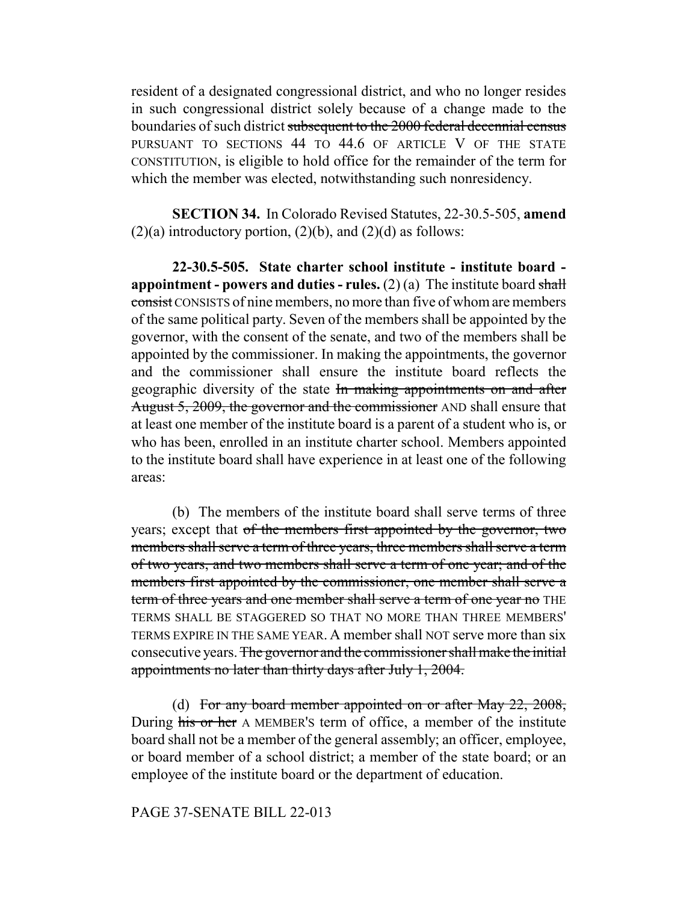resident of a designated congressional district, and who no longer resides in such congressional district solely because of a change made to the boundaries of such district ~~subsequent to the 2000 federal decennial census~~ PURSUANT TO SECTIONS 44 TO 44.6 OF ARTICLE V OF THE STATE CONSTITUTION, is eligible to hold office for the remainder of the term for which the member was elected, notwithstanding such nonresidency.

**SECTION 34.** In Colorado Revised Statutes, 22-30.5-505, **amend** (2)(a) introductory portion, (2)(b), and (2)(d) as follows:

**22-30.5-505. State charter school institute - institute board - appointment - powers and duties - rules.** (2) (a) The institute board ~~shall consist~~ CONSISTS of nine members, no more than five of whom are members of the same political party. Seven of the members shall be appointed by the governor, with the consent of the senate, and two of the members shall be appointed by the commissioner. In making the appointments, the governor and the commissioner shall ensure the institute board reflects the geographic diversity of the state ~~In making appointments on and after August 5, 2009, the governor and the commissioner~~ AND shall ensure that at least one member of the institute board is a parent of a student who is, or who has been, enrolled in an institute charter school. Members appointed to the institute board shall have experience in at least one of the following areas:

(b) The members of the institute board shall serve terms of three years; except that ~~of the members first appointed by the governor, two members shall serve a term of three years, three members shall serve a term of two years, and two members shall serve a term of one year; and of the members first appointed by the commissioner, one member shall serve a term of three years and one member shall serve a term of one year no~~ THE TERMS SHALL BE STAGGERED SO THAT NO MORE THAN THREE MEMBERS' TERMS EXPIRE IN THE SAME YEAR. A member shall NOT serve more than six consecutive years. ~~The governor and the commissioner shall make the initial appointments no later than thirty days after July 1, 2004.~~

(d) ~~For any board member appointed on or after May 22, 2008,~~ During ~~his or her~~ A MEMBER'S term of office, a member of the institute board shall not be a member of the general assembly; an officer, employee, or board member of a school district; a member of the state board; or an employee of the institute board or the department of education.

PAGE 37-SENATE BILL 22-013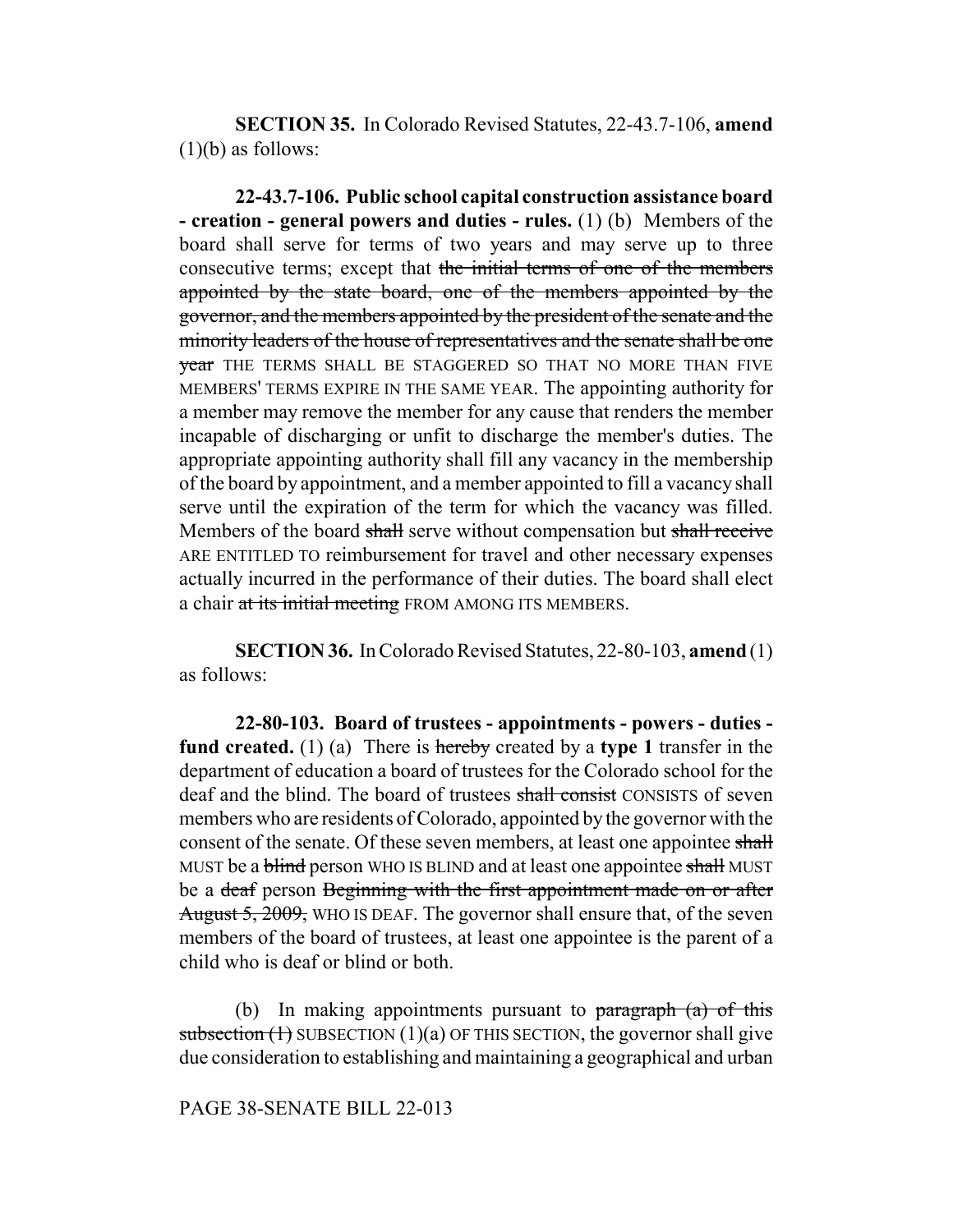**SECTION 35.** In Colorado Revised Statutes, 22-43.7-106, **amend** (1)(b) as follows:

**22-43.7-106. Public school capital construction assistance board - creation - general powers and duties - rules.** (1) (b) Members of the board shall serve for terms of two years and may serve up to three consecutive terms; except that ~~the initial terms of one of the members appointed by the state board, one of the members appointed by the governor, and the members appointed by the president of the senate and the minority leaders of the house of representatives and the senate shall be one year~~ THE TERMS SHALL BE STAGGERED SO THAT NO MORE THAN FIVE MEMBERS' TERMS EXPIRE IN THE SAME YEAR. The appointing authority for a member may remove the member for any cause that renders the member incapable of discharging or unfit to discharge the member's duties. The appropriate appointing authority shall fill any vacancy in the membership of the board by appointment, and a member appointed to fill a vacancy shall serve until the expiration of the term for which the vacancy was filled. Members of the board ~~shall~~ serve without compensation but ~~shall receive~~ ARE ENTITLED TO reimbursement for travel and other necessary expenses actually incurred in the performance of their duties. The board shall elect a chair ~~at its initial meeting~~ FROM AMONG ITS MEMBERS.

**SECTION 36.** In Colorado Revised Statutes, 22-80-103, **amend** (1) as follows:

**22-80-103. Board of trustees - appointments - powers - duties - fund created.** (1) (a) There is ~~hereby~~ created by a **type 1** transfer in the department of education a board of trustees for the Colorado school for the deaf and the blind. The board of trustees ~~shall consist~~ CONSISTS of seven members who are residents of Colorado, appointed by the governor with the consent of the senate. Of these seven members, at least one appointee ~~shall~~ MUST be a ~~blind~~ person WHO IS BLIND and at least one appointee ~~shall~~ MUST be a ~~deaf~~ person ~~Beginning with the first appointment made on or after August 5, 2009,~~ WHO IS DEAF. The governor shall ensure that, of the seven members of the board of trustees, at least one appointee is the parent of a child who is deaf or blind or both.

(b) In making appointments pursuant to ~~paragraph (a) of this subsection (1)~~ SUBSECTION (1)(a) OF THIS SECTION, the governor shall give due consideration to establishing and maintaining a geographical and urban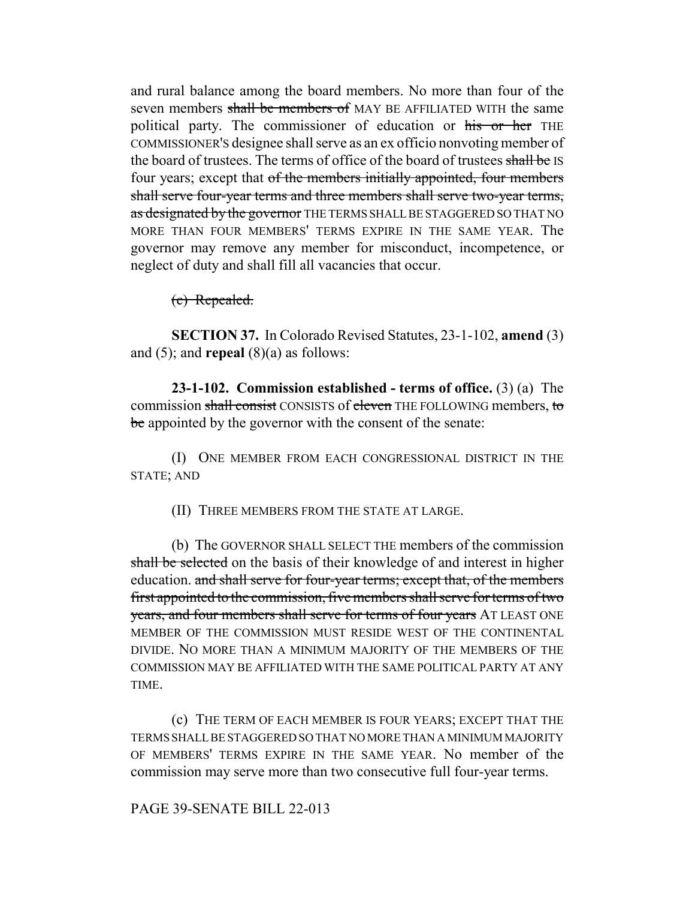and rural balance among the board members. No more than four of the seven members ~~shall be members of~~ MAY BE AFFILIATED WITH the same political party. The commissioner of education or ~~his or her~~ THE COMMISSIONER'S designee shall serve as an ex officio nonvoting member of the board of trustees. The terms of office of the board of trustees ~~shall be~~ IS four years; except that ~~of the members initially appointed, four members shall serve four-year terms and three members shall serve two-year terms, as designated by the governor~~ THE TERMS SHALL BE STAGGERED SO THAT NO MORE THAN FOUR MEMBERS' TERMS EXPIRE IN THE SAME YEAR. The governor may remove any member for misconduct, incompetence, or neglect of duty and shall fill all vacancies that occur.

~~(c) Repealed.~~

**SECTION 37.** In Colorado Revised Statutes, 23-1-102, **amend** (3) and (5); and **repeal** (8)(a) as follows:

**23-1-102. Commission established - terms of office.** (3) (a) The commission ~~shall consist~~ CONSISTS of ~~eleven~~ THE FOLLOWING members, ~~to be~~ appointed by the governor with the consent of the senate:

(I) ONE MEMBER FROM EACH CONGRESSIONAL DISTRICT IN THE STATE; AND

(II) THREE MEMBERS FROM THE STATE AT LARGE.

(b) The GOVERNOR SHALL SELECT THE members of the commission ~~shall be selected~~ on the basis of their knowledge of and interest in higher education. ~~and shall serve for four-year terms; except that, of the members first appointed to the commission, five members shall serve for terms of two years, and four members shall serve for terms of four years~~ AT LEAST ONE MEMBER OF THE COMMISSION MUST RESIDE WEST OF THE CONTINENTAL DIVIDE. NO MORE THAN A MINIMUM MAJORITY OF THE MEMBERS OF THE COMMISSION MAY BE AFFILIATED WITH THE SAME POLITICAL PARTY AT ANY TIME.

(c) THE TERM OF EACH MEMBER IS FOUR YEARS; EXCEPT THAT THE TERMS SHALL BE STAGGERED SO THAT NO MORE THAN A MINIMUM MAJORITY OF MEMBERS' TERMS EXPIRE IN THE SAME YEAR. No member of the commission may serve more than two consecutive full four-year terms.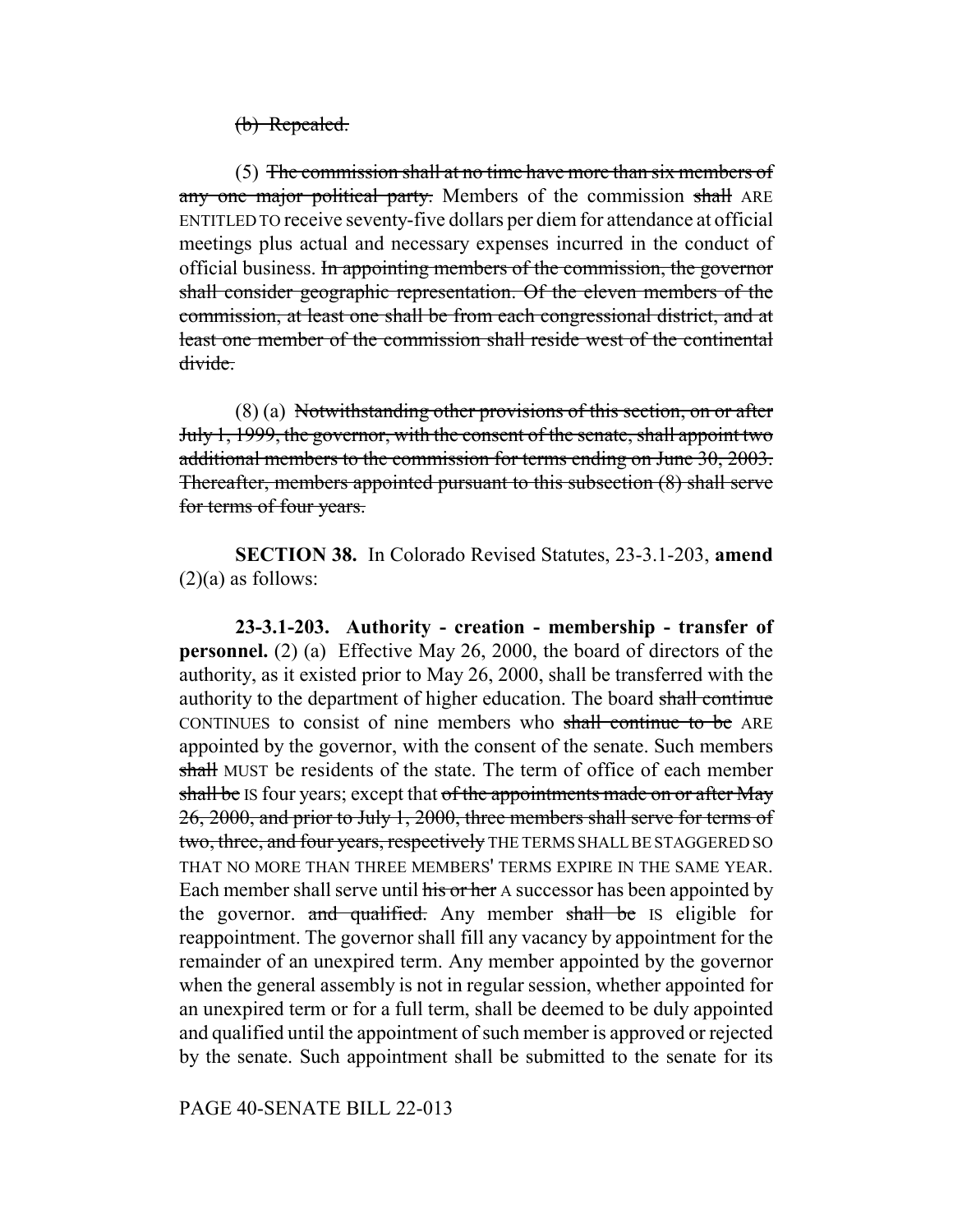~~(b) Repealed.~~

(5) ~~The commission shall at no time have more than six members of any one major political party.~~ Members of the commission ~~shall~~ ARE ENTITLED TO receive seventy-five dollars per diem for attendance at official meetings plus actual and necessary expenses incurred in the conduct of official business. ~~In appointing members of the commission, the governor shall consider geographic representation. Of the eleven members of the commission, at least one shall be from each congressional district, and at least one member of the commission shall reside west of the continental divide.~~

(8) (a) ~~Notwithstanding other provisions of this section, on or after July 1, 1999, the governor, with the consent of the senate, shall appoint two additional members to the commission for terms ending on June 30, 2003. Thereafter, members appointed pursuant to this subsection (8) shall serve for terms of four years.~~

**SECTION 38.** In Colorado Revised Statutes, 23-3.1-203, **amend** (2)(a) as follows:

**23-3.1-203. Authority - creation - membership - transfer of personnel.** (2) (a) Effective May 26, 2000, the board of directors of the authority, as it existed prior to May 26, 2000, shall be transferred with the authority to the department of higher education. The board ~~shall continue~~ CONTINUES to consist of nine members who ~~shall continue to be~~ ARE appointed by the governor, with the consent of the senate. Such members ~~shall~~ MUST be residents of the state. The term of office of each member ~~shall be~~ IS four years; except that ~~of the appointments made on or after May 26, 2000, and prior to July 1, 2000, three members shall serve for terms of two, three, and four years, respectively~~ THE TERMS SHALL BE STAGGERED SO THAT NO MORE THAN THREE MEMBERS' TERMS EXPIRE IN THE SAME YEAR. Each member shall serve until ~~his or her~~ A successor has been appointed by the governor. ~~and qualified.~~ Any member ~~shall be~~ IS eligible for reappointment. The governor shall fill any vacancy by appointment for the remainder of an unexpired term. Any member appointed by the governor when the general assembly is not in regular session, whether appointed for an unexpired term or for a full term, shall be deemed to be duly appointed and qualified until the appointment of such member is approved or rejected by the senate. Such appointment shall be submitted to the senate for its

PAGE 40-SENATE BILL 22-013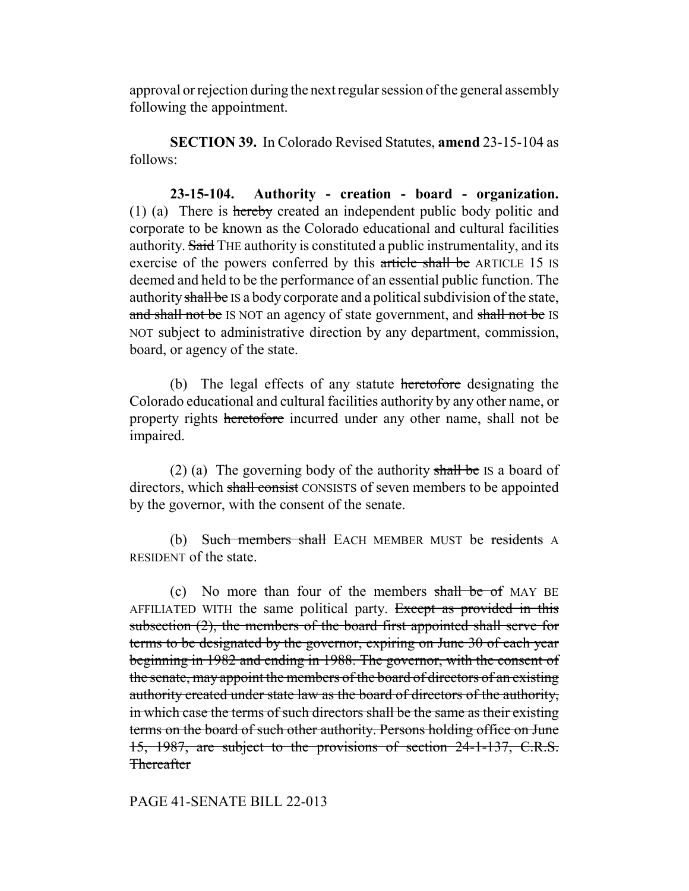approval or rejection during the next regular session of the general assembly following the appointment.

**SECTION 39.** In Colorado Revised Statutes, **amend** 23-15-104 as follows:

**23-15-104. Authority - creation - board - organization.** (1) (a) There is ~~hereby~~ created an independent public body politic and corporate to be known as the Colorado educational and cultural facilities authority. ~~Said~~ THE authority is constituted a public instrumentality, and its exercise of the powers conferred by this ~~article shall be~~ ARTICLE 15 IS deemed and held to be the performance of an essential public function. The authority ~~shall be~~ IS a body corporate and a political subdivision of the state, ~~and shall not be~~ IS NOT an agency of state government, and ~~shall not be~~ IS NOT subject to administrative direction by any department, commission, board, or agency of the state.

(b) The legal effects of any statute ~~heretofore~~ designating the Colorado educational and cultural facilities authority by any other name, or property rights ~~heretofore~~ incurred under any other name, shall not be impaired.

(2) (a) The governing body of the authority ~~shall be~~ IS a board of directors, which ~~shall consist~~ CONSISTS of seven members to be appointed by the governor, with the consent of the senate.

(b) ~~Such members shall~~ EACH MEMBER MUST be ~~residents~~ A RESIDENT of the state.

(c) No more than four of the members ~~shall be of~~ MAY BE AFFILIATED WITH the same political party. ~~Except as provided in this subsection (2), the members of the board first appointed shall serve for terms to be designated by the governor, expiring on June 30 of each year beginning in 1982 and ending in 1988. The governor, with the consent of the senate, may appoint the members of the board of directors of an existing authority created under state law as the board of directors of the authority, in which case the terms of such directors shall be the same as their existing terms on the board of such other authority. Persons holding office on June 15, 1987, are subject to the provisions of section 24-1-137, C.R.S. Thereafter~~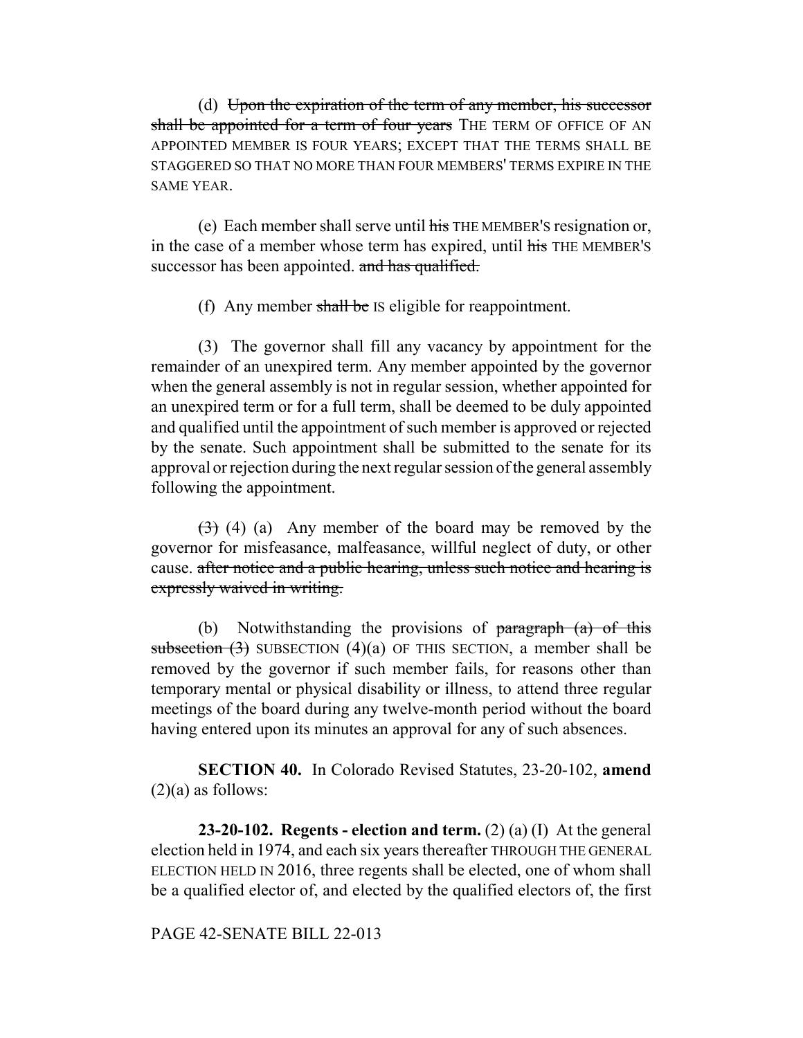(d) ~~Upon the expiration of the term of any member, his successor shall be appointed for a term of four years~~ THE TERM OF OFFICE OF AN APPOINTED MEMBER IS FOUR YEARS; EXCEPT THAT THE TERMS SHALL BE STAGGERED SO THAT NO MORE THAN FOUR MEMBERS' TERMS EXPIRE IN THE SAME YEAR.

(e) Each member shall serve until ~~his~~ THE MEMBER'S resignation or, in the case of a member whose term has expired, until ~~his~~ THE MEMBER'S successor has been appointed. ~~and has qualified.~~

(f) Any member ~~shall be~~ IS eligible for reappointment.

(3) The governor shall fill any vacancy by appointment for the remainder of an unexpired term. Any member appointed by the governor when the general assembly is not in regular session, whether appointed for an unexpired term or for a full term, shall be deemed to be duly appointed and qualified until the appointment of such member is approved or rejected by the senate. Such appointment shall be submitted to the senate for its approval or rejection during the next regular session of the general assembly following the appointment.

~~(3)~~ (4) (a) Any member of the board may be removed by the governor for misfeasance, malfeasance, willful neglect of duty, or other cause. ~~after notice and a public hearing, unless such notice and hearing is expressly waived in writing.~~

(b) Notwithstanding the provisions of ~~paragraph (a) of this subsection (3)~~ SUBSECTION (4)(a) OF THIS SECTION, a member shall be removed by the governor if such member fails, for reasons other than temporary mental or physical disability or illness, to attend three regular meetings of the board during any twelve-month period without the board having entered upon its minutes an approval for any of such absences.

**SECTION 40.** In Colorado Revised Statutes, 23-20-102, **amend** (2)(a) as follows:

**23-20-102. Regents - election and term.** (2) (a) (I) At the general election held in 1974, and each six years thereafter THROUGH THE GENERAL ELECTION HELD IN 2016, three regents shall be elected, one of whom shall be a qualified elector of, and elected by the qualified electors of, the first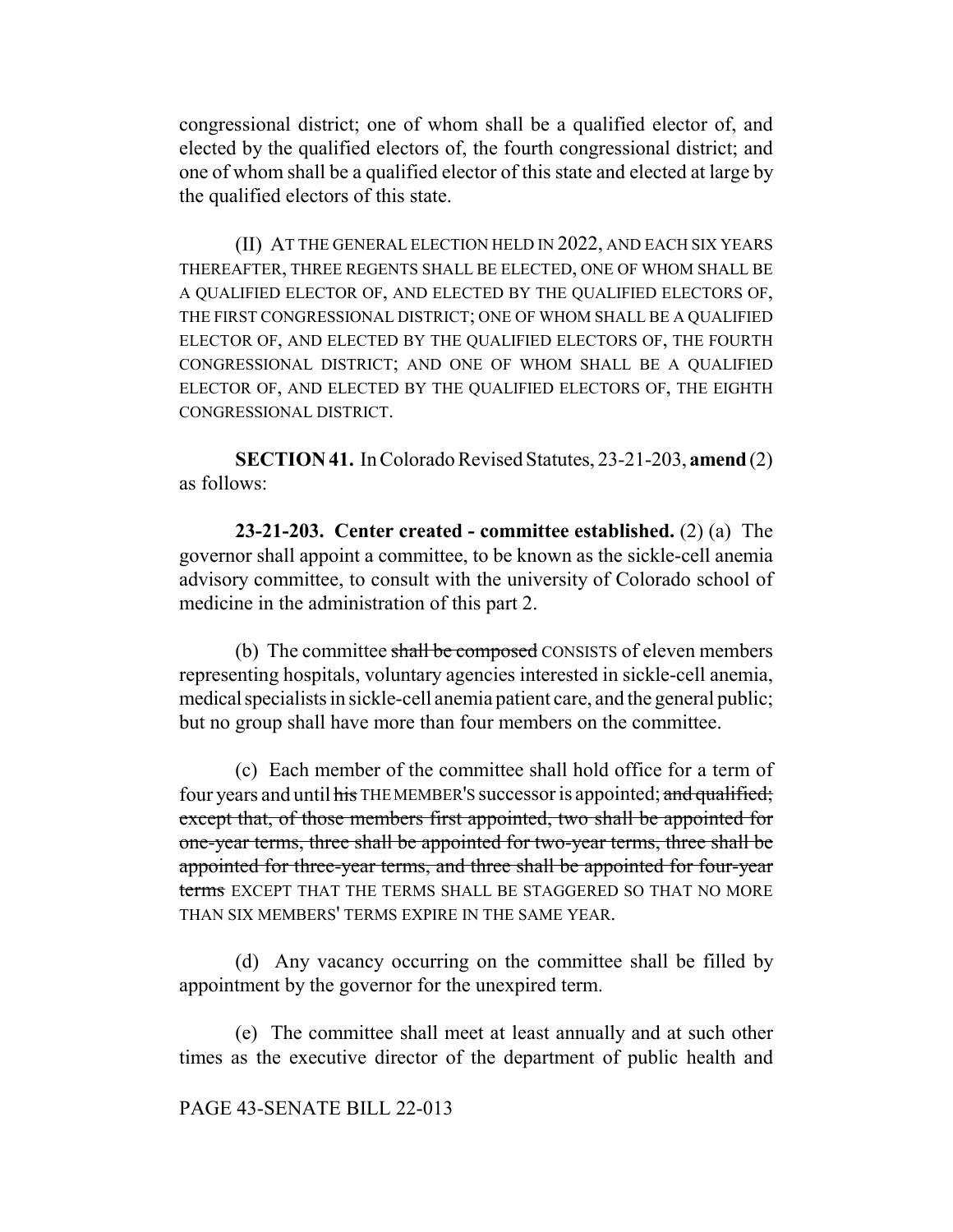congressional district; one of whom shall be a qualified elector of, and elected by the qualified electors of, the fourth congressional district; and one of whom shall be a qualified elector of this state and elected at large by the qualified electors of this state.

(II) AT THE GENERAL ELECTION HELD IN 2022, AND EACH SIX YEARS THEREAFTER, THREE REGENTS SHALL BE ELECTED, ONE OF WHOM SHALL BE A QUALIFIED ELECTOR OF, AND ELECTED BY THE QUALIFIED ELECTORS OF, THE FIRST CONGRESSIONAL DISTRICT; ONE OF WHOM SHALL BE A QUALIFIED ELECTOR OF, AND ELECTED BY THE QUALIFIED ELECTORS OF, THE FOURTH CONGRESSIONAL DISTRICT; AND ONE OF WHOM SHALL BE A QUALIFIED ELECTOR OF, AND ELECTED BY THE QUALIFIED ELECTORS OF, THE EIGHTH CONGRESSIONAL DISTRICT.

**SECTION 41.** In Colorado Revised Statutes, 23-21-203, **amend** (2) as follows:

**23-21-203. Center created - committee established.** (2) (a) The governor shall appoint a committee, to be known as the sickle-cell anemia advisory committee, to consult with the university of Colorado school of medicine in the administration of this part 2.

(b) The committee ~~shall be composed~~ CONSISTS of eleven members representing hospitals, voluntary agencies interested in sickle-cell anemia, medical specialists in sickle-cell anemia patient care, and the general public; but no group shall have more than four members on the committee.

(c) Each member of the committee shall hold office for a term of four years and until ~~his~~ THE MEMBER'S successor is appointed; ~~and qualified; except that, of those members first appointed, two shall be appointed for one-year terms, three shall be appointed for two-year terms, three shall be appointed for three-year terms, and three shall be appointed for four-year terms~~ EXCEPT THAT THE TERMS SHALL BE STAGGERED SO THAT NO MORE THAN SIX MEMBERS' TERMS EXPIRE IN THE SAME YEAR.

(d) Any vacancy occurring on the committee shall be filled by appointment by the governor for the unexpired term.

(e) The committee shall meet at least annually and at such other times as the executive director of the department of public health and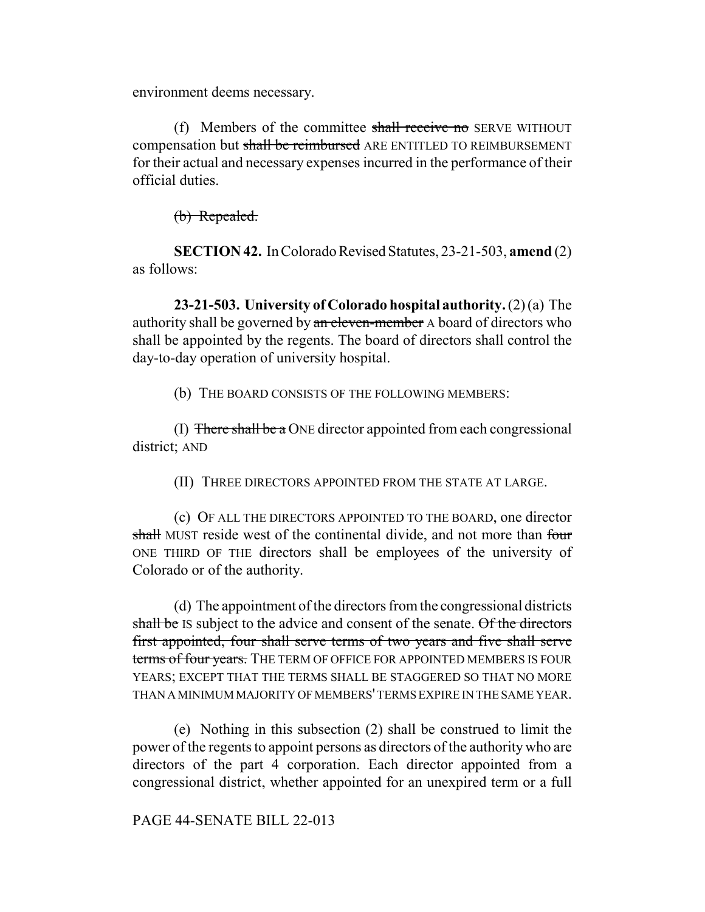environment deems necessary.

(f) Members of the committee ~~shall receive no~~ SERVE WITHOUT compensation but ~~shall be reimbursed~~ ARE ENTITLED TO REIMBURSEMENT for their actual and necessary expenses incurred in the performance of their official duties.

~~(b) Repealed.~~

**SECTION 42.** In Colorado Revised Statutes, 23-21-503, **amend** (2) as follows:

**23-21-503. University of Colorado hospital authority.** (2) (a) The authority shall be governed by ~~an eleven-member~~ A board of directors who shall be appointed by the regents. The board of directors shall control the day-to-day operation of university hospital.

(b) THE BOARD CONSISTS OF THE FOLLOWING MEMBERS:

(I) ~~There shall be a~~ ONE director appointed from each congressional district; AND

(II) THREE DIRECTORS APPOINTED FROM THE STATE AT LARGE.

(c) OF ALL THE DIRECTORS APPOINTED TO THE BOARD, one director ~~shall~~ MUST reside west of the continental divide, and not more than ~~four~~ ONE THIRD OF THE directors shall be employees of the university of Colorado or of the authority.

(d) The appointment of the directors from the congressional districts ~~shall be~~ IS subject to the advice and consent of the senate. ~~Of the directors first appointed, four shall serve terms of two years and five shall serve terms of four years.~~ THE TERM OF OFFICE FOR APPOINTED MEMBERS IS FOUR YEARS; EXCEPT THAT THE TERMS SHALL BE STAGGERED SO THAT NO MORE THAN A MINIMUM MAJORITY OF MEMBERS' TERMS EXPIRE IN THE SAME YEAR.

(e) Nothing in this subsection (2) shall be construed to limit the power of the regents to appoint persons as directors of the authority who are directors of the part 4 corporation. Each director appointed from a congressional district, whether appointed for an unexpired term or a full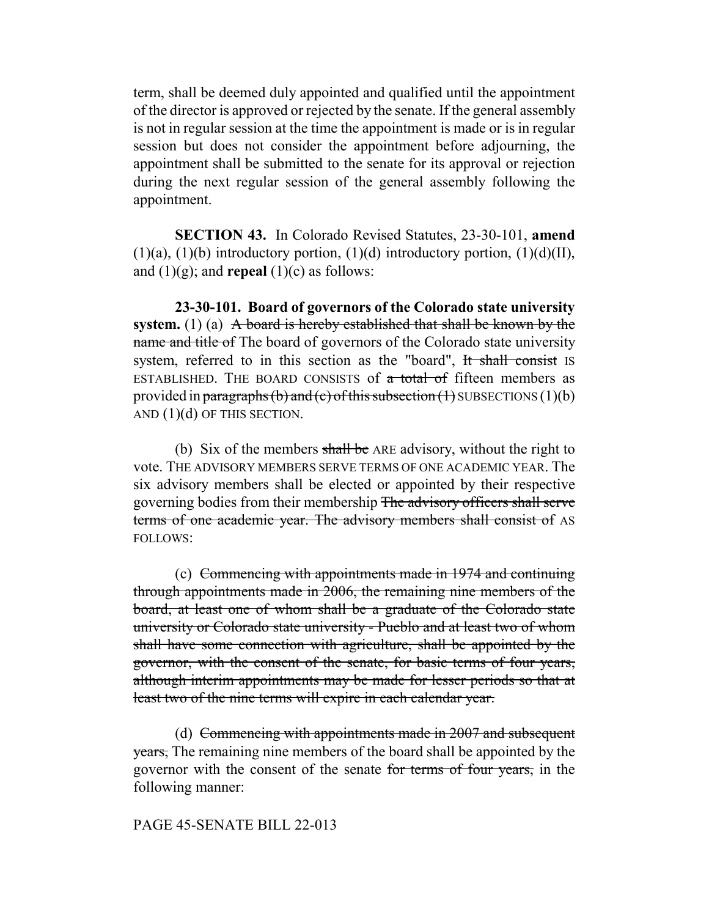term, shall be deemed duly appointed and qualified until the appointment of the director is approved or rejected by the senate. If the general assembly is not in regular session at the time the appointment is made or is in regular session but does not consider the appointment before adjourning, the appointment shall be submitted to the senate for its approval or rejection during the next regular session of the general assembly following the appointment.

**SECTION 43.** In Colorado Revised Statutes, 23-30-101, **amend** (1)(a), (1)(b) introductory portion, (1)(d) introductory portion, (1)(d)(II), and (1)(g); and **repeal** (1)(c) as follows:

**23-30-101. Board of governors of the Colorado state university system.** (1) (a) ~~A board is hereby established that shall be known by the name and title of~~ The board of governors of the Colorado state university system, referred to in this section as the "board", ~~It shall consist~~ IS ESTABLISHED. THE BOARD CONSISTS of ~~a total of~~ fifteen members as provided in ~~paragraphs (b) and (c) of this subsection (1)~~ SUBSECTIONS (1)(b) AND (1)(d) OF THIS SECTION.

(b) Six of the members ~~shall be~~ ARE advisory, without the right to vote. THE ADVISORY MEMBERS SERVE TERMS OF ONE ACADEMIC YEAR. The six advisory members shall be elected or appointed by their respective governing bodies from their membership ~~The advisory officers shall serve terms of one academic year. The advisory members shall consist of~~ AS FOLLOWS:

(c) ~~Commencing with appointments made in 1974 and continuing through appointments made in 2006, the remaining nine members of the board, at least one of whom shall be a graduate of the Colorado state university or Colorado state university - Pueblo and at least two of whom shall have some connection with agriculture, shall be appointed by the governor, with the consent of the senate, for basic terms of four years, although interim appointments may be made for lesser periods so that at least two of the nine terms will expire in each calendar year.~~

(d) ~~Commencing with appointments made in 2007 and subsequent years,~~ The remaining nine members of the board shall be appointed by the governor with the consent of the senate ~~for terms of four years,~~ in the following manner: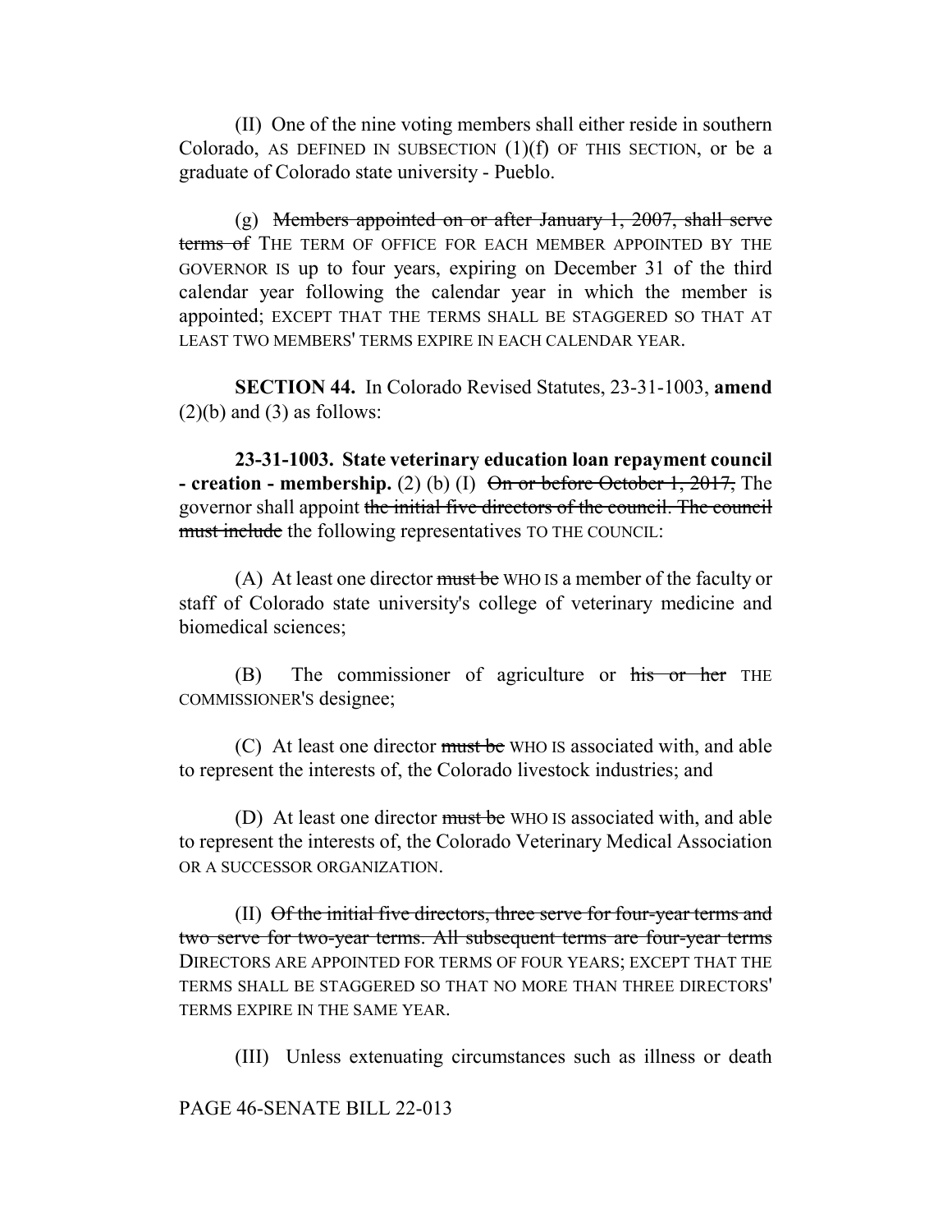(II) One of the nine voting members shall either reside in southern Colorado, AS DEFINED IN SUBSECTION (1)(f) OF THIS SECTION, or be a graduate of Colorado state university - Pueblo.

(g) ~~Members appointed on or after January 1, 2007, shall serve terms of~~ THE TERM OF OFFICE FOR EACH MEMBER APPOINTED BY THE GOVERNOR IS up to four years, expiring on December 31 of the third calendar year following the calendar year in which the member is appointed; EXCEPT THAT THE TERMS SHALL BE STAGGERED SO THAT AT LEAST TWO MEMBERS' TERMS EXPIRE IN EACH CALENDAR YEAR.

**SECTION 44.** In Colorado Revised Statutes, 23-31-1003, **amend** (2)(b) and (3) as follows:

**23-31-1003. State veterinary education loan repayment council - creation - membership.** (2) (b) (I) ~~On or before October 1, 2017,~~ The governor shall appoint ~~the initial five directors of the council. The council must include~~ the following representatives TO THE COUNCIL:

(A) At least one director ~~must be~~ WHO IS a member of the faculty or staff of Colorado state university's college of veterinary medicine and biomedical sciences;

(B) The commissioner of agriculture or ~~his or her~~ THE COMMISSIONER'S designee;

(C) At least one director ~~must be~~ WHO IS associated with, and able to represent the interests of, the Colorado livestock industries; and

(D) At least one director ~~must be~~ WHO IS associated with, and able to represent the interests of, the Colorado Veterinary Medical Association OR A SUCCESSOR ORGANIZATION.

(II) ~~Of the initial five directors, three serve for four-year terms and two serve for two-year terms. All subsequent terms are four-year terms~~ DIRECTORS ARE APPOINTED FOR TERMS OF FOUR YEARS; EXCEPT THAT THE TERMS SHALL BE STAGGERED SO THAT NO MORE THAN THREE DIRECTORS' TERMS EXPIRE IN THE SAME YEAR.

(III) Unless extenuating circumstances such as illness or death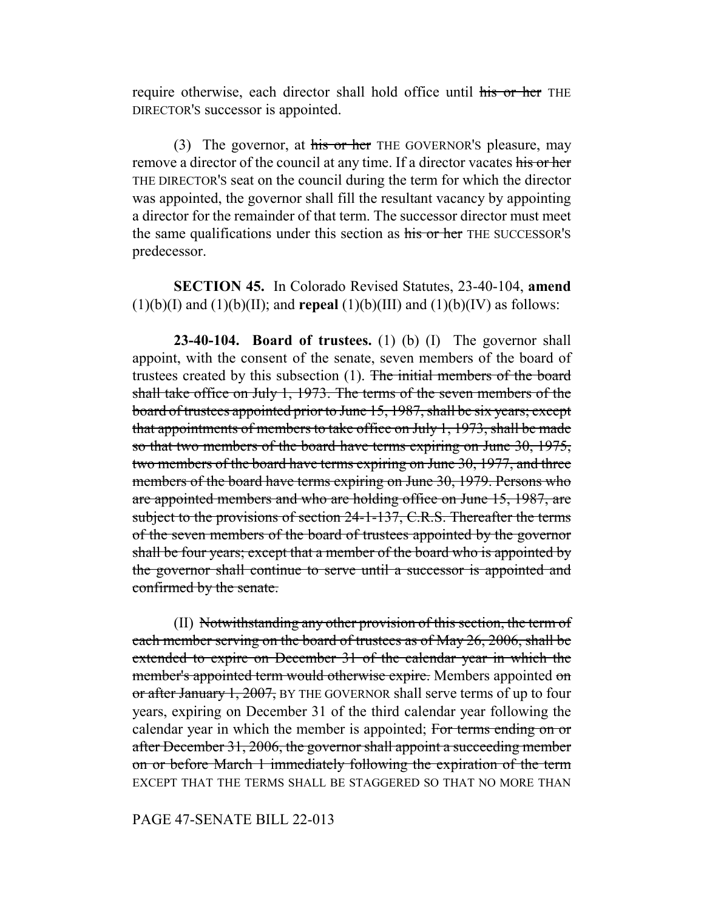require otherwise, each director shall hold office until ~~his or her~~ THE DIRECTOR'S successor is appointed.

(3) The governor, at ~~his or her~~ THE GOVERNOR'S pleasure, may remove a director of the council at any time. If a director vacates ~~his or her~~ THE DIRECTOR'S seat on the council during the term for which the director was appointed, the governor shall fill the resultant vacancy by appointing a director for the remainder of that term. The successor director must meet the same qualifications under this section as ~~his or her~~ THE SUCCESSOR'S predecessor.

**SECTION 45.** In Colorado Revised Statutes, 23-40-104, **amend** (1)(b)(I) and (1)(b)(II); and **repeal** (1)(b)(III) and (1)(b)(IV) as follows:

**23-40-104. Board of trustees.** (1) (b) (I) The governor shall appoint, with the consent of the senate, seven members of the board of trustees created by this subsection (1). ~~The initial members of the board shall take office on July 1, 1973. The terms of the seven members of the board of trustees appointed prior to June 15, 1987, shall be six years; except that appointments of members to take office on July 1, 1973, shall be made so that two members of the board have terms expiring on June 30, 1975, two members of the board have terms expiring on June 30, 1977, and three members of the board have terms expiring on June 30, 1979. Persons who are appointed members and who are holding office on June 15, 1987, are subject to the provisions of section 24-1-137, C.R.S. Thereafter the terms of the seven members of the board of trustees appointed by the governor shall be four years; except that a member of the board who is appointed by the governor shall continue to serve until a successor is appointed and confirmed by the senate.~~

(II) ~~Notwithstanding any other provision of this section, the term of each member serving on the board of trustees as of May 26, 2006, shall be extended to expire on December 31 of the calendar year in which the member's appointed term would otherwise expire.~~ Members appointed ~~on or after January 1, 2007,~~ BY THE GOVERNOR shall serve terms of up to four years, expiring on December 31 of the third calendar year following the calendar year in which the member is appointed; ~~For terms ending on or after December 31, 2006, the governor shall appoint a succeeding member on or before March 1 immediately following the expiration of the term~~ EXCEPT THAT THE TERMS SHALL BE STAGGERED SO THAT NO MORE THAN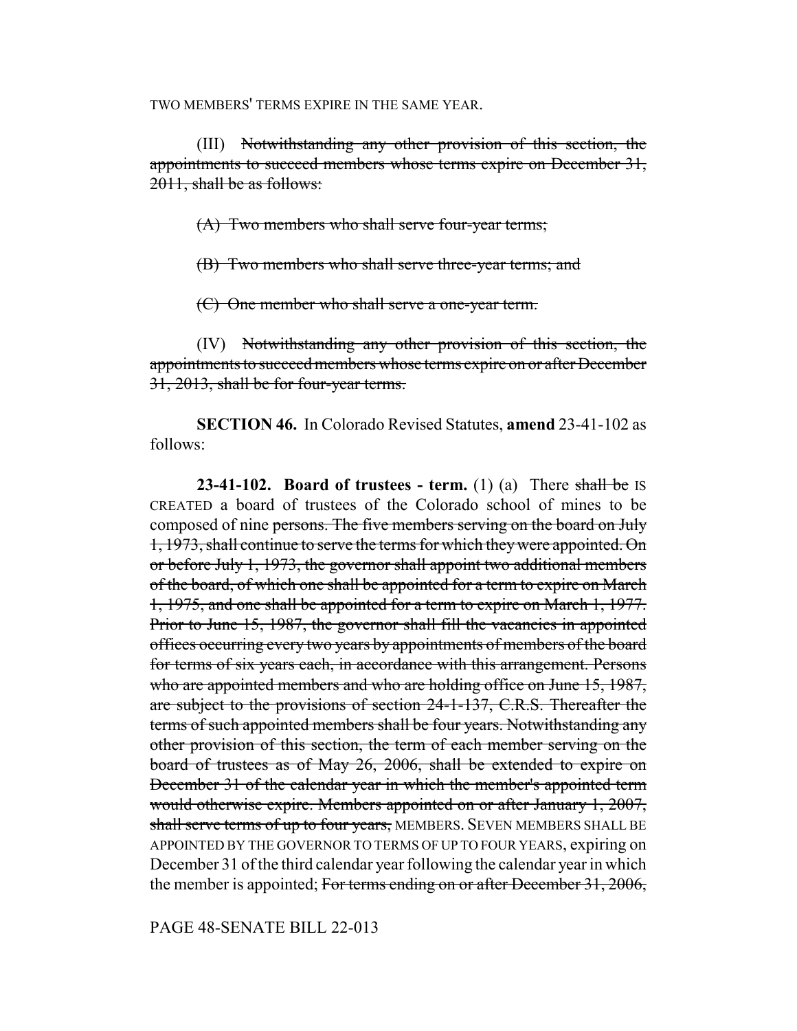TWO MEMBERS' TERMS EXPIRE IN THE SAME YEAR.

(III) ~~Notwithstanding any other provision of this section, the appointments to succeed members whose terms expire on December 31, 2011, shall be as follows:~~

~~(A) Two members who shall serve four-year terms;~~

~~(B) Two members who shall serve three-year terms; and~~

~~(C) One member who shall serve a one-year term.~~

(IV) ~~Notwithstanding any other provision of this section, the appointments to succeed members whose terms expire on or after December 31, 2013, shall be for four-year terms.~~

**SECTION 46.** In Colorado Revised Statutes, **amend** 23-41-102 as follows:

**23-41-102. Board of trustees - term.** (1) (a) There ~~shall be~~ IS CREATED a board of trustees of the Colorado school of mines to be composed of nine ~~persons. The five members serving on the board on July 1, 1973, shall continue to serve the terms for which they were appointed. On or before July 1, 1973, the governor shall appoint two additional members of the board, of which one shall be appointed for a term to expire on March 1, 1975, and one shall be appointed for a term to expire on March 1, 1977. Prior to June 15, 1987, the governor shall fill the vacancies in appointed offices occurring every two years by appointments of members of the board for terms of six years each, in accordance with this arrangement. Persons who are appointed members and who are holding office on June 15, 1987, are subject to the provisions of section 24-1-137, C.R.S. Thereafter the terms of such appointed members shall be four years. Notwithstanding any other provision of this section, the term of each member serving on the board of trustees as of May 26, 2006, shall be extended to expire on December 31 of the calendar year in which the member's appointed term would otherwise expire. Members appointed on or after January 1, 2007, shall serve terms of up to four years,~~ MEMBERS. SEVEN MEMBERS SHALL BE APPOINTED BY THE GOVERNOR TO TERMS OF UP TO FOUR YEARS, expiring on December 31 of the third calendar year following the calendar year in which the member is appointed; ~~For terms ending on or after December 31, 2006,~~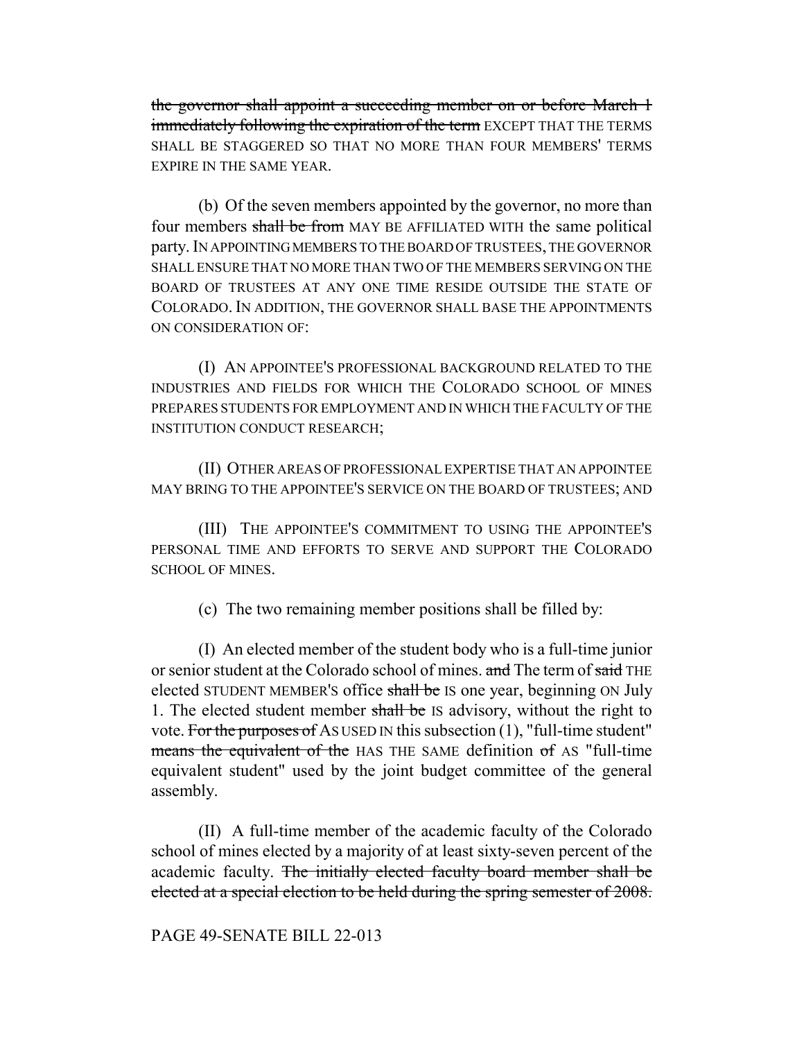~~the governor shall appoint a succeeding member on or before March 1 immediately following the expiration of the term~~ EXCEPT THAT THE TERMS SHALL BE STAGGERED SO THAT NO MORE THAN FOUR MEMBERS' TERMS EXPIRE IN THE SAME YEAR.

(b) Of the seven members appointed by the governor, no more than four members ~~shall be from~~ MAY BE AFFILIATED WITH the same political party. IN APPOINTING MEMBERS TO THE BOARD OF TRUSTEES, THE GOVERNOR SHALL ENSURE THAT NO MORE THAN TWO OF THE MEMBERS SERVING ON THE BOARD OF TRUSTEES AT ANY ONE TIME RESIDE OUTSIDE THE STATE OF COLORADO. IN ADDITION, THE GOVERNOR SHALL BASE THE APPOINTMENTS ON CONSIDERATION OF:

(I) AN APPOINTEE'S PROFESSIONAL BACKGROUND RELATED TO THE INDUSTRIES AND FIELDS FOR WHICH THE COLORADO SCHOOL OF MINES PREPARES STUDENTS FOR EMPLOYMENT AND IN WHICH THE FACULTY OF THE INSTITUTION CONDUCT RESEARCH;

(II) OTHER AREAS OF PROFESSIONAL EXPERTISE THAT AN APPOINTEE MAY BRING TO THE APPOINTEE'S SERVICE ON THE BOARD OF TRUSTEES; AND

(III) THE APPOINTEE'S COMMITMENT TO USING THE APPOINTEE'S PERSONAL TIME AND EFFORTS TO SERVE AND SUPPORT THE COLORADO SCHOOL OF MINES.

(c) The two remaining member positions shall be filled by:

(I) An elected member of the student body who is a full-time junior or senior student at the Colorado school of mines. ~~and~~ The term of ~~said~~ THE elected STUDENT MEMBER'S office ~~shall be~~ IS one year, beginning ON July 1. The elected student member ~~shall be~~ IS advisory, without the right to vote. ~~For the purposes of~~ AS USED IN this subsection (1), "full-time student" ~~means the equivalent of the~~ HAS THE SAME definition ~~of~~ AS "full-time equivalent student" used by the joint budget committee of the general assembly.

(II) A full-time member of the academic faculty of the Colorado school of mines elected by a majority of at least sixty-seven percent of the academic faculty. ~~The initially elected faculty board member shall be elected at a special election to be held during the spring semester of 2008.~~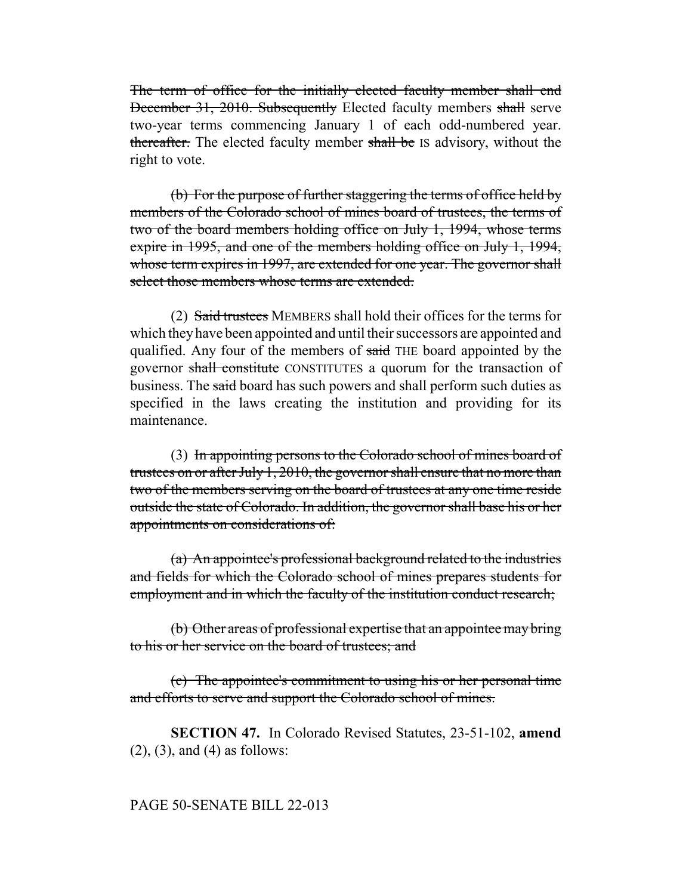~~The term of office for the initially elected faculty member shall end December 31, 2010. Subsequently~~ Elected faculty members ~~shall~~ serve two-year terms commencing January 1 of each odd-numbered year. ~~thereafter.~~ The elected faculty member ~~shall be~~ IS advisory, without the right to vote.

~~(b) For the purpose of further staggering the terms of office held by members of the Colorado school of mines board of trustees, the terms of two of the board members holding office on July 1, 1994, whose terms expire in 1995, and one of the members holding office on July 1, 1994, whose term expires in 1997, are extended for one year. The governor shall select those members whose terms are extended.~~

(2) ~~Said trustees~~ MEMBERS shall hold their offices for the terms for which they have been appointed and until their successors are appointed and qualified. Any four of the members of ~~said~~ THE board appointed by the governor ~~shall constitute~~ CONSTITUTES a quorum for the transaction of business. The ~~said~~ board has such powers and shall perform such duties as specified in the laws creating the institution and providing for its maintenance.

(3) ~~In appointing persons to the Colorado school of mines board of trustees on or after July 1, 2010, the governor shall ensure that no more than two of the members serving on the board of trustees at any one time reside outside the state of Colorado. In addition, the governor shall base his or her appointments on considerations of:~~

~~(a) An appointee's professional background related to the industries and fields for which the Colorado school of mines prepares students for employment and in which the faculty of the institution conduct research;~~

~~(b) Other areas of professional expertise that an appointee may bring to his or her service on the board of trustees; and~~

~~(c) The appointee's commitment to using his or her personal time and efforts to serve and support the Colorado school of mines.~~

**SECTION 47.** In Colorado Revised Statutes, 23-51-102, **amend** (2), (3), and (4) as follows: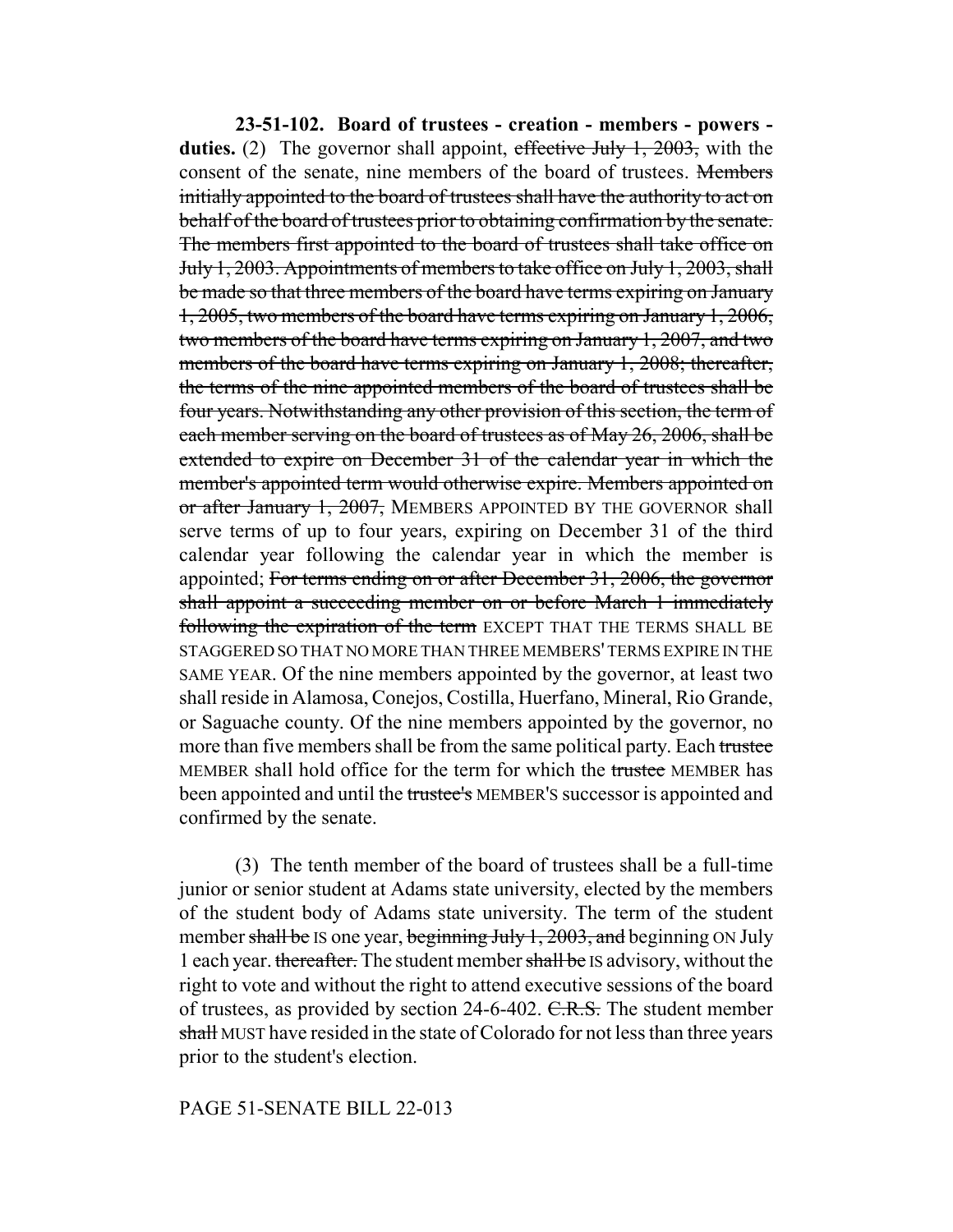**23-51-102. Board of trustees - creation - members - powers - duties.** (2) The governor shall appoint, ~~effective July 1, 2003,~~ with the consent of the senate, nine members of the board of trustees. ~~Members initially appointed to the board of trustees shall have the authority to act on behalf of the board of trustees prior to obtaining confirmation by the senate. The members first appointed to the board of trustees shall take office on July 1, 2003. Appointments of members to take office on July 1, 2003, shall be made so that three members of the board have terms expiring on January 1, 2005, two members of the board have terms expiring on January 1, 2006, two members of the board have terms expiring on January 1, 2007, and two members of the board have terms expiring on January 1, 2008; thereafter, the terms of the nine appointed members of the board of trustees shall be four years. Notwithstanding any other provision of this section, the term of each member serving on the board of trustees as of May 26, 2006, shall be extended to expire on December 31 of the calendar year in which the member's appointed term would otherwise expire. Members appointed on or after January 1, 2007,~~ MEMBERS APPOINTED BY THE GOVERNOR shall serve terms of up to four years, expiring on December 31 of the third calendar year following the calendar year in which the member is appointed; ~~For terms ending on or after December 31, 2006, the governor shall appoint a succeeding member on or before March 1 immediately following the expiration of the term~~ EXCEPT THAT THE TERMS SHALL BE STAGGERED SO THAT NO MORE THAN THREE MEMBERS' TERMS EXPIRE IN THE SAME YEAR. Of the nine members appointed by the governor, at least two shall reside in Alamosa, Conejos, Costilla, Huerfano, Mineral, Rio Grande, or Saguache county. Of the nine members appointed by the governor, no more than five members shall be from the same political party. Each ~~trustee~~ MEMBER shall hold office for the term for which the ~~trustee~~ MEMBER has been appointed and until the ~~trustee's~~ MEMBER'S successor is appointed and confirmed by the senate.

(3) The tenth member of the board of trustees shall be a full-time junior or senior student at Adams state university, elected by the members of the student body of Adams state university. The term of the student member ~~shall be~~ IS one year, ~~beginning July 1, 2003, and~~ beginning ON July 1 each year. ~~thereafter.~~ The student member ~~shall be~~ IS advisory, without the right to vote and without the right to attend executive sessions of the board of trustees, as provided by section 24-6-402. ~~C.R.S.~~ The student member ~~shall~~ MUST have resided in the state of Colorado for not less than three years prior to the student's election.

PAGE 51-SENATE BILL 22-013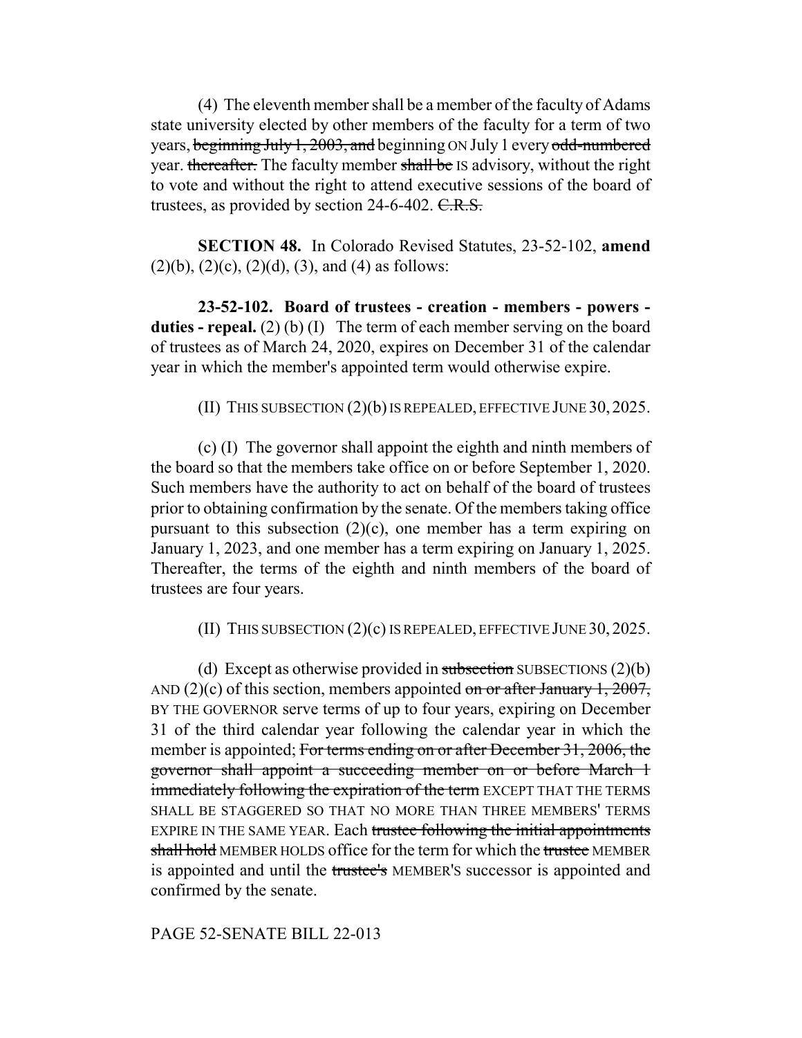(4) The eleventh member shall be a member of the faculty of Adams state university elected by other members of the faculty for a term of two years, ~~beginning July 1, 2003, and~~ beginning ON July 1 every ~~odd-numbered~~ year. ~~thereafter.~~ The faculty member ~~shall be~~ IS advisory, without the right to vote and without the right to attend executive sessions of the board of trustees, as provided by section 24-6-402. ~~C.R.S.~~

**SECTION 48.** In Colorado Revised Statutes, 23-52-102, **amend** (2)(b), (2)(c), (2)(d), (3), and (4) as follows:

**23-52-102. Board of trustees - creation - members - powers - duties - repeal.** (2) (b) (I) The term of each member serving on the board of trustees as of March 24, 2020, expires on December 31 of the calendar year in which the member's appointed term would otherwise expire.

(II) THIS SUBSECTION (2)(b) IS REPEALED, EFFECTIVE JUNE 30, 2025.

(c) (I) The governor shall appoint the eighth and ninth members of the board so that the members take office on or before September 1, 2020. Such members have the authority to act on behalf of the board of trustees prior to obtaining confirmation by the senate. Of the members taking office pursuant to this subsection (2)(c), one member has a term expiring on January 1, 2023, and one member has a term expiring on January 1, 2025. Thereafter, the terms of the eighth and ninth members of the board of trustees are four years.

(II) THIS SUBSECTION (2)(c) IS REPEALED, EFFECTIVE JUNE 30, 2025.

(d) Except as otherwise provided in ~~subsection~~ SUBSECTIONS (2)(b) AND (2)(c) of this section, members appointed ~~on or after January 1, 2007,~~ BY THE GOVERNOR serve terms of up to four years, expiring on December 31 of the third calendar year following the calendar year in which the member is appointed; ~~For terms ending on or after December 31, 2006, the governor shall appoint a succeeding member on or before March 1 immediately following the expiration of the term~~ EXCEPT THAT THE TERMS SHALL BE STAGGERED SO THAT NO MORE THAN THREE MEMBERS' TERMS EXPIRE IN THE SAME YEAR. Each ~~trustee following the initial appointments shall hold~~ MEMBER HOLDS office for the term for which the ~~trustee~~ MEMBER is appointed and until the ~~trustee's~~ MEMBER'S successor is appointed and confirmed by the senate.

PAGE 52-SENATE BILL 22-013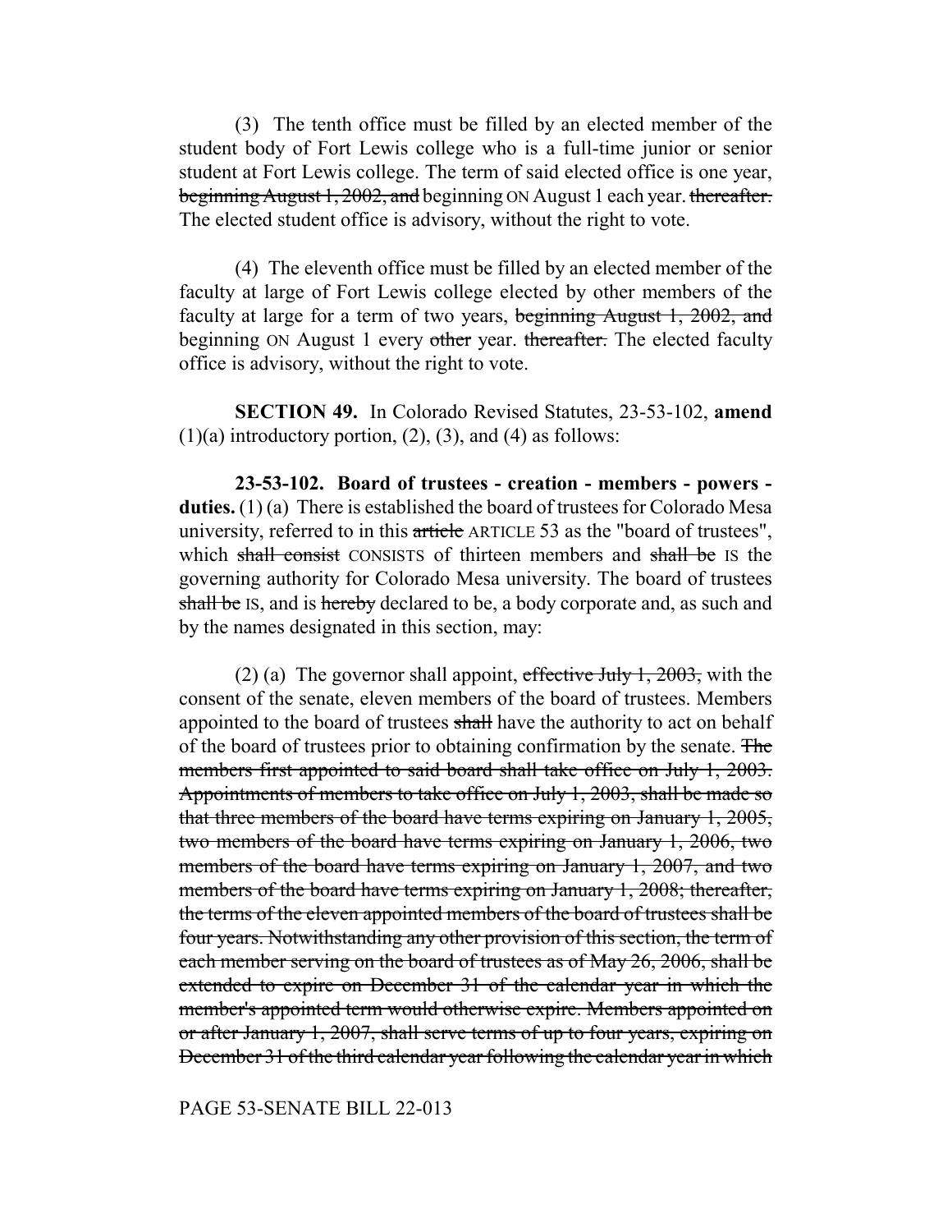(3) The tenth office must be filled by an elected member of the student body of Fort Lewis college who is a full-time junior or senior student at Fort Lewis college. The term of said elected office is one year, ~~beginning August 1, 2002, and~~ beginning ON August 1 each year. ~~thereafter.~~ The elected student office is advisory, without the right to vote.

(4) The eleventh office must be filled by an elected member of the faculty at large of Fort Lewis college elected by other members of the faculty at large for a term of two years, ~~beginning August 1, 2002, and~~ beginning ON August 1 every ~~other~~ year. ~~thereafter.~~ The elected faculty office is advisory, without the right to vote.

**SECTION 49.** In Colorado Revised Statutes, 23-53-102, **amend** (1)(a) introductory portion, (2), (3), and (4) as follows:

**23-53-102. Board of trustees - creation - members - powers - duties.** (1) (a) There is established the board of trustees for Colorado Mesa university, referred to in this ~~article~~ ARTICLE 53 as the "board of trustees", which ~~shall consist~~ CONSISTS of thirteen members and ~~shall be~~ IS the governing authority for Colorado Mesa university. The board of trustees ~~shall be~~ IS, and is ~~hereby~~ declared to be, a body corporate and, as such and by the names designated in this section, may:

(2) (a) The governor shall appoint, ~~effective July 1, 2003,~~ with the consent of the senate, eleven members of the board of trustees. Members appointed to the board of trustees ~~shall~~ have the authority to act on behalf of the board of trustees prior to obtaining confirmation by the senate. ~~The members first appointed to said board shall take office on July 1, 2003. Appointments of members to take office on July 1, 2003, shall be made so that three members of the board have terms expiring on January 1, 2005, two members of the board have terms expiring on January 1, 2006, two members of the board have terms expiring on January 1, 2007, and two members of the board have terms expiring on January 1, 2008; thereafter, the terms of the eleven appointed members of the board of trustees shall be four years. Notwithstanding any other provision of this section, the term of each member serving on the board of trustees as of May 26, 2006, shall be extended to expire on December 31 of the calendar year in which the member's appointed term would otherwise expire. Members appointed on or after January 1, 2007, shall serve terms of up to four years, expiring on December 31 of the third calendar year following the calendar year in which~~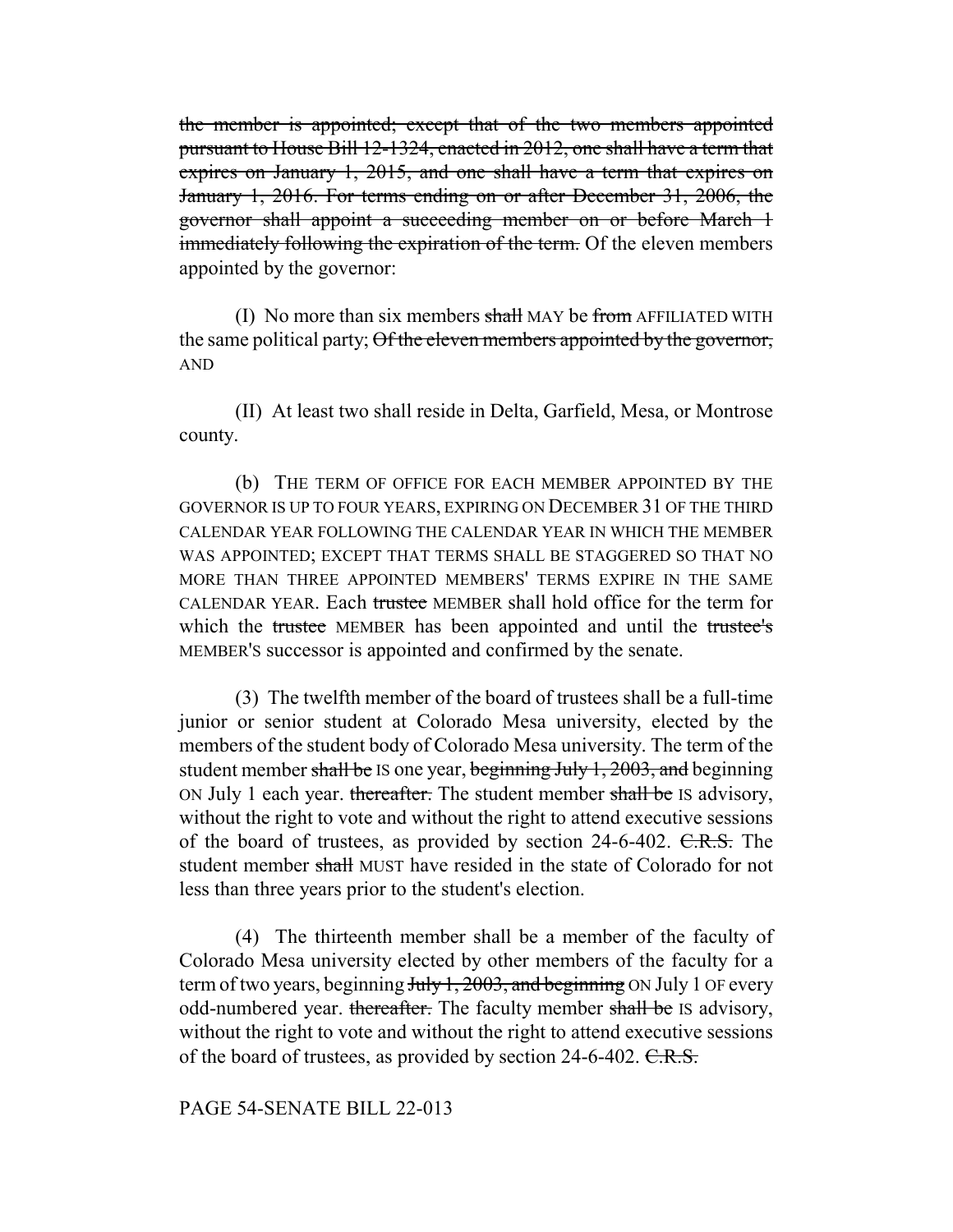~~the member is appointed; except that of the two members appointed pursuant to House Bill 12-1324, enacted in 2012, one shall have a term that expires on January 1, 2015, and one shall have a term that expires on January 1, 2016. For terms ending on or after December 31, 2006, the governor shall appoint a succeeding member on or before March 1 immediately following the expiration of the term.~~ Of the eleven members appointed by the governor:

(I) No more than six members ~~shall~~ MAY be ~~from~~ AFFILIATED WITH the same political party; ~~Of the eleven members appointed by the governor,~~ AND

(II) At least two shall reside in Delta, Garfield, Mesa, or Montrose county.

(b) THE TERM OF OFFICE FOR EACH MEMBER APPOINTED BY THE GOVERNOR IS UP TO FOUR YEARS, EXPIRING ON DECEMBER 31 OF THE THIRD CALENDAR YEAR FOLLOWING THE CALENDAR YEAR IN WHICH THE MEMBER WAS APPOINTED; EXCEPT THAT TERMS SHALL BE STAGGERED SO THAT NO MORE THAN THREE APPOINTED MEMBERS' TERMS EXPIRE IN THE SAME CALENDAR YEAR. Each ~~trustee~~ MEMBER shall hold office for the term for which the ~~trustee~~ MEMBER has been appointed and until the ~~trustee's~~ MEMBER'S successor is appointed and confirmed by the senate.

(3) The twelfth member of the board of trustees shall be a full-time junior or senior student at Colorado Mesa university, elected by the members of the student body of Colorado Mesa university. The term of the student member ~~shall be~~ IS one year, ~~beginning July 1, 2003, and~~ beginning ON July 1 each year. ~~thereafter.~~ The student member ~~shall be~~ IS advisory, without the right to vote and without the right to attend executive sessions of the board of trustees, as provided by section 24-6-402. ~~C.R.S.~~ The student member ~~shall~~ MUST have resided in the state of Colorado for not less than three years prior to the student's election.

(4) The thirteenth member shall be a member of the faculty of Colorado Mesa university elected by other members of the faculty for a term of two years, beginning ~~July 1, 2003, and beginning~~ ON July 1 OF every odd-numbered year. ~~thereafter.~~ The faculty member ~~shall be~~ IS advisory, without the right to vote and without the right to attend executive sessions of the board of trustees, as provided by section 24-6-402. ~~C.R.S.~~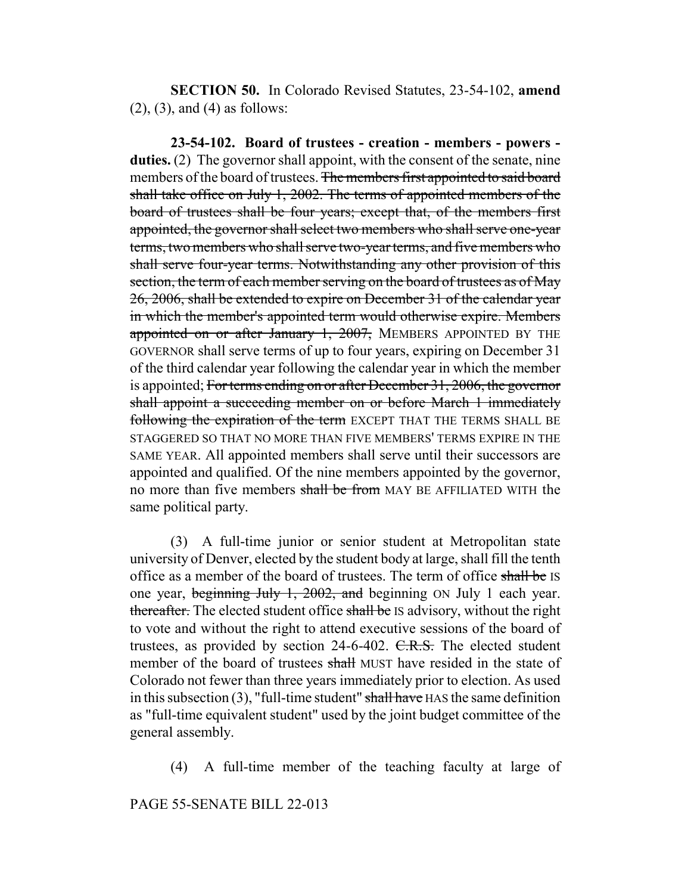**SECTION 50.** In Colorado Revised Statutes, 23-54-102, **amend** (2), (3), and (4) as follows:

**23-54-102. Board of trustees - creation - members - powers - duties.** (2) The governor shall appoint, with the consent of the senate, nine members of the board of trustees. ~~The members first appointed to said board shall take office on July 1, 2002. The terms of appointed members of the board of trustees shall be four years; except that, of the members first appointed, the governor shall select two members who shall serve one-year terms, two members who shall serve two-year terms, and five members who shall serve four-year terms. Notwithstanding any other provision of this section, the term of each member serving on the board of trustees as of May 26, 2006, shall be extended to expire on December 31 of the calendar year in which the member's appointed term would otherwise expire. Members appointed on or after January 1, 2007,~~ MEMBERS APPOINTED BY THE GOVERNOR shall serve terms of up to four years, expiring on December 31 of the third calendar year following the calendar year in which the member is appointed; ~~For terms ending on or after December 31, 2006, the governor shall appoint a succeeding member on or before March 1 immediately following the expiration of the term~~ EXCEPT THAT THE TERMS SHALL BE STAGGERED SO THAT NO MORE THAN FIVE MEMBERS' TERMS EXPIRE IN THE SAME YEAR. All appointed members shall serve until their successors are appointed and qualified. Of the nine members appointed by the governor, no more than five members ~~shall be from~~ MAY BE AFFILIATED WITH the same political party.

(3) A full-time junior or senior student at Metropolitan state university of Denver, elected by the student body at large, shall fill the tenth office as a member of the board of trustees. The term of office ~~shall be~~ IS one year, ~~beginning July 1, 2002, and~~ beginning ON July 1 each year. ~~thereafter.~~ The elected student office ~~shall be~~ IS advisory, without the right to vote and without the right to attend executive sessions of the board of trustees, as provided by section 24-6-402. ~~C.R.S.~~ The elected student member of the board of trustees ~~shall~~ MUST have resided in the state of Colorado not fewer than three years immediately prior to election. As used in this subsection (3), "full-time student" ~~shall have~~ HAS the same definition as "full-time equivalent student" used by the joint budget committee of the general assembly.

(4) A full-time member of the teaching faculty at large of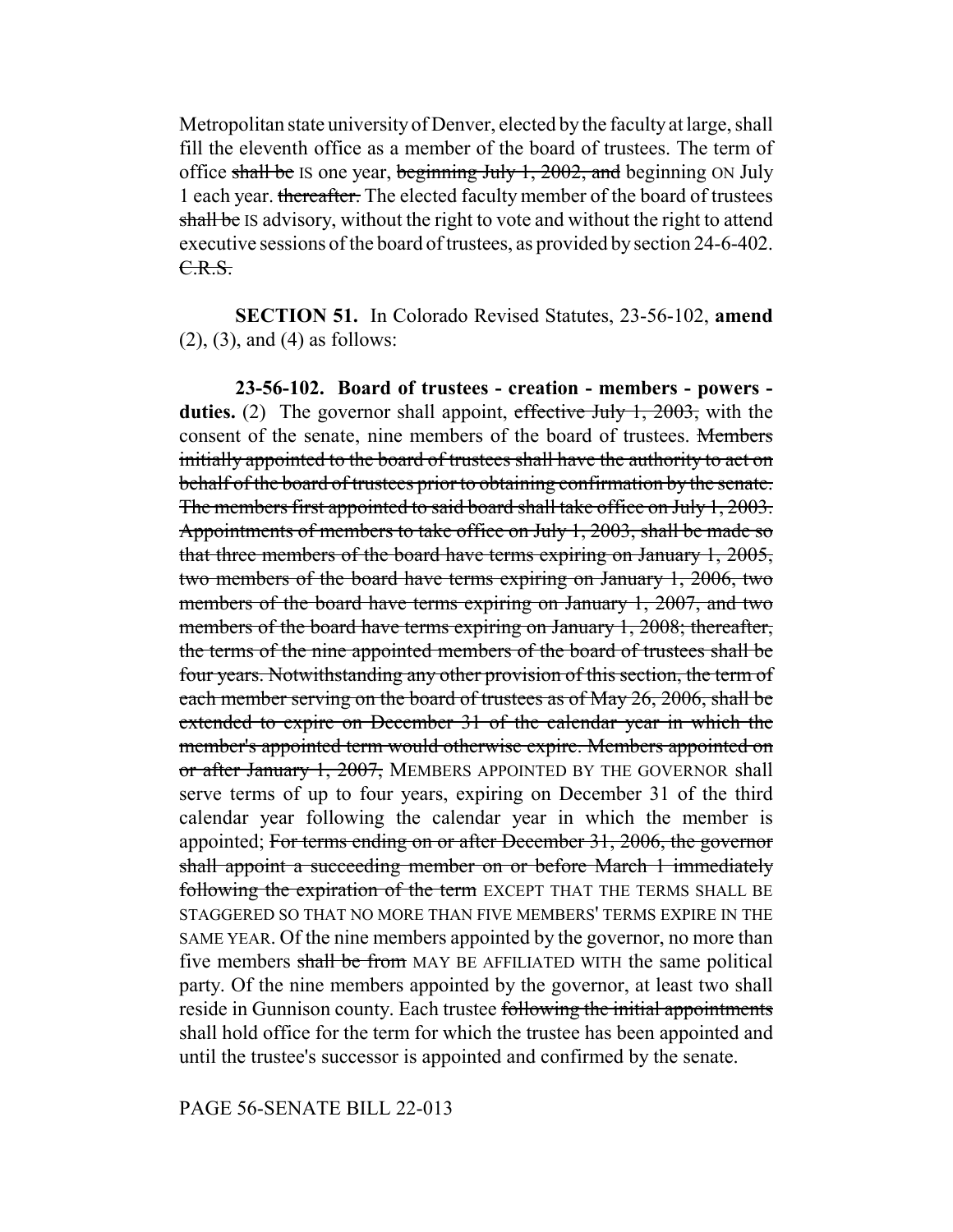Metropolitan state university of Denver, elected by the faculty at large, shall fill the eleventh office as a member of the board of trustees. The term of office ~~shall be~~ IS one year, ~~beginning July 1, 2002, and~~ beginning ON July 1 each year. ~~thereafter.~~ The elected faculty member of the board of trustees ~~shall be~~ IS advisory, without the right to vote and without the right to attend executive sessions of the board of trustees, as provided by section 24-6-402. ~~C.R.S.~~

**SECTION 51.** In Colorado Revised Statutes, 23-56-102, **amend** (2), (3), and (4) as follows:

**23-56-102. Board of trustees - creation - members - powers - duties.** (2) The governor shall appoint, ~~effective July 1, 2003,~~ with the consent of the senate, nine members of the board of trustees. ~~Members initially appointed to the board of trustees shall have the authority to act on behalf of the board of trustees prior to obtaining confirmation by the senate. The members first appointed to said board shall take office on July 1, 2003. Appointments of members to take office on July 1, 2003, shall be made so that three members of the board have terms expiring on January 1, 2005, two members of the board have terms expiring on January 1, 2006, two members of the board have terms expiring on January 1, 2007, and two members of the board have terms expiring on January 1, 2008; thereafter, the terms of the nine appointed members of the board of trustees shall be four years. Notwithstanding any other provision of this section, the term of each member serving on the board of trustees as of May 26, 2006, shall be extended to expire on December 31 of the calendar year in which the member's appointed term would otherwise expire. Members appointed on or after January 1, 2007,~~ MEMBERS APPOINTED BY THE GOVERNOR shall serve terms of up to four years, expiring on December 31 of the third calendar year following the calendar year in which the member is appointed; ~~For terms ending on or after December 31, 2006, the governor shall appoint a succeeding member on or before March 1 immediately following the expiration of the term~~ EXCEPT THAT THE TERMS SHALL BE STAGGERED SO THAT NO MORE THAN FIVE MEMBERS' TERMS EXPIRE IN THE SAME YEAR. Of the nine members appointed by the governor, no more than five members ~~shall be from~~ MAY BE AFFILIATED WITH the same political party. Of the nine members appointed by the governor, at least two shall reside in Gunnison county. Each trustee ~~following the initial appointments~~ shall hold office for the term for which the trustee has been appointed and until the trustee's successor is appointed and confirmed by the senate.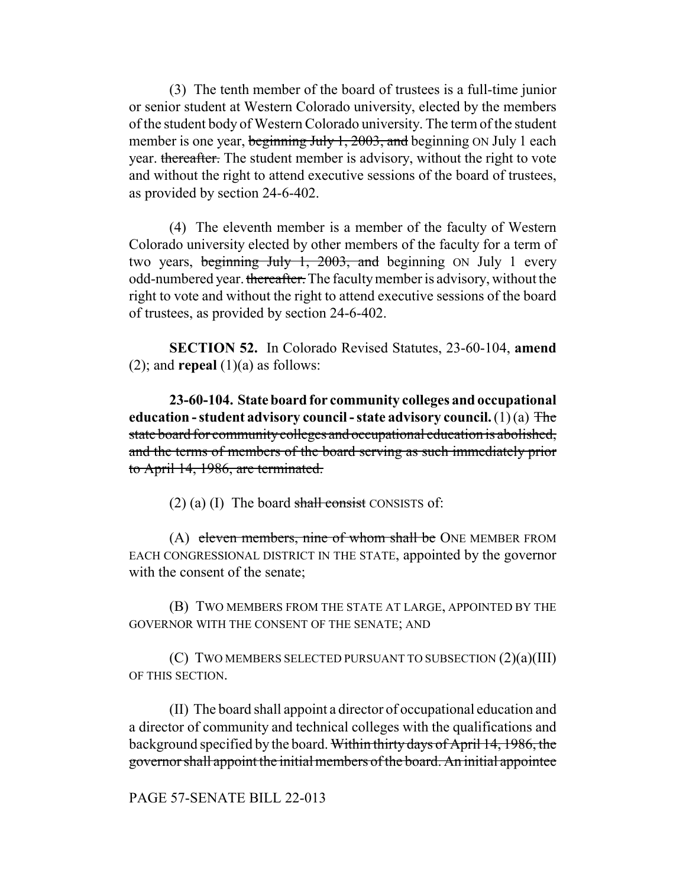(3) The tenth member of the board of trustees is a full-time junior or senior student at Western Colorado university, elected by the members of the student body of Western Colorado university. The term of the student member is one year, ~~beginning July 1, 2003, and~~ beginning ON July 1 each year. ~~thereafter.~~ The student member is advisory, without the right to vote and without the right to attend executive sessions of the board of trustees, as provided by section 24-6-402.

(4) The eleventh member is a member of the faculty of Western Colorado university elected by other members of the faculty for a term of two years, ~~beginning July 1, 2003, and~~ beginning ON July 1 every odd-numbered year. ~~thereafter.~~ The faculty member is advisory, without the right to vote and without the right to attend executive sessions of the board of trustees, as provided by section 24-6-402.

**SECTION 52.** In Colorado Revised Statutes, 23-60-104, **amend** (2); and **repeal** (1)(a) as follows:

**23-60-104. State board for community colleges and occupational education - student advisory council - state advisory council.** (1) (a) ~~The state board for community colleges and occupational education is abolished, and the terms of members of the board serving as such immediately prior to April 14, 1986, are terminated.~~

(2) (a) (I) The board ~~shall consist~~ CONSISTS of:

(A) ~~eleven members, nine of whom shall be~~ ONE MEMBER FROM EACH CONGRESSIONAL DISTRICT IN THE STATE, appointed by the governor with the consent of the senate;

(B) TWO MEMBERS FROM THE STATE AT LARGE, APPOINTED BY THE GOVERNOR WITH THE CONSENT OF THE SENATE; AND

(C) TWO MEMBERS SELECTED PURSUANT TO SUBSECTION (2)(a)(III) OF THIS SECTION.

(II) The board shall appoint a director of occupational education and a director of community and technical colleges with the qualifications and background specified by the board. ~~Within thirty days of April 14, 1986, the governor shall appoint the initial members of the board. An initial appointee~~

PAGE 57-SENATE BILL 22-013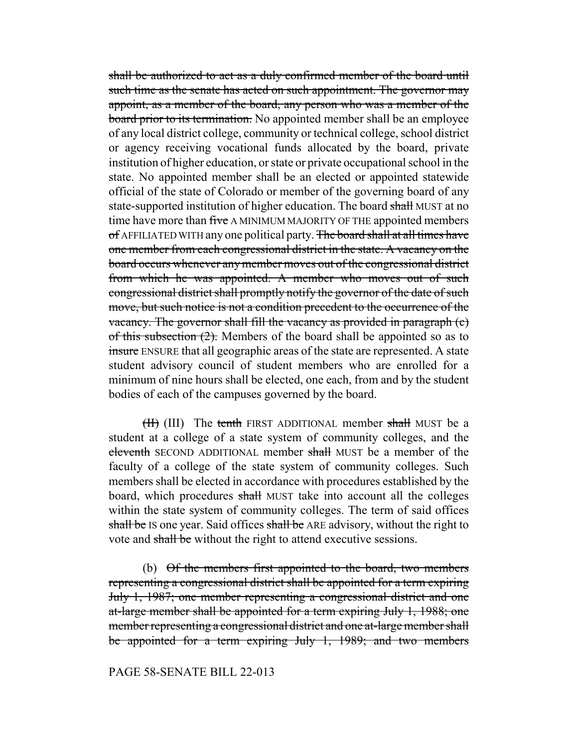~~shall be authorized to act as a duly confirmed member of the board until such time as the senate has acted on such appointment. The governor may appoint, as a member of the board, any person who was a member of the board prior to its termination.~~ No appointed member shall be an employee of any local district college, community or technical college, school district or agency receiving vocational funds allocated by the board, private institution of higher education, or state or private occupational school in the state. No appointed member shall be an elected or appointed statewide official of the state of Colorado or member of the governing board of any state-supported institution of higher education. The board ~~shall~~ MUST at no time have more than ~~five~~ A MINIMUM MAJORITY OF THE appointed members ~~of~~ AFFILIATED WITH any one political party. ~~The board shall at all times have one member from each congressional district in the state. A vacancy on the board occurs whenever any member moves out of the congressional district from which he was appointed. A member who moves out of such congressional district shall promptly notify the governor of the date of such move, but such notice is not a condition precedent to the occurrence of the vacancy. The governor shall fill the vacancy as provided in paragraph (c) of this subsection (2).~~ Members of the board shall be appointed so as to ~~insure~~ ENSURE that all geographic areas of the state are represented. A state student advisory council of student members who are enrolled for a minimum of nine hours shall be elected, one each, from and by the student bodies of each of the campuses governed by the board.

~~(II)~~ (III) The ~~tenth~~ FIRST ADDITIONAL member ~~shall~~ MUST be a student at a college of a state system of community colleges, and the ~~eleventh~~ SECOND ADDITIONAL member ~~shall~~ MUST be a member of the faculty of a college of the state system of community colleges. Such members shall be elected in accordance with procedures established by the board, which procedures ~~shall~~ MUST take into account all the colleges within the state system of community colleges. The term of said offices ~~shall be~~ IS one year. Said offices ~~shall be~~ ARE advisory, without the right to vote and ~~shall be~~ without the right to attend executive sessions.

(b) ~~Of the members first appointed to the board, two members representing a congressional district shall be appointed for a term expiring July 1, 1987; one member representing a congressional district and one at-large member shall be appointed for a term expiring July 1, 1988; one member representing a congressional district and one at-large member shall be appointed for a term expiring July 1, 1989; and two members~~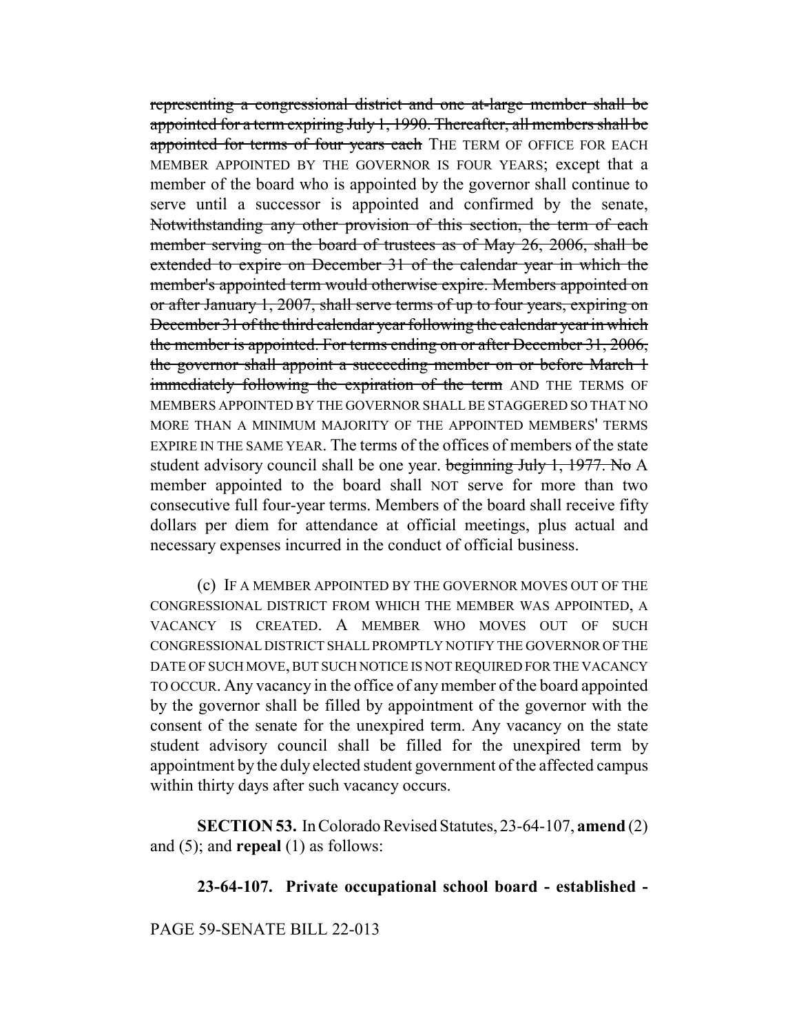~~representing a congressional district and one at-large member shall be appointed for a term expiring July 1, 1990. Thereafter, all members shall be appointed for terms of four years each~~ THE TERM OF OFFICE FOR EACH MEMBER APPOINTED BY THE GOVERNOR IS FOUR YEARS; except that a member of the board who is appointed by the governor shall continue to serve until a successor is appointed and confirmed by the senate, ~~Notwithstanding any other provision of this section, the term of each member serving on the board of trustees as of May 26, 2006, shall be extended to expire on December 31 of the calendar year in which the member's appointed term would otherwise expire. Members appointed on or after January 1, 2007, shall serve terms of up to four years, expiring on December 31 of the third calendar year following the calendar year in which the member is appointed. For terms ending on or after December 31, 2006, the governor shall appoint a succeeding member on or before March 1 immediately following the expiration of the term~~ AND THE TERMS OF MEMBERS APPOINTED BY THE GOVERNOR SHALL BE STAGGERED SO THAT NO MORE THAN A MINIMUM MAJORITY OF THE APPOINTED MEMBERS' TERMS EXPIRE IN THE SAME YEAR. The terms of the offices of members of the state student advisory council shall be one year. ~~beginning July 1, 1977. No~~ A member appointed to the board shall NOT serve for more than two consecutive full four-year terms. Members of the board shall receive fifty dollars per diem for attendance at official meetings, plus actual and necessary expenses incurred in the conduct of official business.

(c) IF A MEMBER APPOINTED BY THE GOVERNOR MOVES OUT OF THE CONGRESSIONAL DISTRICT FROM WHICH THE MEMBER WAS APPOINTED, A VACANCY IS CREATED. A MEMBER WHO MOVES OUT OF SUCH CONGRESSIONAL DISTRICT SHALL PROMPTLY NOTIFY THE GOVERNOR OF THE DATE OF SUCH MOVE, BUT SUCH NOTICE IS NOT REQUIRED FOR THE VACANCY TO OCCUR. Any vacancy in the office of any member of the board appointed by the governor shall be filled by appointment of the governor with the consent of the senate for the unexpired term. Any vacancy on the state student advisory council shall be filled for the unexpired term by appointment by the duly elected student government of the affected campus within thirty days after such vacancy occurs.

**SECTION 53.** In Colorado Revised Statutes, 23-64-107, **amend** (2) and (5); and **repeal** (1) as follows:

**23-64-107. Private occupational school board - established -**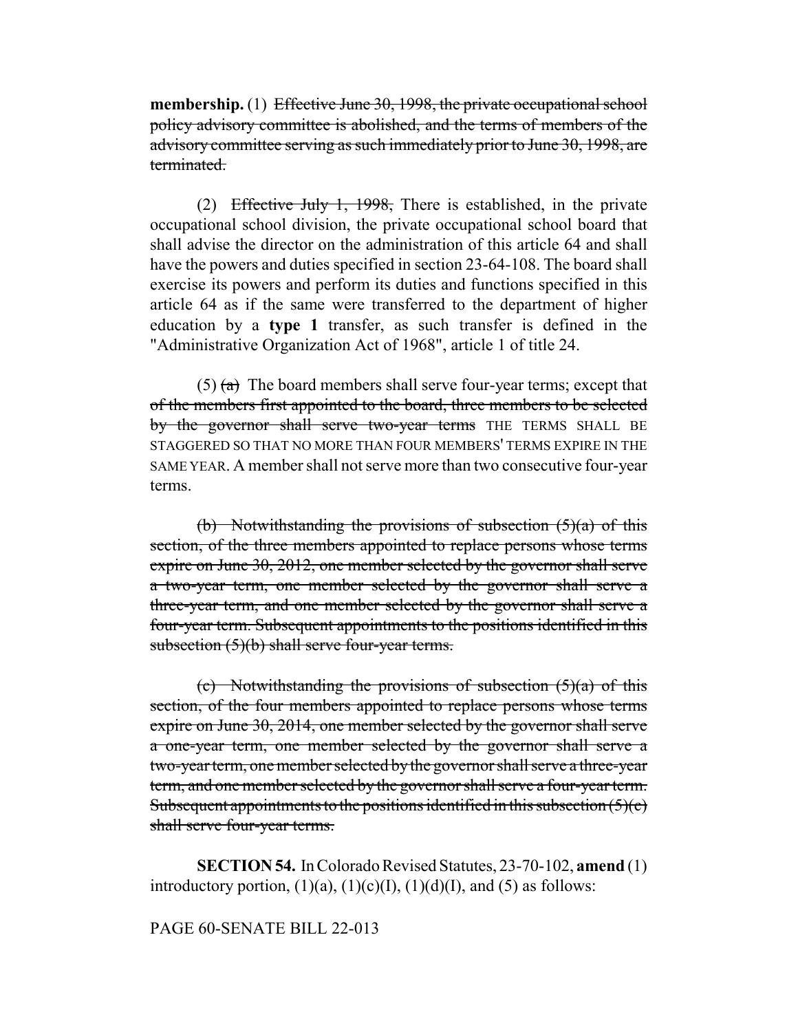**membership.** (1) ~~Effective June 30, 1998, the private occupational school policy advisory committee is abolished, and the terms of members of the advisory committee serving as such immediately prior to June 30, 1998, are terminated.~~

(2) ~~Effective July 1, 1998,~~ There is established, in the private occupational school division, the private occupational school board that shall advise the director on the administration of this article 64 and shall have the powers and duties specified in section 23-64-108. The board shall exercise its powers and perform its duties and functions specified in this article 64 as if the same were transferred to the department of higher education by a **type 1** transfer, as such transfer is defined in the "Administrative Organization Act of 1968", article 1 of title 24.

(5) ~~(a)~~ The board members shall serve four-year terms; except that ~~of the members first appointed to the board, three members to be selected by the governor shall serve two-year terms~~ THE TERMS SHALL BE STAGGERED SO THAT NO MORE THAN FOUR MEMBERS' TERMS EXPIRE IN THE SAME YEAR. A member shall not serve more than two consecutive four-year terms.

~~(b) Notwithstanding the provisions of subsection (5)(a) of this section, of the three members appointed to replace persons whose terms expire on June 30, 2012, one member selected by the governor shall serve a two-year term, one member selected by the governor shall serve a three-year term, and one member selected by the governor shall serve a four-year term. Subsequent appointments to the positions identified in this subsection (5)(b) shall serve four-year terms.~~

~~(c) Notwithstanding the provisions of subsection (5)(a) of this section, of the four members appointed to replace persons whose terms expire on June 30, 2014, one member selected by the governor shall serve a one-year term, one member selected by the governor shall serve a two-year term, one member selected by the governor shall serve a three-year term, and one member selected by the governor shall serve a four-year term. Subsequent appointments to the positions identified in this subsection (5)(c) shall serve four-year terms.~~

**SECTION 54.** In Colorado Revised Statutes, 23-70-102, **amend** (1) introductory portion, (1)(a), (1)(c)(I), (1)(d)(I), and (5) as follows:

PAGE 60-SENATE BILL 22-013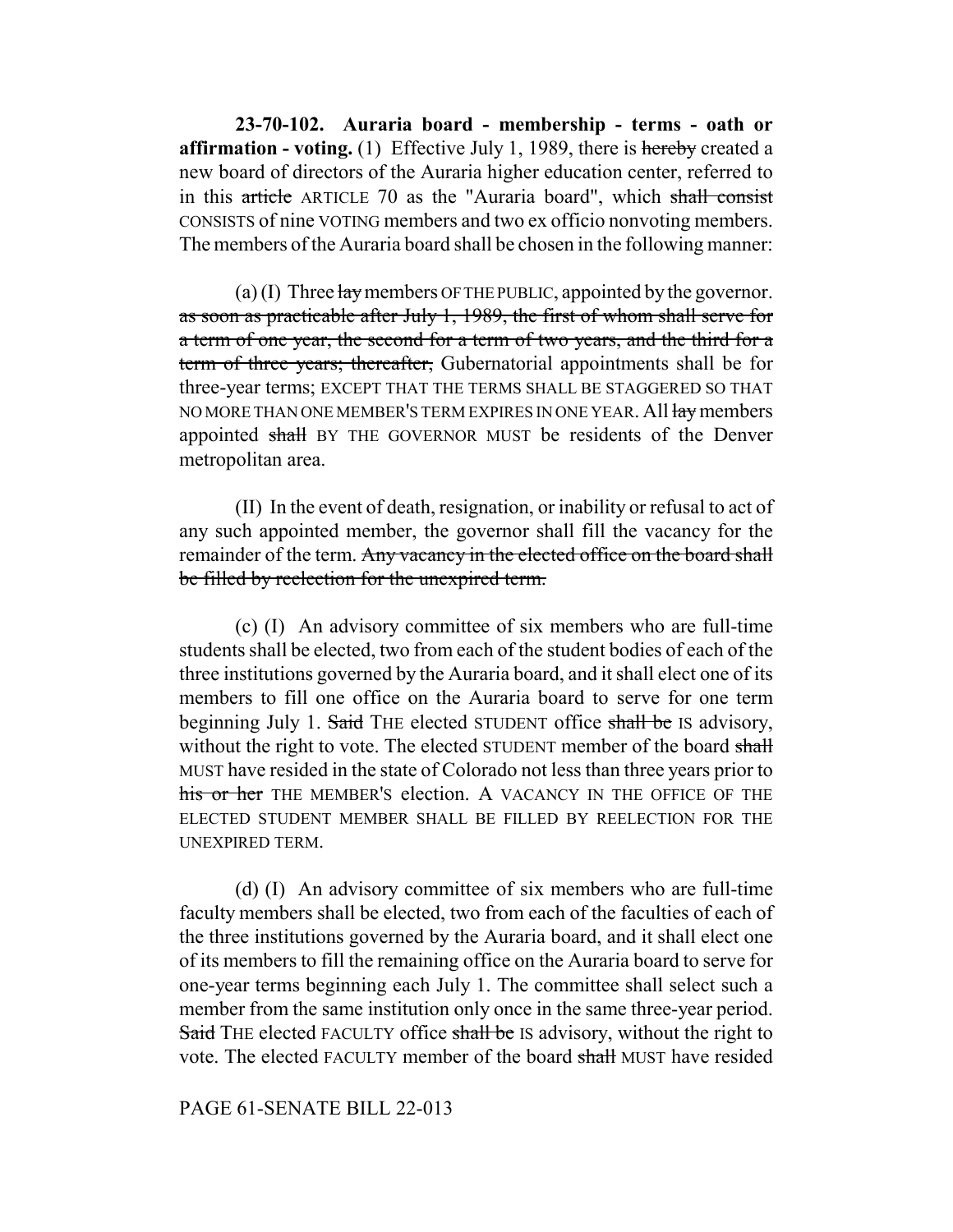**23-70-102. Auraria board - membership - terms - oath or affirmation - voting.** (1) Effective July 1, 1989, there is ~~hereby~~ created a new board of directors of the Auraria higher education center, referred to in this ~~article~~ ARTICLE 70 as the "Auraria board", which ~~shall consist~~ CONSISTS of nine VOTING members and two ex officio nonvoting members. The members of the Auraria board shall be chosen in the following manner:

(a) (I) Three ~~lay~~ members OF THE PUBLIC, appointed by the governor. ~~as soon as practicable after July 1, 1989, the first of whom shall serve for a term of one year, the second for a term of two years, and the third for a term of three years; thereafter,~~ Gubernatorial appointments shall be for three-year terms; EXCEPT THAT THE TERMS SHALL BE STAGGERED SO THAT NO MORE THAN ONE MEMBER'S TERM EXPIRES IN ONE YEAR. All ~~lay~~ members appointed ~~shall~~ BY THE GOVERNOR MUST be residents of the Denver metropolitan area.

(II) In the event of death, resignation, or inability or refusal to act of any such appointed member, the governor shall fill the vacancy for the remainder of the term. ~~Any vacancy in the elected office on the board shall be filled by reelection for the unexpired term.~~

(c) (I) An advisory committee of six members who are full-time students shall be elected, two from each of the student bodies of each of the three institutions governed by the Auraria board, and it shall elect one of its members to fill one office on the Auraria board to serve for one term beginning July 1. ~~Said~~ THE elected STUDENT office ~~shall be~~ IS advisory, without the right to vote. The elected STUDENT member of the board ~~shall~~ MUST have resided in the state of Colorado not less than three years prior to ~~his or her~~ THE MEMBER'S election. A VACANCY IN THE OFFICE OF THE ELECTED STUDENT MEMBER SHALL BE FILLED BY REELECTION FOR THE UNEXPIRED TERM.

(d) (I) An advisory committee of six members who are full-time faculty members shall be elected, two from each of the faculties of each of the three institutions governed by the Auraria board, and it shall elect one of its members to fill the remaining office on the Auraria board to serve for one-year terms beginning each July 1. The committee shall select such a member from the same institution only once in the same three-year period. ~~Said~~ THE elected FACULTY office ~~shall be~~ IS advisory, without the right to vote. The elected FACULTY member of the board ~~shall~~ MUST have resided

PAGE 61-SENATE BILL 22-013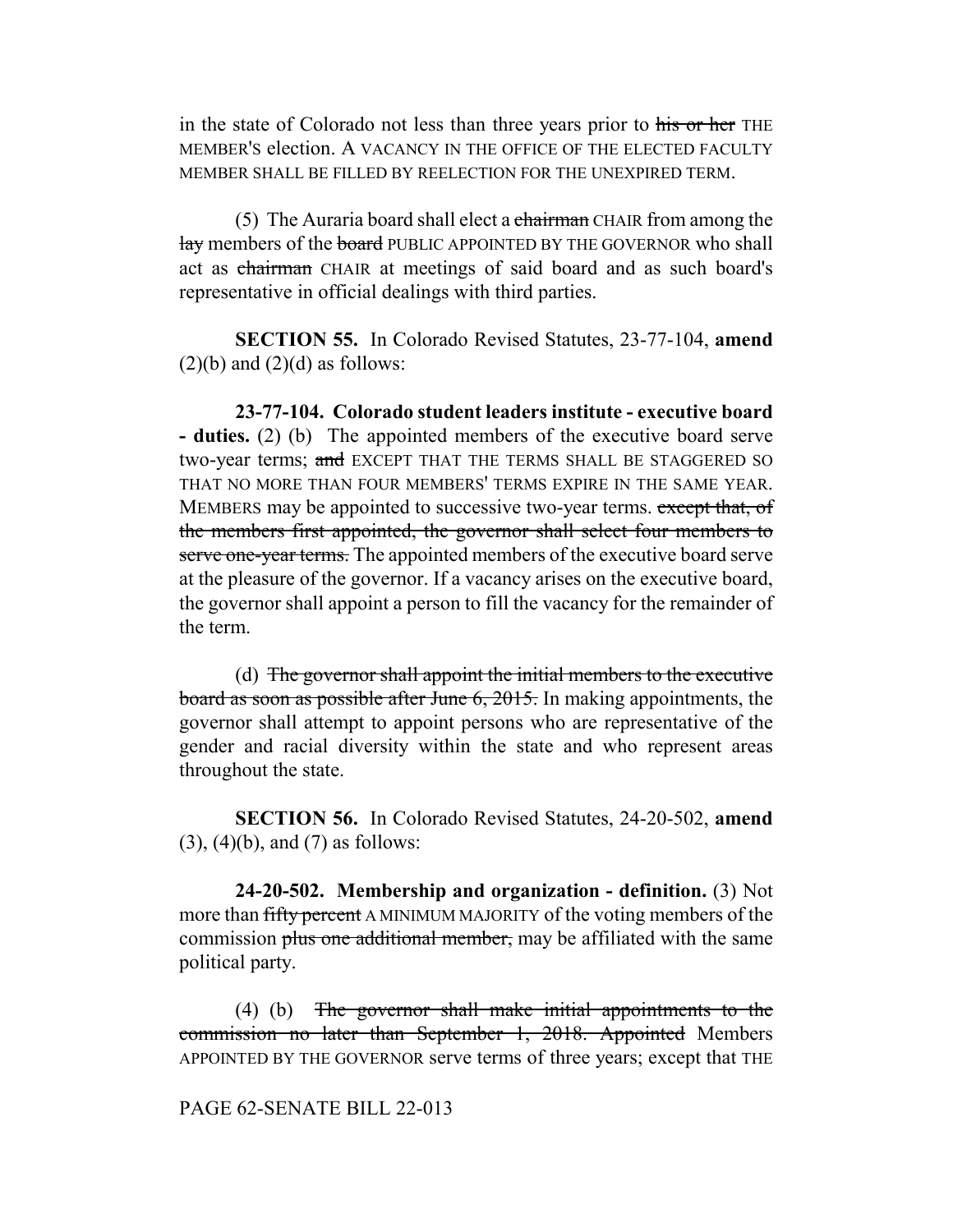in the state of Colorado not less than three years prior to ~~his or her~~ THE MEMBER'S election. A VACANCY IN THE OFFICE OF THE ELECTED FACULTY MEMBER SHALL BE FILLED BY REELECTION FOR THE UNEXPIRED TERM.

(5) The Auraria board shall elect a ~~chairman~~ CHAIR from among the ~~lay~~ members of the ~~board~~ PUBLIC APPOINTED BY THE GOVERNOR who shall act as ~~chairman~~ CHAIR at meetings of said board and as such board's representative in official dealings with third parties.

**SECTION 55.** In Colorado Revised Statutes, 23-77-104, **amend** (2)(b) and (2)(d) as follows:

**23-77-104. Colorado student leaders institute - executive board - duties.** (2) (b) The appointed members of the executive board serve two-year terms; ~~and~~ EXCEPT THAT THE TERMS SHALL BE STAGGERED SO THAT NO MORE THAN FOUR MEMBERS' TERMS EXPIRE IN THE SAME YEAR. MEMBERS may be appointed to successive two-year terms. ~~except that, of the members first appointed, the governor shall select four members to serve one-year terms.~~ The appointed members of the executive board serve at the pleasure of the governor. If a vacancy arises on the executive board, the governor shall appoint a person to fill the vacancy for the remainder of the term.

(d) ~~The governor shall appoint the initial members to the executive board as soon as possible after June 6, 2015.~~ In making appointments, the governor shall attempt to appoint persons who are representative of the gender and racial diversity within the state and who represent areas throughout the state.

**SECTION 56.** In Colorado Revised Statutes, 24-20-502, **amend** (3), (4)(b), and (7) as follows:

**24-20-502. Membership and organization - definition.** (3) Not more than ~~fifty percent~~ A MINIMUM MAJORITY of the voting members of the commission ~~plus one additional member,~~ may be affiliated with the same political party.

(4) (b) ~~The governor shall make initial appointments to the commission no later than September 1, 2018. Appointed~~ Members APPOINTED BY THE GOVERNOR serve terms of three years; except that THE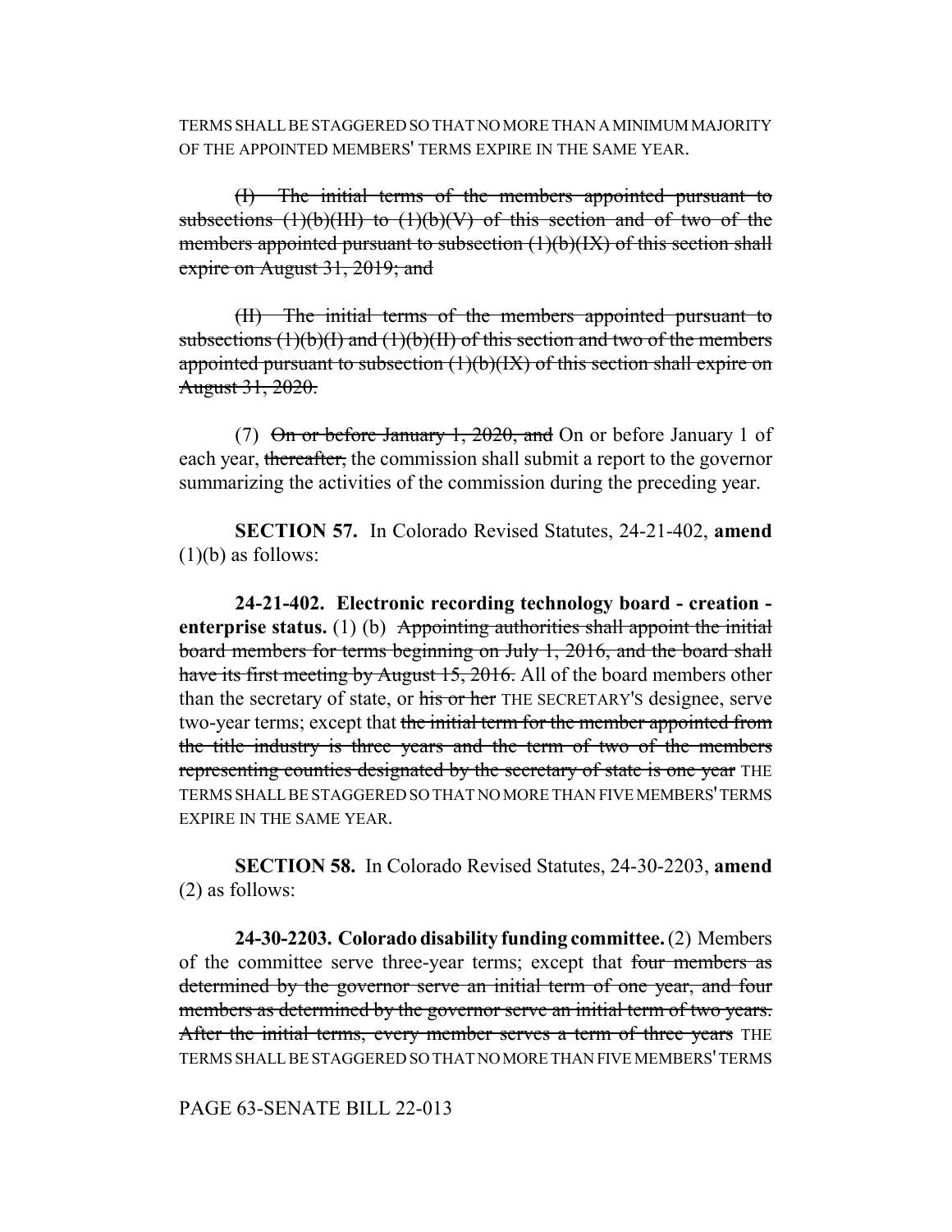TERMS SHALL BE STAGGERED SO THAT NO MORE THAN A MINIMUM MAJORITY OF THE APPOINTED MEMBERS' TERMS EXPIRE IN THE SAME YEAR.

~~(I) The initial terms of the members appointed pursuant to subsections (1)(b)(III) to (1)(b)(V) of this section and of two of the members appointed pursuant to subsection (1)(b)(IX) of this section shall expire on August 31, 2019; and~~

~~(II) The initial terms of the members appointed pursuant to subsections (1)(b)(I) and (1)(b)(II) of this section and two of the members appointed pursuant to subsection (1)(b)(IX) of this section shall expire on August 31, 2020.~~

(7) ~~On or before January 1, 2020, and~~ On or before January 1 of each year, ~~thereafter,~~ the commission shall submit a report to the governor summarizing the activities of the commission during the preceding year.

**SECTION 57.** In Colorado Revised Statutes, 24-21-402, **amend** (1)(b) as follows:

**24-21-402. Electronic recording technology board - creation - enterprise status.** (1) (b) ~~Appointing authorities shall appoint the initial board members for terms beginning on July 1, 2016, and the board shall have its first meeting by August 15, 2016.~~ All of the board members other than the secretary of state, or ~~his or her~~ THE SECRETARY'S designee, serve two-year terms; except that ~~the initial term for the member appointed from the title industry is three years and the term of two of the members representing counties designated by the secretary of state is one year~~ THE TERMS SHALL BE STAGGERED SO THAT NO MORE THAN FIVE MEMBERS' TERMS EXPIRE IN THE SAME YEAR.

**SECTION 58.** In Colorado Revised Statutes, 24-30-2203, **amend** (2) as follows:

**24-30-2203. Colorado disability funding committee.** (2) Members of the committee serve three-year terms; except that ~~four members as determined by the governor serve an initial term of one year, and four members as determined by the governor serve an initial term of two years. After the initial terms, every member serves a term of three years~~ THE TERMS SHALL BE STAGGERED SO THAT NO MORE THAN FIVE MEMBERS' TERMS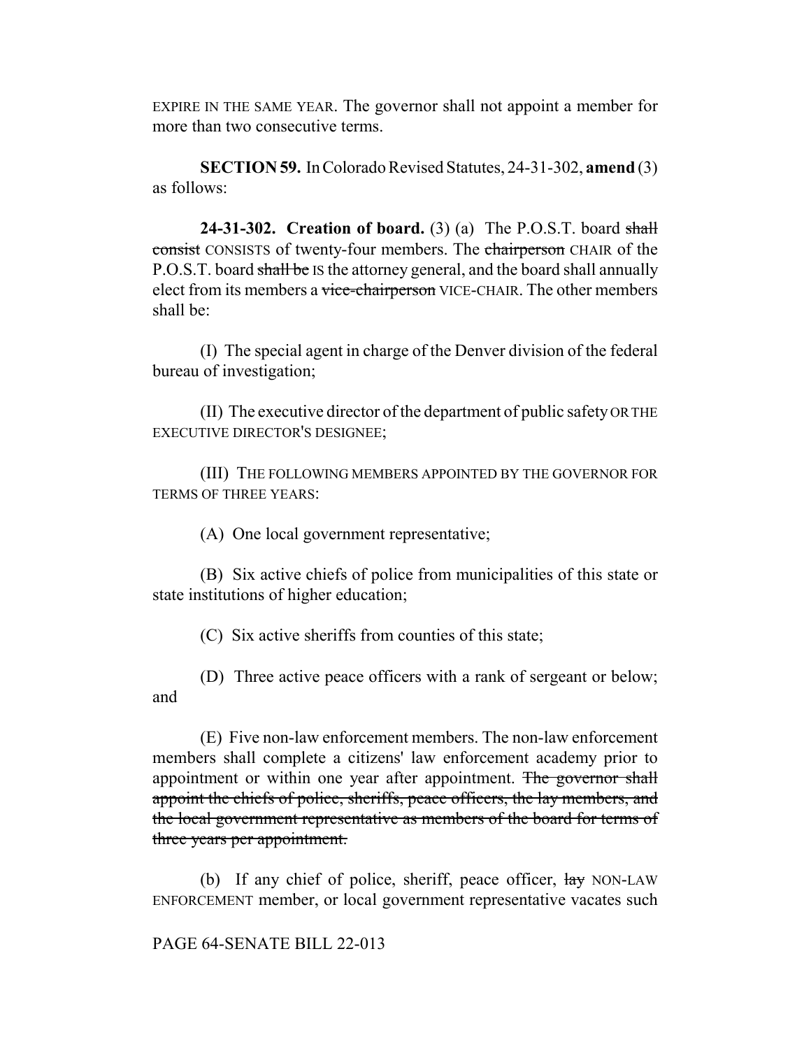EXPIRE IN THE SAME YEAR. The governor shall not appoint a member for more than two consecutive terms.

**SECTION 59.** In Colorado Revised Statutes, 24-31-302, **amend** (3) as follows:

**24-31-302. Creation of board.** (3) (a) The P.O.S.T. board ~~shall consist~~ CONSISTS of twenty-four members. The ~~chairperson~~ CHAIR of the P.O.S.T. board ~~shall be~~ IS the attorney general, and the board shall annually elect from its members a ~~vice-chairperson~~ VICE-CHAIR. The other members shall be:

(I) The special agent in charge of the Denver division of the federal bureau of investigation;

(II) The executive director of the department of public safety OR THE EXECUTIVE DIRECTOR'S DESIGNEE;

(III) THE FOLLOWING MEMBERS APPOINTED BY THE GOVERNOR FOR TERMS OF THREE YEARS:

(A) One local government representative;

(B) Six active chiefs of police from municipalities of this state or state institutions of higher education;

(C) Six active sheriffs from counties of this state;

(D) Three active peace officers with a rank of sergeant or below; and

(E) Five non-law enforcement members. The non-law enforcement members shall complete a citizens' law enforcement academy prior to appointment or within one year after appointment. ~~The governor shall appoint the chiefs of police, sheriffs, peace officers, the lay members, and the local government representative as members of the board for terms of three years per appointment.~~

(b) If any chief of police, sheriff, peace officer, ~~lay~~ NON-LAW ENFORCEMENT member, or local government representative vacates such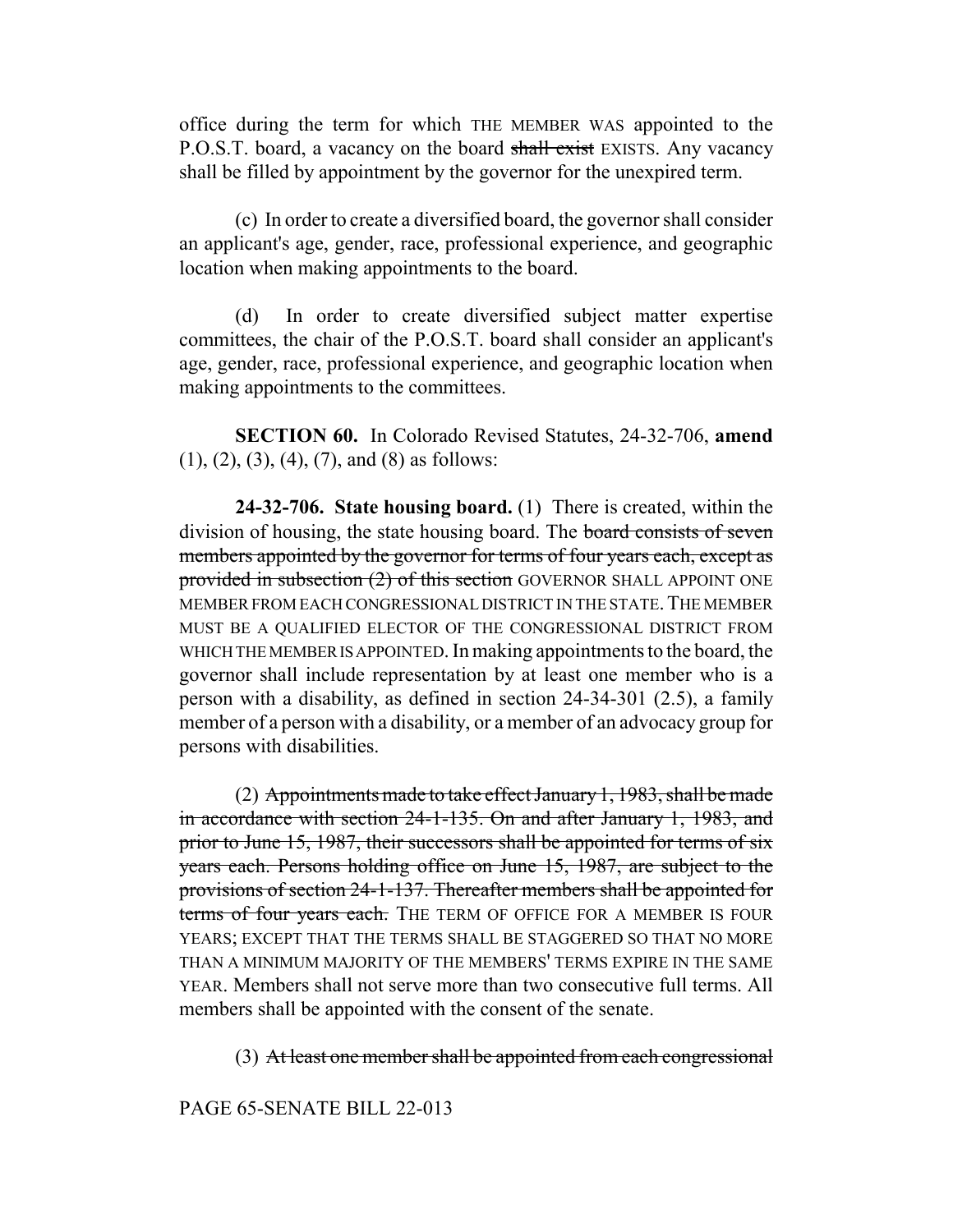office during the term for which THE MEMBER WAS appointed to the P.O.S.T. board, a vacancy on the board ~~shall exist~~ EXISTS. Any vacancy shall be filled by appointment by the governor for the unexpired term.

(c) In order to create a diversified board, the governor shall consider an applicant's age, gender, race, professional experience, and geographic location when making appointments to the board.

(d) In order to create diversified subject matter expertise committees, the chair of the P.O.S.T. board shall consider an applicant's age, gender, race, professional experience, and geographic location when making appointments to the committees.

**SECTION 60.** In Colorado Revised Statutes, 24-32-706, **amend** (1), (2), (3), (4), (7), and (8) as follows:

**24-32-706. State housing board.** (1) There is created, within the division of housing, the state housing board. The ~~board consists of seven members appointed by the governor for terms of four years each, except as provided in subsection (2) of this section~~ GOVERNOR SHALL APPOINT ONE MEMBER FROM EACH CONGRESSIONAL DISTRICT IN THE STATE. THE MEMBER MUST BE A QUALIFIED ELECTOR OF THE CONGRESSIONAL DISTRICT FROM WHICH THE MEMBER IS APPOINTED. In making appointments to the board, the governor shall include representation by at least one member who is a person with a disability, as defined in section 24-34-301 (2.5), a family member of a person with a disability, or a member of an advocacy group for persons with disabilities.

(2) ~~Appointments made to take effect January 1, 1983, shall be made in accordance with section 24-1-135. On and after January 1, 1983, and prior to June 15, 1987, their successors shall be appointed for terms of six years each. Persons holding office on June 15, 1987, are subject to the provisions of section 24-1-137. Thereafter members shall be appointed for terms of four years each.~~ THE TERM OF OFFICE FOR A MEMBER IS FOUR YEARS; EXCEPT THAT THE TERMS SHALL BE STAGGERED SO THAT NO MORE THAN A MINIMUM MAJORITY OF THE MEMBERS' TERMS EXPIRE IN THE SAME YEAR. Members shall not serve more than two consecutive full terms. All members shall be appointed with the consent of the senate.

(3) ~~At least one member shall be appointed from each congressional~~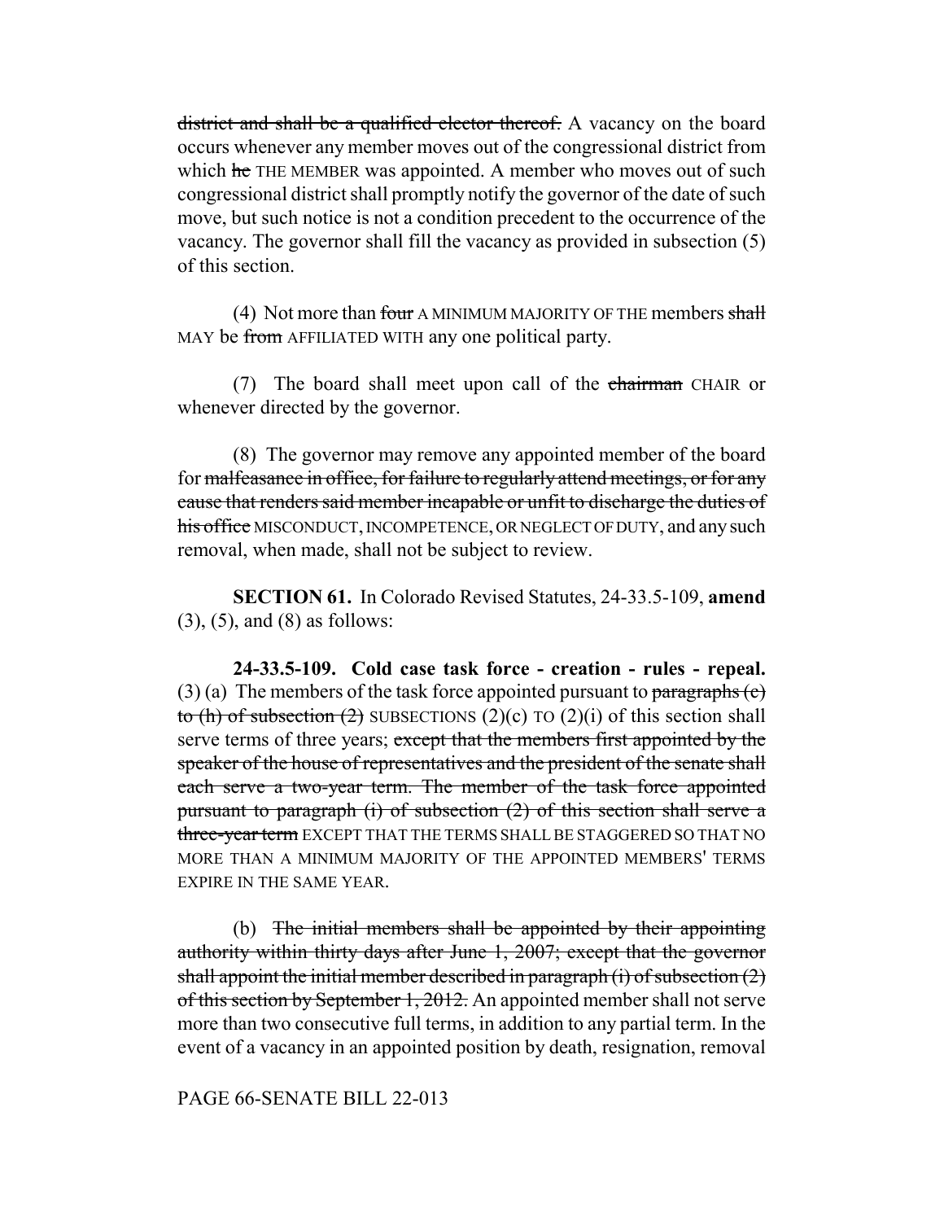~~district and shall be a qualified elector thereof.~~ A vacancy on the board occurs whenever any member moves out of the congressional district from which ~~he~~ THE MEMBER was appointed. A member who moves out of such congressional district shall promptly notify the governor of the date of such move, but such notice is not a condition precedent to the occurrence of the vacancy. The governor shall fill the vacancy as provided in subsection (5) of this section.

(4) Not more than ~~four~~ A MINIMUM MAJORITY OF THE members ~~shall~~ MAY be ~~from~~ AFFILIATED WITH any one political party.

(7) The board shall meet upon call of the ~~chairman~~ CHAIR or whenever directed by the governor.

(8) The governor may remove any appointed member of the board for ~~malfeasance in office, for failure to regularly attend meetings, or for any cause that renders said member incapable or unfit to discharge the duties of his office~~ MISCONDUCT, INCOMPETENCE, OR NEGLECT OF DUTY, and any such removal, when made, shall not be subject to review.

**SECTION 61.** In Colorado Revised Statutes, 24-33.5-109, **amend** (3), (5), and (8) as follows:

**24-33.5-109. Cold case task force - creation - rules - repeal.** (3) (a) The members of the task force appointed pursuant to ~~paragraphs (c) to (h) of subsection (2)~~ SUBSECTIONS (2)(c) TO (2)(i) of this section shall serve terms of three years; ~~except that the members first appointed by the speaker of the house of representatives and the president of the senate shall each serve a two-year term. The member of the task force appointed pursuant to paragraph (i) of subsection (2) of this section shall serve a three-year term~~ EXCEPT THAT THE TERMS SHALL BE STAGGERED SO THAT NO MORE THAN A MINIMUM MAJORITY OF THE APPOINTED MEMBERS' TERMS EXPIRE IN THE SAME YEAR.

(b) ~~The initial members shall be appointed by their appointing authority within thirty days after June 1, 2007; except that the governor shall appoint the initial member described in paragraph (i) of subsection (2) of this section by September 1, 2012.~~ An appointed member shall not serve more than two consecutive full terms, in addition to any partial term. In the event of a vacancy in an appointed position by death, resignation, removal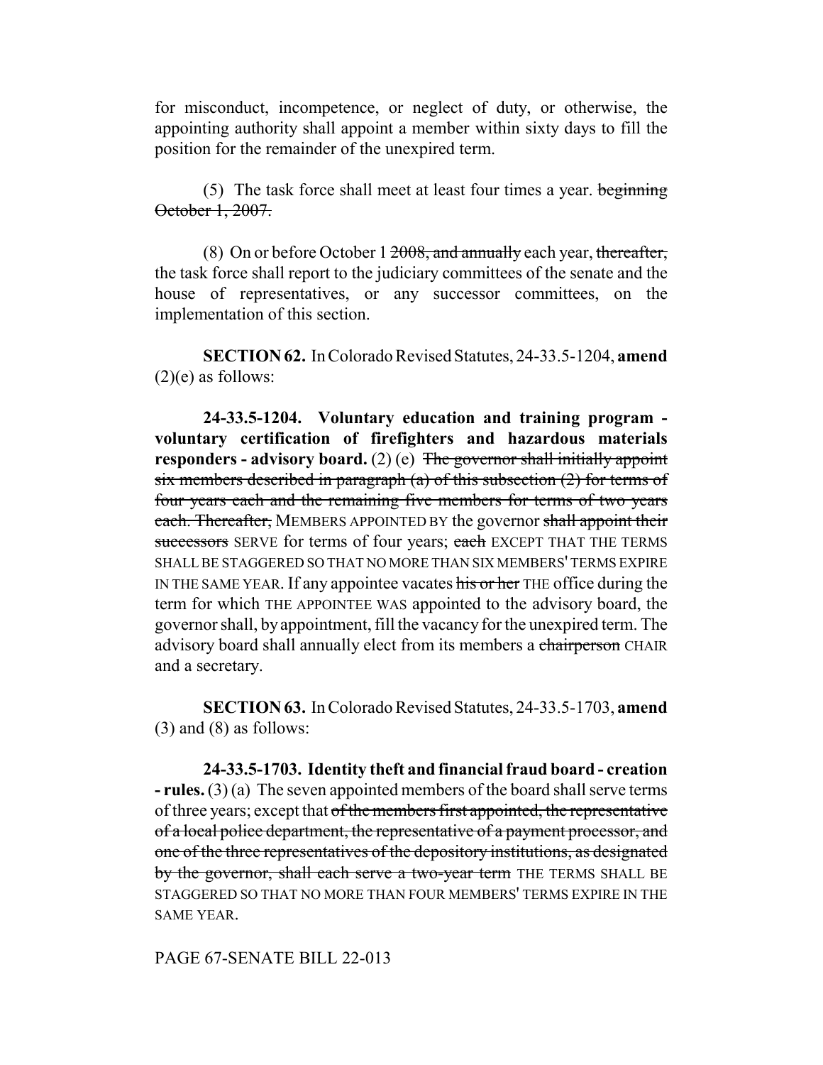for misconduct, incompetence, or neglect of duty, or otherwise, the appointing authority shall appoint a member within sixty days to fill the position for the remainder of the unexpired term.

(5) The task force shall meet at least four times a year. ~~beginning October 1, 2007.~~

(8) On or before October 1 ~~2008, and annually~~ each year, ~~thereafter,~~ the task force shall report to the judiciary committees of the senate and the house of representatives, or any successor committees, on the implementation of this section.

**SECTION 62.** In Colorado Revised Statutes, 24-33.5-1204, **amend** (2)(e) as follows:

**24-33.5-1204. Voluntary education and training program - voluntary certification of firefighters and hazardous materials responders - advisory board.** (2) (e) ~~The governor shall initially appoint six members described in paragraph (a) of this subsection (2) for terms of four years each and the remaining five members for terms of two years each. Thereafter,~~ MEMBERS APPOINTED BY the governor ~~shall appoint their successors~~ SERVE for terms of four years; ~~each~~ EXCEPT THAT THE TERMS SHALL BE STAGGERED SO THAT NO MORE THAN SIX MEMBERS' TERMS EXPIRE IN THE SAME YEAR. If any appointee vacates ~~his or her~~ THE office during the term for which THE APPOINTEE WAS appointed to the advisory board, the governor shall, by appointment, fill the vacancy for the unexpired term. The advisory board shall annually elect from its members a ~~chairperson~~ CHAIR and a secretary.

**SECTION 63.** In Colorado Revised Statutes, 24-33.5-1703, **amend** (3) and (8) as follows:

**24-33.5-1703. Identity theft and financial fraud board - creation - rules.** (3) (a) The seven appointed members of the board shall serve terms of three years; except that ~~of the members first appointed, the representative of a local police department, the representative of a payment processor, and one of the three representatives of the depository institutions, as designated by the governor, shall each serve a two-year term~~ THE TERMS SHALL BE STAGGERED SO THAT NO MORE THAN FOUR MEMBERS' TERMS EXPIRE IN THE SAME YEAR.

PAGE 67-SENATE BILL 22-013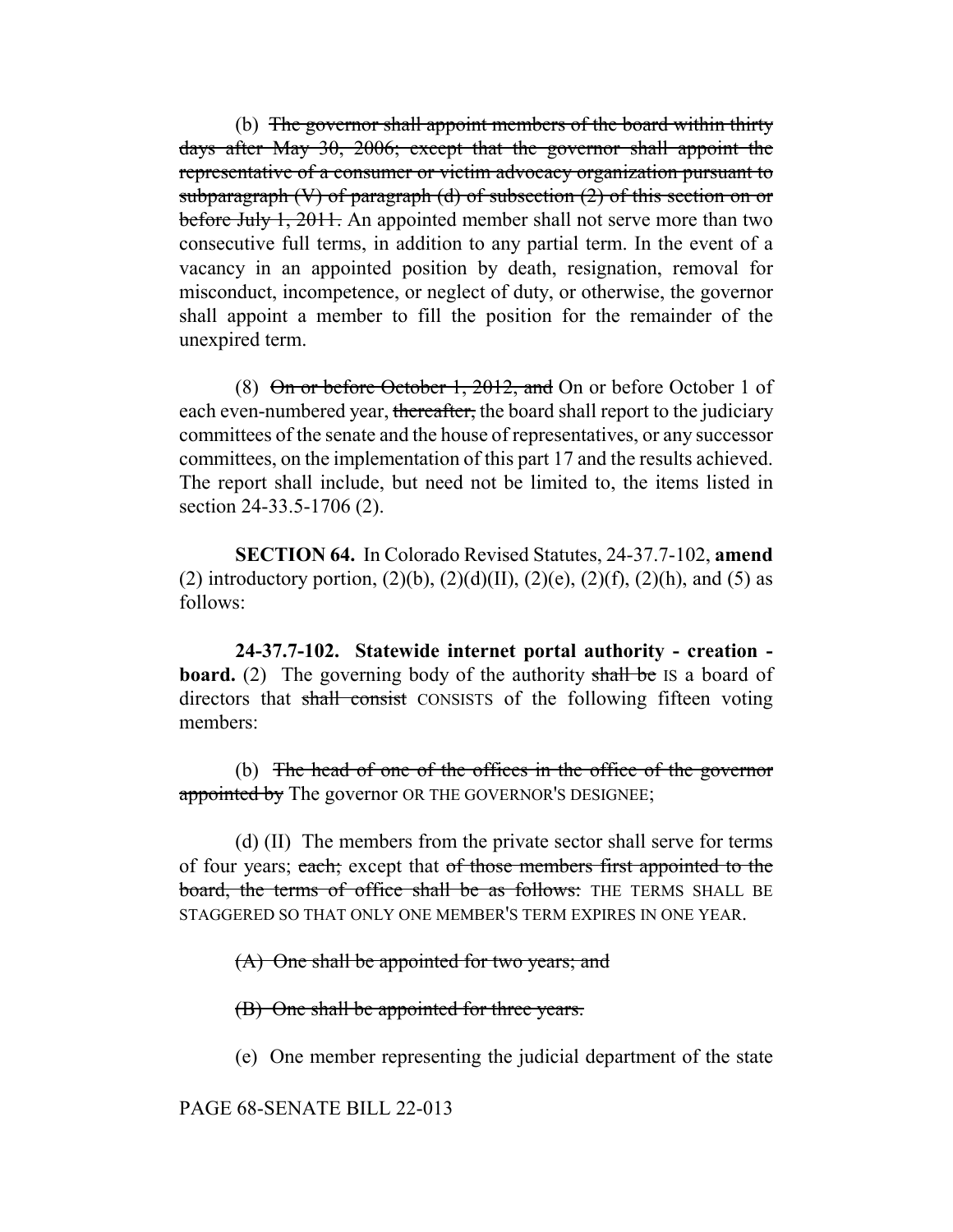(b) ~~The governor shall appoint members of the board within thirty days after May 30, 2006; except that the governor shall appoint the representative of a consumer or victim advocacy organization pursuant to subparagraph (V) of paragraph (d) of subsection (2) of this section on or before July 1, 2011.~~ An appointed member shall not serve more than two consecutive full terms, in addition to any partial term. In the event of a vacancy in an appointed position by death, resignation, removal for misconduct, incompetence, or neglect of duty, or otherwise, the governor shall appoint a member to fill the position for the remainder of the unexpired term.

(8) ~~On or before October 1, 2012, and~~ On or before October 1 of each even-numbered year, ~~thereafter,~~ the board shall report to the judiciary committees of the senate and the house of representatives, or any successor committees, on the implementation of this part 17 and the results achieved. The report shall include, but need not be limited to, the items listed in section 24-33.5-1706 (2).

**SECTION 64.** In Colorado Revised Statutes, 24-37.7-102, **amend** (2) introductory portion, (2)(b), (2)(d)(II), (2)(e), (2)(f), (2)(h), and (5) as follows:

**24-37.7-102. Statewide internet portal authority - creation - board.** (2) The governing body of the authority ~~shall be~~ IS a board of directors that ~~shall consist~~ CONSISTS of the following fifteen voting members:

(b) ~~The head of one of the offices in the office of the governor appointed by~~ The governor OR THE GOVERNOR'S DESIGNEE;

(d) (II) The members from the private sector shall serve for terms of four years; ~~each;~~ except that ~~of those members first appointed to the board, the terms of office shall be as follows:~~ THE TERMS SHALL BE STAGGERED SO THAT ONLY ONE MEMBER'S TERM EXPIRES IN ONE YEAR.

~~(A) One shall be appointed for two years; and~~

~~(B) One shall be appointed for three years.~~

(e) One member representing the judicial department of the state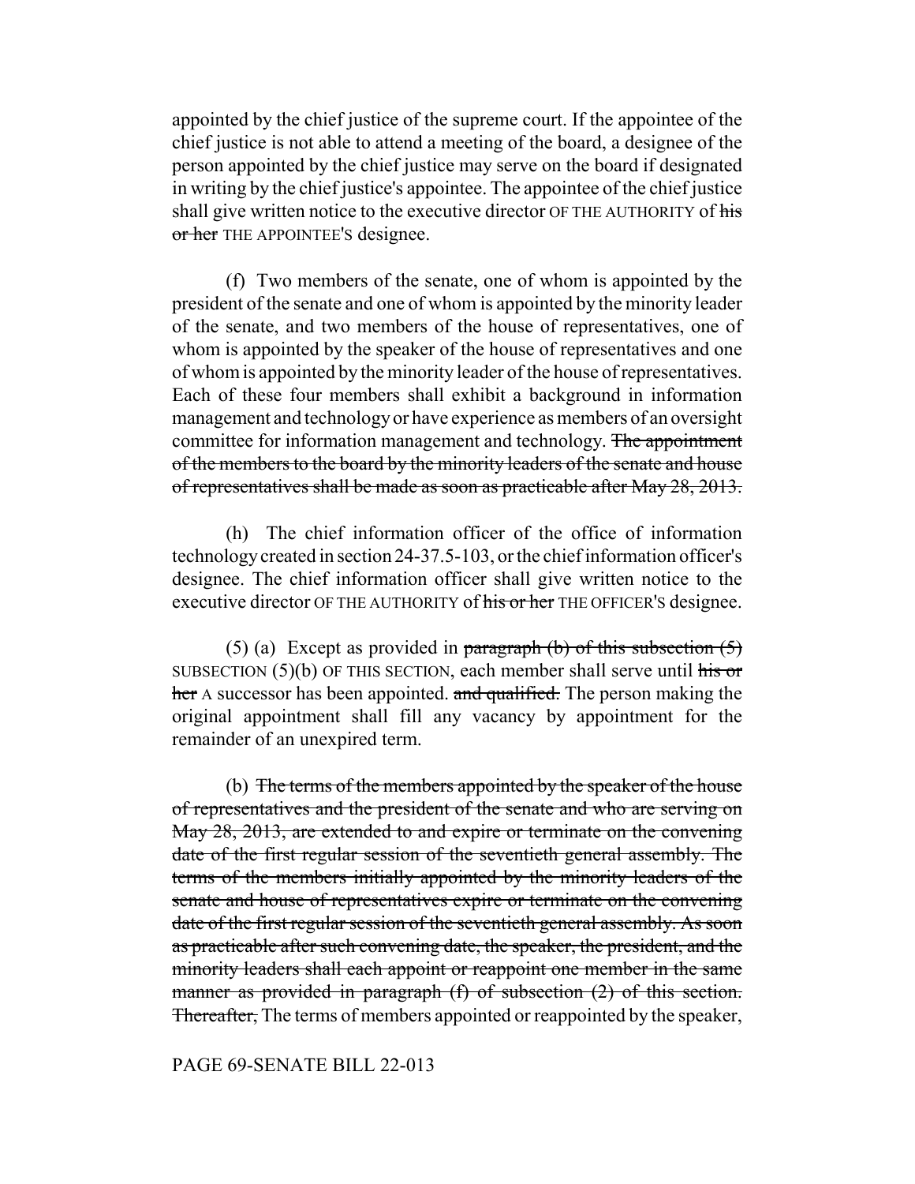appointed by the chief justice of the supreme court. If the appointee of the chief justice is not able to attend a meeting of the board, a designee of the person appointed by the chief justice may serve on the board if designated in writing by the chief justice's appointee. The appointee of the chief justice shall give written notice to the executive director OF THE AUTHORITY of ~~his or her~~ THE APPOINTEE'S designee.

(f) Two members of the senate, one of whom is appointed by the president of the senate and one of whom is appointed by the minority leader of the senate, and two members of the house of representatives, one of whom is appointed by the speaker of the house of representatives and one of whom is appointed by the minority leader of the house of representatives. Each of these four members shall exhibit a background in information management and technology or have experience as members of an oversight committee for information management and technology. ~~The appointment of the members to the board by the minority leaders of the senate and house of representatives shall be made as soon as practicable after May 28, 2013.~~

(h) The chief information officer of the office of information technology created in section 24-37.5-103, or the chief information officer's designee. The chief information officer shall give written notice to the executive director OF THE AUTHORITY of ~~his or her~~ THE OFFICER'S designee.

(5) (a) Except as provided in ~~paragraph (b) of this subsection (5)~~ SUBSECTION (5)(b) OF THIS SECTION, each member shall serve until ~~his or her~~ A successor has been appointed. ~~and qualified.~~ The person making the original appointment shall fill any vacancy by appointment for the remainder of an unexpired term.

(b) ~~The terms of the members appointed by the speaker of the house of representatives and the president of the senate and who are serving on May 28, 2013, are extended to and expire or terminate on the convening date of the first regular session of the seventieth general assembly. The terms of the members initially appointed by the minority leaders of the senate and house of representatives expire or terminate on the convening date of the first regular session of the seventieth general assembly. As soon as practicable after such convening date, the speaker, the president, and the minority leaders shall each appoint or reappoint one member in the same manner as provided in paragraph (f) of subsection (2) of this section. Thereafter,~~ The terms of members appointed or reappointed by the speaker,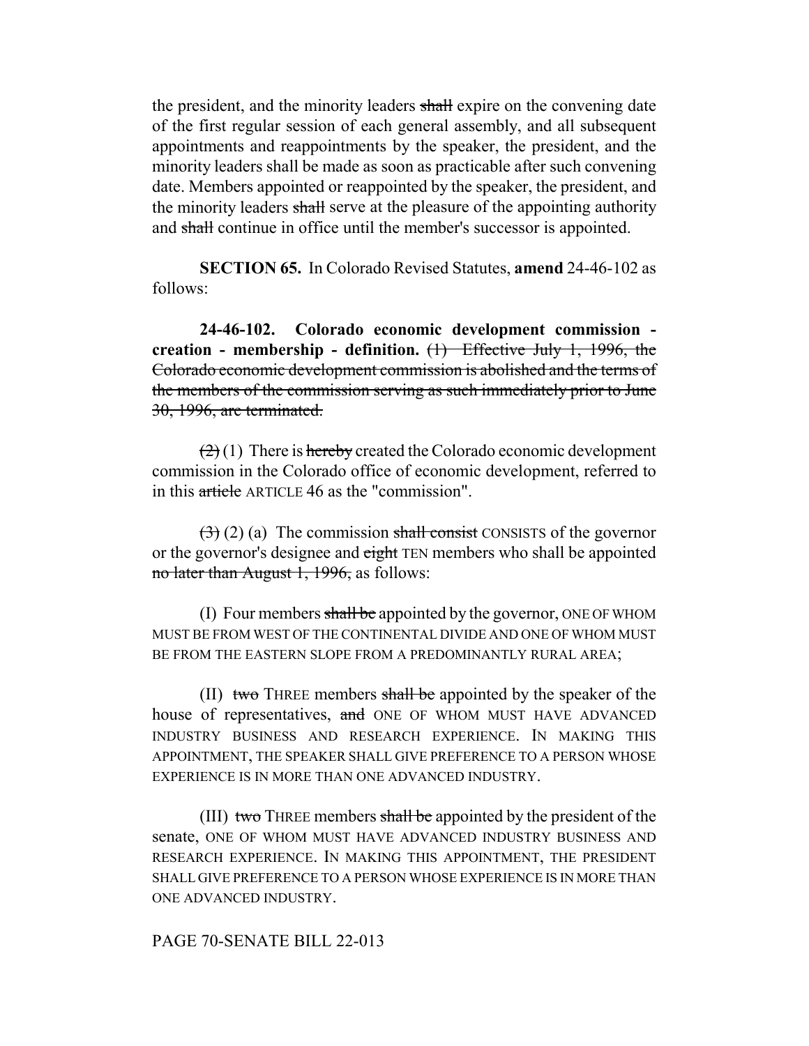the president, and the minority leaders ~~shall~~ expire on the convening date of the first regular session of each general assembly, and all subsequent appointments and reappointments by the speaker, the president, and the minority leaders shall be made as soon as practicable after such convening date. Members appointed or reappointed by the speaker, the president, and the minority leaders ~~shall~~ serve at the pleasure of the appointing authority and ~~shall~~ continue in office until the member's successor is appointed.

**SECTION 65.** In Colorado Revised Statutes, **amend** 24-46-102 as follows:

**24-46-102. Colorado economic development commission - creation - membership - definition.** ~~(1) Effective July 1, 1996, the Colorado economic development commission is abolished and the terms of the members of the commission serving as such immediately prior to June 30, 1996, are terminated.~~

~~(2)~~ (1) There is ~~hereby~~ created the Colorado economic development commission in the Colorado office of economic development, referred to in this ~~article~~ ARTICLE 46 as the "commission".

~~(3)~~ (2) (a) The commission ~~shall consist~~ CONSISTS of the governor or the governor's designee and ~~eight~~ TEN members who shall be appointed ~~no later than August 1, 1996,~~ as follows:

(I) Four members ~~shall be~~ appointed by the governor, ONE OF WHOM MUST BE FROM WEST OF THE CONTINENTAL DIVIDE AND ONE OF WHOM MUST BE FROM THE EASTERN SLOPE FROM A PREDOMINANTLY RURAL AREA;

(II) ~~two~~ THREE members ~~shall be~~ appointed by the speaker of the house of representatives, ~~and~~ ONE OF WHOM MUST HAVE ADVANCED INDUSTRY BUSINESS AND RESEARCH EXPERIENCE. IN MAKING THIS APPOINTMENT, THE SPEAKER SHALL GIVE PREFERENCE TO A PERSON WHOSE EXPERIENCE IS IN MORE THAN ONE ADVANCED INDUSTRY.

(III) ~~two~~ THREE members ~~shall be~~ appointed by the president of the senate, ONE OF WHOM MUST HAVE ADVANCED INDUSTRY BUSINESS AND RESEARCH EXPERIENCE. IN MAKING THIS APPOINTMENT, THE PRESIDENT SHALL GIVE PREFERENCE TO A PERSON WHOSE EXPERIENCE IS IN MORE THAN ONE ADVANCED INDUSTRY.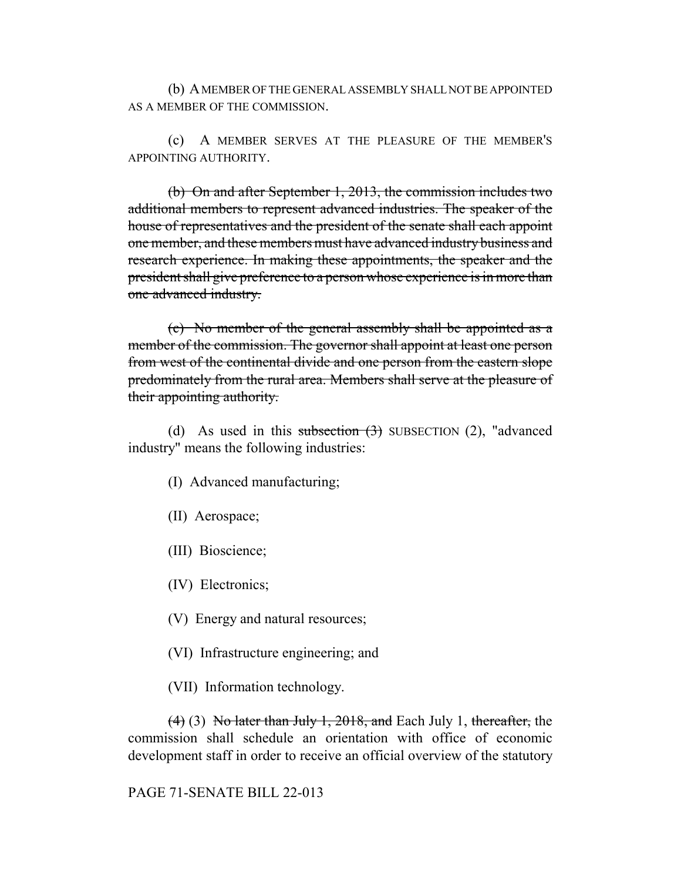(b) A MEMBER OF THE GENERAL ASSEMBLY SHALL NOT BE APPOINTED AS A MEMBER OF THE COMMISSION.

(c) A MEMBER SERVES AT THE PLEASURE OF THE MEMBER'S APPOINTING AUTHORITY.

~~(b) On and after September 1, 2013, the commission includes two additional members to represent advanced industries. The speaker of the house of representatives and the president of the senate shall each appoint one member, and these members must have advanced industry business and research experience. In making these appointments, the speaker and the president shall give preference to a person whose experience is in more than one advanced industry.~~

~~(c) No member of the general assembly shall be appointed as a member of the commission. The governor shall appoint at least one person from west of the continental divide and one person from the eastern slope predominately from the rural area. Members shall serve at the pleasure of their appointing authority.~~

(d) As used in this ~~subsection (3)~~ SUBSECTION (2), "advanced industry" means the following industries:

(I) Advanced manufacturing;

(II) Aerospace;

(III) Bioscience;

(IV) Electronics;

(V) Energy and natural resources;

(VI) Infrastructure engineering; and

(VII) Information technology.

~~(4)~~ (3) ~~No later than July 1, 2018, and~~ Each July 1, ~~thereafter,~~ the commission shall schedule an orientation with office of economic development staff in order to receive an official overview of the statutory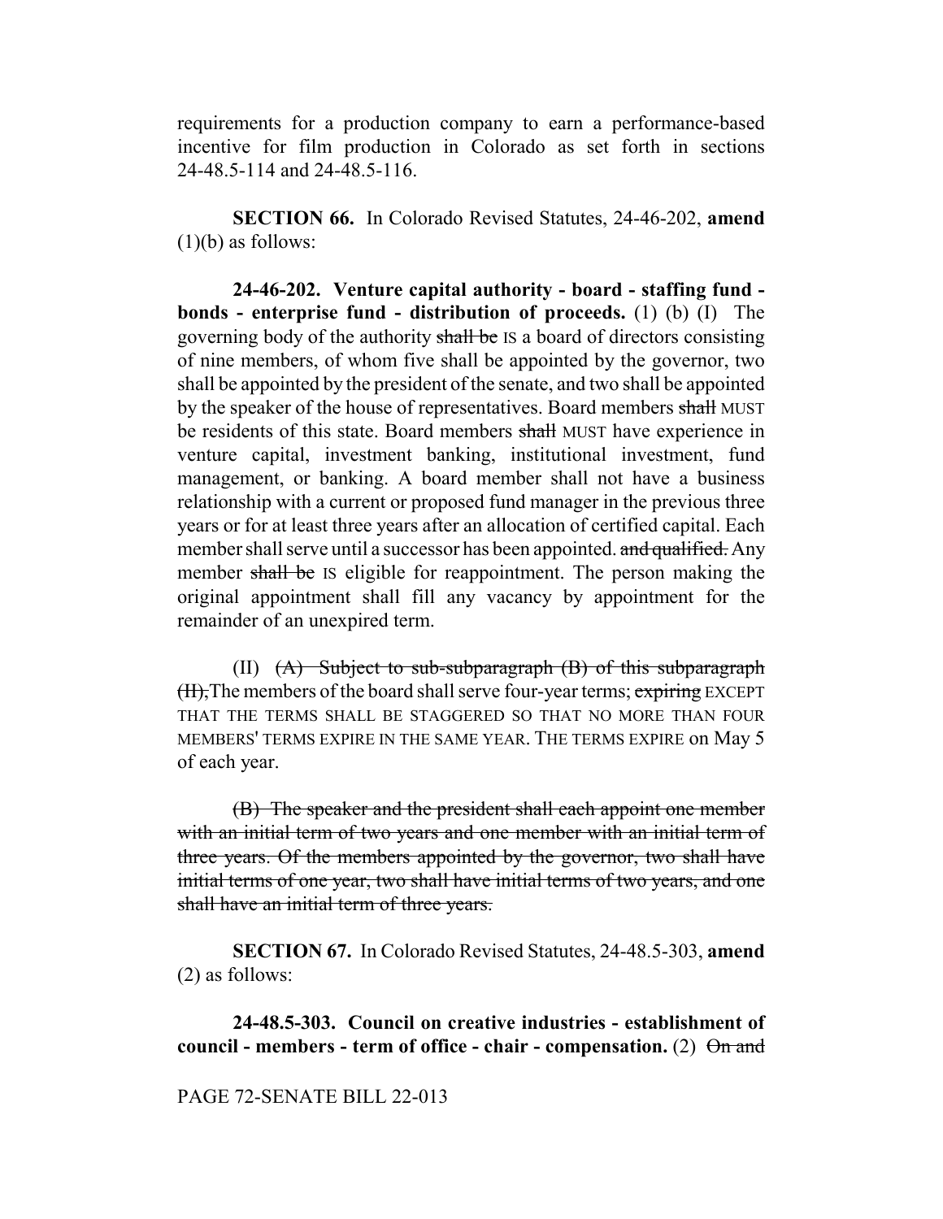requirements for a production company to earn a performance-based incentive for film production in Colorado as set forth in sections 24-48.5-114 and 24-48.5-116.

**SECTION 66.** In Colorado Revised Statutes, 24-46-202, **amend** (1)(b) as follows:

**24-46-202. Venture capital authority - board - staffing fund - bonds - enterprise fund - distribution of proceeds.** (1) (b) (I) The governing body of the authority ~~shall be~~ IS a board of directors consisting of nine members, of whom five shall be appointed by the governor, two shall be appointed by the president of the senate, and two shall be appointed by the speaker of the house of representatives. Board members ~~shall~~ MUST be residents of this state. Board members ~~shall~~ MUST have experience in venture capital, investment banking, institutional investment, fund management, or banking. A board member shall not have a business relationship with a current or proposed fund manager in the previous three years or for at least three years after an allocation of certified capital. Each member shall serve until a successor has been appointed. ~~and qualified.~~ Any member ~~shall be~~ IS eligible for reappointment. The person making the original appointment shall fill any vacancy by appointment for the remainder of an unexpired term.

(II) ~~(A) Subject to sub-subparagraph (B) of this subparagraph (II),~~ The members of the board shall serve four-year terms; ~~expiring~~ EXCEPT THAT THE TERMS SHALL BE STAGGERED SO THAT NO MORE THAN FOUR MEMBERS' TERMS EXPIRE IN THE SAME YEAR. THE TERMS EXPIRE on May 5 of each year.

~~(B) The speaker and the president shall each appoint one member with an initial term of two years and one member with an initial term of three years. Of the members appointed by the governor, two shall have initial terms of one year, two shall have initial terms of two years, and one shall have an initial term of three years.~~

**SECTION 67.** In Colorado Revised Statutes, 24-48.5-303, **amend** (2) as follows:

**24-48.5-303. Council on creative industries - establishment of council - members - term of office - chair - compensation.** (2) ~~On and~~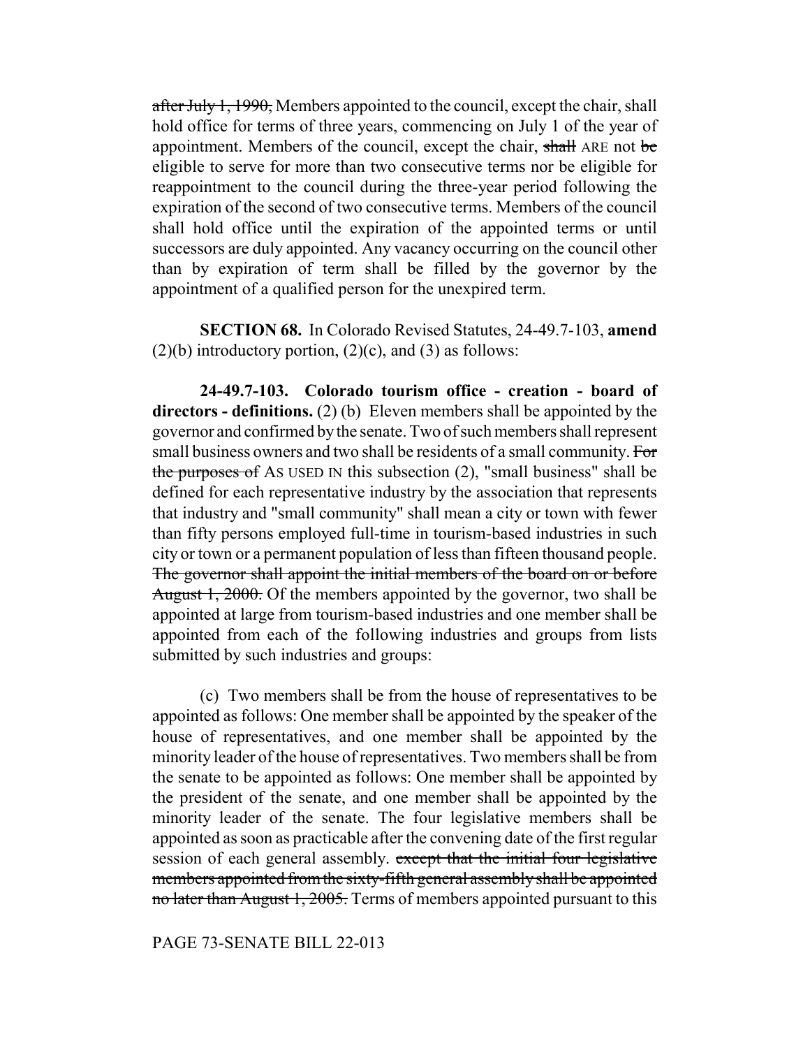~~after July 1, 1990,~~ Members appointed to the council, except the chair, shall hold office for terms of three years, commencing on July 1 of the year of appointment. Members of the council, except the chair, ~~shall~~ ARE not ~~be~~ eligible to serve for more than two consecutive terms nor be eligible for reappointment to the council during the three-year period following the expiration of the second of two consecutive terms. Members of the council shall hold office until the expiration of the appointed terms or until successors are duly appointed. Any vacancy occurring on the council other than by expiration of term shall be filled by the governor by the appointment of a qualified person for the unexpired term.

**SECTION 68.** In Colorado Revised Statutes, 24-49.7-103, **amend** (2)(b) introductory portion, (2)(c), and (3) as follows:

**24-49.7-103. Colorado tourism office - creation - board of directors - definitions.** (2) (b) Eleven members shall be appointed by the governor and confirmed by the senate. Two of such members shall represent small business owners and two shall be residents of a small community. ~~For the purposes of~~ AS USED IN this subsection (2), "small business" shall be defined for each representative industry by the association that represents that industry and "small community" shall mean a city or town with fewer than fifty persons employed full-time in tourism-based industries in such city or town or a permanent population of less than fifteen thousand people. ~~The governor shall appoint the initial members of the board on or before August 1, 2000.~~ Of the members appointed by the governor, two shall be appointed at large from tourism-based industries and one member shall be appointed from each of the following industries and groups from lists submitted by such industries and groups:

(c) Two members shall be from the house of representatives to be appointed as follows: One member shall be appointed by the speaker of the house of representatives, and one member shall be appointed by the minority leader of the house of representatives. Two members shall be from the senate to be appointed as follows: One member shall be appointed by the president of the senate, and one member shall be appointed by the minority leader of the senate. The four legislative members shall be appointed as soon as practicable after the convening date of the first regular session of each general assembly. ~~except that the initial four legislative members appointed from the sixty-fifth general assembly shall be appointed no later than August 1, 2005.~~ Terms of members appointed pursuant to this

PAGE 73-SENATE BILL 22-013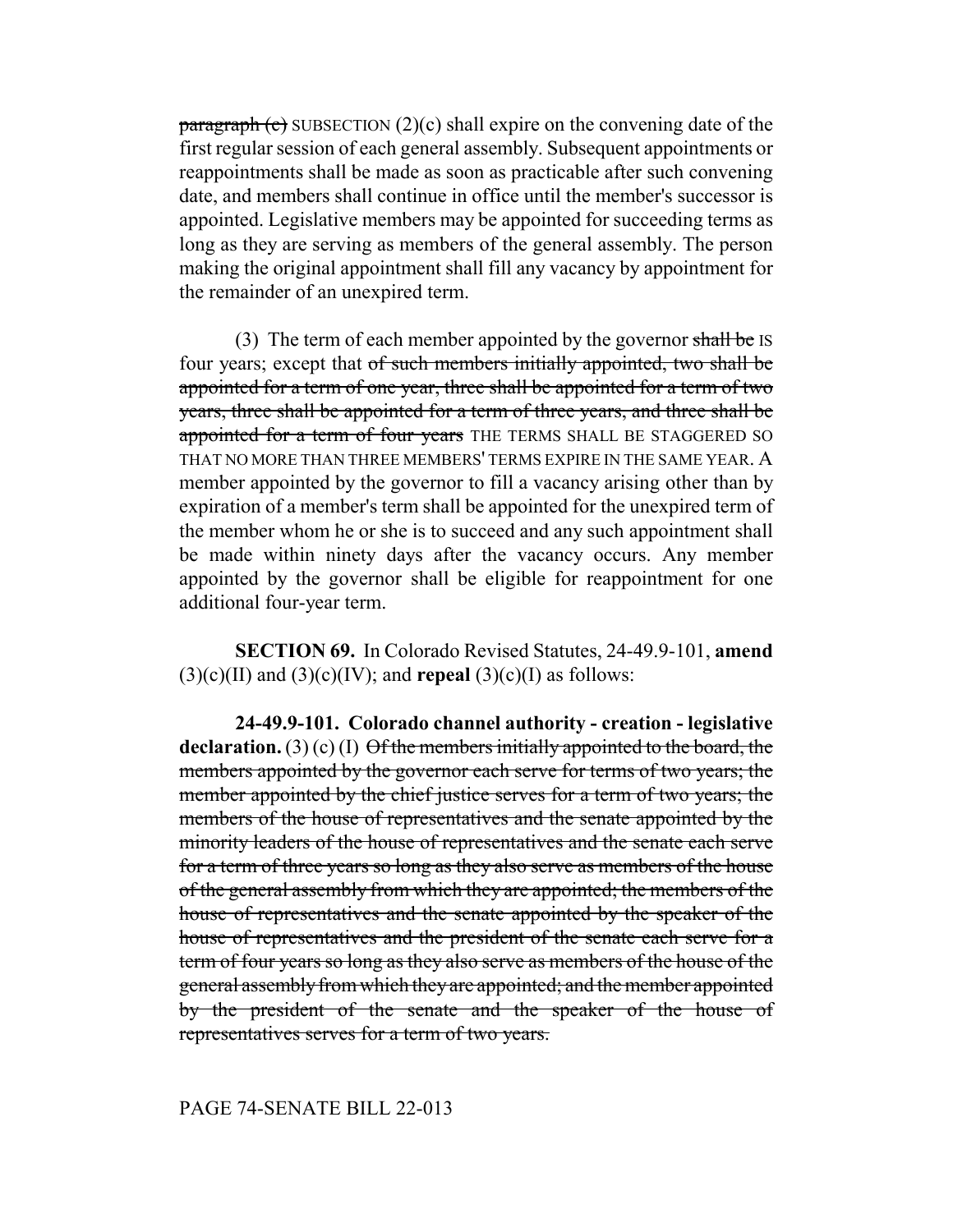~~paragraph (c)~~ SUBSECTION (2)(c) shall expire on the convening date of the first regular session of each general assembly. Subsequent appointments or reappointments shall be made as soon as practicable after such convening date, and members shall continue in office until the member's successor is appointed. Legislative members may be appointed for succeeding terms as long as they are serving as members of the general assembly. The person making the original appointment shall fill any vacancy by appointment for the remainder of an unexpired term.

(3) The term of each member appointed by the governor ~~shall be~~ IS four years; except that ~~of such members initially appointed, two shall be appointed for a term of one year, three shall be appointed for a term of two years, three shall be appointed for a term of three years, and three shall be appointed for a term of four years~~ THE TERMS SHALL BE STAGGERED SO THAT NO MORE THAN THREE MEMBERS' TERMS EXPIRE IN THE SAME YEAR. A member appointed by the governor to fill a vacancy arising other than by expiration of a member's term shall be appointed for the unexpired term of the member whom he or she is to succeed and any such appointment shall be made within ninety days after the vacancy occurs. Any member appointed by the governor shall be eligible for reappointment for one additional four-year term.

**SECTION 69.** In Colorado Revised Statutes, 24-49.9-101, **amend** (3)(c)(II) and (3)(c)(IV); and **repeal** (3)(c)(I) as follows:

**24-49.9-101. Colorado channel authority - creation - legislative declaration.** (3) (c) (I) ~~Of the members initially appointed to the board, the members appointed by the governor each serve for terms of two years; the member appointed by the chief justice serves for a term of two years; the members of the house of representatives and the senate appointed by the minority leaders of the house of representatives and the senate each serve for a term of three years so long as they also serve as members of the house of the general assembly from which they are appointed; the members of the house of representatives and the senate appointed by the speaker of the house of representatives and the president of the senate each serve for a term of four years so long as they also serve as members of the house of the general assembly from which they are appointed; and the member appointed by the president of the senate and the speaker of the house of representatives serves for a term of two years.~~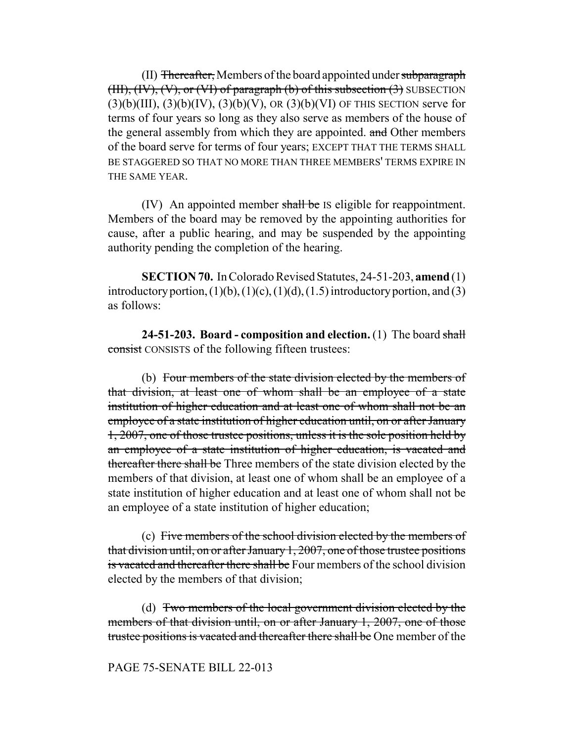(II) ~~Thereafter,~~ Members of the board appointed under ~~subparagraph (III), (IV), (V), or (VI) of paragraph (b) of this subsection (3)~~ SUBSECTION (3)(b)(III), (3)(b)(IV), (3)(b)(V), OR (3)(b)(VI) OF THIS SECTION serve for terms of four years so long as they also serve as members of the house of the general assembly from which they are appointed. ~~and~~ Other members of the board serve for terms of four years; EXCEPT THAT THE TERMS SHALL BE STAGGERED SO THAT NO MORE THAN THREE MEMBERS' TERMS EXPIRE IN THE SAME YEAR.

(IV) An appointed member ~~shall be~~ IS eligible for reappointment. Members of the board may be removed by the appointing authorities for cause, after a public hearing, and may be suspended by the appointing authority pending the completion of the hearing.

**SECTION 70.** In Colorado Revised Statutes, 24-51-203, **amend** (1) introductory portion, (1)(b), (1)(c), (1)(d), (1.5) introductory portion, and (3) as follows:

**24-51-203. Board - composition and election.** (1) The board ~~shall consist~~ CONSISTS of the following fifteen trustees:

(b) ~~Four members of the state division elected by the members of that division, at least one of whom shall be an employee of a state institution of higher education and at least one of whom shall not be an employee of a state institution of higher education until, on or after January 1, 2007, one of those trustee positions, unless it is the sole position held by an employee of a state institution of higher education, is vacated and thereafter there shall be~~ Three members of the state division elected by the members of that division, at least one of whom shall be an employee of a state institution of higher education and at least one of whom shall not be an employee of a state institution of higher education;

(c) ~~Five members of the school division elected by the members of that division until, on or after January 1, 2007, one of those trustee positions is vacated and thereafter there shall be~~ Four members of the school division elected by the members of that division;

(d) ~~Two members of the local government division elected by the members of that division until, on or after January 1, 2007, one of those trustee positions is vacated and thereafter there shall be~~ One member of the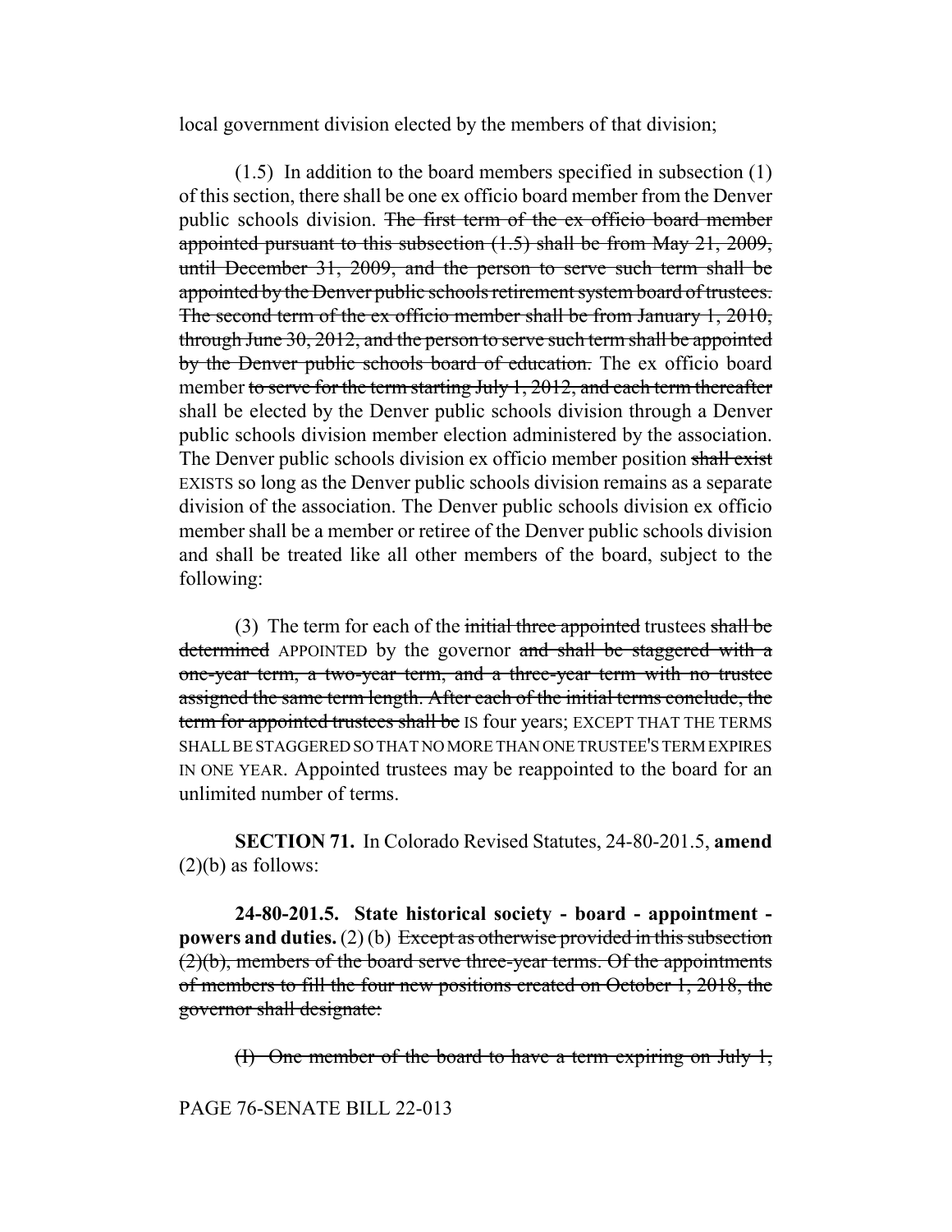local government division elected by the members of that division;

(1.5) In addition to the board members specified in subsection (1) of this section, there shall be one ex officio board member from the Denver public schools division. ~~The first term of the ex officio board member appointed pursuant to this subsection (1.5) shall be from May 21, 2009, until December 31, 2009, and the person to serve such term shall be appointed by the Denver public schools retirement system board of trustees. The second term of the ex officio member shall be from January 1, 2010, through June 30, 2012, and the person to serve such term shall be appointed by the Denver public schools board of education.~~ The ex officio board member ~~to serve for the term starting July 1, 2012, and each term thereafter~~ shall be elected by the Denver public schools division through a Denver public schools division member election administered by the association. The Denver public schools division ex officio member position ~~shall exist~~ EXISTS so long as the Denver public schools division remains as a separate division of the association. The Denver public schools division ex officio member shall be a member or retiree of the Denver public schools division and shall be treated like all other members of the board, subject to the following:

(3) The term for each of the ~~initial three appointed~~ trustees ~~shall be determined~~ APPOINTED by the governor ~~and shall be staggered with a one-year term, a two-year term, and a three-year term with no trustee assigned the same term length. After each of the initial terms conclude, the term for appointed trustees shall be~~ IS four years; EXCEPT THAT THE TERMS SHALL BE STAGGERED SO THAT NO MORE THAN ONE TRUSTEE'S TERM EXPIRES IN ONE YEAR. Appointed trustees may be reappointed to the board for an unlimited number of terms.

**SECTION 71.** In Colorado Revised Statutes, 24-80-201.5, **amend** (2)(b) as follows:

**24-80-201.5. State historical society - board - appointment - powers and duties.** (2) (b) ~~Except as otherwise provided in this subsection (2)(b), members of the board serve three-year terms. Of the appointments of members to fill the four new positions created on October 1, 2018, the governor shall designate:~~

~~(I) One member of the board to have a term expiring on July 1,~~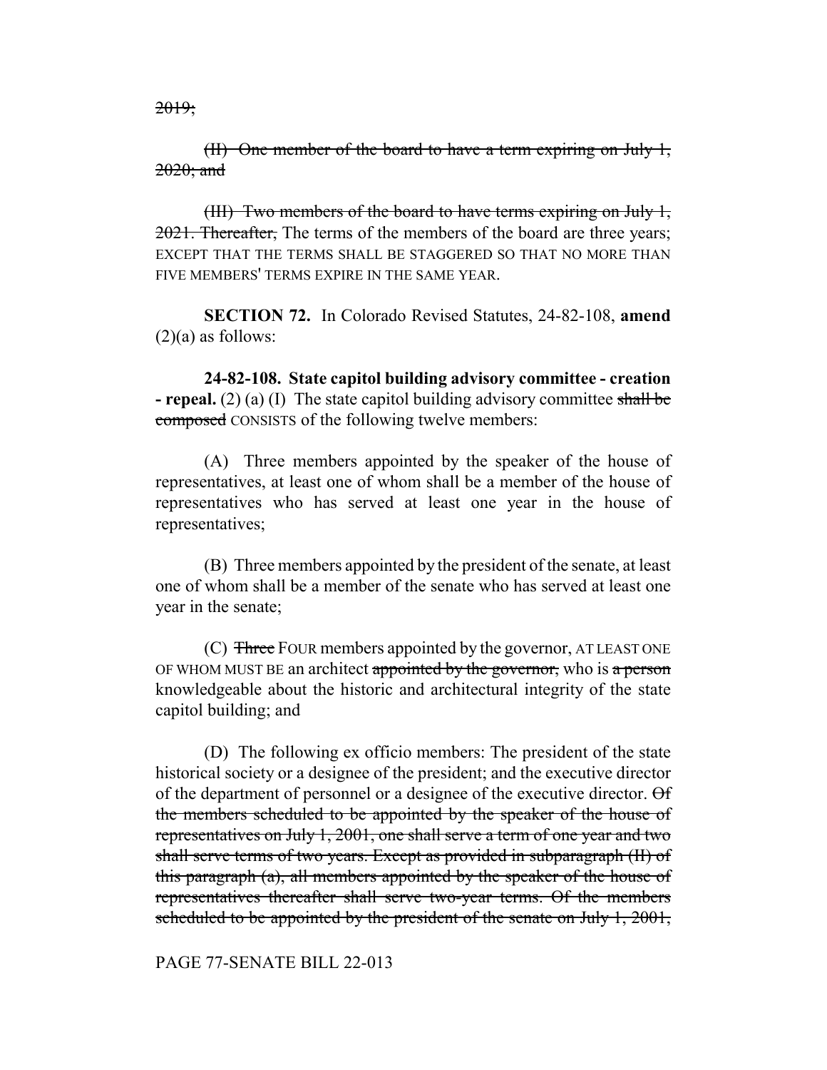~~2019;~~

~~(II) One member of the board to have a term expiring on July 1, 2020; and~~

~~(III) Two members of the board to have terms expiring on July 1, 2021. Thereafter,~~ The terms of the members of the board are three years; EXCEPT THAT THE TERMS SHALL BE STAGGERED SO THAT NO MORE THAN FIVE MEMBERS' TERMS EXPIRE IN THE SAME YEAR.

**SECTION 72.** In Colorado Revised Statutes, 24-82-108, **amend** (2)(a) as follows:

**24-82-108. State capitol building advisory committee - creation - repeal.** (2) (a) (I) The state capitol building advisory committee ~~shall be composed~~ CONSISTS of the following twelve members:

(A) Three members appointed by the speaker of the house of representatives, at least one of whom shall be a member of the house of representatives who has served at least one year in the house of representatives;

(B) Three members appointed by the president of the senate, at least one of whom shall be a member of the senate who has served at least one year in the senate;

(C) ~~Three~~ FOUR members appointed by the governor, AT LEAST ONE OF WHOM MUST BE an architect ~~appointed by the governor,~~ who is ~~a person~~ knowledgeable about the historic and architectural integrity of the state capitol building; and

(D) The following ex officio members: The president of the state historical society or a designee of the president; and the executive director of the department of personnel or a designee of the executive director. ~~Of the members scheduled to be appointed by the speaker of the house of representatives on July 1, 2001, one shall serve a term of one year and two shall serve terms of two years. Except as provided in subparagraph (II) of this paragraph (a), all members appointed by the speaker of the house of representatives thereafter shall serve two-year terms. Of the members scheduled to be appointed by the president of the senate on July 1, 2001,~~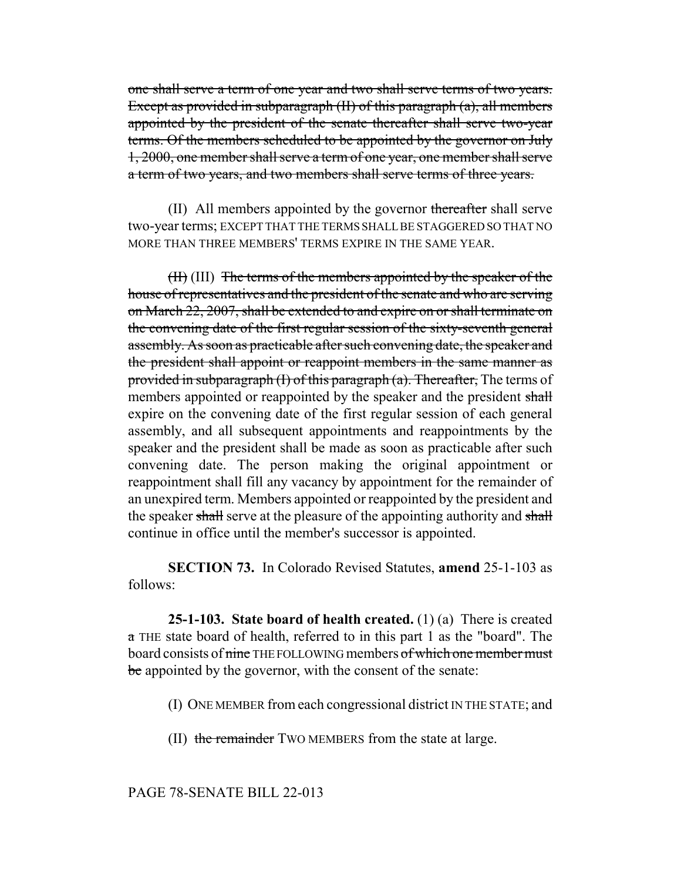~~one shall serve a term of one year and two shall serve terms of two years. Except as provided in subparagraph (II) of this paragraph (a), all members appointed by the president of the senate thereafter shall serve two-year terms. Of the members scheduled to be appointed by the governor on July 1, 2000, one member shall serve a term of one year, one member shall serve a term of two years, and two members shall serve terms of three years.~~

(II) All members appointed by the governor ~~thereafter~~ shall serve two-year terms; EXCEPT THAT THE TERMS SHALL BE STAGGERED SO THAT NO MORE THAN THREE MEMBERS' TERMS EXPIRE IN THE SAME YEAR.

~~(II)~~ (III) ~~The terms of the members appointed by the speaker of the house of representatives and the president of the senate and who are serving on March 22, 2007, shall be extended to and expire on or shall terminate on the convening date of the first regular session of the sixty-seventh general assembly. As soon as practicable after such convening date, the speaker and the president shall appoint or reappoint members in the same manner as provided in subparagraph (I) of this paragraph (a). Thereafter,~~ The terms of members appointed or reappointed by the speaker and the president ~~shall~~ expire on the convening date of the first regular session of each general assembly, and all subsequent appointments and reappointments by the speaker and the president shall be made as soon as practicable after such convening date. The person making the original appointment or reappointment shall fill any vacancy by appointment for the remainder of an unexpired term. Members appointed or reappointed by the president and the speaker ~~shall~~ serve at the pleasure of the appointing authority and ~~shall~~ continue in office until the member's successor is appointed.

**SECTION 73.** In Colorado Revised Statutes, **amend** 25-1-103 as follows:

**25-1-103. State board of health created.** (1) (a) There is created ~~a~~ THE state board of health, referred to in this part 1 as the "board". The board consists of ~~nine~~ THE FOLLOWING members ~~of which one member must be~~ appointed by the governor, with the consent of the senate:

(I) ONE MEMBER from each congressional district IN THE STATE; and

(II) ~~the remainder~~ TWO MEMBERS from the state at large.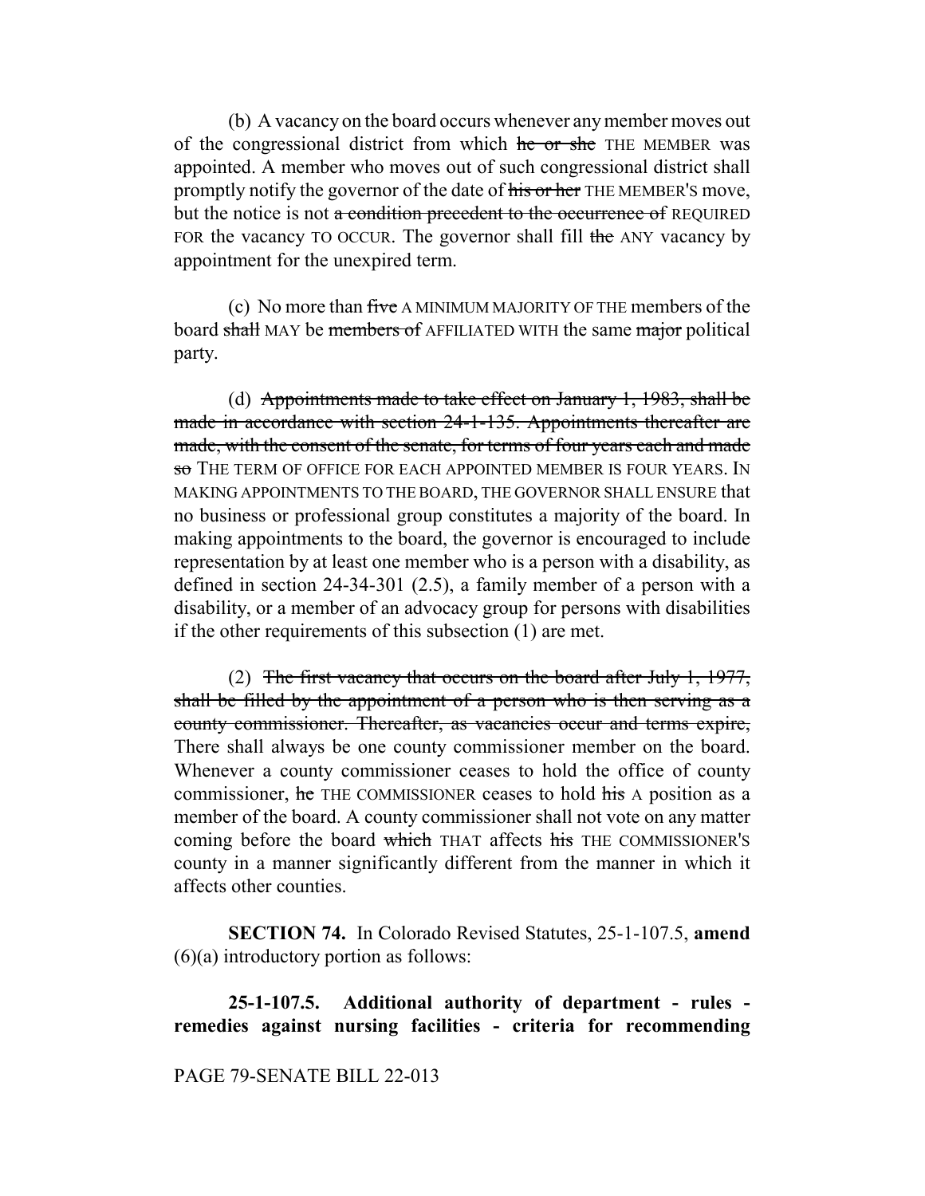(b) A vacancy on the board occurs whenever any member moves out of the congressional district from which ~~he or she~~ THE MEMBER was appointed. A member who moves out of such congressional district shall promptly notify the governor of the date of ~~his or her~~ THE MEMBER'S move, but the notice is not ~~a condition precedent to the occurrence of~~ REQUIRED FOR the vacancy TO OCCUR. The governor shall fill ~~the~~ ANY vacancy by appointment for the unexpired term.

(c) No more than ~~five~~ A MINIMUM MAJORITY OF THE members of the board ~~shall~~ MAY be ~~members of~~ AFFILIATED WITH the same ~~major~~ political party.

(d) ~~Appointments made to take effect on January 1, 1983, shall be made in accordance with section 24-1-135. Appointments thereafter are made, with the consent of the senate, for terms of four years each and made so~~ THE TERM OF OFFICE FOR EACH APPOINTED MEMBER IS FOUR YEARS. IN MAKING APPOINTMENTS TO THE BOARD, THE GOVERNOR SHALL ENSURE that no business or professional group constitutes a majority of the board. In making appointments to the board, the governor is encouraged to include representation by at least one member who is a person with a disability, as defined in section 24-34-301 (2.5), a family member of a person with a disability, or a member of an advocacy group for persons with disabilities if the other requirements of this subsection (1) are met.

(2) ~~The first vacancy that occurs on the board after July 1, 1977, shall be filled by the appointment of a person who is then serving as a county commissioner. Thereafter, as vacancies occur and terms expire,~~ There shall always be one county commissioner member on the board. Whenever a county commissioner ceases to hold the office of county commissioner, ~~he~~ THE COMMISSIONER ceases to hold ~~his~~ A position as a member of the board. A county commissioner shall not vote on any matter coming before the board ~~which~~ THAT affects ~~his~~ THE COMMISSIONER'S county in a manner significantly different from the manner in which it affects other counties.

**SECTION 74.** In Colorado Revised Statutes, 25-1-107.5, **amend** (6)(a) introductory portion as follows:

**25-1-107.5. Additional authority of department - rules - remedies against nursing facilities - criteria for recommending**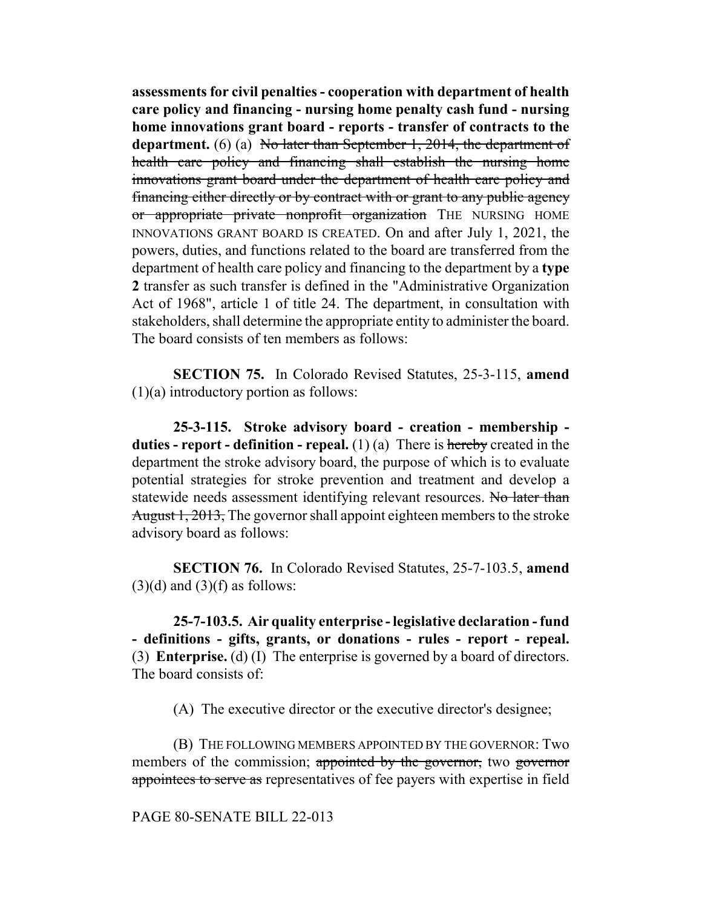**assessments for civil penalties - cooperation with department of health care policy and financing - nursing home penalty cash fund - nursing home innovations grant board - reports - transfer of contracts to the department.** (6) (a) ~~No later than September 1, 2014, the department of health care policy and financing shall establish the nursing home innovations grant board under the department of health care policy and financing either directly or by contract with or grant to any public agency or appropriate private nonprofit organization~~ THE NURSING HOME INNOVATIONS GRANT BOARD IS CREATED. On and after July 1, 2021, the powers, duties, and functions related to the board are transferred from the department of health care policy and financing to the department by a **type 2** transfer as such transfer is defined in the "Administrative Organization Act of 1968", article 1 of title 24. The department, in consultation with stakeholders, shall determine the appropriate entity to administer the board. The board consists of ten members as follows:

**SECTION 75.** In Colorado Revised Statutes, 25-3-115, **amend** (1)(a) introductory portion as follows:

**25-3-115. Stroke advisory board - creation - membership - duties - report - definition - repeal.** (1) (a) There is ~~hereby~~ created in the department the stroke advisory board, the purpose of which is to evaluate potential strategies for stroke prevention and treatment and develop a statewide needs assessment identifying relevant resources. ~~No later than August 1, 2013,~~ The governor shall appoint eighteen members to the stroke advisory board as follows:

**SECTION 76.** In Colorado Revised Statutes, 25-7-103.5, **amend** (3)(d) and (3)(f) as follows:

**25-7-103.5. Air quality enterprise - legislative declaration - fund - definitions - gifts, grants, or donations - rules - report - repeal.** (3) **Enterprise.** (d) (I) The enterprise is governed by a board of directors. The board consists of:

(A) The executive director or the executive director's designee;

(B) THE FOLLOWING MEMBERS APPOINTED BY THE GOVERNOR: Two members of the commission; ~~appointed by the governor,~~ two ~~governor appointees to serve as~~ representatives of fee payers with expertise in field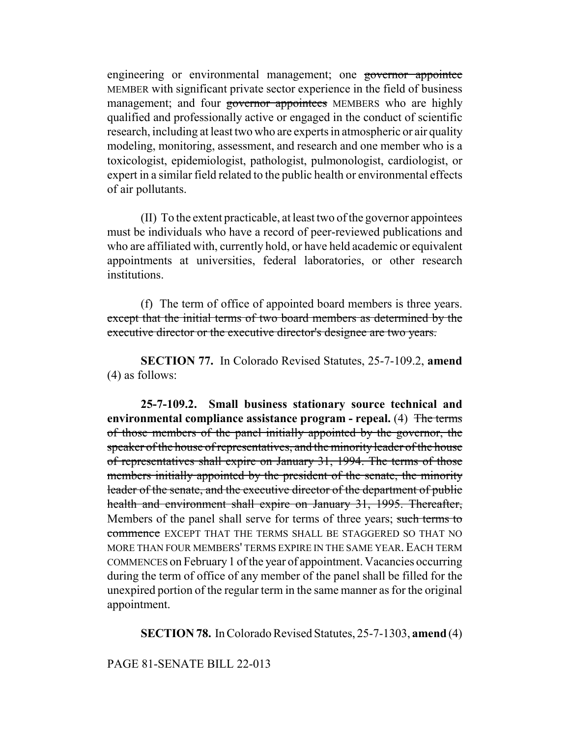engineering or environmental management; one ~~governor appointee~~ MEMBER with significant private sector experience in the field of business management; and four ~~governor appointees~~ MEMBERS who are highly qualified and professionally active or engaged in the conduct of scientific research, including at least two who are experts in atmospheric or air quality modeling, monitoring, assessment, and research and one member who is a toxicologist, epidemiologist, pathologist, pulmonologist, cardiologist, or expert in a similar field related to the public health or environmental effects of air pollutants.

(II) To the extent practicable, at least two of the governor appointees must be individuals who have a record of peer-reviewed publications and who are affiliated with, currently hold, or have held academic or equivalent appointments at universities, federal laboratories, or other research institutions.

(f) The term of office of appointed board members is three years. ~~except that the initial terms of two board members as determined by the executive director or the executive director's designee are two years.~~

**SECTION 77.** In Colorado Revised Statutes, 25-7-109.2, **amend** (4) as follows:

**25-7-109.2. Small business stationary source technical and environmental compliance assistance program - repeal.** (4) ~~The terms of those members of the panel initially appointed by the governor, the speaker of the house of representatives, and the minority leader of the house of representatives shall expire on January 31, 1994. The terms of those members initially appointed by the president of the senate, the minority leader of the senate, and the executive director of the department of public health and environment shall expire on January 31, 1995. Thereafter,~~ Members of the panel shall serve for terms of three years; ~~such terms to commence~~ EXCEPT THAT THE TERMS SHALL BE STAGGERED SO THAT NO MORE THAN FOUR MEMBERS' TERMS EXPIRE IN THE SAME YEAR. EACH TERM COMMENCES on February 1 of the year of appointment. Vacancies occurring during the term of office of any member of the panel shall be filled for the unexpired portion of the regular term in the same manner as for the original appointment.

**SECTION 78.** In Colorado Revised Statutes, 25-7-1303, **amend** (4)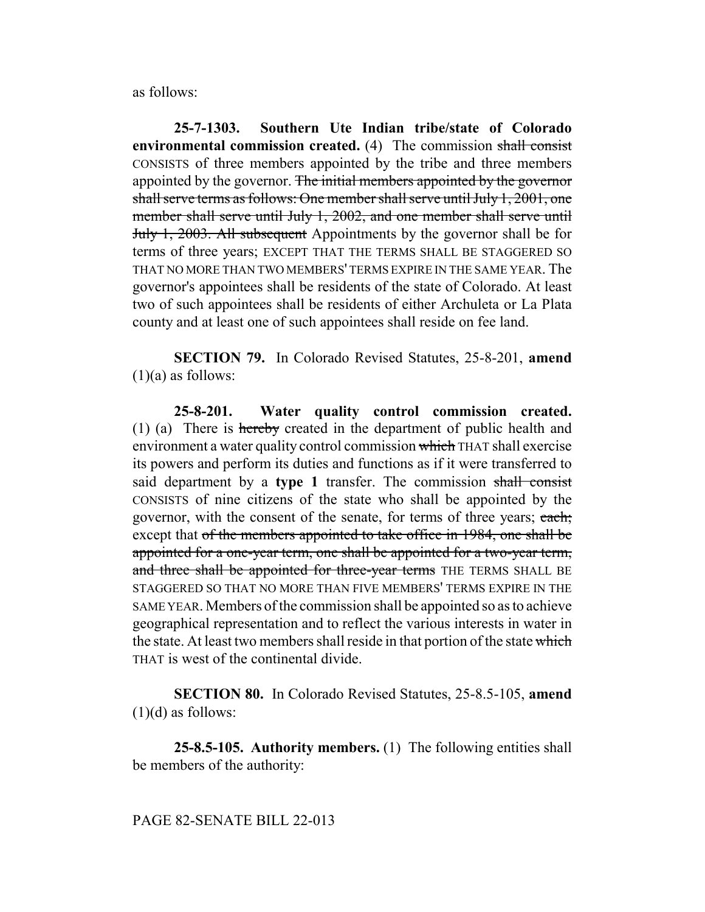as follows:

**25-7-1303. Southern Ute Indian tribe/state of Colorado environmental commission created.** (4) The commission ~~shall consist~~ CONSISTS of three members appointed by the tribe and three members appointed by the governor. ~~The initial members appointed by the governor shall serve terms as follows: One member shall serve until July 1, 2001, one member shall serve until July 1, 2002, and one member shall serve until July 1, 2003. All subsequent~~ Appointments by the governor shall be for terms of three years; EXCEPT THAT THE TERMS SHALL BE STAGGERED SO THAT NO MORE THAN TWO MEMBERS' TERMS EXPIRE IN THE SAME YEAR. The governor's appointees shall be residents of the state of Colorado. At least two of such appointees shall be residents of either Archuleta or La Plata county and at least one of such appointees shall reside on fee land.

**SECTION 79.** In Colorado Revised Statutes, 25-8-201, **amend** (1)(a) as follows:

**25-8-201. Water quality control commission created.** (1) (a) There is ~~hereby~~ created in the department of public health and environment a water quality control commission ~~which~~ THAT shall exercise its powers and perform its duties and functions as if it were transferred to said department by a **type 1** transfer. The commission ~~shall consist~~ CONSISTS of nine citizens of the state who shall be appointed by the governor, with the consent of the senate, for terms of three years; ~~each;~~ except that ~~of the members appointed to take office in 1984, one shall be appointed for a one-year term, one shall be appointed for a two-year term, and three shall be appointed for three-year terms~~ THE TERMS SHALL BE STAGGERED SO THAT NO MORE THAN FIVE MEMBERS' TERMS EXPIRE IN THE SAME YEAR. Members of the commission shall be appointed so as to achieve geographical representation and to reflect the various interests in water in the state. At least two members shall reside in that portion of the state ~~which~~ THAT is west of the continental divide.

**SECTION 80.** In Colorado Revised Statutes, 25-8.5-105, **amend** (1)(d) as follows:

**25-8.5-105. Authority members.** (1) The following entities shall be members of the authority: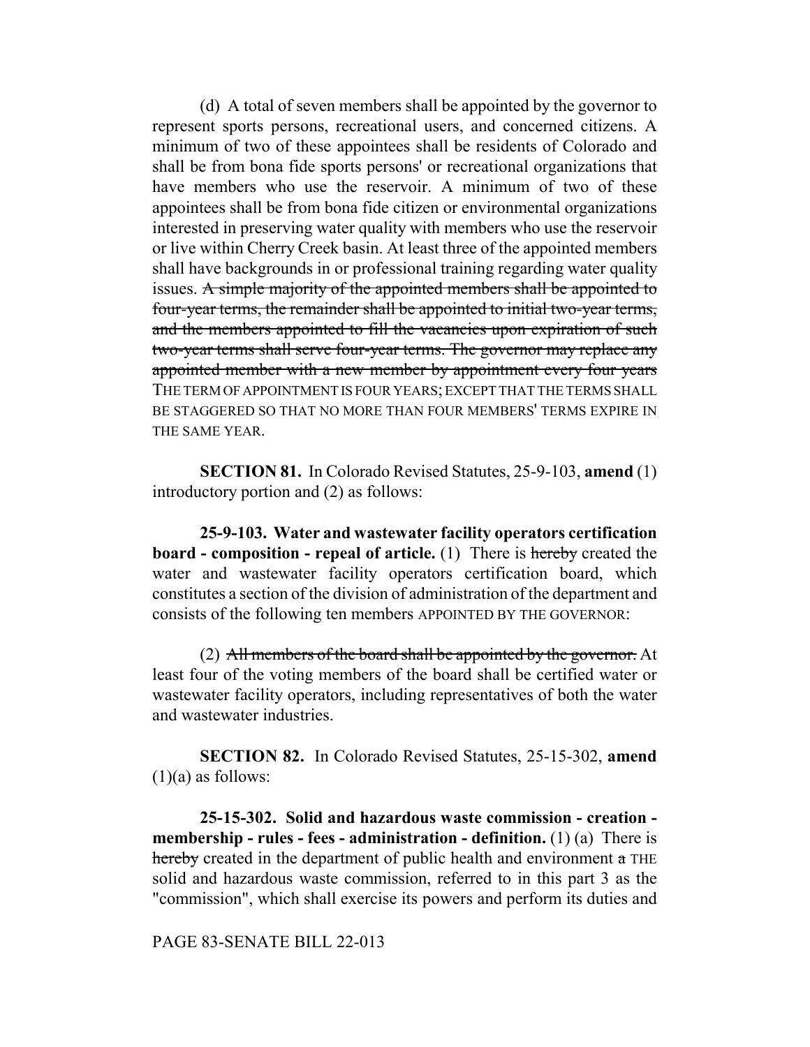(d) A total of seven members shall be appointed by the governor to represent sports persons, recreational users, and concerned citizens. A minimum of two of these appointees shall be residents of Colorado and shall be from bona fide sports persons' or recreational organizations that have members who use the reservoir. A minimum of two of these appointees shall be from bona fide citizen or environmental organizations interested in preserving water quality with members who use the reservoir or live within Cherry Creek basin. At least three of the appointed members shall have backgrounds in or professional training regarding water quality issues. ~~A simple majority of the appointed members shall be appointed to four-year terms, the remainder shall be appointed to initial two-year terms, and the members appointed to fill the vacancies upon expiration of such two-year terms shall serve four-year terms. The governor may replace any appointed member with a new member by appointment every four years~~ THE TERM OF APPOINTMENT IS FOUR YEARS; EXCEPT THAT THE TERMS SHALL BE STAGGERED SO THAT NO MORE THAN FOUR MEMBERS' TERMS EXPIRE IN THE SAME YEAR.

**SECTION 81.** In Colorado Revised Statutes, 25-9-103, **amend** (1) introductory portion and (2) as follows:

**25-9-103. Water and wastewater facility operators certification board - composition - repeal of article.** (1) There is ~~hereby~~ created the water and wastewater facility operators certification board, which constitutes a section of the division of administration of the department and consists of the following ten members APPOINTED BY THE GOVERNOR:

(2) ~~All members of the board shall be appointed by the governor.~~ At least four of the voting members of the board shall be certified water or wastewater facility operators, including representatives of both the water and wastewater industries.

**SECTION 82.** In Colorado Revised Statutes, 25-15-302, **amend** (1)(a) as follows:

**25-15-302. Solid and hazardous waste commission - creation - membership - rules - fees - administration - definition.** (1) (a) There is ~~hereby~~ created in the department of public health and environment ~~a~~ THE solid and hazardous waste commission, referred to in this part 3 as the "commission", which shall exercise its powers and perform its duties and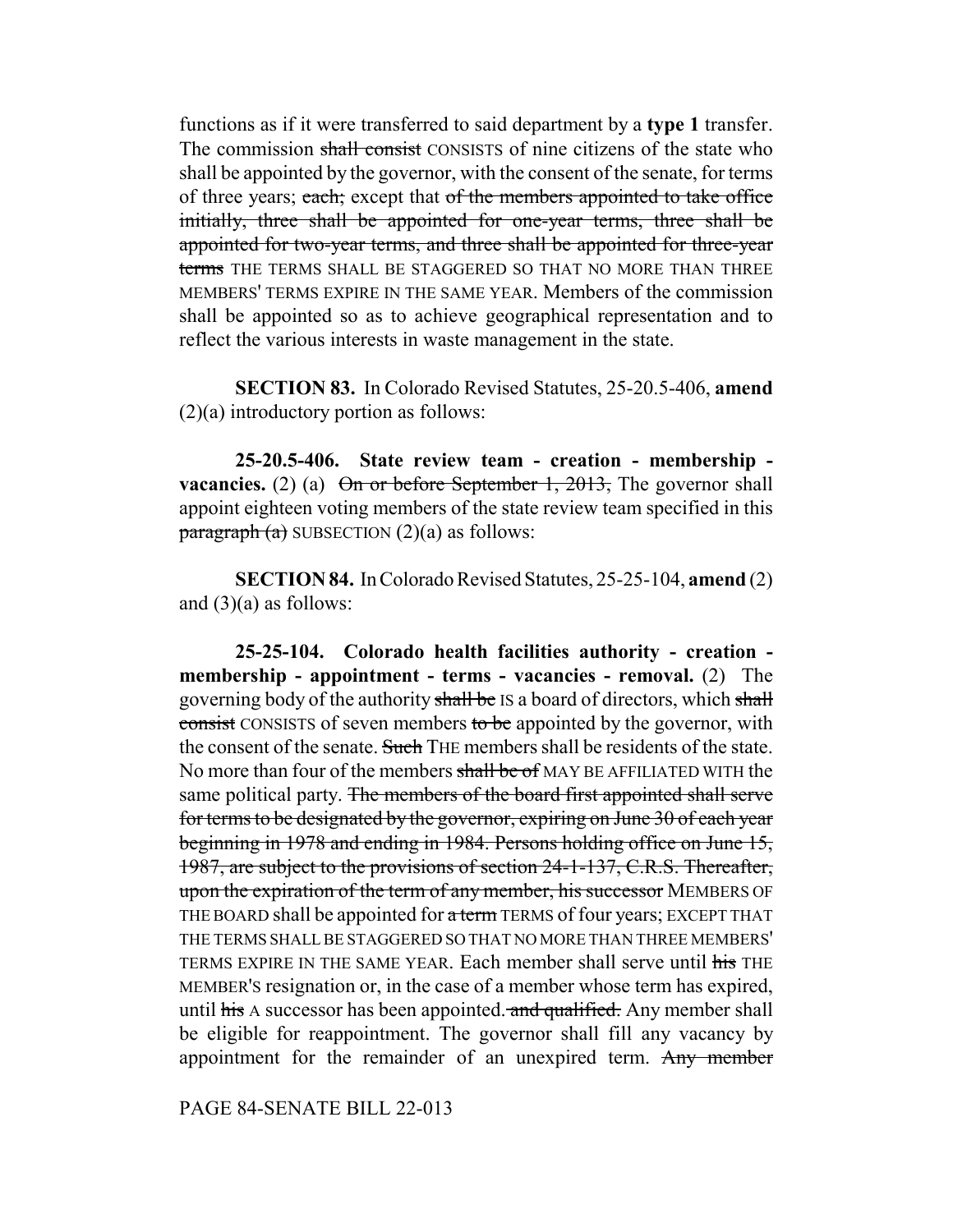functions as if it were transferred to said department by a **type 1** transfer. The commission ~~shall consist~~ CONSISTS of nine citizens of the state who shall be appointed by the governor, with the consent of the senate, for terms of three years; ~~each,~~ except that ~~of the members appointed to take office initially, three shall be appointed for one-year terms, three shall be appointed for two-year terms, and three shall be appointed for three-year terms~~ THE TERMS SHALL BE STAGGERED SO THAT NO MORE THAN THREE MEMBERS' TERMS EXPIRE IN THE SAME YEAR. Members of the commission shall be appointed so as to achieve geographical representation and to reflect the various interests in waste management in the state.

**SECTION 83.** In Colorado Revised Statutes, 25-20.5-406, **amend** (2)(a) introductory portion as follows:

**25-20.5-406. State review team - creation - membership - vacancies.** (2) (a) ~~On or before September 1, 2013,~~ The governor shall appoint eighteen voting members of the state review team specified in this ~~paragraph (a)~~ SUBSECTION (2)(a) as follows:

**SECTION 84.** In Colorado Revised Statutes, 25-25-104, **amend** (2) and (3)(a) as follows:

**25-25-104. Colorado health facilities authority - creation - membership - appointment - terms - vacancies - removal.** (2) The governing body of the authority ~~shall be~~ IS a board of directors, which ~~shall consist~~ CONSISTS of seven members ~~to be~~ appointed by the governor, with the consent of the senate. ~~Such~~ THE members shall be residents of the state. No more than four of the members ~~shall be of~~ MAY BE AFFILIATED WITH the same political party. ~~The members of the board first appointed shall serve for terms to be designated by the governor, expiring on June 30 of each year beginning in 1978 and ending in 1984. Persons holding office on June 15, 1987, are subject to the provisions of section 24-1-137, C.R.S. Thereafter, upon the expiration of the term of any member, his successor~~ MEMBERS OF THE BOARD shall be appointed for ~~a term~~ TERMS of four years; EXCEPT THAT THE TERMS SHALL BE STAGGERED SO THAT NO MORE THAN THREE MEMBERS' TERMS EXPIRE IN THE SAME YEAR. Each member shall serve until ~~his~~ THE MEMBER'S resignation or, in the case of a member whose term has expired, until ~~his~~ A successor has been appointed. ~~and qualified.~~ Any member shall be eligible for reappointment. The governor shall fill any vacancy by appointment for the remainder of an unexpired term. ~~Any member~~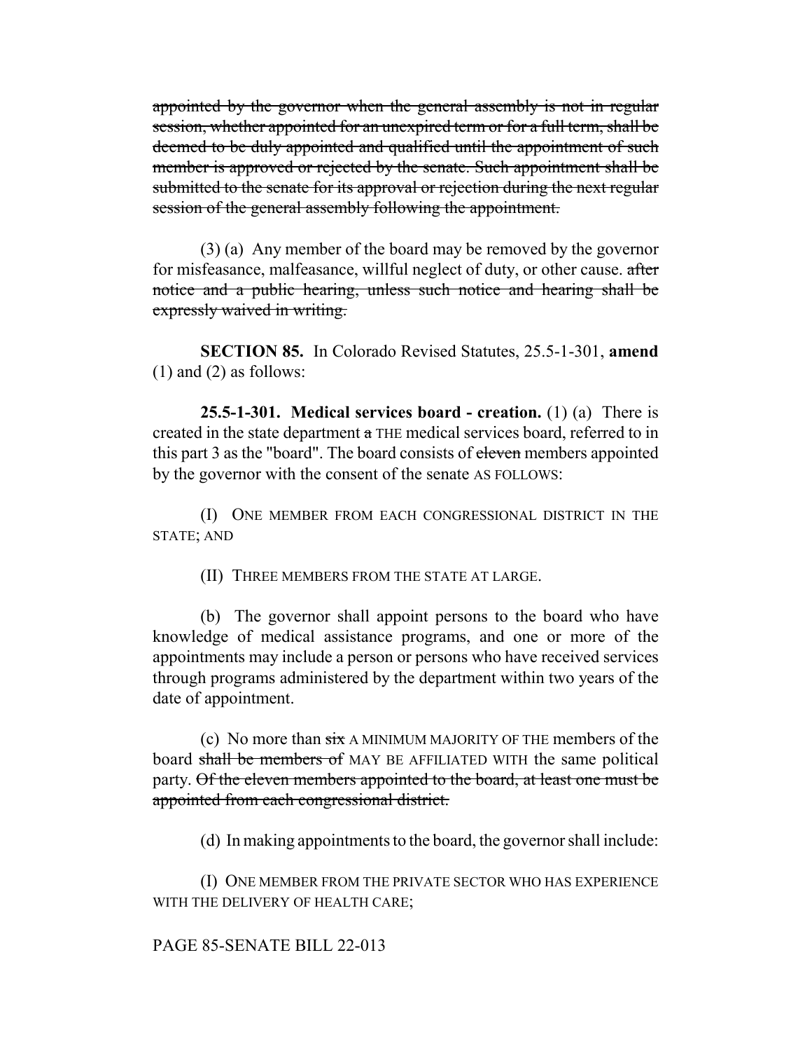~~appointed by the governor when the general assembly is not in regular session, whether appointed for an unexpired term or for a full term, shall be deemed to be duly appointed and qualified until the appointment of such member is approved or rejected by the senate. Such appointment shall be submitted to the senate for its approval or rejection during the next regular session of the general assembly following the appointment.~~

(3) (a) Any member of the board may be removed by the governor for misfeasance, malfeasance, willful neglect of duty, or other cause. ~~after notice and a public hearing, unless such notice and hearing shall be expressly waived in writing.~~

**SECTION 85.** In Colorado Revised Statutes, 25.5-1-301, **amend** (1) and (2) as follows:

**25.5-1-301. Medical services board - creation.** (1) (a) There is created in the state department ~~a~~ THE medical services board, referred to in this part 3 as the "board". The board consists of ~~eleven~~ members appointed by the governor with the consent of the senate AS FOLLOWS:

(I) ONE MEMBER FROM EACH CONGRESSIONAL DISTRICT IN THE STATE; AND

(II) THREE MEMBERS FROM THE STATE AT LARGE.

(b) The governor shall appoint persons to the board who have knowledge of medical assistance programs, and one or more of the appointments may include a person or persons who have received services through programs administered by the department within two years of the date of appointment.

(c) No more than ~~six~~ A MINIMUM MAJORITY OF THE members of the board ~~shall be members of~~ MAY BE AFFILIATED WITH the same political party. ~~Of the eleven members appointed to the board, at least one must be appointed from each congressional district.~~

(d) In making appointments to the board, the governor shall include:

(I) ONE MEMBER FROM THE PRIVATE SECTOR WHO HAS EXPERIENCE WITH THE DELIVERY OF HEALTH CARE;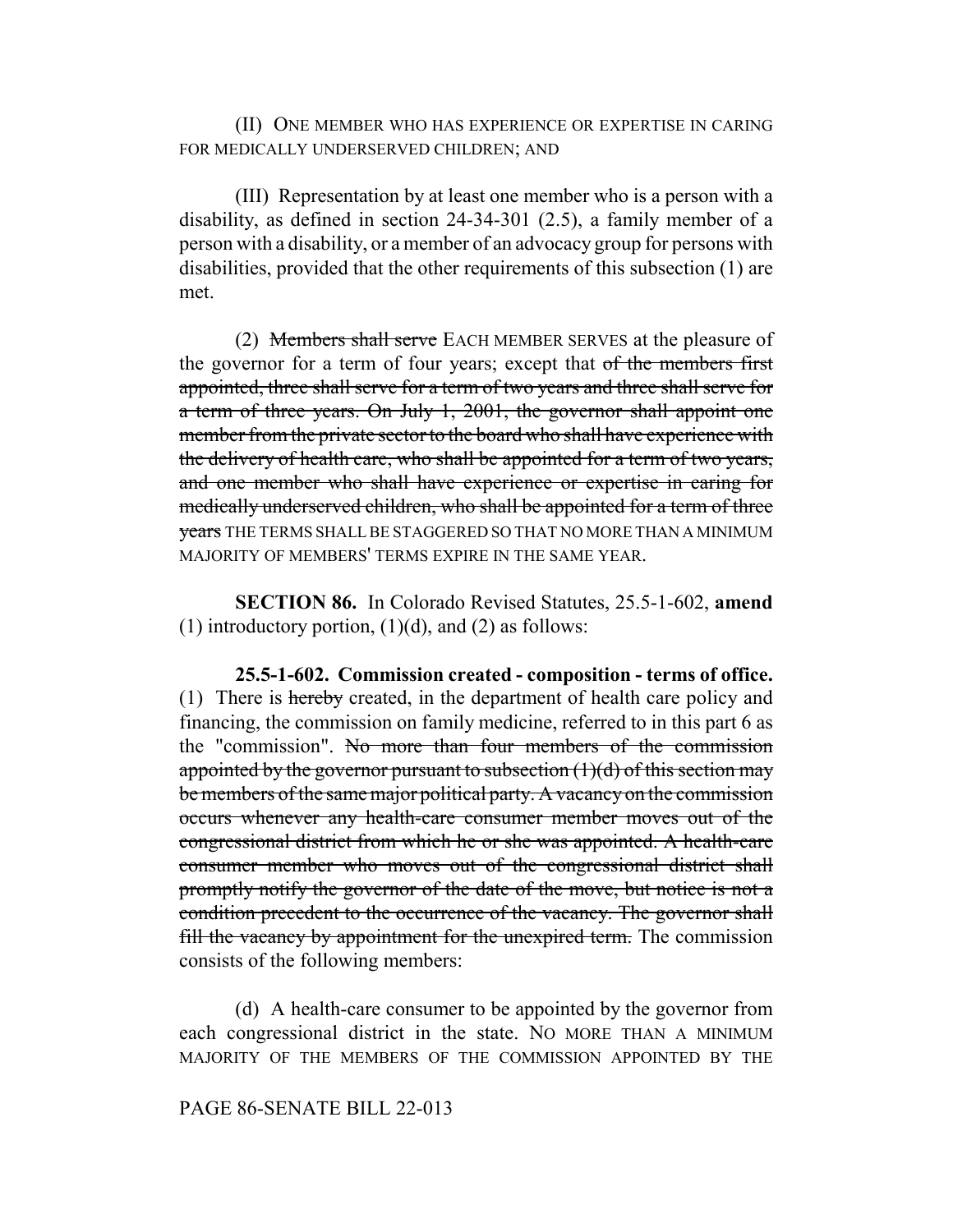(II) ONE MEMBER WHO HAS EXPERIENCE OR EXPERTISE IN CARING FOR MEDICALLY UNDERSERVED CHILDREN; AND

(III) Representation by at least one member who is a person with a disability, as defined in section 24-34-301 (2.5), a family member of a person with a disability, or a member of an advocacy group for persons with disabilities, provided that the other requirements of this subsection (1) are met.

(2) ~~Members shall serve~~ EACH MEMBER SERVES at the pleasure of the governor for a term of four years; except that ~~of the members first appointed, three shall serve for a term of two years and three shall serve for a term of three years. On July 1, 2001, the governor shall appoint one member from the private sector to the board who shall have experience with the delivery of health care, who shall be appointed for a term of two years, and one member who shall have experience or expertise in caring for medically underserved children, who shall be appointed for a term of three years~~ THE TERMS SHALL BE STAGGERED SO THAT NO MORE THAN A MINIMUM MAJORITY OF MEMBERS' TERMS EXPIRE IN THE SAME YEAR.

**SECTION 86.** In Colorado Revised Statutes, 25.5-1-602, **amend** (1) introductory portion, (1)(d), and (2) as follows:

**25.5-1-602. Commission created - composition - terms of office.** (1) There is ~~hereby~~ created, in the department of health care policy and financing, the commission on family medicine, referred to in this part 6 as the "commission". ~~No more than four members of the commission appointed by the governor pursuant to subsection (1)(d) of this section may be members of the same major political party. A vacancy on the commission occurs whenever any health-care consumer member moves out of the congressional district from which he or she was appointed. A health-care consumer member who moves out of the congressional district shall promptly notify the governor of the date of the move, but notice is not a condition precedent to the occurrence of the vacancy. The governor shall fill the vacancy by appointment for the unexpired term.~~ The commission consists of the following members:

(d) A health-care consumer to be appointed by the governor from each congressional district in the state. NO MORE THAN A MINIMUM MAJORITY OF THE MEMBERS OF THE COMMISSION APPOINTED BY THE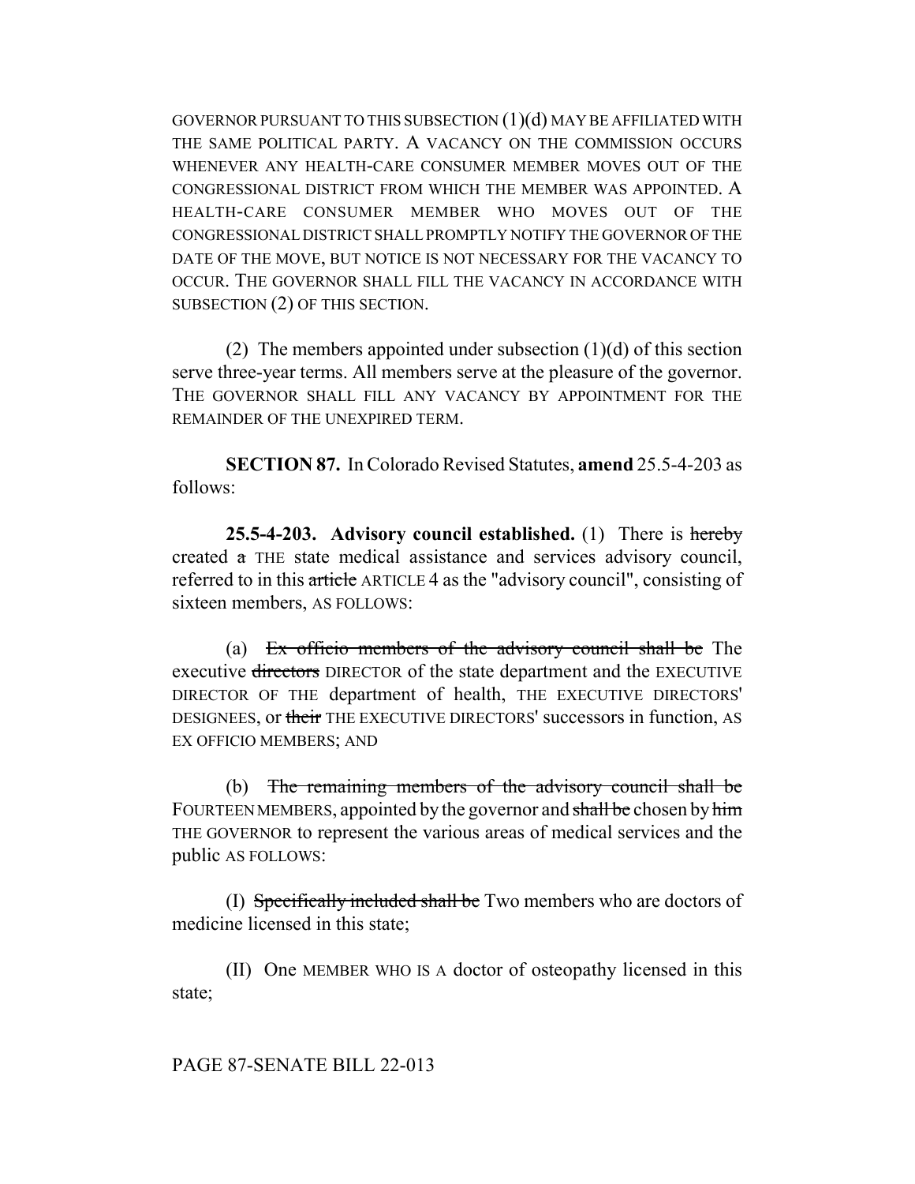GOVERNOR PURSUANT TO THIS SUBSECTION (1)(d) MAY BE AFFILIATED WITH THE SAME POLITICAL PARTY. A VACANCY ON THE COMMISSION OCCURS WHENEVER ANY HEALTH-CARE CONSUMER MEMBER MOVES OUT OF THE CONGRESSIONAL DISTRICT FROM WHICH THE MEMBER WAS APPOINTED. A HEALTH-CARE CONSUMER MEMBER WHO MOVES OUT OF THE CONGRESSIONAL DISTRICT SHALL PROMPTLY NOTIFY THE GOVERNOR OF THE DATE OF THE MOVE, BUT NOTICE IS NOT NECESSARY FOR THE VACANCY TO OCCUR. THE GOVERNOR SHALL FILL THE VACANCY IN ACCORDANCE WITH SUBSECTION (2) OF THIS SECTION.

(2) The members appointed under subsection (1)(d) of this section serve three-year terms. All members serve at the pleasure of the governor. THE GOVERNOR SHALL FILL ANY VACANCY BY APPOINTMENT FOR THE REMAINDER OF THE UNEXPIRED TERM.

**SECTION 87.** In Colorado Revised Statutes, **amend** 25.5-4-203 as follows:

**25.5-4-203. Advisory council established.** (1) There is ~~hereby~~ created ~~a~~ THE state medical assistance and services advisory council, referred to in this ~~article~~ ARTICLE 4 as the "advisory council", consisting of sixteen members, AS FOLLOWS:

(a) ~~Ex officio members of the advisory council shall be~~ The executive ~~directors~~ DIRECTOR of the state department and the EXECUTIVE DIRECTOR OF THE department of health, THE EXECUTIVE DIRECTORS' DESIGNEES, or ~~their~~ THE EXECUTIVE DIRECTORS' successors in function, AS EX OFFICIO MEMBERS; AND

(b) ~~The remaining members of the advisory council shall be~~ FOURTEEN MEMBERS, appointed by the governor and ~~shall be~~ chosen by ~~him~~ THE GOVERNOR to represent the various areas of medical services and the public AS FOLLOWS:

(I) ~~Specifically included shall be~~ Two members who are doctors of medicine licensed in this state;

(II) One MEMBER WHO IS A doctor of osteopathy licensed in this state;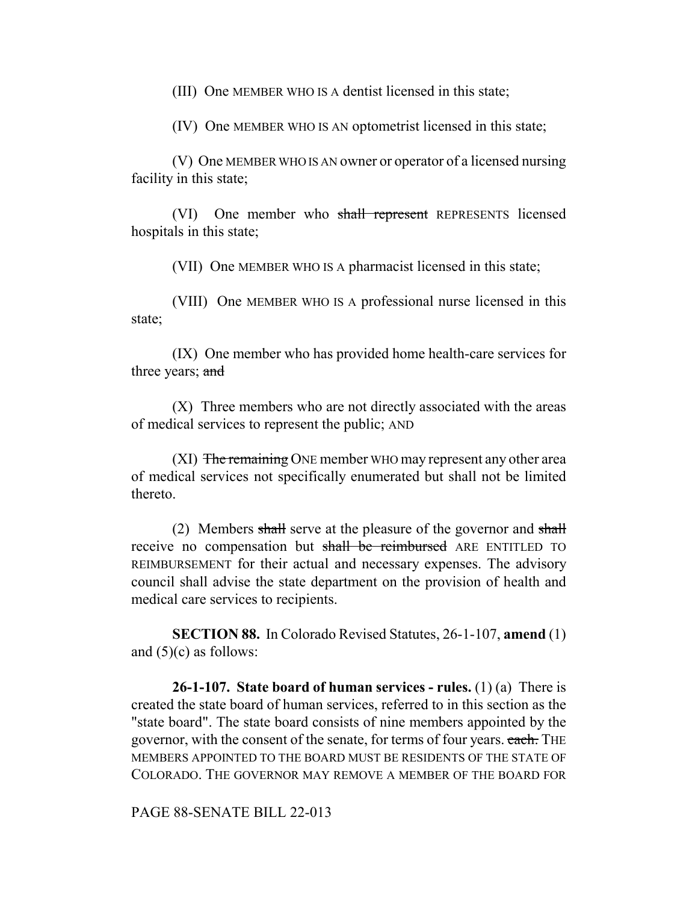(III) One MEMBER WHO IS A dentist licensed in this state;

(IV) One MEMBER WHO IS AN optometrist licensed in this state;

(V) One MEMBER WHO IS AN owner or operator of a licensed nursing facility in this state;

(VI) One member who ~~shall represent~~ REPRESENTS licensed hospitals in this state;

(VII) One MEMBER WHO IS A pharmacist licensed in this state;

(VIII) One MEMBER WHO IS A professional nurse licensed in this state;

(IX) One member who has provided home health-care services for three years; ~~and~~

(X) Three members who are not directly associated with the areas of medical services to represent the public; AND

(XI) ~~The remaining~~ ONE member WHO may represent any other area of medical services not specifically enumerated but shall not be limited thereto.

(2) Members ~~shall~~ serve at the pleasure of the governor and ~~shall~~ receive no compensation but ~~shall be reimbursed~~ ARE ENTITLED TO REIMBURSEMENT for their actual and necessary expenses. The advisory council shall advise the state department on the provision of health and medical care services to recipients.

**SECTION 88.** In Colorado Revised Statutes, 26-1-107, **amend** (1) and (5)(c) as follows:

**26-1-107. State board of human services - rules.** (1) (a) There is created the state board of human services, referred to in this section as the "state board". The state board consists of nine members appointed by the governor, with the consent of the senate, for terms of four years. ~~each.~~ THE MEMBERS APPOINTED TO THE BOARD MUST BE RESIDENTS OF THE STATE OF COLORADO. THE GOVERNOR MAY REMOVE A MEMBER OF THE BOARD FOR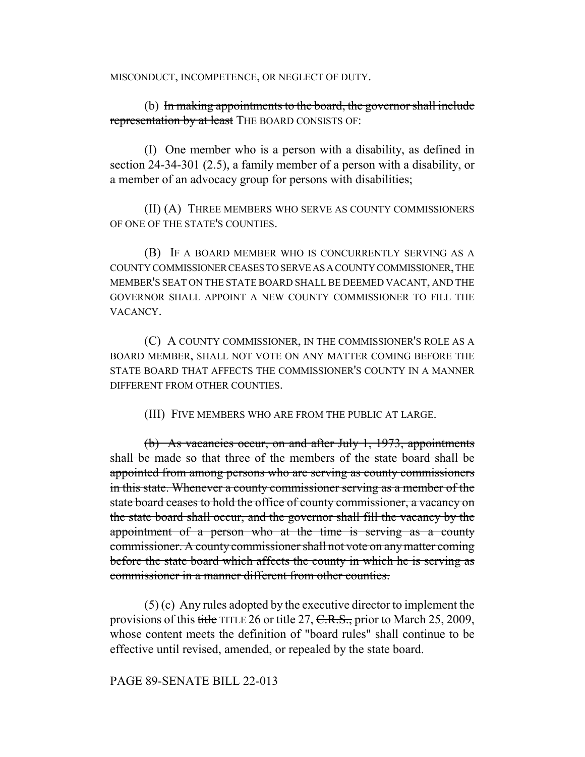MISCONDUCT, INCOMPETENCE, OR NEGLECT OF DUTY.

(b) ~~In making appointments to the board, the governor shall include representation by at least~~ THE BOARD CONSISTS OF:

(I) One member who is a person with a disability, as defined in section 24-34-301 (2.5), a family member of a person with a disability, or a member of an advocacy group for persons with disabilities;

(II) (A) THREE MEMBERS WHO SERVE AS COUNTY COMMISSIONERS OF ONE OF THE STATE'S COUNTIES.

(B) IF A BOARD MEMBER WHO IS CONCURRENTLY SERVING AS A COUNTY COMMISSIONER CEASES TO SERVE AS A COUNTY COMMISSIONER, THE MEMBER'S SEAT ON THE STATE BOARD SHALL BE DEEMED VACANT, AND THE GOVERNOR SHALL APPOINT A NEW COUNTY COMMISSIONER TO FILL THE VACANCY.

(C) A COUNTY COMMISSIONER, IN THE COMMISSIONER'S ROLE AS A BOARD MEMBER, SHALL NOT VOTE ON ANY MATTER COMING BEFORE THE STATE BOARD THAT AFFECTS THE COMMISSIONER'S COUNTY IN A MANNER DIFFERENT FROM OTHER COUNTIES.

(III) FIVE MEMBERS WHO ARE FROM THE PUBLIC AT LARGE.

~~(b) As vacancies occur, on and after July 1, 1973, appointments shall be made so that three of the members of the state board shall be appointed from among persons who are serving as county commissioners in this state. Whenever a county commissioner serving as a member of the state board ceases to hold the office of county commissioner, a vacancy on the state board shall occur, and the governor shall fill the vacancy by the appointment of a person who at the time is serving as a county commissioner. A county commissioner shall not vote on any matter coming before the state board which affects the county in which he is serving as commissioner in a manner different from other counties.~~

(5) (c) Any rules adopted by the executive director to implement the provisions of this ~~title~~ TITLE 26 or title 27, ~~C.R.S.,~~ prior to March 25, 2009, whose content meets the definition of "board rules" shall continue to be effective until revised, amended, or repealed by the state board.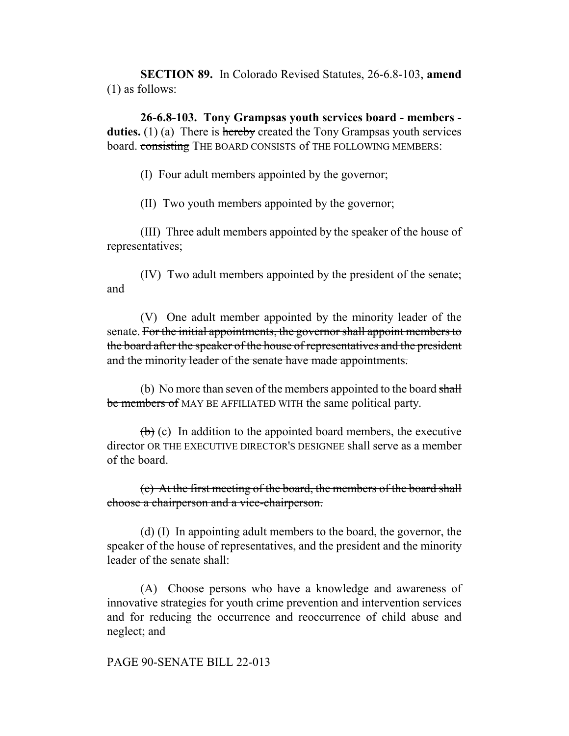**SECTION 89.** In Colorado Revised Statutes, 26-6.8-103, **amend** (1) as follows:

**26-6.8-103. Tony Grampsas youth services board - members - duties.** (1) (a) There is ~~hereby~~ created the Tony Grampsas youth services board. ~~consisting~~ THE BOARD CONSISTS of THE FOLLOWING MEMBERS:

(I) Four adult members appointed by the governor;

(II) Two youth members appointed by the governor;

(III) Three adult members appointed by the speaker of the house of representatives;

(IV) Two adult members appointed by the president of the senate; and

(V) One adult member appointed by the minority leader of the senate. ~~For the initial appointments, the governor shall appoint members to the board after the speaker of the house of representatives and the president and the minority leader of the senate have made appointments.~~

(b) No more than seven of the members appointed to the board ~~shall be members of~~ MAY BE AFFILIATED WITH the same political party.

~~(b)~~ (c) In addition to the appointed board members, the executive director OR THE EXECUTIVE DIRECTOR'S DESIGNEE shall serve as a member of the board.

~~(c) At the first meeting of the board, the members of the board shall choose a chairperson and a vice-chairperson.~~

(d) (I) In appointing adult members to the board, the governor, the speaker of the house of representatives, and the president and the minority leader of the senate shall:

(A) Choose persons who have a knowledge and awareness of innovative strategies for youth crime prevention and intervention services and for reducing the occurrence and reoccurrence of child abuse and neglect; and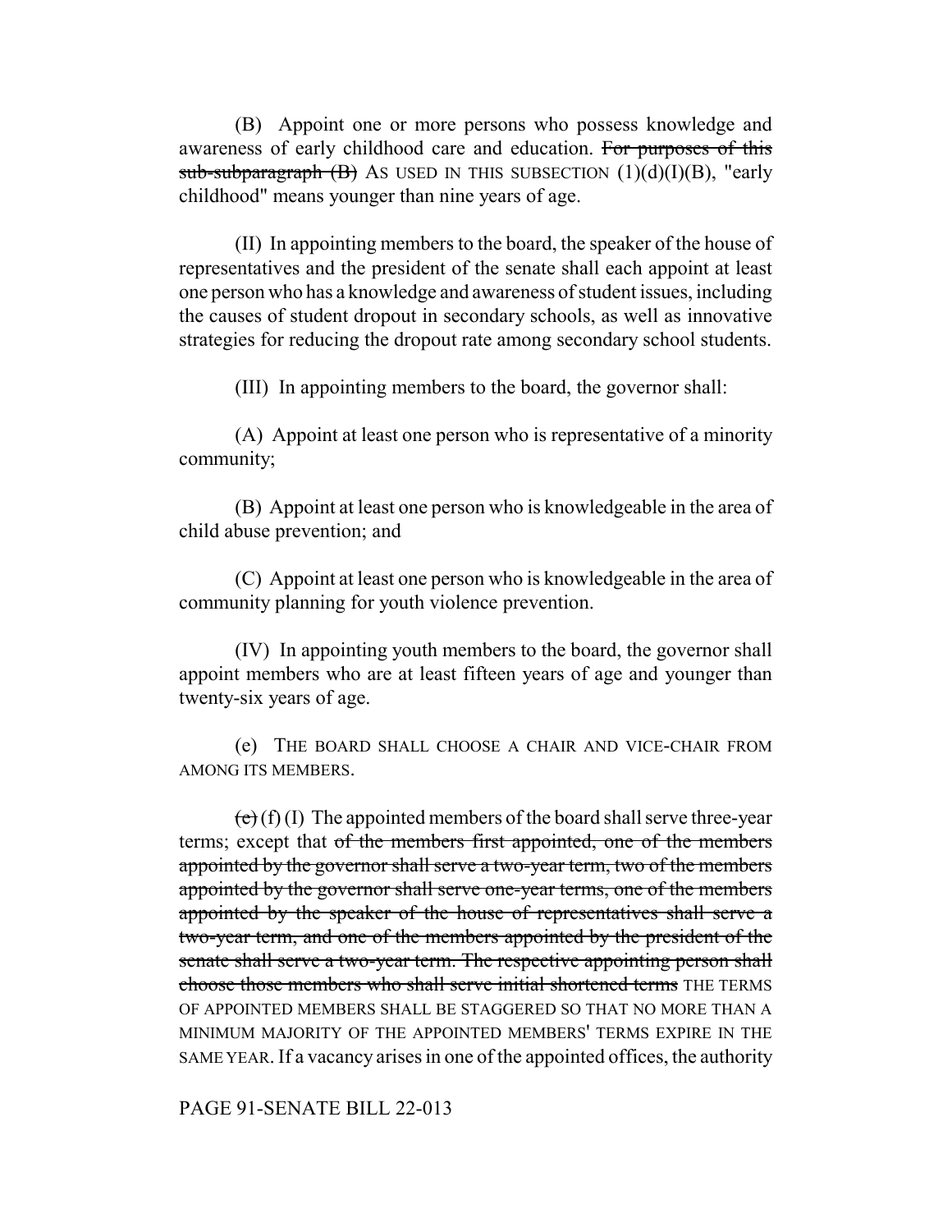(B) Appoint one or more persons who possess knowledge and awareness of early childhood care and education. ~~For purposes of this sub-subparagraph (B)~~ AS USED IN THIS SUBSECTION (1)(d)(I)(B), "early childhood" means younger than nine years of age.

(II) In appointing members to the board, the speaker of the house of representatives and the president of the senate shall each appoint at least one person who has a knowledge and awareness of student issues, including the causes of student dropout in secondary schools, as well as innovative strategies for reducing the dropout rate among secondary school students.

(III) In appointing members to the board, the governor shall:

(A) Appoint at least one person who is representative of a minority community;

(B) Appoint at least one person who is knowledgeable in the area of child abuse prevention; and

(C) Appoint at least one person who is knowledgeable in the area of community planning for youth violence prevention.

(IV) In appointing youth members to the board, the governor shall appoint members who are at least fifteen years of age and younger than twenty-six years of age.

(e) THE BOARD SHALL CHOOSE A CHAIR AND VICE-CHAIR FROM AMONG ITS MEMBERS.

~~(e)~~ (f) (I) The appointed members of the board shall serve three-year terms; except that ~~of the members first appointed, one of the members appointed by the governor shall serve a two-year term, two of the members appointed by the governor shall serve one-year terms, one of the members appointed by the speaker of the house of representatives shall serve a two-year term, and one of the members appointed by the president of the senate shall serve a two-year term. The respective appointing person shall choose those members who shall serve initial shortened terms~~ THE TERMS OF APPOINTED MEMBERS SHALL BE STAGGERED SO THAT NO MORE THAN A MINIMUM MAJORITY OF THE APPOINTED MEMBERS' TERMS EXPIRE IN THE SAME YEAR. If a vacancy arises in one of the appointed offices, the authority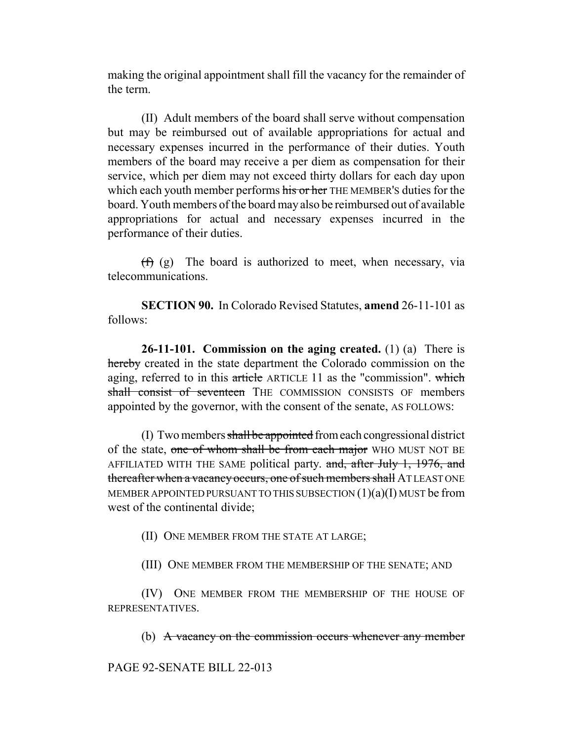making the original appointment shall fill the vacancy for the remainder of the term.

(II) Adult members of the board shall serve without compensation but may be reimbursed out of available appropriations for actual and necessary expenses incurred in the performance of their duties. Youth members of the board may receive a per diem as compensation for their service, which per diem may not exceed thirty dollars for each day upon which each youth member performs ~~his or her~~ THE MEMBER'S duties for the board. Youth members of the board may also be reimbursed out of available appropriations for actual and necessary expenses incurred in the performance of their duties.

~~(f)~~ (g) The board is authorized to meet, when necessary, via telecommunications.

**SECTION 90.** In Colorado Revised Statutes, **amend** 26-11-101 as follows:

**26-11-101. Commission on the aging created.** (1) (a) There is ~~hereby~~ created in the state department the Colorado commission on the aging, referred to in this ~~article~~ ARTICLE 11 as the "commission". ~~which shall consist of seventeen~~ THE COMMISSION CONSISTS OF members appointed by the governor, with the consent of the senate, AS FOLLOWS:

(I) Two members ~~shall be appointed~~ from each congressional district of the state, ~~one of whom shall be from each major~~ WHO MUST NOT BE AFFILIATED WITH THE SAME political party. ~~and, after July 1, 1976, and thereafter when a vacancy occurs, one of such members shall~~ AT LEAST ONE MEMBER APPOINTED PURSUANT TO THIS SUBSECTION (1)(a)(I) MUST be from west of the continental divide;

(II) ONE MEMBER FROM THE STATE AT LARGE;

(III) ONE MEMBER FROM THE MEMBERSHIP OF THE SENATE; AND

(IV) ONE MEMBER FROM THE MEMBERSHIP OF THE HOUSE OF REPRESENTATIVES.

(b) ~~A vacancy on the commission occurs whenever any member~~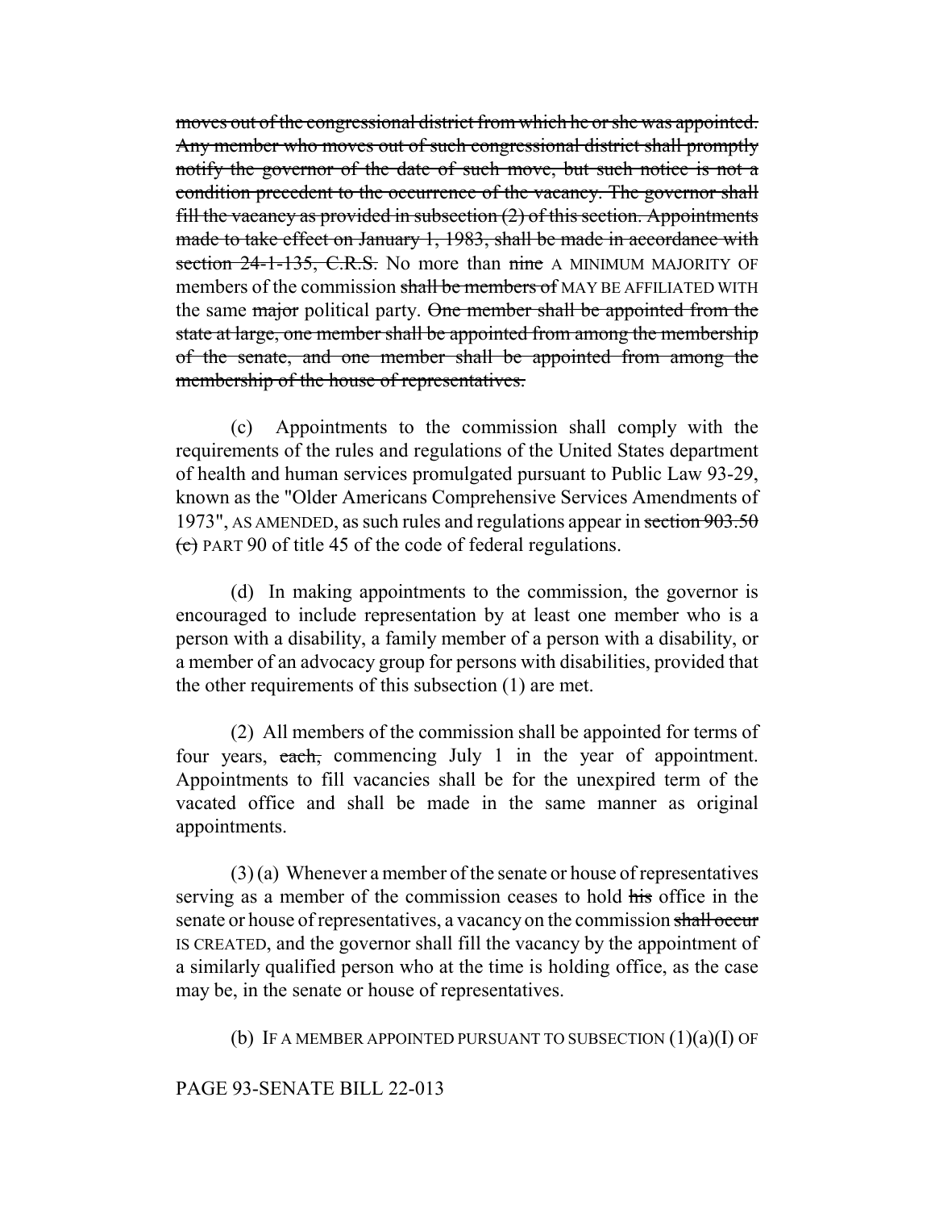~~moves out of the congressional district from which he or she was appointed. Any member who moves out of such congressional district shall promptly notify the governor of the date of such move, but such notice is not a condition precedent to the occurrence of the vacancy. The governor shall fill the vacancy as provided in subsection (2) of this section. Appointments made to take effect on January 1, 1983, shall be made in accordance with section 24-1-135, C.R.S.~~ No more than ~~nine~~ A MINIMUM MAJORITY OF members of the commission ~~shall be members of~~ MAY BE AFFILIATED WITH the same ~~major~~ political party. ~~One member shall be appointed from the state at large, one member shall be appointed from among the membership of the senate, and one member shall be appointed from among the membership of the house of representatives.~~

(c) Appointments to the commission shall comply with the requirements of the rules and regulations of the United States department of health and human services promulgated pursuant to Public Law 93-29, known as the "Older Americans Comprehensive Services Amendments of 1973", AS AMENDED, as such rules and regulations appear in ~~section 903.50 (c)~~ PART 90 of title 45 of the code of federal regulations.

(d) In making appointments to the commission, the governor is encouraged to include representation by at least one member who is a person with a disability, a family member of a person with a disability, or a member of an advocacy group for persons with disabilities, provided that the other requirements of this subsection (1) are met.

(2) All members of the commission shall be appointed for terms of four years, ~~each,~~ commencing July 1 in the year of appointment. Appointments to fill vacancies shall be for the unexpired term of the vacated office and shall be made in the same manner as original appointments.

(3) (a) Whenever a member of the senate or house of representatives serving as a member of the commission ceases to hold ~~his~~ office in the senate or house of representatives, a vacancy on the commission ~~shall occur~~ IS CREATED, and the governor shall fill the vacancy by the appointment of a similarly qualified person who at the time is holding office, as the case may be, in the senate or house of representatives.

(b) IF A MEMBER APPOINTED PURSUANT TO SUBSECTION (1)(a)(I) OF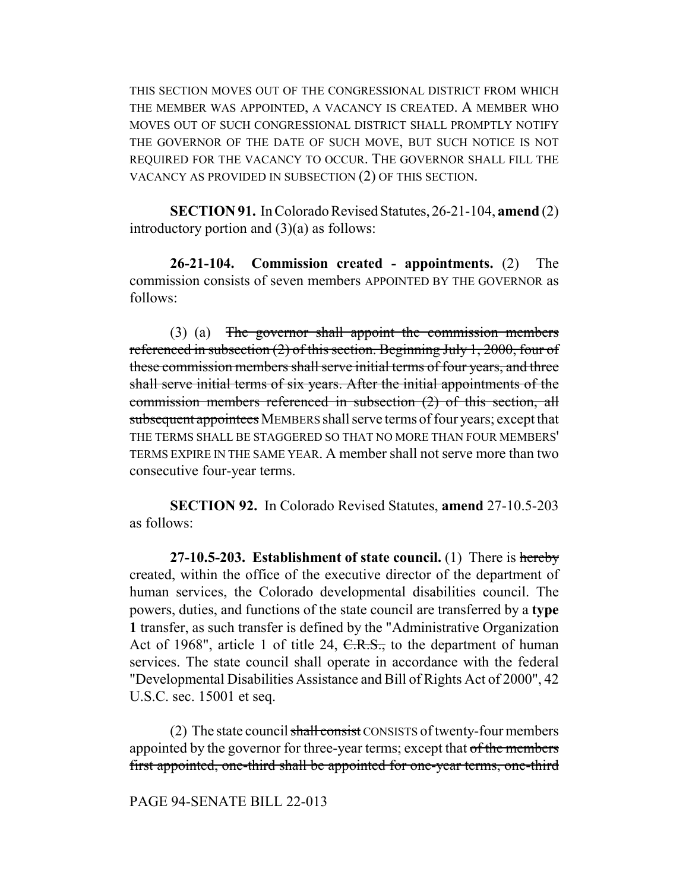THIS SECTION MOVES OUT OF THE CONGRESSIONAL DISTRICT FROM WHICH THE MEMBER WAS APPOINTED, A VACANCY IS CREATED. A MEMBER WHO MOVES OUT OF SUCH CONGRESSIONAL DISTRICT SHALL PROMPTLY NOTIFY THE GOVERNOR OF THE DATE OF SUCH MOVE, BUT SUCH NOTICE IS NOT REQUIRED FOR THE VACANCY TO OCCUR. THE GOVERNOR SHALL FILL THE VACANCY AS PROVIDED IN SUBSECTION (2) OF THIS SECTION.

**SECTION 91.** In Colorado Revised Statutes, 26-21-104, **amend** (2) introductory portion and (3)(a) as follows:

**26-21-104. Commission created - appointments.** (2) The commission consists of seven members APPOINTED BY THE GOVERNOR as follows:

(3) (a) ~~The governor shall appoint the commission members referenced in subsection (2) of this section. Beginning July 1, 2000, four of these commission members shall serve initial terms of four years, and three shall serve initial terms of six years. After the initial appointments of the commission members referenced in subsection (2) of this section, all subsequent appointees~~ MEMBERS shall serve terms of four years; except that THE TERMS SHALL BE STAGGERED SO THAT NO MORE THAN FOUR MEMBERS' TERMS EXPIRE IN THE SAME YEAR. A member shall not serve more than two consecutive four-year terms.

**SECTION 92.** In Colorado Revised Statutes, **amend** 27-10.5-203 as follows:

**27-10.5-203. Establishment of state council.** (1) There is ~~hereby~~ created, within the office of the executive director of the department of human services, the Colorado developmental disabilities council. The powers, duties, and functions of the state council are transferred by a **type 1** transfer, as such transfer is defined by the "Administrative Organization Act of 1968", article 1 of title 24, ~~C.R.S.,~~ to the department of human services. The state council shall operate in accordance with the federal "Developmental Disabilities Assistance and Bill of Rights Act of 2000", 42 U.S.C. sec. 15001 et seq.

(2) The state council ~~shall consist~~ CONSISTS of twenty-four members appointed by the governor for three-year terms; except that ~~of the members first appointed, one-third shall be appointed for one-year terms, one-third~~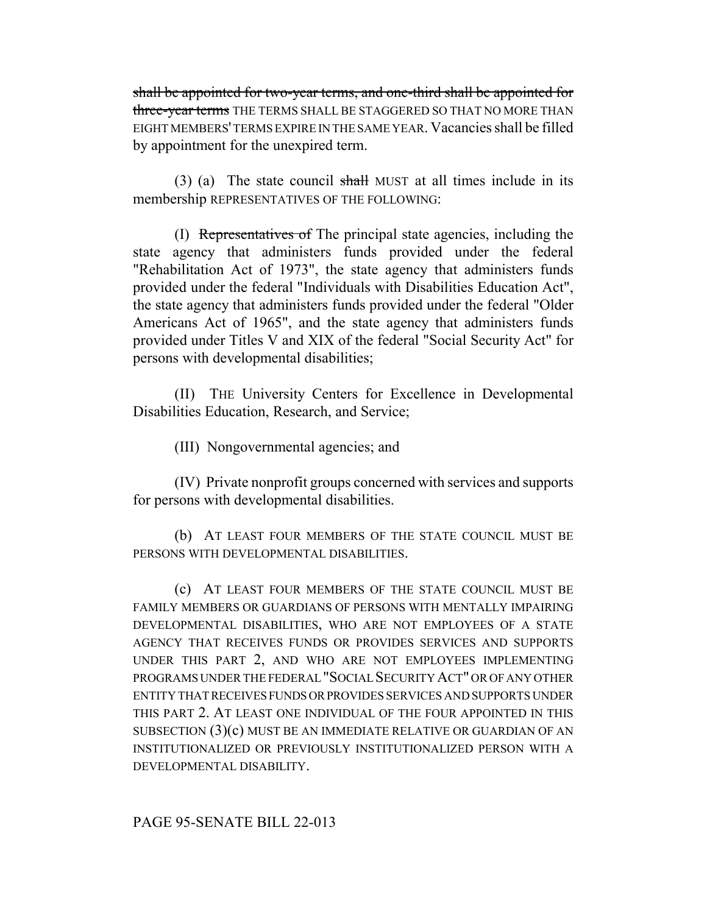~~shall be appointed for two-year terms, and one-third shall be appointed for three-year terms~~ THE TERMS SHALL BE STAGGERED SO THAT NO MORE THAN EIGHT MEMBERS' TERMS EXPIRE IN THE SAME YEAR. Vacancies shall be filled by appointment for the unexpired term.

(3) (a) The state council ~~shall~~ MUST at all times include in its membership REPRESENTATIVES OF THE FOLLOWING:

(I) ~~Representatives of~~ The principal state agencies, including the state agency that administers funds provided under the federal "Rehabilitation Act of 1973", the state agency that administers funds provided under the federal "Individuals with Disabilities Education Act", the state agency that administers funds provided under the federal "Older Americans Act of 1965", and the state agency that administers funds provided under Titles V and XIX of the federal "Social Security Act" for persons with developmental disabilities;

(II) THE University Centers for Excellence in Developmental Disabilities Education, Research, and Service;

(III) Nongovernmental agencies; and

(IV) Private nonprofit groups concerned with services and supports for persons with developmental disabilities.

(b) AT LEAST FOUR MEMBERS OF THE STATE COUNCIL MUST BE PERSONS WITH DEVELOPMENTAL DISABILITIES.

(c) AT LEAST FOUR MEMBERS OF THE STATE COUNCIL MUST BE FAMILY MEMBERS OR GUARDIANS OF PERSONS WITH MENTALLY IMPAIRING DEVELOPMENTAL DISABILITIES, WHO ARE NOT EMPLOYEES OF A STATE AGENCY THAT RECEIVES FUNDS OR PROVIDES SERVICES AND SUPPORTS UNDER THIS PART 2, AND WHO ARE NOT EMPLOYEES IMPLEMENTING PROGRAMS UNDER THE FEDERAL "SOCIAL SECURITY ACT" OR OF ANY OTHER ENTITY THAT RECEIVES FUNDS OR PROVIDES SERVICES AND SUPPORTS UNDER THIS PART 2. AT LEAST ONE INDIVIDUAL OF THE FOUR APPOINTED IN THIS SUBSECTION (3)(c) MUST BE AN IMMEDIATE RELATIVE OR GUARDIAN OF AN INSTITUTIONALIZED OR PREVIOUSLY INSTITUTIONALIZED PERSON WITH A DEVELOPMENTAL DISABILITY.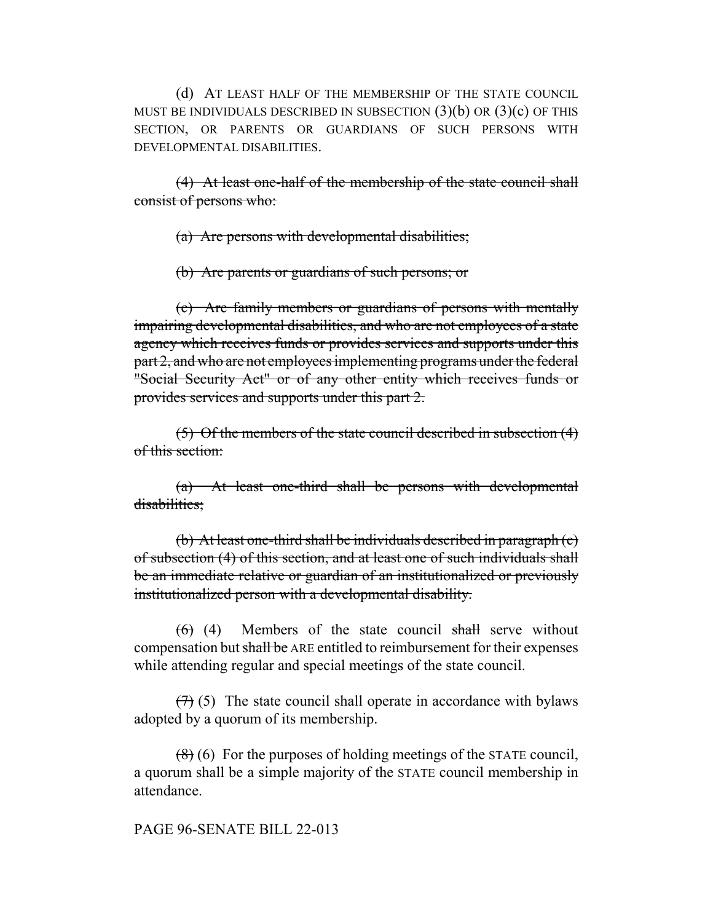(d) AT LEAST HALF OF THE MEMBERSHIP OF THE STATE COUNCIL MUST BE INDIVIDUALS DESCRIBED IN SUBSECTION (3)(b) OR (3)(c) OF THIS SECTION, OR PARENTS OR GUARDIANS OF SUCH PERSONS WITH DEVELOPMENTAL DISABILITIES.

~~(4) At least one-half of the membership of the state council shall consist of persons who:~~

~~(a) Are persons with developmental disabilities;~~

~~(b) Are parents or guardians of such persons; or~~

~~(c) Are family members or guardians of persons with mentally impairing developmental disabilities, and who are not employees of a state agency which receives funds or provides services and supports under this part 2, and who are not employees implementing programs under the federal "Social Security Act" or of any other entity which receives funds or provides services and supports under this part 2.~~

~~(5) Of the members of the state council described in subsection (4) of this section:~~

~~(a) At least one-third shall be persons with developmental disabilities;~~

~~(b) At least one-third shall be individuals described in paragraph (c) of subsection (4) of this section, and at least one of such individuals shall be an immediate relative or guardian of an institutionalized or previously institutionalized person with a developmental disability.~~

~~(6)~~ (4) Members of the state council ~~shall~~ serve without compensation but ~~shall be~~ ARE entitled to reimbursement for their expenses while attending regular and special meetings of the state council.

~~(7)~~ (5) The state council shall operate in accordance with bylaws adopted by a quorum of its membership.

~~(8)~~ (6) For the purposes of holding meetings of the STATE council, a quorum shall be a simple majority of the STATE council membership in attendance.

PAGE 96-SENATE BILL 22-013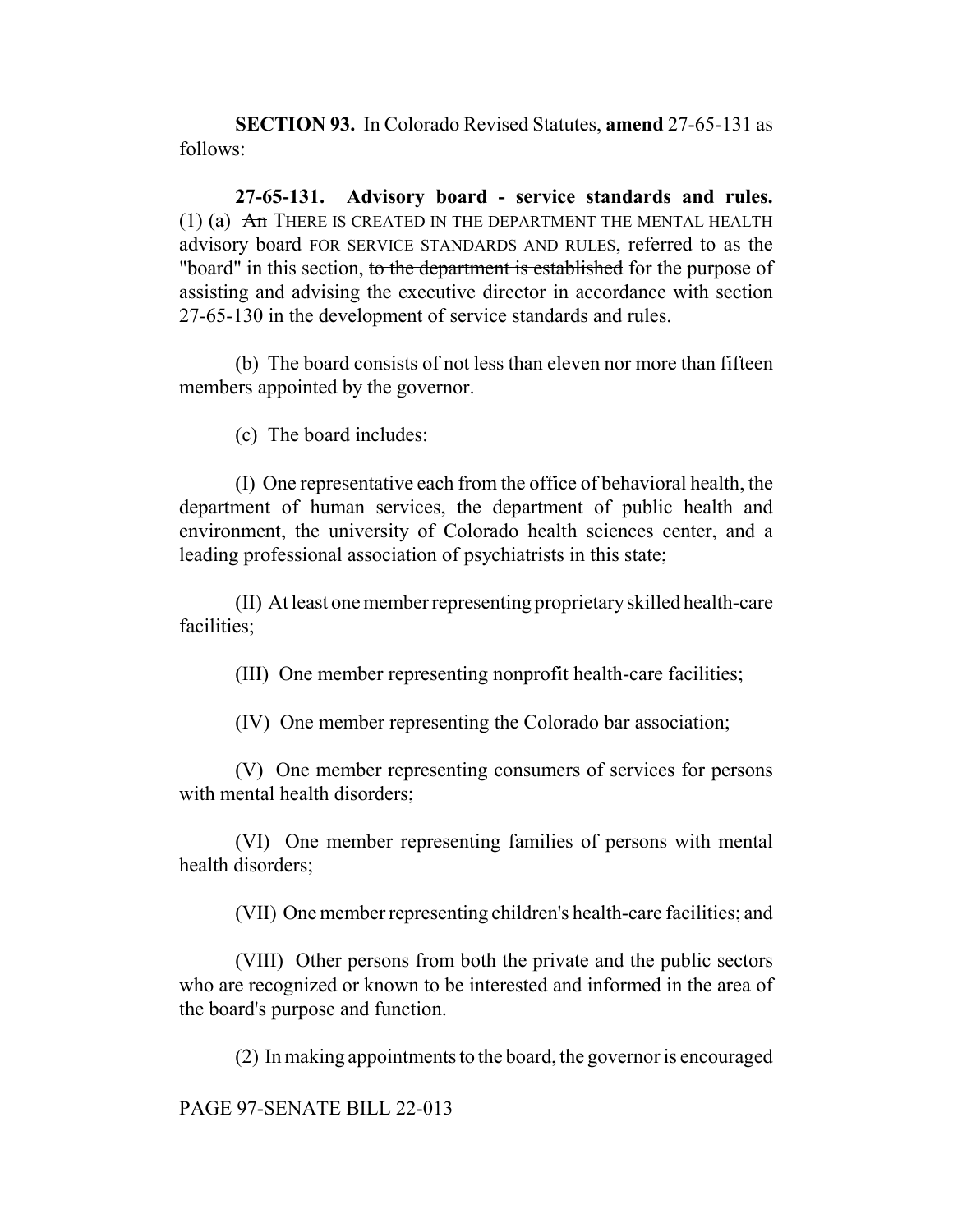**SECTION 93.** In Colorado Revised Statutes, **amend** 27-65-131 as follows:

**27-65-131. Advisory board - service standards and rules.** (1) (a) ~~An~~ THERE IS CREATED IN THE DEPARTMENT THE MENTAL HEALTH advisory board FOR SERVICE STANDARDS AND RULES, referred to as the "board" in this section, ~~to the department is established~~ for the purpose of assisting and advising the executive director in accordance with section 27-65-130 in the development of service standards and rules.

(b) The board consists of not less than eleven nor more than fifteen members appointed by the governor.

(c) The board includes:

(I) One representative each from the office of behavioral health, the department of human services, the department of public health and environment, the university of Colorado health sciences center, and a leading professional association of psychiatrists in this state;

(II) At least one member representing proprietary skilled health-care facilities;

(III) One member representing nonprofit health-care facilities;

(IV) One member representing the Colorado bar association;

(V) One member representing consumers of services for persons with mental health disorders;

(VI) One member representing families of persons with mental health disorders;

(VII) One member representing children's health-care facilities; and

(VIII) Other persons from both the private and the public sectors who are recognized or known to be interested and informed in the area of the board's purpose and function.

(2) In making appointments to the board, the governor is encouraged

PAGE 97-SENATE BILL 22-013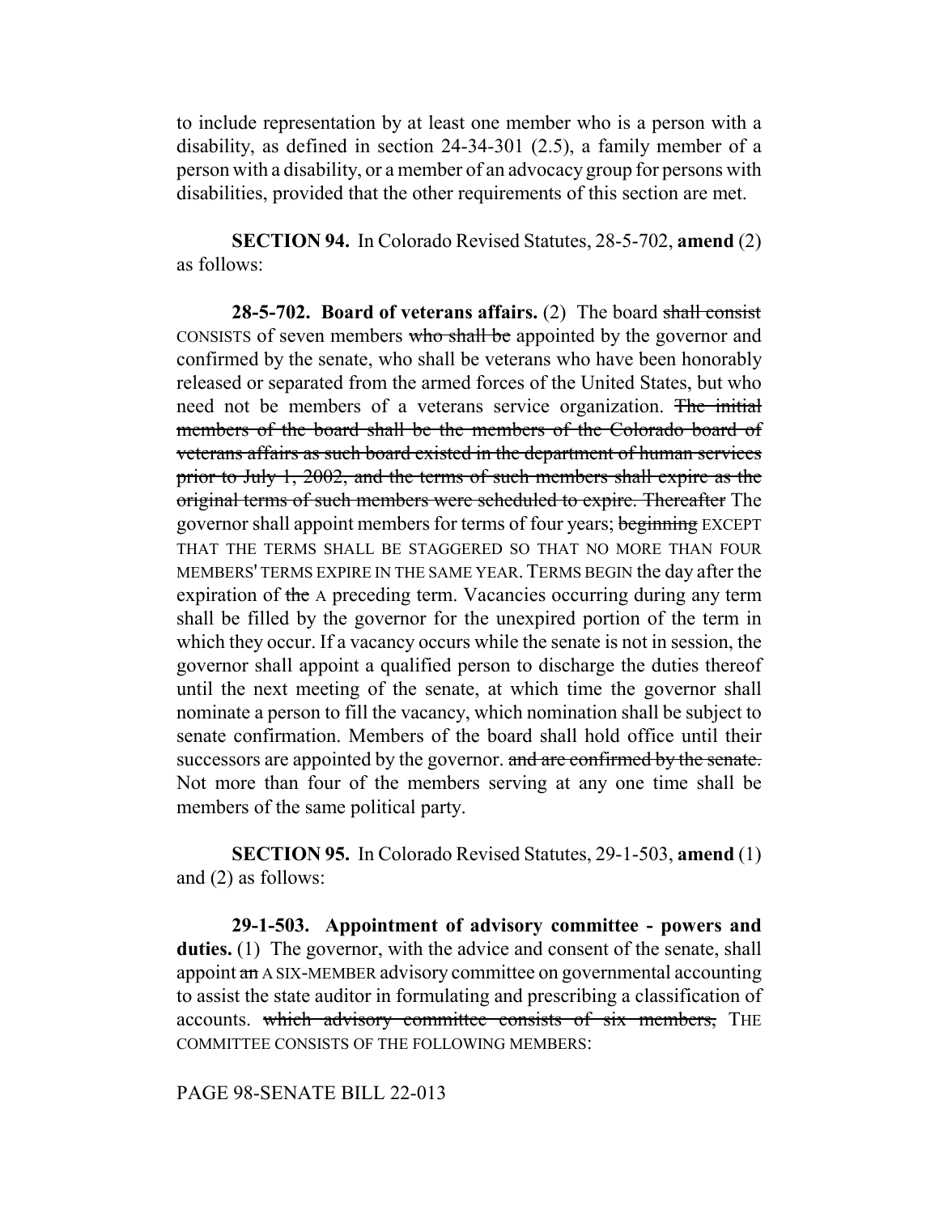to include representation by at least one member who is a person with a disability, as defined in section 24-34-301 (2.5), a family member of a person with a disability, or a member of an advocacy group for persons with disabilities, provided that the other requirements of this section are met.

**SECTION 94.** In Colorado Revised Statutes, 28-5-702, **amend** (2) as follows:

**28-5-702. Board of veterans affairs.** (2) The board ~~shall consist~~ CONSISTS of seven members ~~who shall be~~ appointed by the governor and confirmed by the senate, who shall be veterans who have been honorably released or separated from the armed forces of the United States, but who need not be members of a veterans service organization. ~~The initial members of the board shall be the members of the Colorado board of veterans affairs as such board existed in the department of human services prior to July 1, 2002, and the terms of such members shall expire as the original terms of such members were scheduled to expire. Thereafter~~ The governor shall appoint members for terms of four years; ~~beginning~~ EXCEPT THAT THE TERMS SHALL BE STAGGERED SO THAT NO MORE THAN FOUR MEMBERS' TERMS EXPIRE IN THE SAME YEAR. TERMS BEGIN the day after the expiration of ~~the~~ A preceding term. Vacancies occurring during any term shall be filled by the governor for the unexpired portion of the term in which they occur. If a vacancy occurs while the senate is not in session, the governor shall appoint a qualified person to discharge the duties thereof until the next meeting of the senate, at which time the governor shall nominate a person to fill the vacancy, which nomination shall be subject to senate confirmation. Members of the board shall hold office until their successors are appointed by the governor. ~~and are confirmed by the senate.~~ Not more than four of the members serving at any one time shall be members of the same political party.

**SECTION 95.** In Colorado Revised Statutes, 29-1-503, **amend** (1) and (2) as follows:

**29-1-503. Appointment of advisory committee - powers and duties.** (1) The governor, with the advice and consent of the senate, shall appoint ~~an~~ A SIX-MEMBER advisory committee on governmental accounting to assist the state auditor in formulating and prescribing a classification of accounts. ~~which advisory committee consists of six members,~~ THE COMMITTEE CONSISTS OF THE FOLLOWING MEMBERS: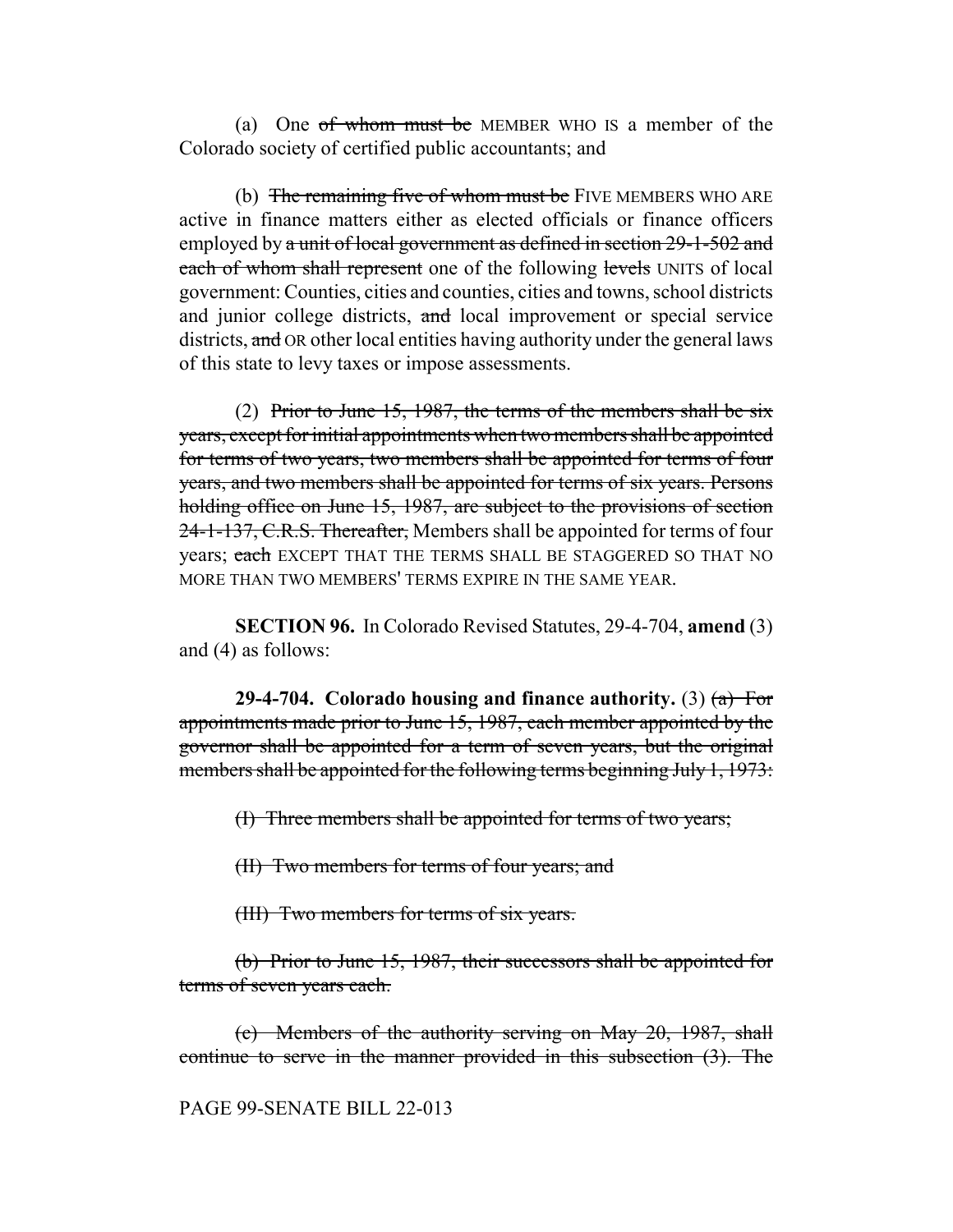(a) One ~~of whom must be~~ MEMBER WHO IS a member of the Colorado society of certified public accountants; and

(b) ~~The remaining five of whom must be~~ FIVE MEMBERS WHO ARE active in finance matters either as elected officials or finance officers employed by ~~a unit of local government as defined in section 29-1-502 and each of whom shall represent~~ one of the following ~~levels~~ UNITS of local government: Counties, cities and counties, cities and towns, school districts and junior college districts, ~~and~~ local improvement or special service districts, ~~and~~ OR other local entities having authority under the general laws of this state to levy taxes or impose assessments.

(2) ~~Prior to June 15, 1987, the terms of the members shall be six years, except for initial appointments when two members shall be appointed for terms of two years, two members shall be appointed for terms of four years, and two members shall be appointed for terms of six years. Persons holding office on June 15, 1987, are subject to the provisions of section 24-1-137, C.R.S. Thereafter,~~ Members shall be appointed for terms of four years; ~~each~~ EXCEPT THAT THE TERMS SHALL BE STAGGERED SO THAT NO MORE THAN TWO MEMBERS' TERMS EXPIRE IN THE SAME YEAR.

**SECTION 96.** In Colorado Revised Statutes, 29-4-704, **amend** (3) and (4) as follows:

**29-4-704. Colorado housing and finance authority.** (3) ~~(a) For appointments made prior to June 15, 1987, each member appointed by the governor shall be appointed for a term of seven years, but the original members shall be appointed for the following terms beginning July 1, 1973:~~

~~(I) Three members shall be appointed for terms of two years;~~

~~(II) Two members for terms of four years; and~~

~~(III) Two members for terms of six years.~~

~~(b) Prior to June 15, 1987, their successors shall be appointed for terms of seven years each.~~

~~(c) Members of the authority serving on May 20, 1987, shall continue to serve in the manner provided in this subsection (3). The~~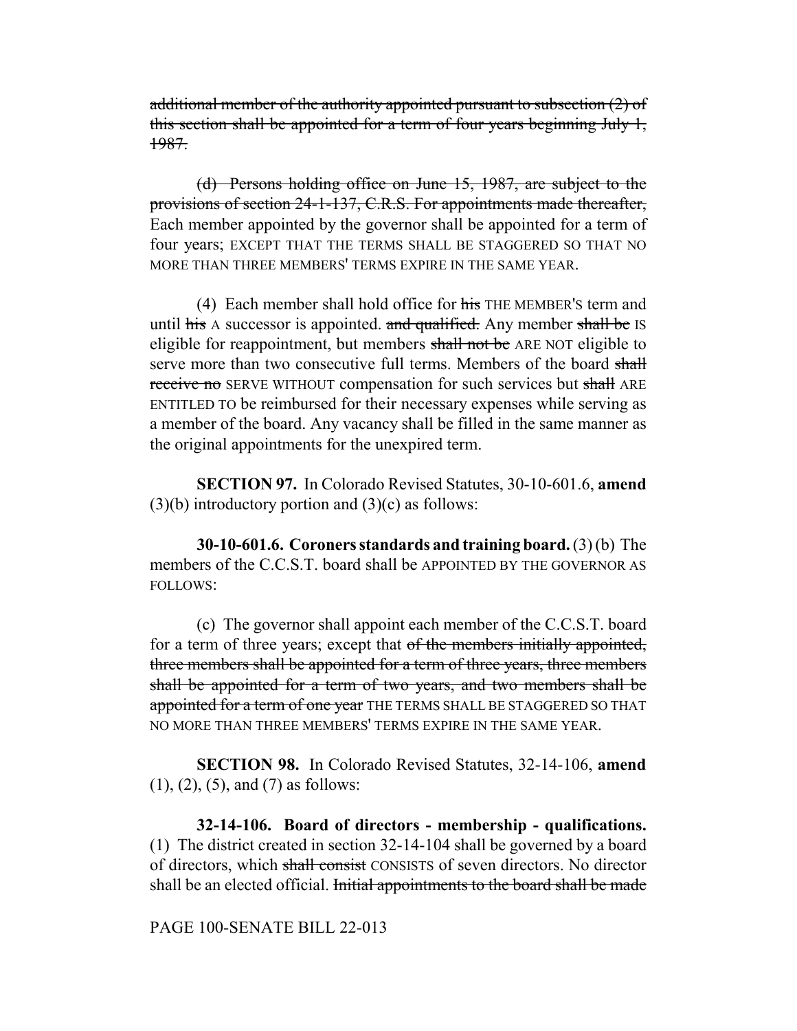~~additional member of the authority appointed pursuant to subsection (2) of this section shall be appointed for a term of four years beginning July 1, 1987.~~

~~(d) Persons holding office on June 15, 1987, are subject to the provisions of section 24-1-137, C.R.S. For appointments made thereafter,~~ Each member appointed by the governor shall be appointed for a term of four years; EXCEPT THAT THE TERMS SHALL BE STAGGERED SO THAT NO MORE THAN THREE MEMBERS' TERMS EXPIRE IN THE SAME YEAR.

(4) Each member shall hold office for ~~his~~ THE MEMBER'S term and until ~~his~~ A successor is appointed. ~~and qualified.~~ Any member ~~shall be~~ IS eligible for reappointment, but members ~~shall not be~~ ARE NOT eligible to serve more than two consecutive full terms. Members of the board ~~shall receive no~~ SERVE WITHOUT compensation for such services but ~~shall~~ ARE ENTITLED TO be reimbursed for their necessary expenses while serving as a member of the board. Any vacancy shall be filled in the same manner as the original appointments for the unexpired term.

**SECTION 97.** In Colorado Revised Statutes, 30-10-601.6, **amend** (3)(b) introductory portion and (3)(c) as follows:

**30-10-601.6. Coroners standards and training board.** (3) (b) The members of the C.C.S.T. board shall be APPOINTED BY THE GOVERNOR AS FOLLOWS:

(c) The governor shall appoint each member of the C.C.S.T. board for a term of three years; except that ~~of the members initially appointed, three members shall be appointed for a term of three years, three members shall be appointed for a term of two years, and two members shall be appointed for a term of one year~~ THE TERMS SHALL BE STAGGERED SO THAT NO MORE THAN THREE MEMBERS' TERMS EXPIRE IN THE SAME YEAR.

**SECTION 98.** In Colorado Revised Statutes, 32-14-106, **amend** (1), (2), (5), and (7) as follows:

**32-14-106. Board of directors - membership - qualifications.** (1) The district created in section 32-14-104 shall be governed by a board of directors, which ~~shall consist~~ CONSISTS of seven directors. No director shall be an elected official. ~~Initial appointments to the board shall be made~~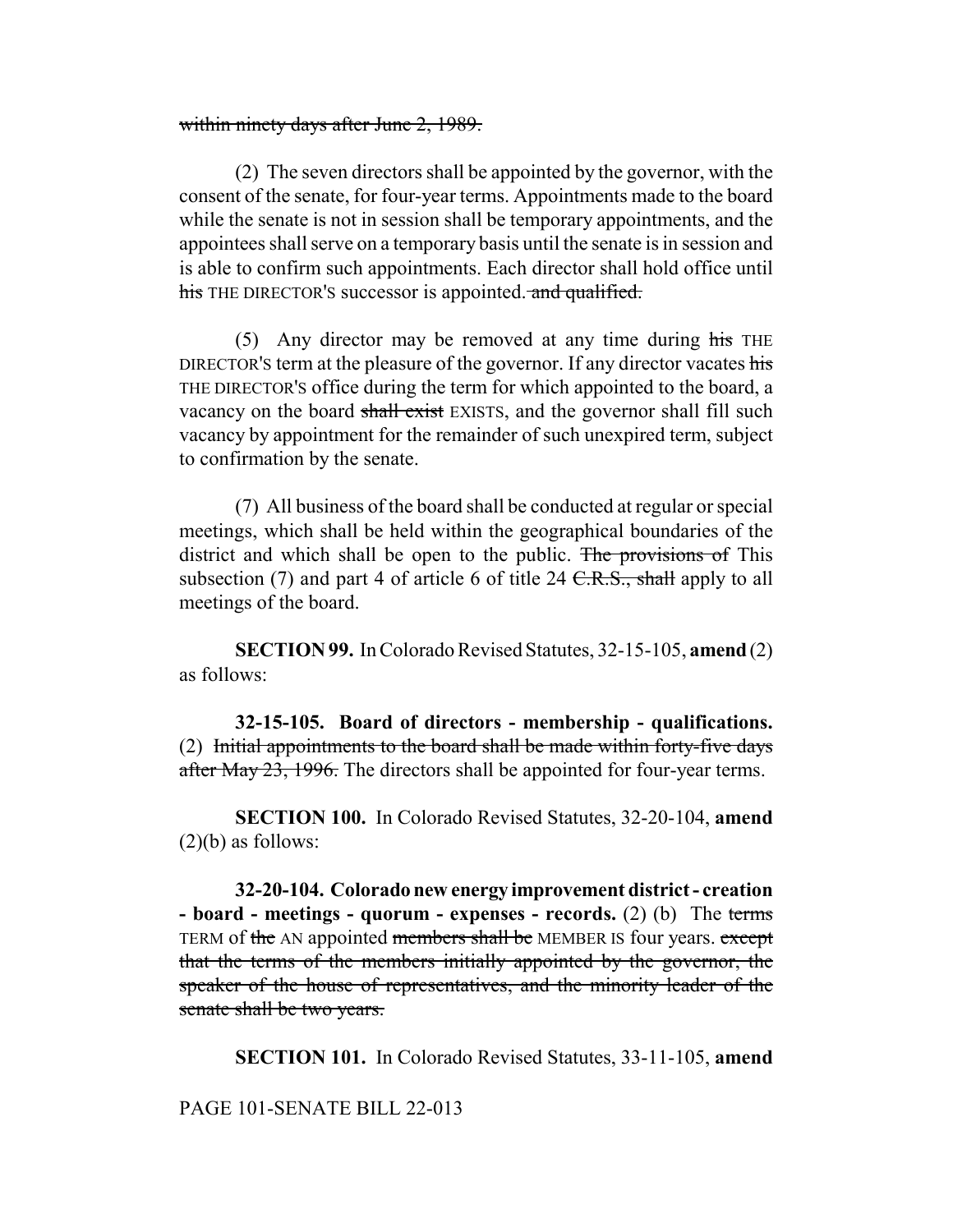~~within ninety days after June 2, 1989.~~

(2) The seven directors shall be appointed by the governor, with the consent of the senate, for four-year terms. Appointments made to the board while the senate is not in session shall be temporary appointments, and the appointees shall serve on a temporary basis until the senate is in session and is able to confirm such appointments. Each director shall hold office until ~~his~~ THE DIRECTOR'S successor is appointed. ~~and qualified.~~

(5) Any director may be removed at any time during ~~his~~ THE DIRECTOR'S term at the pleasure of the governor. If any director vacates ~~his~~ THE DIRECTOR'S office during the term for which appointed to the board, a vacancy on the board ~~shall exist~~ EXISTS, and the governor shall fill such vacancy by appointment for the remainder of such unexpired term, subject to confirmation by the senate.

(7) All business of the board shall be conducted at regular or special meetings, which shall be held within the geographical boundaries of the district and which shall be open to the public. ~~The provisions of~~ This subsection (7) and part 4 of article 6 of title 24 ~~C.R.S., shall~~ apply to all meetings of the board.

**SECTION 99.** In Colorado Revised Statutes, 32-15-105, **amend** (2) as follows:

**32-15-105. Board of directors - membership - qualifications.** (2) ~~Initial appointments to the board shall be made within forty-five days after May 23, 1996.~~ The directors shall be appointed for four-year terms.

**SECTION 100.** In Colorado Revised Statutes, 32-20-104, **amend** (2)(b) as follows:

**32-20-104. Colorado new energy improvement district - creation - board - meetings - quorum - expenses - records.** (2) (b) The ~~terms~~ TERM of ~~the~~ AN appointed ~~members shall be~~ MEMBER IS four years. ~~except that the terms of the members initially appointed by the governor, the speaker of the house of representatives, and the minority leader of the senate shall be two years.~~

**SECTION 101.** In Colorado Revised Statutes, 33-11-105, **amend**

PAGE 101-SENATE BILL 22-013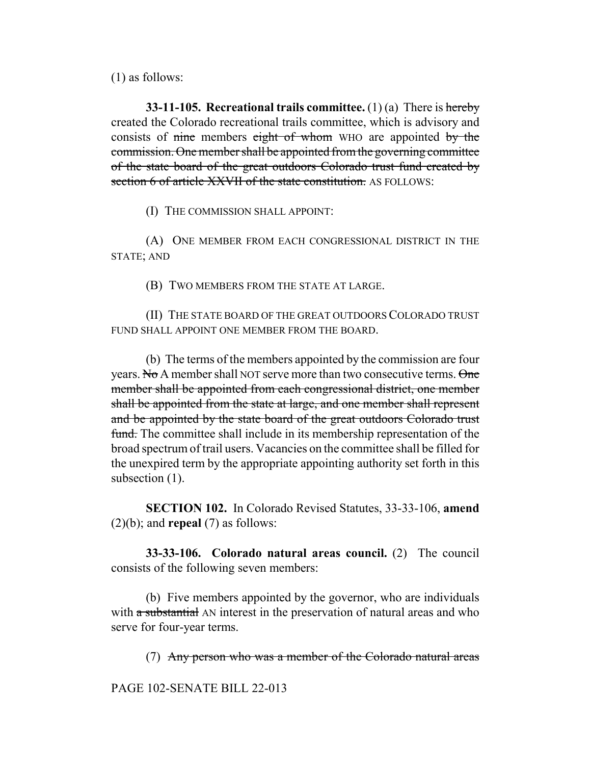(1) as follows:

**33-11-105. Recreational trails committee.** (1) (a) There is ~~hereby~~ created the Colorado recreational trails committee, which is advisory and consists of ~~nine~~ members ~~eight of whom~~ WHO are appointed ~~by the commission. One member shall be appointed from the governing committee of the state board of the great outdoors Colorado trust fund created by section 6 of article XXVII of the state constitution.~~ AS FOLLOWS:

(I) THE COMMISSION SHALL APPOINT:

(A) ONE MEMBER FROM EACH CONGRESSIONAL DISTRICT IN THE STATE; AND

(B) TWO MEMBERS FROM THE STATE AT LARGE.

(II) THE STATE BOARD OF THE GREAT OUTDOORS COLORADO TRUST FUND SHALL APPOINT ONE MEMBER FROM THE BOARD.

(b) The terms of the members appointed by the commission are four years. ~~No~~ A member shall NOT serve more than two consecutive terms. ~~One member shall be appointed from each congressional district, one member shall be appointed from the state at large, and one member shall represent and be appointed by the state board of the great outdoors Colorado trust fund.~~ The committee shall include in its membership representation of the broad spectrum of trail users. Vacancies on the committee shall be filled for the unexpired term by the appropriate appointing authority set forth in this subsection (1).

**SECTION 102.** In Colorado Revised Statutes, 33-33-106, **amend** (2)(b); and **repeal** (7) as follows:

**33-33-106. Colorado natural areas council.** (2) The council consists of the following seven members:

(b) Five members appointed by the governor, who are individuals with ~~a substantial~~ AN interest in the preservation of natural areas and who serve for four-year terms.

(7) ~~Any person who was a member of the Colorado natural areas~~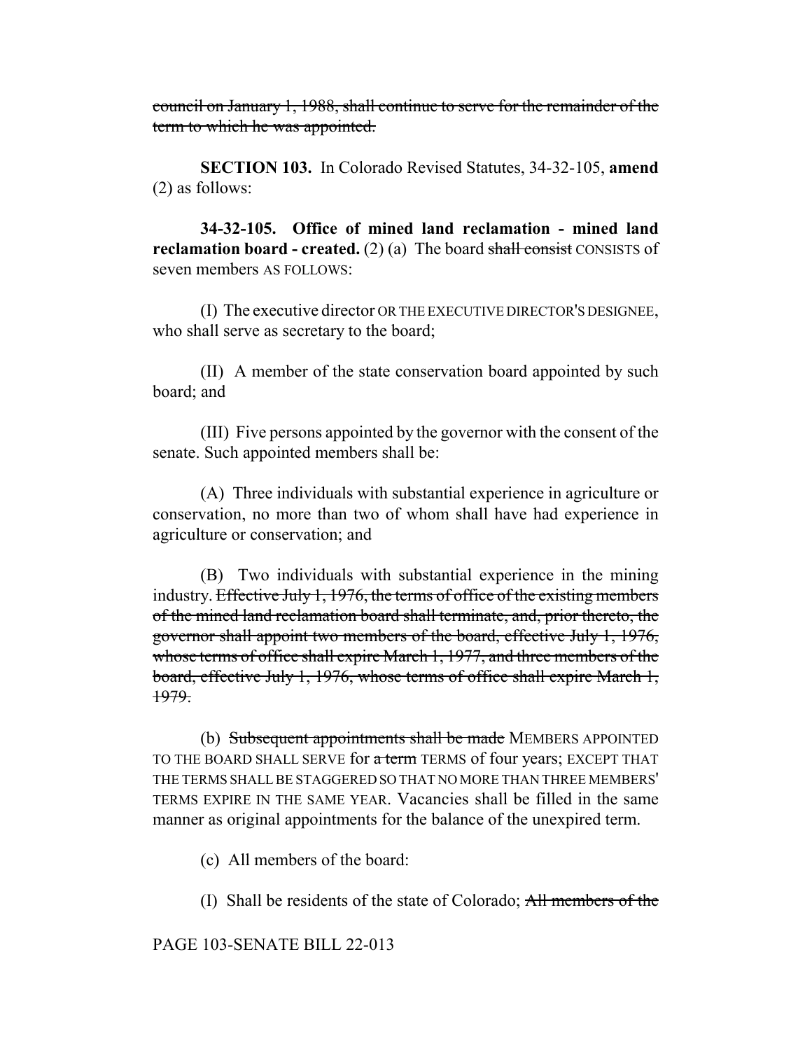~~council on January 1, 1988, shall continue to serve for the remainder of the term to which he was appointed.~~

**SECTION 103.** In Colorado Revised Statutes, 34-32-105, **amend** (2) as follows:

**34-32-105. Office of mined land reclamation - mined land reclamation board - created.** (2) (a) The board ~~shall consist~~ CONSISTS of seven members AS FOLLOWS:

(I) The executive director OR THE EXECUTIVE DIRECTOR'S DESIGNEE, who shall serve as secretary to the board;

(II) A member of the state conservation board appointed by such board; and

(III) Five persons appointed by the governor with the consent of the senate. Such appointed members shall be:

(A) Three individuals with substantial experience in agriculture or conservation, no more than two of whom shall have had experience in agriculture or conservation; and

(B) Two individuals with substantial experience in the mining industry. ~~Effective July 1, 1976, the terms of office of the existing members of the mined land reclamation board shall terminate, and, prior thereto, the governor shall appoint two members of the board, effective July 1, 1976, whose terms of office shall expire March 1, 1977, and three members of the board, effective July 1, 1976, whose terms of office shall expire March 1, 1979.~~

(b) ~~Subsequent appointments shall be made~~ MEMBERS APPOINTED TO THE BOARD SHALL SERVE for ~~a term~~ TERMS of four years; EXCEPT THAT THE TERMS SHALL BE STAGGERED SO THAT NO MORE THAN THREE MEMBERS' TERMS EXPIRE IN THE SAME YEAR. Vacancies shall be filled in the same manner as original appointments for the balance of the unexpired term.

(c) All members of the board:

(I) Shall be residents of the state of Colorado; ~~All members of the~~

PAGE 103-SENATE BILL 22-013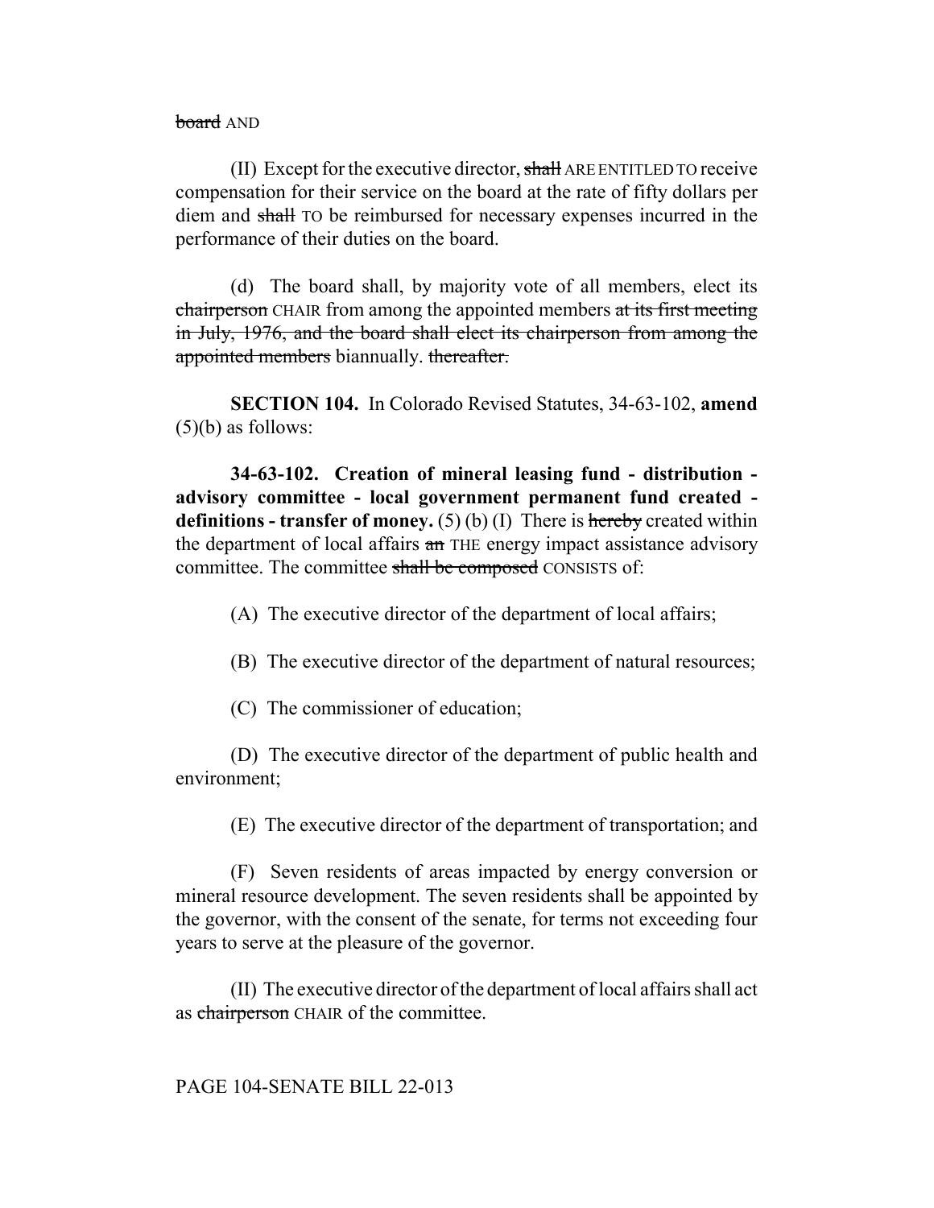~~board~~ AND

(II) Except for the executive director, ~~shall~~ ARE ENTITLED TO receive compensation for their service on the board at the rate of fifty dollars per diem and ~~shall~~ TO be reimbursed for necessary expenses incurred in the performance of their duties on the board.

(d) The board shall, by majority vote of all members, elect its ~~chairperson~~ CHAIR from among the appointed members ~~at its first meeting in July, 1976, and the board shall elect its chairperson from among the appointed members~~ biannually. ~~thereafter.~~

**SECTION 104.** In Colorado Revised Statutes, 34-63-102, **amend** (5)(b) as follows:

**34-63-102. Creation of mineral leasing fund - distribution - advisory committee - local government permanent fund created - definitions - transfer of money.** (5) (b) (I) There is ~~hereby~~ created within the department of local affairs ~~an~~ THE energy impact assistance advisory committee. The committee ~~shall be composed~~ CONSISTS of:

(A) The executive director of the department of local affairs;

(B) The executive director of the department of natural resources;

(C) The commissioner of education;

(D) The executive director of the department of public health and environment;

(E) The executive director of the department of transportation; and

(F) Seven residents of areas impacted by energy conversion or mineral resource development. The seven residents shall be appointed by the governor, with the consent of the senate, for terms not exceeding four years to serve at the pleasure of the governor.

(II) The executive director of the department of local affairs shall act as ~~chairperson~~ CHAIR of the committee.

PAGE 104-SENATE BILL 22-013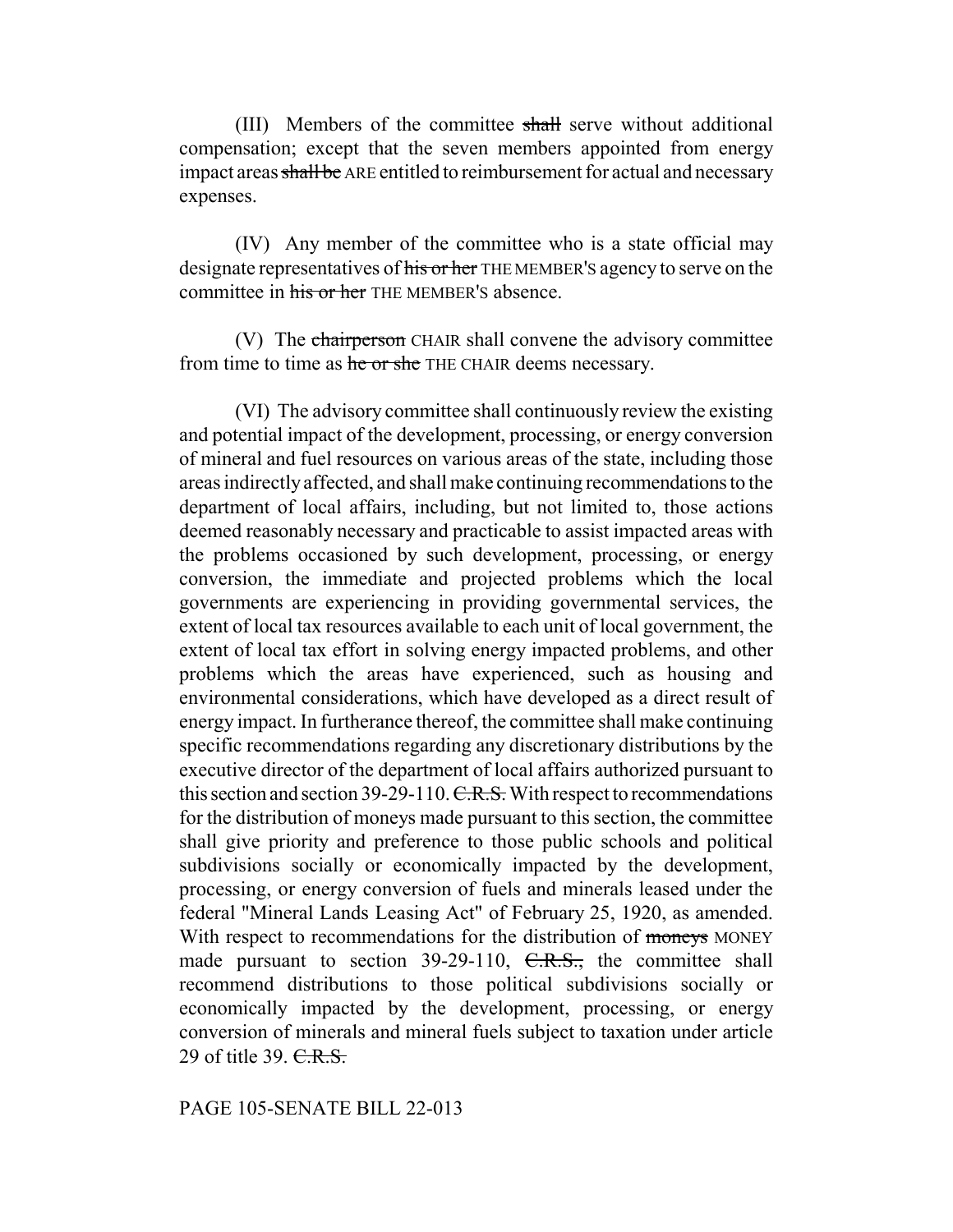(III) Members of the committee ~~shall~~ serve without additional compensation; except that the seven members appointed from energy impact areas ~~shall be~~ ARE entitled to reimbursement for actual and necessary expenses.

(IV) Any member of the committee who is a state official may designate representatives of ~~his or her~~ THE MEMBER'S agency to serve on the committee in ~~his or her~~ THE MEMBER'S absence.

(V) The ~~chairperson~~ CHAIR shall convene the advisory committee from time to time as ~~he or she~~ THE CHAIR deems necessary.

(VI) The advisory committee shall continuously review the existing and potential impact of the development, processing, or energy conversion of mineral and fuel resources on various areas of the state, including those areas indirectly affected, and shall make continuing recommendations to the department of local affairs, including, but not limited to, those actions deemed reasonably necessary and practicable to assist impacted areas with the problems occasioned by such development, processing, or energy conversion, the immediate and projected problems which the local governments are experiencing in providing governmental services, the extent of local tax resources available to each unit of local government, the extent of local tax effort in solving energy impacted problems, and other problems which the areas have experienced, such as housing and environmental considerations, which have developed as a direct result of energy impact. In furtherance thereof, the committee shall make continuing specific recommendations regarding any discretionary distributions by the executive director of the department of local affairs authorized pursuant to this section and section 39-29-110. ~~C.R.S.~~ With respect to recommendations for the distribution of moneys made pursuant to this section, the committee shall give priority and preference to those public schools and political subdivisions socially or economically impacted by the development, processing, or energy conversion of fuels and minerals leased under the federal "Mineral Lands Leasing Act" of February 25, 1920, as amended. With respect to recommendations for the distribution of ~~moneys~~ MONEY made pursuant to section 39-29-110, ~~C.R.S.,~~ the committee shall recommend distributions to those political subdivisions socially or economically impacted by the development, processing, or energy conversion of minerals and mineral fuels subject to taxation under article 29 of title 39. ~~C.R.S.~~

PAGE 105-SENATE BILL 22-013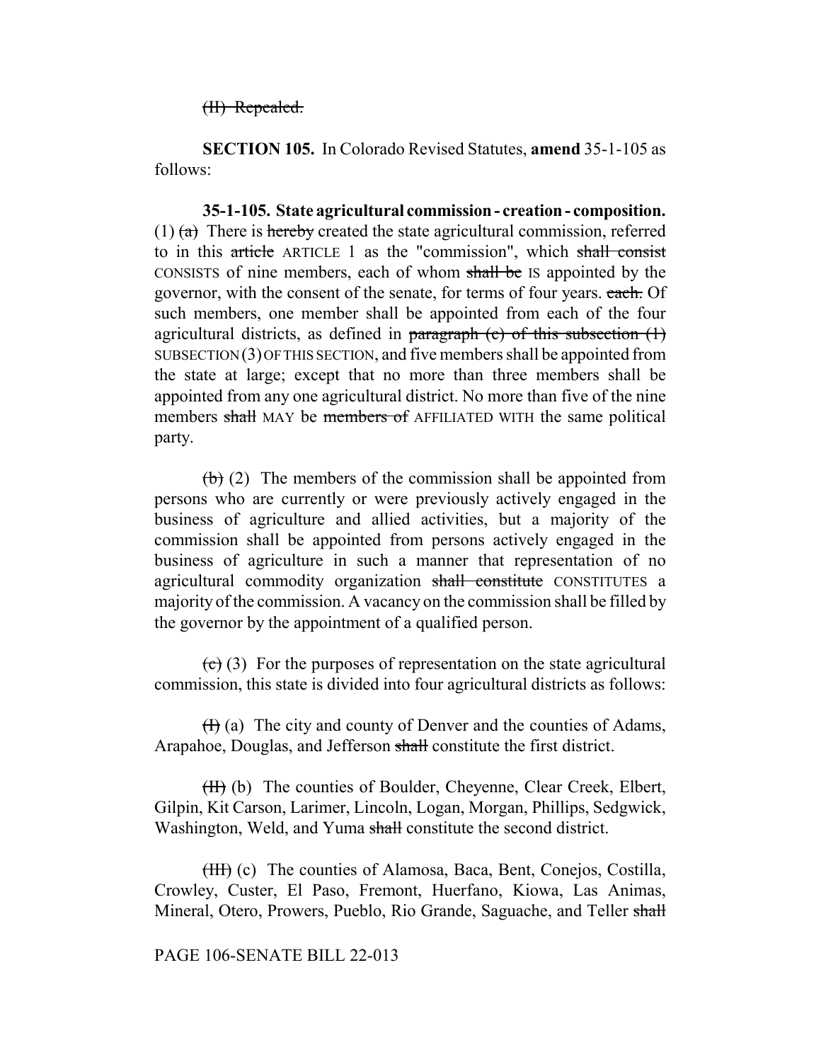~~(II) Repealed.~~

**SECTION 105.** In Colorado Revised Statutes, **amend** 35-1-105 as follows:

**35-1-105. State agricultural commission - creation - composition.** (1) ~~(a)~~ There is ~~hereby~~ created the state agricultural commission, referred to in this ~~article~~ ARTICLE 1 as the "commission", which ~~shall consist~~ CONSISTS of nine members, each of whom ~~shall be~~ IS appointed by the governor, with the consent of the senate, for terms of four years. ~~each.~~ Of such members, one member shall be appointed from each of the four agricultural districts, as defined in ~~paragraph (c) of this subsection (1)~~ SUBSECTION (3) OF THIS SECTION, and five members shall be appointed from the state at large; except that no more than three members shall be appointed from any one agricultural district. No more than five of the nine members ~~shall~~ MAY be ~~members of~~ AFFILIATED WITH the same political party.

~~(b)~~ (2) The members of the commission shall be appointed from persons who are currently or were previously actively engaged in the business of agriculture and allied activities, but a majority of the commission shall be appointed from persons actively engaged in the business of agriculture in such a manner that representation of no agricultural commodity organization ~~shall constitute~~ CONSTITUTES a majority of the commission. A vacancy on the commission shall be filled by the governor by the appointment of a qualified person.

~~(c)~~ (3) For the purposes of representation on the state agricultural commission, this state is divided into four agricultural districts as follows:

~~(I)~~ (a) The city and county of Denver and the counties of Adams, Arapahoe, Douglas, and Jefferson ~~shall~~ constitute the first district.

~~(II)~~ (b) The counties of Boulder, Cheyenne, Clear Creek, Elbert, Gilpin, Kit Carson, Larimer, Lincoln, Logan, Morgan, Phillips, Sedgwick, Washington, Weld, and Yuma ~~shall~~ constitute the second district.

~~(III)~~ (c) The counties of Alamosa, Baca, Bent, Conejos, Costilla, Crowley, Custer, El Paso, Fremont, Huerfano, Kiowa, Las Animas, Mineral, Otero, Prowers, Pueblo, Rio Grande, Saguache, and Teller ~~shall~~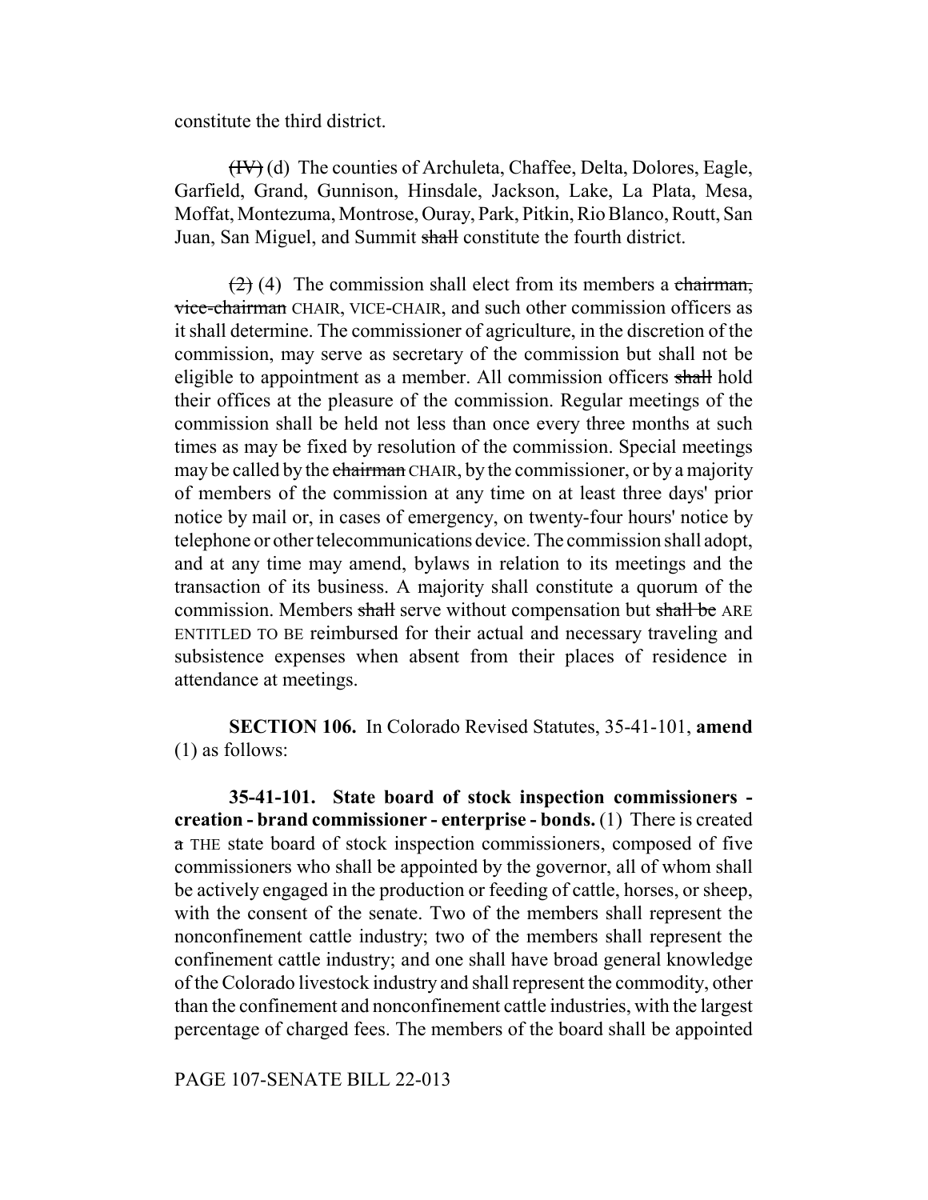constitute the third district.

~~(IV)~~ (d) The counties of Archuleta, Chaffee, Delta, Dolores, Eagle, Garfield, Grand, Gunnison, Hinsdale, Jackson, Lake, La Plata, Mesa, Moffat, Montezuma, Montrose, Ouray, Park, Pitkin, Rio Blanco, Routt, San Juan, San Miguel, and Summit ~~shall~~ constitute the fourth district.

~~(2)~~ (4) The commission shall elect from its members a ~~chairman, vice-chairman~~ CHAIR, VICE-CHAIR, and such other commission officers as it shall determine. The commissioner of agriculture, in the discretion of the commission, may serve as secretary of the commission but shall not be eligible to appointment as a member. All commission officers ~~shall~~ hold their offices at the pleasure of the commission. Regular meetings of the commission shall be held not less than once every three months at such times as may be fixed by resolution of the commission. Special meetings may be called by the ~~chairman~~ CHAIR, by the commissioner, or by a majority of members of the commission at any time on at least three days' prior notice by mail or, in cases of emergency, on twenty-four hours' notice by telephone or other telecommunications device. The commission shall adopt, and at any time may amend, bylaws in relation to its meetings and the transaction of its business. A majority shall constitute a quorum of the commission. Members ~~shall~~ serve without compensation but ~~shall be~~ ARE ENTITLED TO BE reimbursed for their actual and necessary traveling and subsistence expenses when absent from their places of residence in attendance at meetings.

**SECTION 106.** In Colorado Revised Statutes, 35-41-101, **amend** (1) as follows:

**35-41-101. State board of stock inspection commissioners - creation - brand commissioner - enterprise - bonds.** (1) There is created ~~a~~ THE state board of stock inspection commissioners, composed of five commissioners who shall be appointed by the governor, all of whom shall be actively engaged in the production or feeding of cattle, horses, or sheep, with the consent of the senate. Two of the members shall represent the nonconfinement cattle industry; two of the members shall represent the confinement cattle industry; and one shall have broad general knowledge of the Colorado livestock industry and shall represent the commodity, other than the confinement and nonconfinement cattle industries, with the largest percentage of charged fees. The members of the board shall be appointed

PAGE 107-SENATE BILL 22-013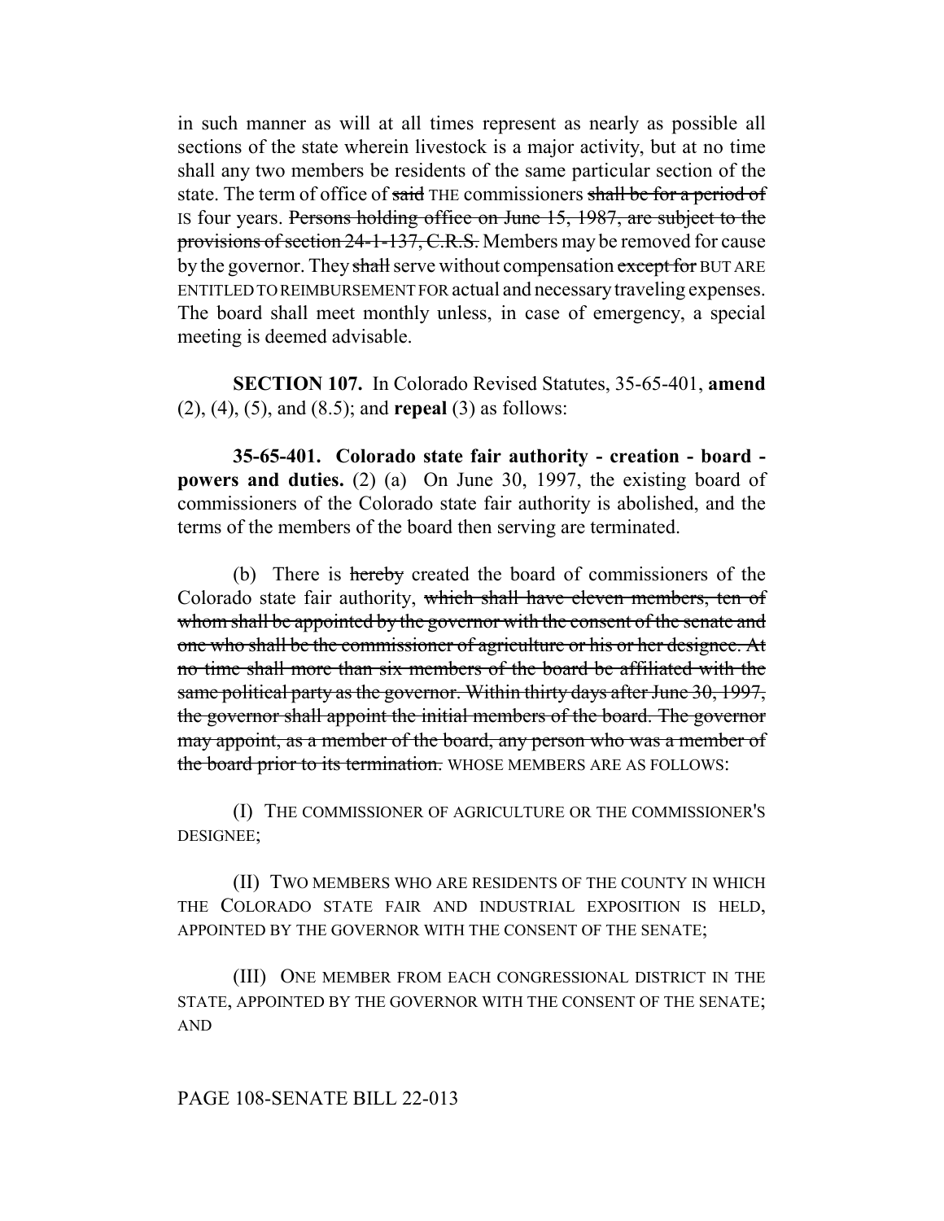in such manner as will at all times represent as nearly as possible all sections of the state wherein livestock is a major activity, but at no time shall any two members be residents of the same particular section of the state. The term of office of ~~said~~ THE commissioners ~~shall be for a period of~~ IS four years. ~~Persons holding office on June 15, 1987, are subject to the provisions of section 24-1-137, C.R.S.~~ Members may be removed for cause by the governor. They ~~shall~~ serve without compensation ~~except for~~ BUT ARE ENTITLED TO REIMBURSEMENT FOR actual and necessary traveling expenses. The board shall meet monthly unless, in case of emergency, a special meeting is deemed advisable.

**SECTION 107.** In Colorado Revised Statutes, 35-65-401, **amend** (2), (4), (5), and (8.5); and **repeal** (3) as follows:

**35-65-401. Colorado state fair authority - creation - board - powers and duties.** (2) (a) On June 30, 1997, the existing board of commissioners of the Colorado state fair authority is abolished, and the terms of the members of the board then serving are terminated.

(b) There is ~~hereby~~ created the board of commissioners of the Colorado state fair authority, ~~which shall have eleven members, ten of whom shall be appointed by the governor with the consent of the senate and one who shall be the commissioner of agriculture or his or her designee. At no time shall more than six members of the board be affiliated with the same political party as the governor. Within thirty days after June 30, 1997, the governor shall appoint the initial members of the board. The governor may appoint, as a member of the board, any person who was a member of the board prior to its termination.~~ WHOSE MEMBERS ARE AS FOLLOWS:

(I) THE COMMISSIONER OF AGRICULTURE OR THE COMMISSIONER'S DESIGNEE;

(II) TWO MEMBERS WHO ARE RESIDENTS OF THE COUNTY IN WHICH THE COLORADO STATE FAIR AND INDUSTRIAL EXPOSITION IS HELD, APPOINTED BY THE GOVERNOR WITH THE CONSENT OF THE SENATE;

(III) ONE MEMBER FROM EACH CONGRESSIONAL DISTRICT IN THE STATE, APPOINTED BY THE GOVERNOR WITH THE CONSENT OF THE SENATE; AND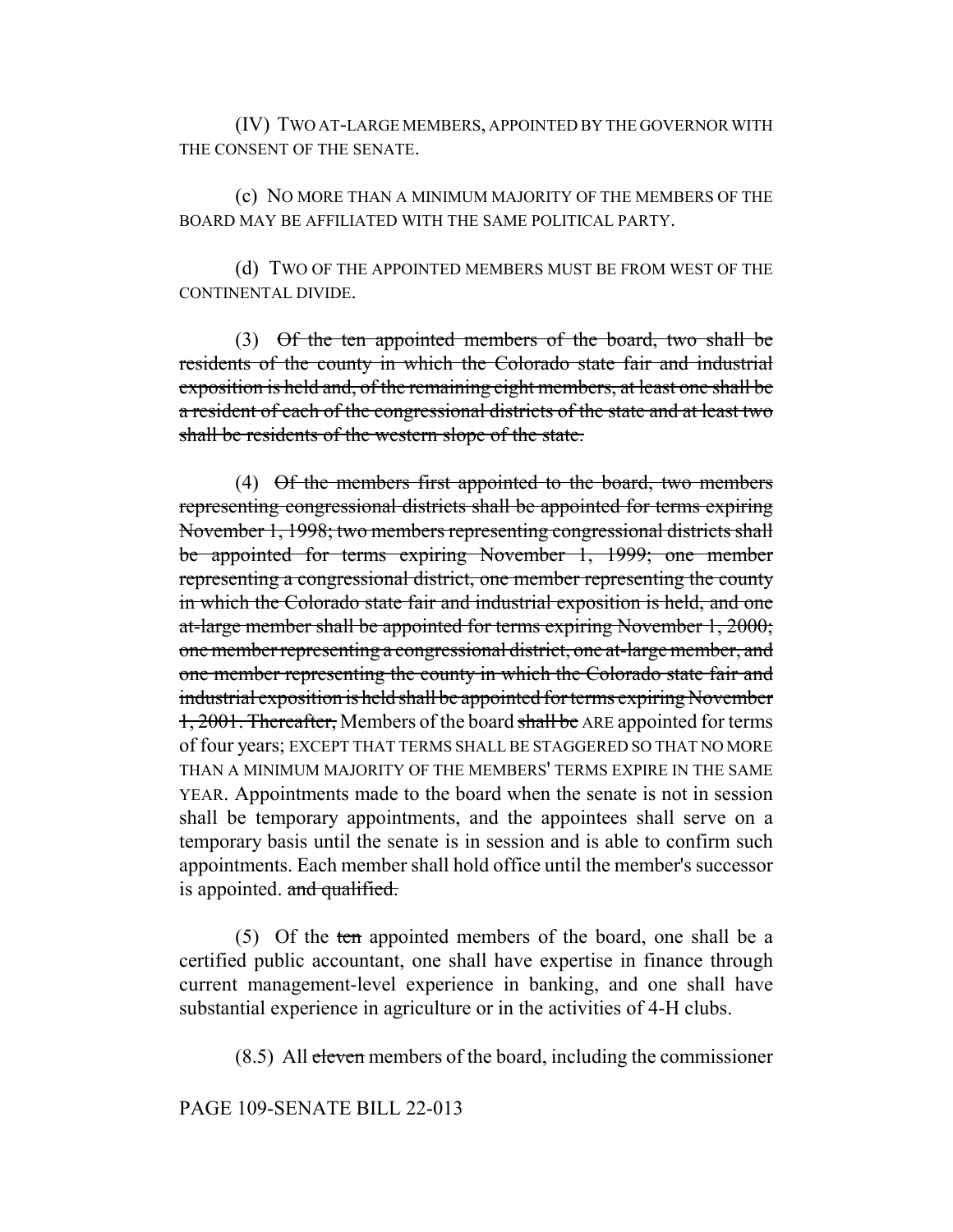(IV) TWO AT-LARGE MEMBERS, APPOINTED BY THE GOVERNOR WITH THE CONSENT OF THE SENATE.

(c) NO MORE THAN A MINIMUM MAJORITY OF THE MEMBERS OF THE BOARD MAY BE AFFILIATED WITH THE SAME POLITICAL PARTY.

(d) TWO OF THE APPOINTED MEMBERS MUST BE FROM WEST OF THE CONTINENTAL DIVIDE.

(3) ~~Of the ten appointed members of the board, two shall be residents of the county in which the Colorado state fair and industrial exposition is held and, of the remaining eight members, at least one shall be a resident of each of the congressional districts of the state and at least two shall be residents of the western slope of the state.~~

(4) ~~Of the members first appointed to the board, two members representing congressional districts shall be appointed for terms expiring November 1, 1998; two members representing congressional districts shall be appointed for terms expiring November 1, 1999; one member representing a congressional district, one member representing the county in which the Colorado state fair and industrial exposition is held, and one at-large member shall be appointed for terms expiring November 1, 2000; one member representing a congressional district, one at-large member, and one member representing the county in which the Colorado state fair and industrial exposition is held shall be appointed for terms expiring November 1, 2001. Thereafter,~~ Members of the board ~~shall be~~ ARE appointed for terms of four years; EXCEPT THAT TERMS SHALL BE STAGGERED SO THAT NO MORE THAN A MINIMUM MAJORITY OF THE MEMBERS' TERMS EXPIRE IN THE SAME YEAR. Appointments made to the board when the senate is not in session shall be temporary appointments, and the appointees shall serve on a temporary basis until the senate is in session and is able to confirm such appointments. Each member shall hold office until the member's successor is appointed. ~~and qualified.~~

(5) Of the ~~ten~~ appointed members of the board, one shall be a certified public accountant, one shall have expertise in finance through current management-level experience in banking, and one shall have substantial experience in agriculture or in the activities of 4-H clubs.

(8.5) All ~~eleven~~ members of the board, including the commissioner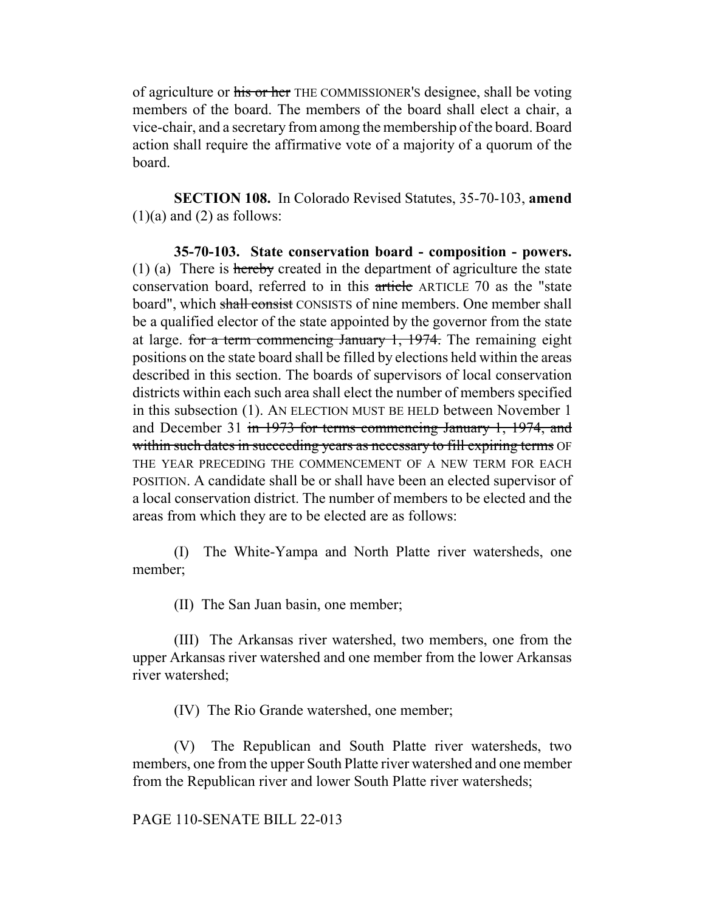of agriculture or ~~his or her~~ THE COMMISSIONER'S designee, shall be voting members of the board. The members of the board shall elect a chair, a vice-chair, and a secretary from among the membership of the board. Board action shall require the affirmative vote of a majority of a quorum of the board.

**SECTION 108.** In Colorado Revised Statutes, 35-70-103, **amend** (1)(a) and (2) as follows:

**35-70-103. State conservation board - composition - powers.** (1) (a) There is ~~hereby~~ created in the department of agriculture the state conservation board, referred to in this ~~article~~ ARTICLE 70 as the "state board", which ~~shall consist~~ CONSISTS of nine members. One member shall be a qualified elector of the state appointed by the governor from the state at large. ~~for a term commencing January 1, 1974.~~ The remaining eight positions on the state board shall be filled by elections held within the areas described in this section. The boards of supervisors of local conservation districts within each such area shall elect the number of members specified in this subsection (1). AN ELECTION MUST BE HELD between November 1 and December 31 ~~in 1973 for terms commencing January 1, 1974, and within such dates in succeeding years as necessary to fill expiring terms~~ OF THE YEAR PRECEDING THE COMMENCEMENT OF A NEW TERM FOR EACH POSITION. A candidate shall be or shall have been an elected supervisor of a local conservation district. The number of members to be elected and the areas from which they are to be elected are as follows:

(I) The White-Yampa and North Platte river watersheds, one member;

(II) The San Juan basin, one member;

(III) The Arkansas river watershed, two members, one from the upper Arkansas river watershed and one member from the lower Arkansas river watershed;

(IV) The Rio Grande watershed, one member;

(V) The Republican and South Platte river watersheds, two members, one from the upper South Platte river watershed and one member from the Republican river and lower South Platte river watersheds;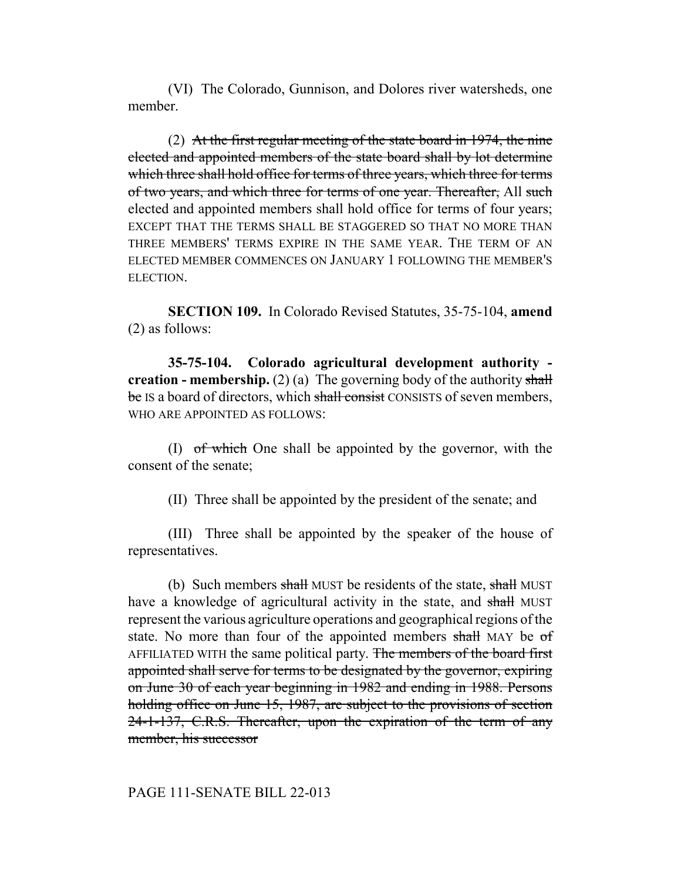(VI) The Colorado, Gunnison, and Dolores river watersheds, one member.

(2) ~~At the first regular meeting of the state board in 1974, the nine elected and appointed members of the state board shall by lot determine which three shall hold office for terms of three years, which three for terms of two years, and which three for terms of one year. Thereafter,~~ All ~~such~~ elected and appointed members shall hold office for terms of four years; EXCEPT THAT THE TERMS SHALL BE STAGGERED SO THAT NO MORE THAN THREE MEMBERS' TERMS EXPIRE IN THE SAME YEAR. THE TERM OF AN ELECTED MEMBER COMMENCES ON JANUARY 1 FOLLOWING THE MEMBER'S ELECTION.

**SECTION 109.** In Colorado Revised Statutes, 35-75-104, **amend** (2) as follows:

**35-75-104. Colorado agricultural development authority - creation - membership.** (2) (a) The governing body of the authority ~~shall be~~ IS a board of directors, which ~~shall consist~~ CONSISTS of seven members, WHO ARE APPOINTED AS FOLLOWS:

(I) ~~of which~~ One shall be appointed by the governor, with the consent of the senate;

(II) Three shall be appointed by the president of the senate; and

(III) Three shall be appointed by the speaker of the house of representatives.

(b) Such members ~~shall~~ MUST be residents of the state, ~~shall~~ MUST have a knowledge of agricultural activity in the state, and ~~shall~~ MUST represent the various agriculture operations and geographical regions of the state. No more than four of the appointed members ~~shall~~ MAY be ~~of~~ AFFILIATED WITH the same political party. ~~The members of the board first appointed shall serve for terms to be designated by the governor, expiring on June 30 of each year beginning in 1982 and ending in 1988. Persons holding office on June 15, 1987, are subject to the provisions of section 24-1-137, C.R.S. Thereafter, upon the expiration of the term of any member, his successor~~

PAGE 111-SENATE BILL 22-013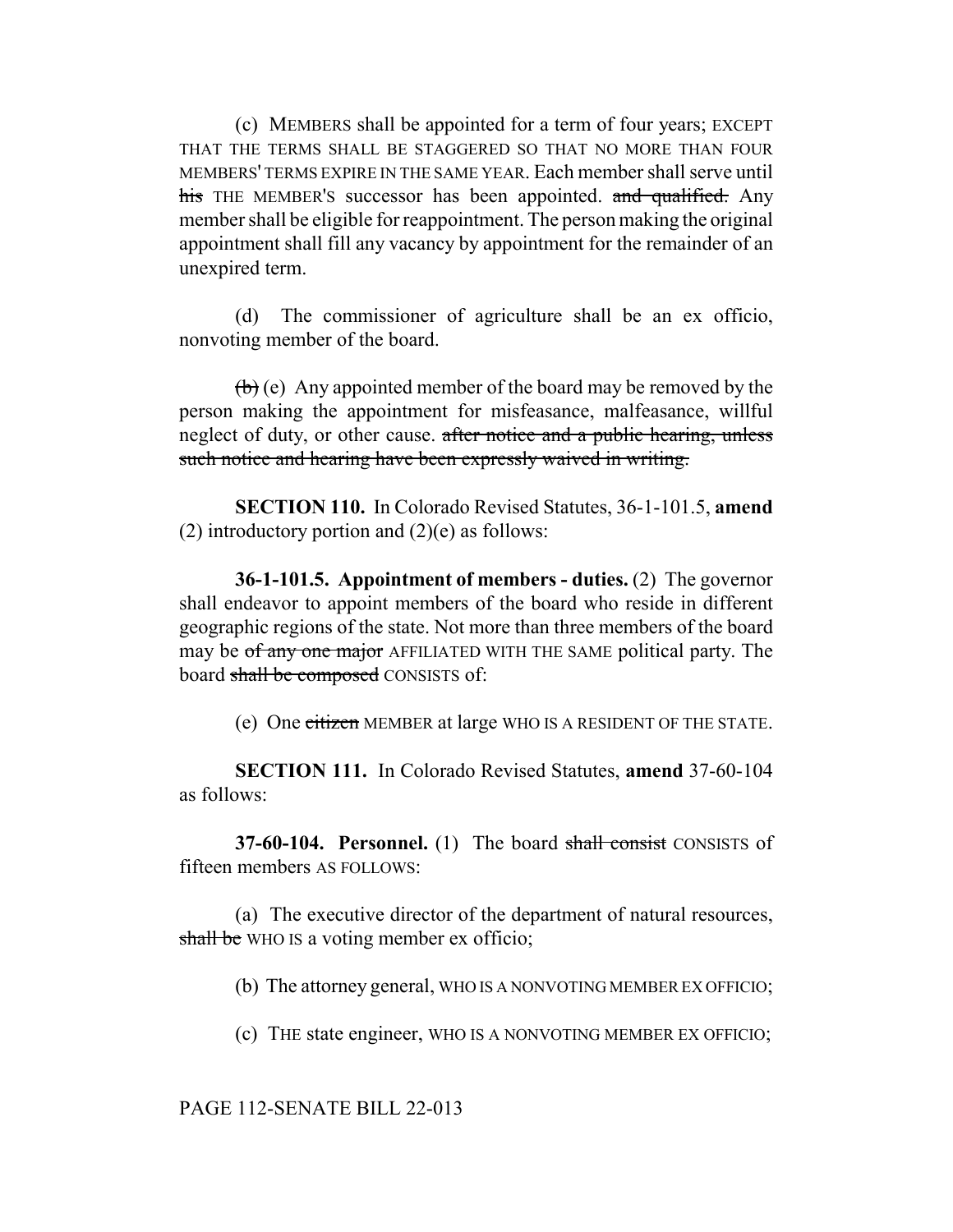(c) MEMBERS shall be appointed for a term of four years; EXCEPT THAT THE TERMS SHALL BE STAGGERED SO THAT NO MORE THAN FOUR MEMBERS' TERMS EXPIRE IN THE SAME YEAR. Each member shall serve until ~~his~~ THE MEMBER'S successor has been appointed. ~~and qualified.~~ Any member shall be eligible for reappointment. The person making the original appointment shall fill any vacancy by appointment for the remainder of an unexpired term.

(d) The commissioner of agriculture shall be an ex officio, nonvoting member of the board.

~~(b)~~ (e) Any appointed member of the board may be removed by the person making the appointment for misfeasance, malfeasance, willful neglect of duty, or other cause. ~~after notice and a public hearing, unless such notice and hearing have been expressly waived in writing.~~

**SECTION 110.** In Colorado Revised Statutes, 36-1-101.5, **amend** (2) introductory portion and (2)(e) as follows:

**36-1-101.5. Appointment of members - duties.** (2) The governor shall endeavor to appoint members of the board who reside in different geographic regions of the state. Not more than three members of the board may be ~~of any one major~~ AFFILIATED WITH THE SAME political party. The board ~~shall be composed~~ CONSISTS of:

(e) One ~~citizen~~ MEMBER at large WHO IS A RESIDENT OF THE STATE.

**SECTION 111.** In Colorado Revised Statutes, **amend** 37-60-104 as follows:

**37-60-104. Personnel.** (1) The board ~~shall consist~~ CONSISTS of fifteen members AS FOLLOWS:

(a) The executive director of the department of natural resources, ~~shall be~~ WHO IS a voting member ex officio;

(b) The attorney general, WHO IS A NONVOTING MEMBER EX OFFICIO;

(c) THE state engineer, WHO IS A NONVOTING MEMBER EX OFFICIO;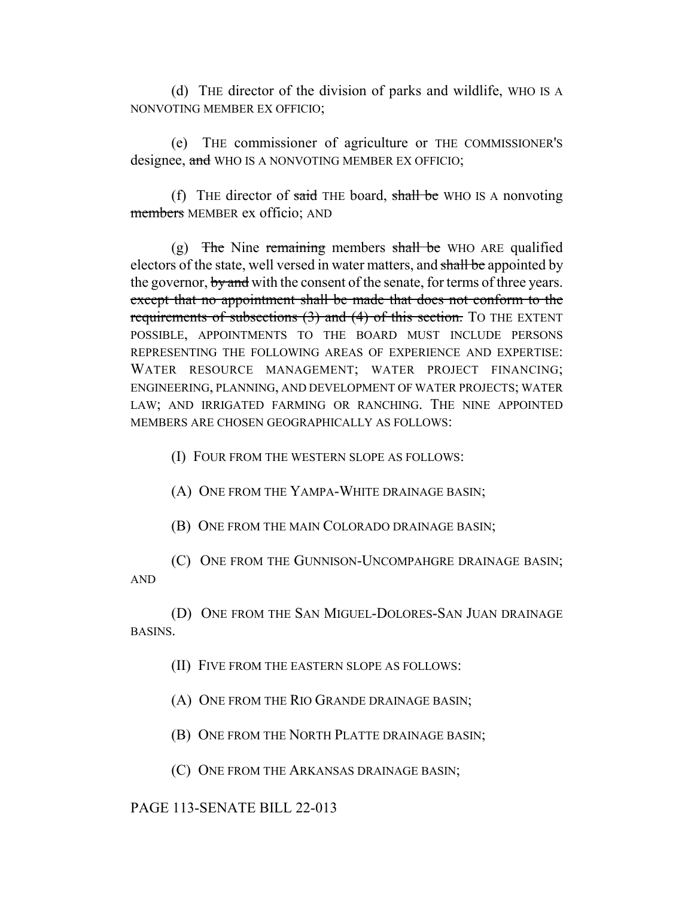(d) THE director of the division of parks and wildlife, WHO IS A NONVOTING MEMBER EX OFFICIO;

(e) THE commissioner of agriculture or THE COMMISSIONER'S designee, ~~and~~ WHO IS A NONVOTING MEMBER EX OFFICIO;

(f) THE director of ~~said~~ THE board, ~~shall be~~ WHO IS A nonvoting ~~members~~ MEMBER ex officio; AND

(g) ~~The~~ Nine ~~remaining~~ members ~~shall be~~ WHO ARE qualified electors of the state, well versed in water matters, and ~~shall be~~ appointed by the governor, ~~by and~~ with the consent of the senate, for terms of three years. ~~except that no appointment shall be made that does not conform to the requirements of subsections (3) and (4) of this section.~~ TO THE EXTENT POSSIBLE, APPOINTMENTS TO THE BOARD MUST INCLUDE PERSONS REPRESENTING THE FOLLOWING AREAS OF EXPERIENCE AND EXPERTISE: WATER RESOURCE MANAGEMENT; WATER PROJECT FINANCING; ENGINEERING, PLANNING, AND DEVELOPMENT OF WATER PROJECTS; WATER LAW; AND IRRIGATED FARMING OR RANCHING. THE NINE APPOINTED MEMBERS ARE CHOSEN GEOGRAPHICALLY AS FOLLOWS:

(I) FOUR FROM THE WESTERN SLOPE AS FOLLOWS:

(A) ONE FROM THE YAMPA-WHITE DRAINAGE BASIN;

(B) ONE FROM THE MAIN COLORADO DRAINAGE BASIN;

(C) ONE FROM THE GUNNISON-UNCOMPAHGRE DRAINAGE BASIN; AND

(D) ONE FROM THE SAN MIGUEL-DOLORES-SAN JUAN DRAINAGE BASINS.

(II) FIVE FROM THE EASTERN SLOPE AS FOLLOWS:

(A) ONE FROM THE RIO GRANDE DRAINAGE BASIN;

(B) ONE FROM THE NORTH PLATTE DRAINAGE BASIN;

(C) ONE FROM THE ARKANSAS DRAINAGE BASIN;

PAGE 113-SENATE BILL 22-013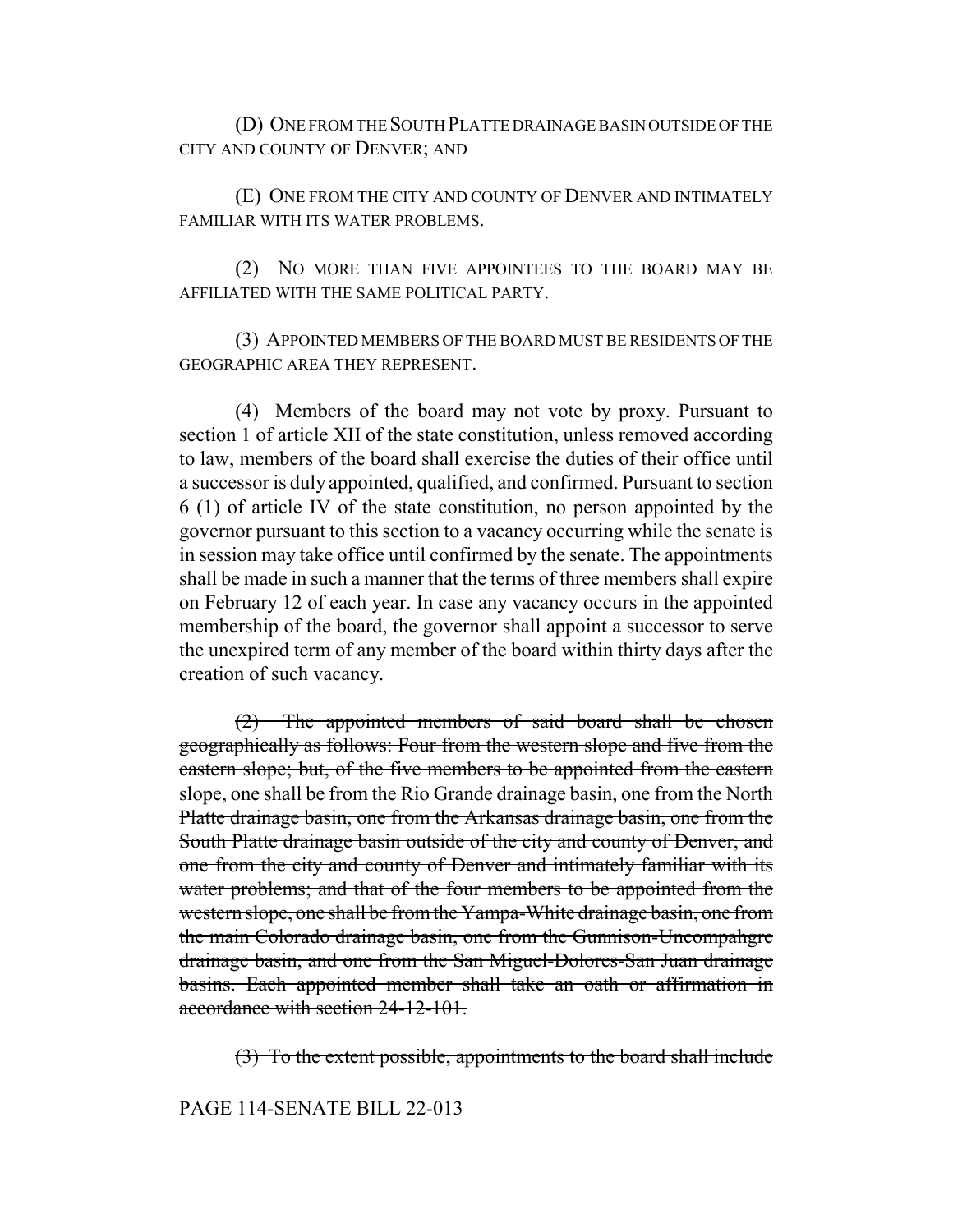(D) ONE FROM THE SOUTH PLATTE DRAINAGE BASIN OUTSIDE OF THE CITY AND COUNTY OF DENVER; AND

(E) ONE FROM THE CITY AND COUNTY OF DENVER AND INTIMATELY FAMILIAR WITH ITS WATER PROBLEMS.

(2) NO MORE THAN FIVE APPOINTEES TO THE BOARD MAY BE AFFILIATED WITH THE SAME POLITICAL PARTY.

(3) APPOINTED MEMBERS OF THE BOARD MUST BE RESIDENTS OF THE GEOGRAPHIC AREA THEY REPRESENT.

(4) Members of the board may not vote by proxy. Pursuant to section 1 of article XII of the state constitution, unless removed according to law, members of the board shall exercise the duties of their office until a successor is duly appointed, qualified, and confirmed. Pursuant to section 6 (1) of article IV of the state constitution, no person appointed by the governor pursuant to this section to a vacancy occurring while the senate is in session may take office until confirmed by the senate. The appointments shall be made in such a manner that the terms of three members shall expire on February 12 of each year. In case any vacancy occurs in the appointed membership of the board, the governor shall appoint a successor to serve the unexpired term of any member of the board within thirty days after the creation of such vacancy.

~~(2) The appointed members of said board shall be chosen geographically as follows: Four from the western slope and five from the eastern slope; but, of the five members to be appointed from the eastern slope, one shall be from the Rio Grande drainage basin, one from the North Platte drainage basin, one from the Arkansas drainage basin, one from the South Platte drainage basin outside of the city and county of Denver, and one from the city and county of Denver and intimately familiar with its water problems; and that of the four members to be appointed from the western slope, one shall be from the Yampa-White drainage basin, one from the main Colorado drainage basin, one from the Gunnison-Uncompahgre drainage basin, and one from the San Miguel-Dolores-San Juan drainage basins. Each appointed member shall take an oath or affirmation in accordance with section 24-12-101.~~

~~(3) To the extent possible, appointments to the board shall include~~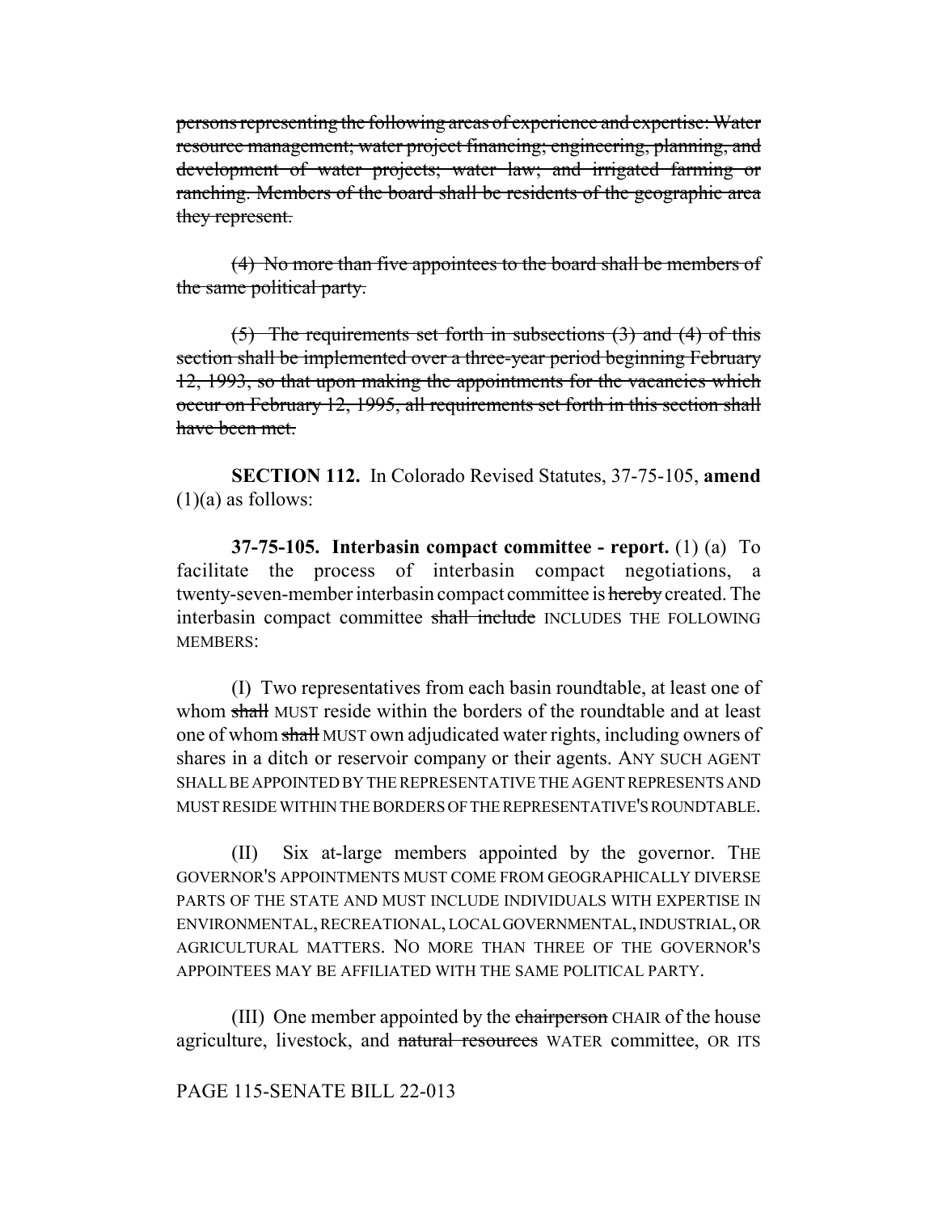~~persons representing the following areas of experience and expertise: Water resource management; water project financing; engineering, planning, and development of water projects; water law; and irrigated farming or ranching. Members of the board shall be residents of the geographic area they represent.~~

~~(4) No more than five appointees to the board shall be members of the same political party.~~

~~(5) The requirements set forth in subsections (3) and (4) of this section shall be implemented over a three-year period beginning February 12, 1993, so that upon making the appointments for the vacancies which occur on February 12, 1995, all requirements set forth in this section shall have been met.~~

**SECTION 112.** In Colorado Revised Statutes, 37-75-105, **amend** (1)(a) as follows:

**37-75-105. Interbasin compact committee - report.** (1) (a) To facilitate the process of interbasin compact negotiations, a twenty-seven-member interbasin compact committee is ~~hereby~~ created. The interbasin compact committee ~~shall include~~ INCLUDES THE FOLLOWING MEMBERS:

(I) Two representatives from each basin roundtable, at least one of whom ~~shall~~ MUST reside within the borders of the roundtable and at least one of whom ~~shall~~ MUST own adjudicated water rights, including owners of shares in a ditch or reservoir company or their agents. ANY SUCH AGENT SHALL BE APPOINTED BY THE REPRESENTATIVE THE AGENT REPRESENTS AND MUST RESIDE WITHIN THE BORDERS OF THE REPRESENTATIVE'S ROUNDTABLE.

(II) Six at-large members appointed by the governor. THE GOVERNOR'S APPOINTMENTS MUST COME FROM GEOGRAPHICALLY DIVERSE PARTS OF THE STATE AND MUST INCLUDE INDIVIDUALS WITH EXPERTISE IN ENVIRONMENTAL, RECREATIONAL, LOCAL GOVERNMENTAL, INDUSTRIAL, OR AGRICULTURAL MATTERS. NO MORE THAN THREE OF THE GOVERNOR'S APPOINTEES MAY BE AFFILIATED WITH THE SAME POLITICAL PARTY.

(III) One member appointed by the ~~chairperson~~ CHAIR of the house agriculture, livestock, and ~~natural resources~~ WATER committee, OR ITS

PAGE 115-SENATE BILL 22-013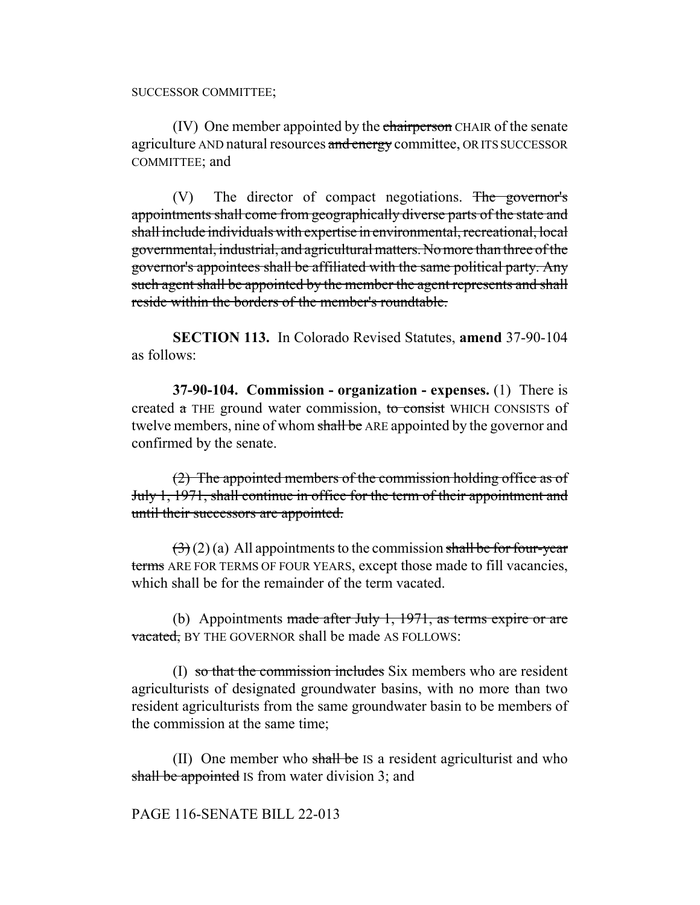SUCCESSOR COMMITTEE;

(IV) One member appointed by the ~~chairperson~~ CHAIR of the senate agriculture AND natural resources ~~and energy~~ committee, OR ITS SUCCESSOR COMMITTEE; and

(V) The director of compact negotiations. ~~The governor's appointments shall come from geographically diverse parts of the state and shall include individuals with expertise in environmental, recreational, local governmental, industrial, and agricultural matters. No more than three of the governor's appointees shall be affiliated with the same political party. Any such agent shall be appointed by the member the agent represents and shall reside within the borders of the member's roundtable.~~

**SECTION 113.** In Colorado Revised Statutes, **amend** 37-90-104 as follows:

**37-90-104. Commission - organization - expenses.** (1) There is created ~~a~~ THE ground water commission, ~~to consist~~ WHICH CONSISTS of twelve members, nine of whom ~~shall be~~ ARE appointed by the governor and confirmed by the senate.

~~(2) The appointed members of the commission holding office as of July 1, 1971, shall continue in office for the term of their appointment and until their successors are appointed.~~

~~(3)~~ (2) (a) All appointments to the commission ~~shall be for four-year terms~~ ARE FOR TERMS OF FOUR YEARS, except those made to fill vacancies, which shall be for the remainder of the term vacated.

(b) Appointments ~~made after July 1, 1971, as terms expire or are vacated,~~ BY THE GOVERNOR shall be made AS FOLLOWS:

(I) ~~so that the commission includes~~ Six members who are resident agriculturists of designated groundwater basins, with no more than two resident agriculturists from the same groundwater basin to be members of the commission at the same time;

(II) One member who ~~shall be~~ IS a resident agriculturist and who ~~shall be appointed~~ IS from water division 3; and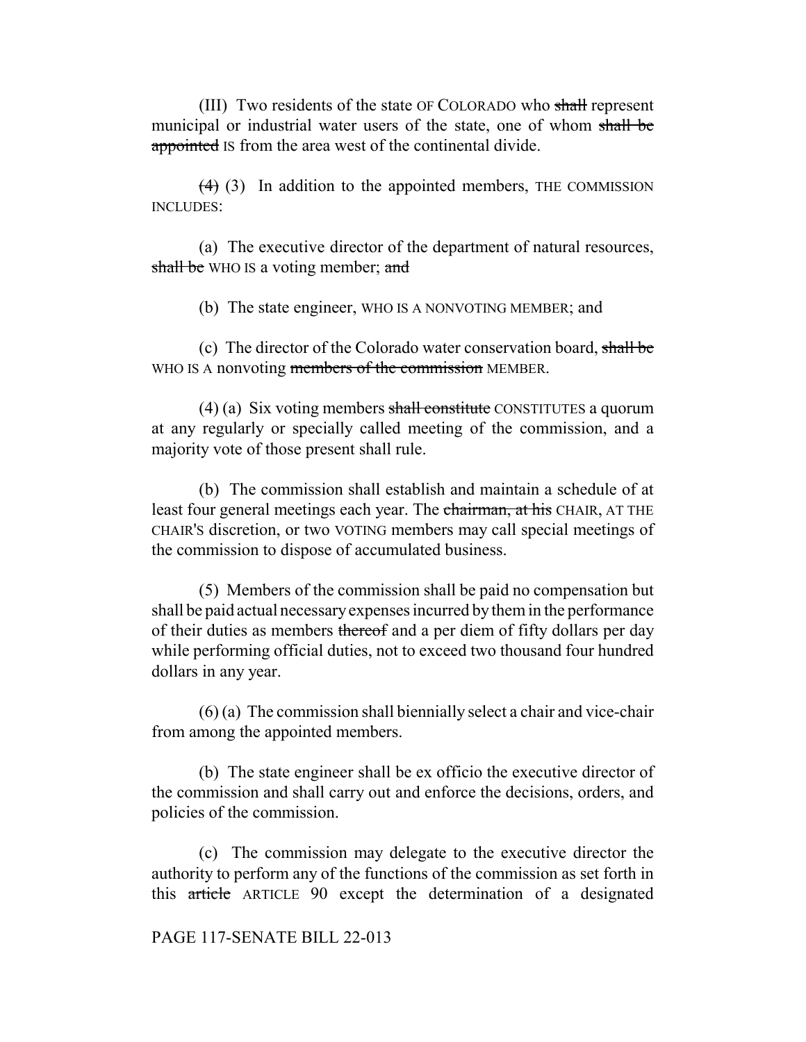(III) Two residents of the state OF COLORADO who ~~shall~~ represent municipal or industrial water users of the state, one of whom ~~shall be appointed~~ IS from the area west of the continental divide.

~~(4)~~ (3) In addition to the appointed members, THE COMMISSION INCLUDES:

(a) The executive director of the department of natural resources, ~~shall be~~ WHO IS a voting member; ~~and~~

(b) The state engineer, WHO IS A NONVOTING MEMBER; and

(c) The director of the Colorado water conservation board, ~~shall be~~ WHO IS A nonvoting ~~members of the commission~~ MEMBER.

(4) (a) Six voting members ~~shall constitute~~ CONSTITUTES a quorum at any regularly or specially called meeting of the commission, and a majority vote of those present shall rule.

(b) The commission shall establish and maintain a schedule of at least four general meetings each year. The ~~chairman, at his~~ CHAIR, AT THE CHAIR'S discretion, or two VOTING members may call special meetings of the commission to dispose of accumulated business.

(5) Members of the commission shall be paid no compensation but shall be paid actual necessary expenses incurred by them in the performance of their duties as members ~~thereof~~ and a per diem of fifty dollars per day while performing official duties, not to exceed two thousand four hundred dollars in any year.

(6) (a) The commission shall biennially select a chair and vice-chair from among the appointed members.

(b) The state engineer shall be ex officio the executive director of the commission and shall carry out and enforce the decisions, orders, and policies of the commission.

(c) The commission may delegate to the executive director the authority to perform any of the functions of the commission as set forth in this ~~article~~ ARTICLE 90 except the determination of a designated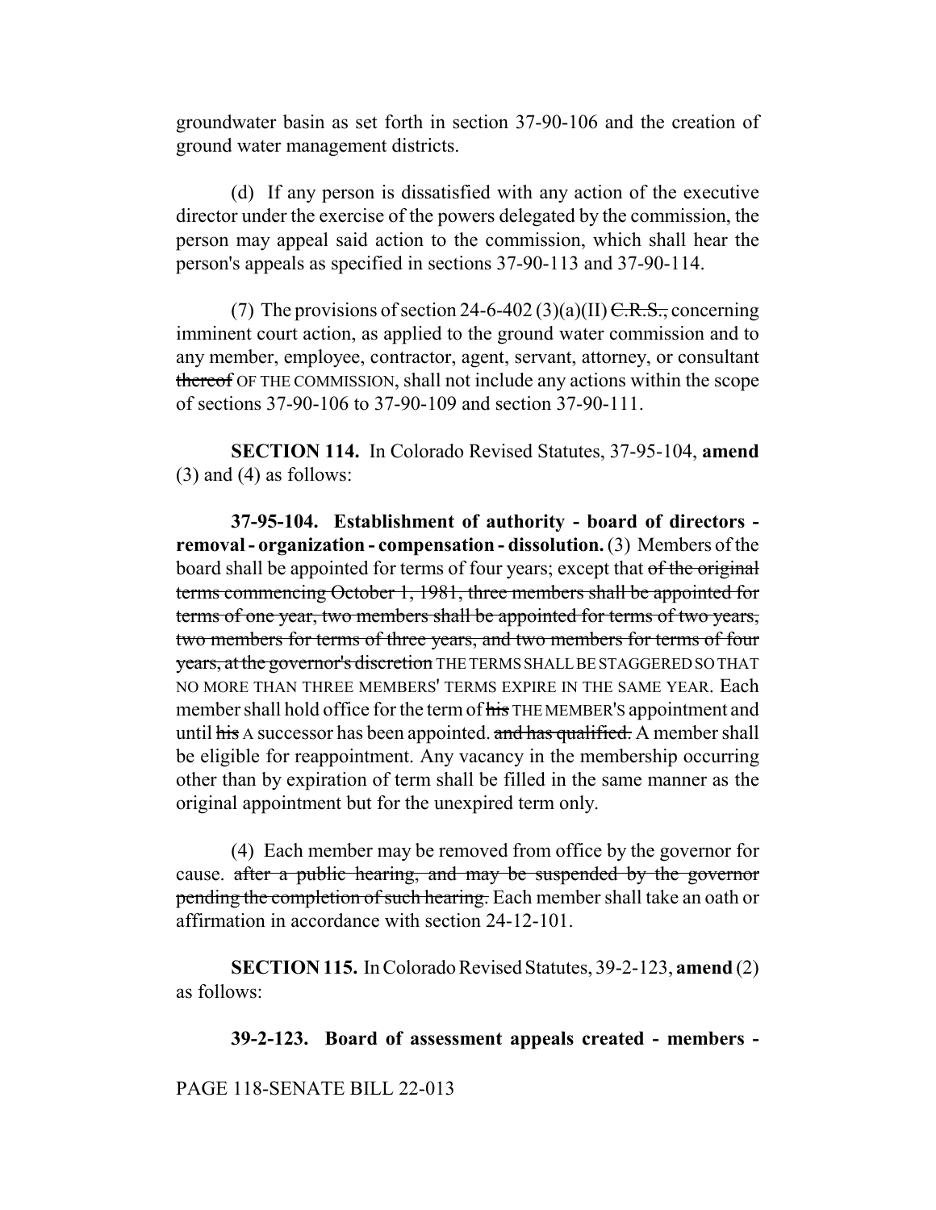groundwater basin as set forth in section 37-90-106 and the creation of ground water management districts.

(d) If any person is dissatisfied with any action of the executive director under the exercise of the powers delegated by the commission, the person may appeal said action to the commission, which shall hear the person's appeals as specified in sections 37-90-113 and 37-90-114.

(7) The provisions of section 24-6-402 (3)(a)(II) ~~C.R.S.,~~ concerning imminent court action, as applied to the ground water commission and to any member, employee, contractor, agent, servant, attorney, or consultant ~~thereof~~ OF THE COMMISSION, shall not include any actions within the scope of sections 37-90-106 to 37-90-109 and section 37-90-111.

**SECTION 114.** In Colorado Revised Statutes, 37-95-104, **amend** (3) and (4) as follows:

**37-95-104. Establishment of authority - board of directors - removal - organization - compensation - dissolution.** (3) Members of the board shall be appointed for terms of four years; except that ~~of the original terms commencing October 1, 1981, three members shall be appointed for terms of one year, two members shall be appointed for terms of two years, two members for terms of three years, and two members for terms of four years, at the governor's discretion~~ THE TERMS SHALL BE STAGGERED SO THAT NO MORE THAN THREE MEMBERS' TERMS EXPIRE IN THE SAME YEAR. Each member shall hold office for the term of ~~his~~ THE MEMBER'S appointment and until ~~his~~ A successor has been appointed. ~~and has qualified.~~ A member shall be eligible for reappointment. Any vacancy in the membership occurring other than by expiration of term shall be filled in the same manner as the original appointment but for the unexpired term only.

(4) Each member may be removed from office by the governor for cause. ~~after a public hearing, and may be suspended by the governor pending the completion of such hearing.~~ Each member shall take an oath or affirmation in accordance with section 24-12-101.

**SECTION 115.** In Colorado Revised Statutes, 39-2-123, **amend** (2) as follows:

**39-2-123. Board of assessment appeals created - members -**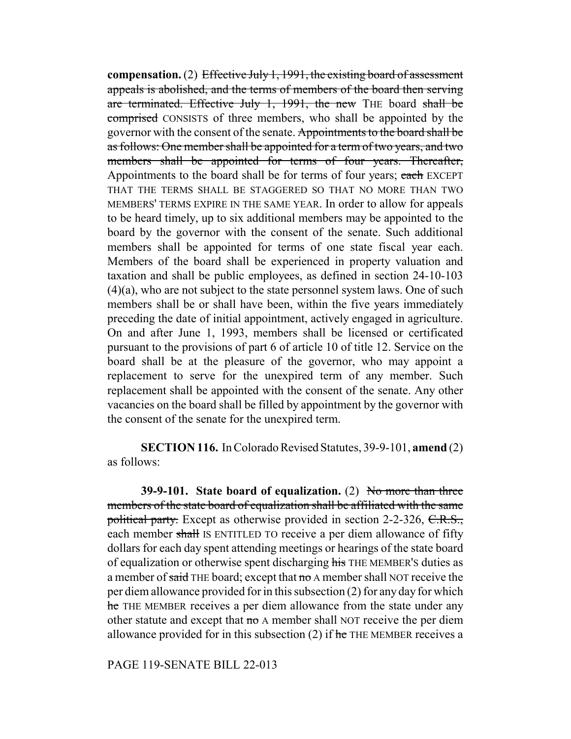**compensation.** (2) ~~Effective July 1, 1991, the existing board of assessment appeals is abolished, and the terms of members of the board then serving are terminated. Effective July 1, 1991, the new~~ THE board ~~shall be comprised~~ CONSISTS of three members, who shall be appointed by the governor with the consent of the senate. ~~Appointments to the board shall be as follows: One member shall be appointed for a term of two years, and two members shall be appointed for terms of four years. Thereafter,~~ Appointments to the board shall be for terms of four years; ~~each~~ EXCEPT THAT THE TERMS SHALL BE STAGGERED SO THAT NO MORE THAN TWO MEMBERS' TERMS EXPIRE IN THE SAME YEAR. In order to allow for appeals to be heard timely, up to six additional members may be appointed to the board by the governor with the consent of the senate. Such additional members shall be appointed for terms of one state fiscal year each. Members of the board shall be experienced in property valuation and taxation and shall be public employees, as defined in section 24-10-103 (4)(a), who are not subject to the state personnel system laws. One of such members shall be or shall have been, within the five years immediately preceding the date of initial appointment, actively engaged in agriculture. On and after June 1, 1993, members shall be licensed or certificated pursuant to the provisions of part 6 of article 10 of title 12. Service on the board shall be at the pleasure of the governor, who may appoint a replacement to serve for the unexpired term of any member. Such replacement shall be appointed with the consent of the senate. Any other vacancies on the board shall be filled by appointment by the governor with the consent of the senate for the unexpired term.

**SECTION 116.** In Colorado Revised Statutes, 39-9-101, **amend** (2) as follows:

**39-9-101. State board of equalization.** (2) ~~No more than three members of the state board of equalization shall be affiliated with the same political party.~~ Except as otherwise provided in section 2-2-326, ~~C.R.S.,~~ each member ~~shall~~ IS ENTITLED TO receive a per diem allowance of fifty dollars for each day spent attending meetings or hearings of the state board of equalization or otherwise spent discharging ~~his~~ THE MEMBER'S duties as a member of ~~said~~ THE board; except that ~~no~~ A member shall NOT receive the per diem allowance provided for in this subsection (2) for any day for which ~~he~~ THE MEMBER receives a per diem allowance from the state under any other statute and except that ~~no~~ A member shall NOT receive the per diem allowance provided for in this subsection (2) if ~~he~~ THE MEMBER receives a

PAGE 119-SENATE BILL 22-013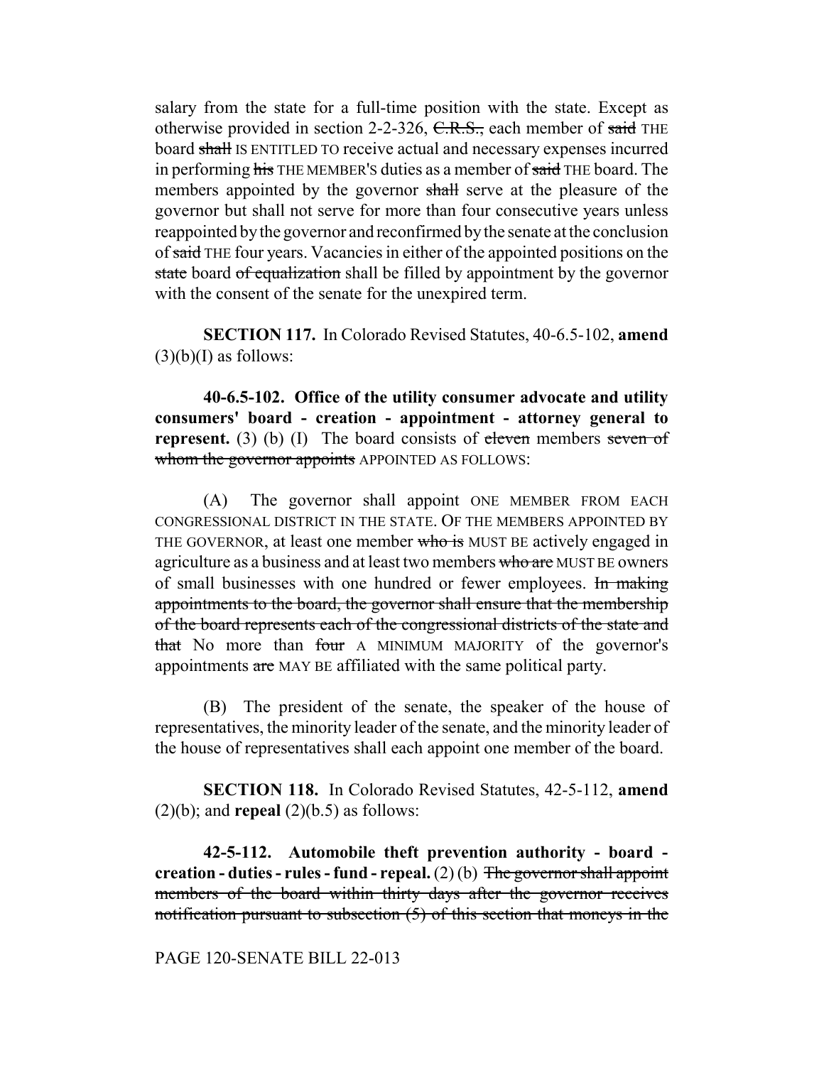salary from the state for a full-time position with the state. Except as otherwise provided in section 2-2-326, ~~C.R.S.,~~ each member of ~~said~~ THE board ~~shall~~ IS ENTITLED TO receive actual and necessary expenses incurred in performing ~~his~~ THE MEMBER'S duties as a member of ~~said~~ THE board. The members appointed by the governor ~~shall~~ serve at the pleasure of the governor but shall not serve for more than four consecutive years unless reappointed by the governor and reconfirmed by the senate at the conclusion of ~~said~~ THE four years. Vacancies in either of the appointed positions on the ~~state~~ board ~~of equalization~~ shall be filled by appointment by the governor with the consent of the senate for the unexpired term.

**SECTION 117.** In Colorado Revised Statutes, 40-6.5-102, **amend** (3)(b)(I) as follows:

**40-6.5-102. Office of the utility consumer advocate and utility consumers' board - creation - appointment - attorney general to represent.** (3) (b) (I) The board consists of ~~eleven~~ members ~~seven of whom the governor appoints~~ APPOINTED AS FOLLOWS:

(A) The governor shall appoint ONE MEMBER FROM EACH CONGRESSIONAL DISTRICT IN THE STATE. OF THE MEMBERS APPOINTED BY THE GOVERNOR, at least one member ~~who is~~ MUST BE actively engaged in agriculture as a business and at least two members ~~who are~~ MUST BE owners of small businesses with one hundred or fewer employees. ~~In making appointments to the board, the governor shall ensure that the membership of the board represents each of the congressional districts of the state and that~~ No more than ~~four~~ A MINIMUM MAJORITY of the governor's appointments ~~are~~ MAY BE affiliated with the same political party.

(B) The president of the senate, the speaker of the house of representatives, the minority leader of the senate, and the minority leader of the house of representatives shall each appoint one member of the board.

**SECTION 118.** In Colorado Revised Statutes, 42-5-112, **amend** (2)(b); and **repeal** (2)(b.5) as follows:

**42-5-112. Automobile theft prevention authority - board - creation - duties - rules - fund - repeal.** (2) (b) ~~The governor shall appoint members of the board within thirty days after the governor receives notification pursuant to subsection (5) of this section that moneys in the~~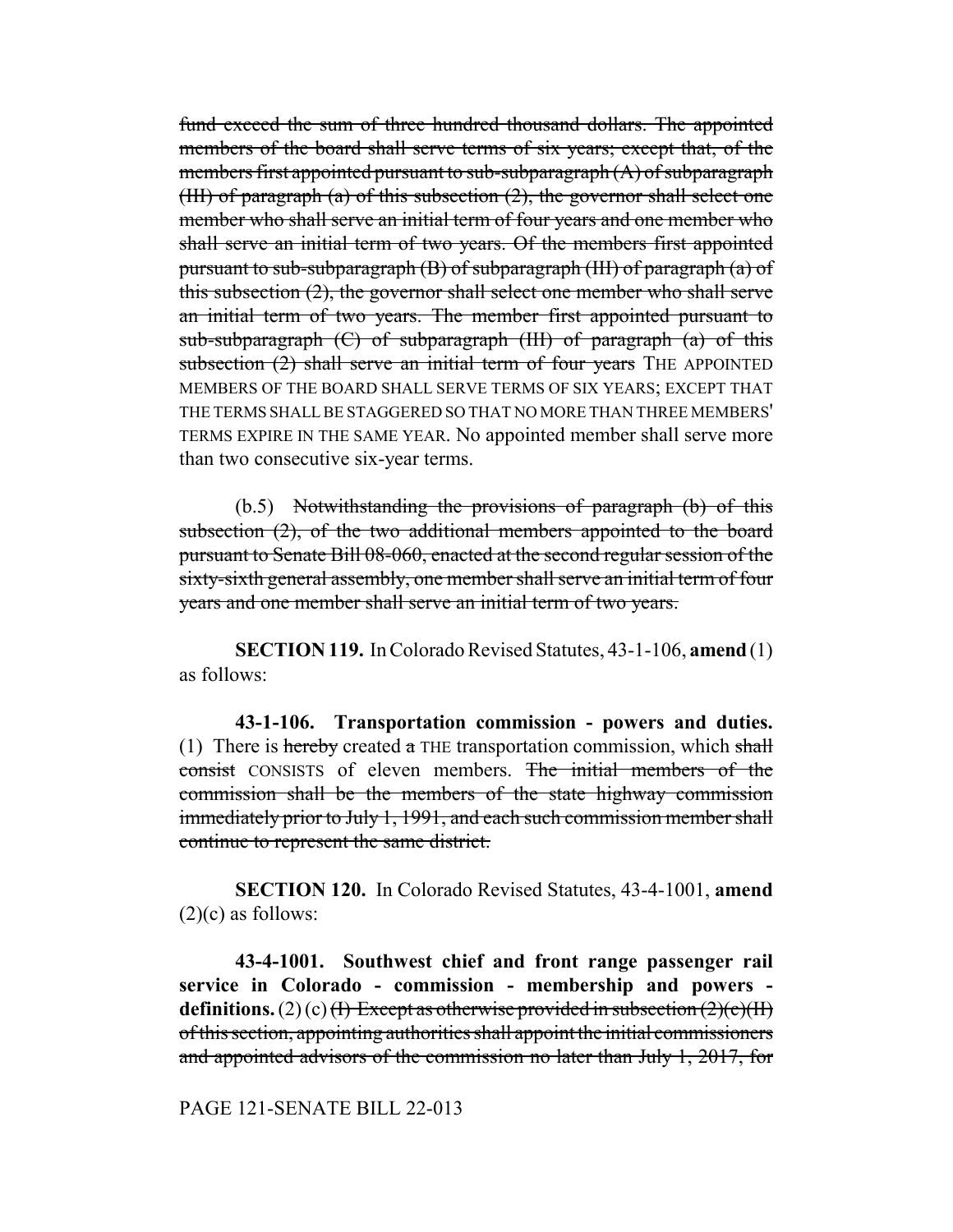~~fund exceed the sum of three hundred thousand dollars. The appointed members of the board shall serve terms of six years; except that, of the members first appointed pursuant to sub-subparagraph (A) of subparagraph (III) of paragraph (a) of this subsection (2), the governor shall select one member who shall serve an initial term of four years and one member who shall serve an initial term of two years. Of the members first appointed pursuant to sub-subparagraph (B) of subparagraph (III) of paragraph (a) of this subsection (2), the governor shall select one member who shall serve an initial term of two years. The member first appointed pursuant to sub-subparagraph (C) of subparagraph (III) of paragraph (a) of this subsection (2) shall serve an initial term of four years~~ THE APPOINTED MEMBERS OF THE BOARD SHALL SERVE TERMS OF SIX YEARS; EXCEPT THAT THE TERMS SHALL BE STAGGERED SO THAT NO MORE THAN THREE MEMBERS' TERMS EXPIRE IN THE SAME YEAR. No appointed member shall serve more than two consecutive six-year terms.

(b.5) ~~Notwithstanding the provisions of paragraph (b) of this subsection (2), of the two additional members appointed to the board pursuant to Senate Bill 08-060, enacted at the second regular session of the sixty-sixth general assembly, one member shall serve an initial term of four years and one member shall serve an initial term of two years.~~

**SECTION 119.** In Colorado Revised Statutes, 43-1-106, **amend** (1) as follows:

**43-1-106. Transportation commission - powers and duties.** (1) There is ~~hereby~~ created ~~a~~ THE transportation commission, which ~~shall consist~~ CONSISTS of eleven members. ~~The initial members of the commission shall be the members of the state highway commission immediately prior to July 1, 1991, and each such commission member shall continue to represent the same district.~~

**SECTION 120.** In Colorado Revised Statutes, 43-4-1001, **amend** (2)(c) as follows:

**43-4-1001. Southwest chief and front range passenger rail service in Colorado - commission - membership and powers - definitions.** (2) (c) ~~(I) Except as otherwise provided in subsection (2)(c)(II) of this section, appointing authorities shall appoint the initial commissioners and appointed advisors of the commission no later than July 1, 2017, for~~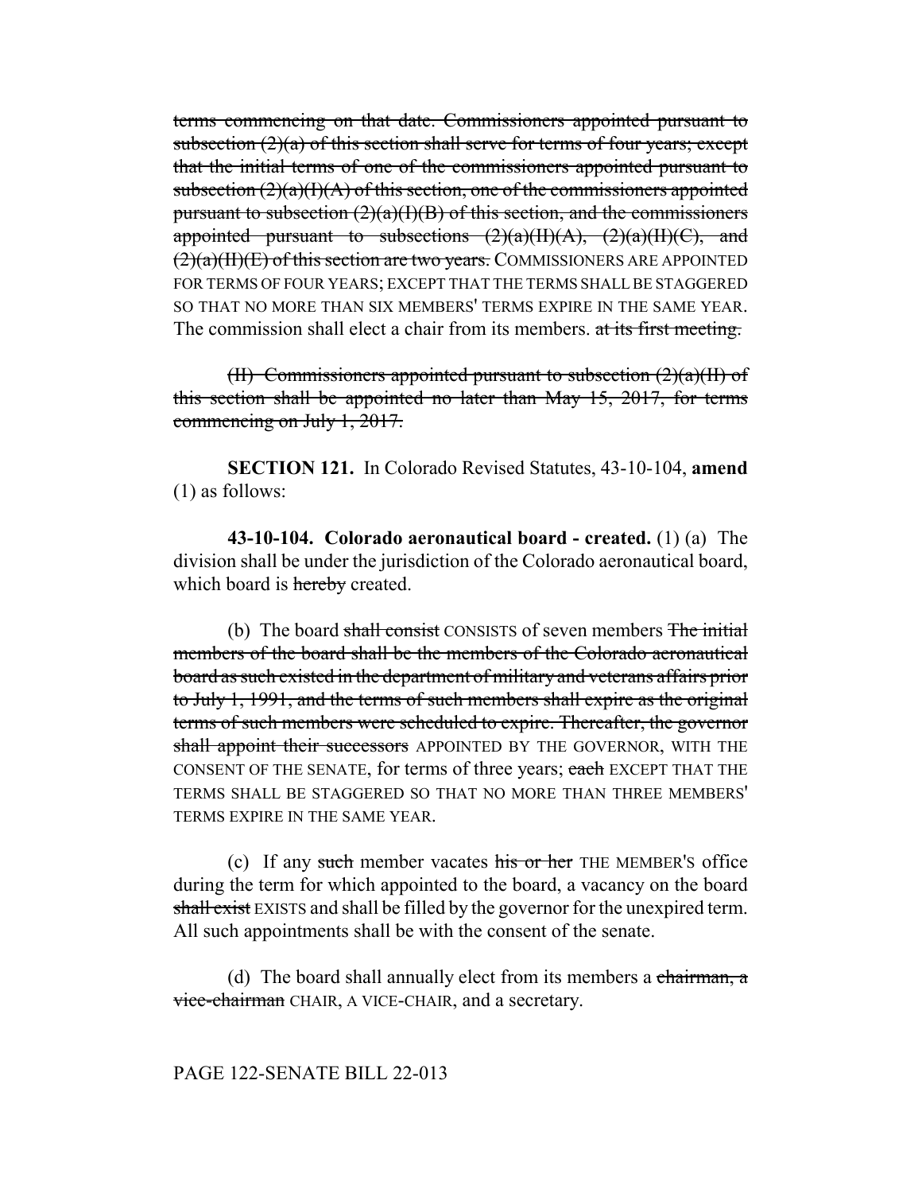~~terms commencing on that date. Commissioners appointed pursuant to subsection (2)(a) of this section shall serve for terms of four years; except that the initial terms of one of the commissioners appointed pursuant to subsection (2)(a)(I)(A) of this section, one of the commissioners appointed pursuant to subsection (2)(a)(I)(B) of this section, and the commissioners appointed pursuant to subsections (2)(a)(II)(A), (2)(a)(II)(C), and (2)(a)(II)(E) of this section are two years.~~ COMMISSIONERS ARE APPOINTED FOR TERMS OF FOUR YEARS; EXCEPT THAT THE TERMS SHALL BE STAGGERED SO THAT NO MORE THAN SIX MEMBERS' TERMS EXPIRE IN THE SAME YEAR. The commission shall elect a chair from its members. ~~at its first meeting.~~

~~(II) Commissioners appointed pursuant to subsection (2)(a)(II) of this section shall be appointed no later than May 15, 2017, for terms commencing on July 1, 2017.~~

**SECTION 121.** In Colorado Revised Statutes, 43-10-104, **amend** (1) as follows:

**43-10-104. Colorado aeronautical board - created.** (1) (a) The division shall be under the jurisdiction of the Colorado aeronautical board, which board is ~~hereby~~ created.

(b) The board ~~shall consist~~ CONSISTS of seven members ~~The initial members of the board shall be the members of the Colorado aeronautical board as such existed in the department of military and veterans affairs prior to July 1, 1991, and the terms of such members shall expire as the original terms of such members were scheduled to expire. Thereafter, the governor shall appoint their successors~~ APPOINTED BY THE GOVERNOR, WITH THE CONSENT OF THE SENATE, for terms of three years; ~~each~~ EXCEPT THAT THE TERMS SHALL BE STAGGERED SO THAT NO MORE THAN THREE MEMBERS' TERMS EXPIRE IN THE SAME YEAR.

(c) If any ~~such~~ member vacates ~~his or her~~ THE MEMBER'S office during the term for which appointed to the board, a vacancy on the board ~~shall exist~~ EXISTS and shall be filled by the governor for the unexpired term. All such appointments shall be with the consent of the senate.

(d) The board shall annually elect from its members a ~~chairman, a vice-chairman~~ CHAIR, A VICE-CHAIR, and a secretary.

PAGE 122-SENATE BILL 22-013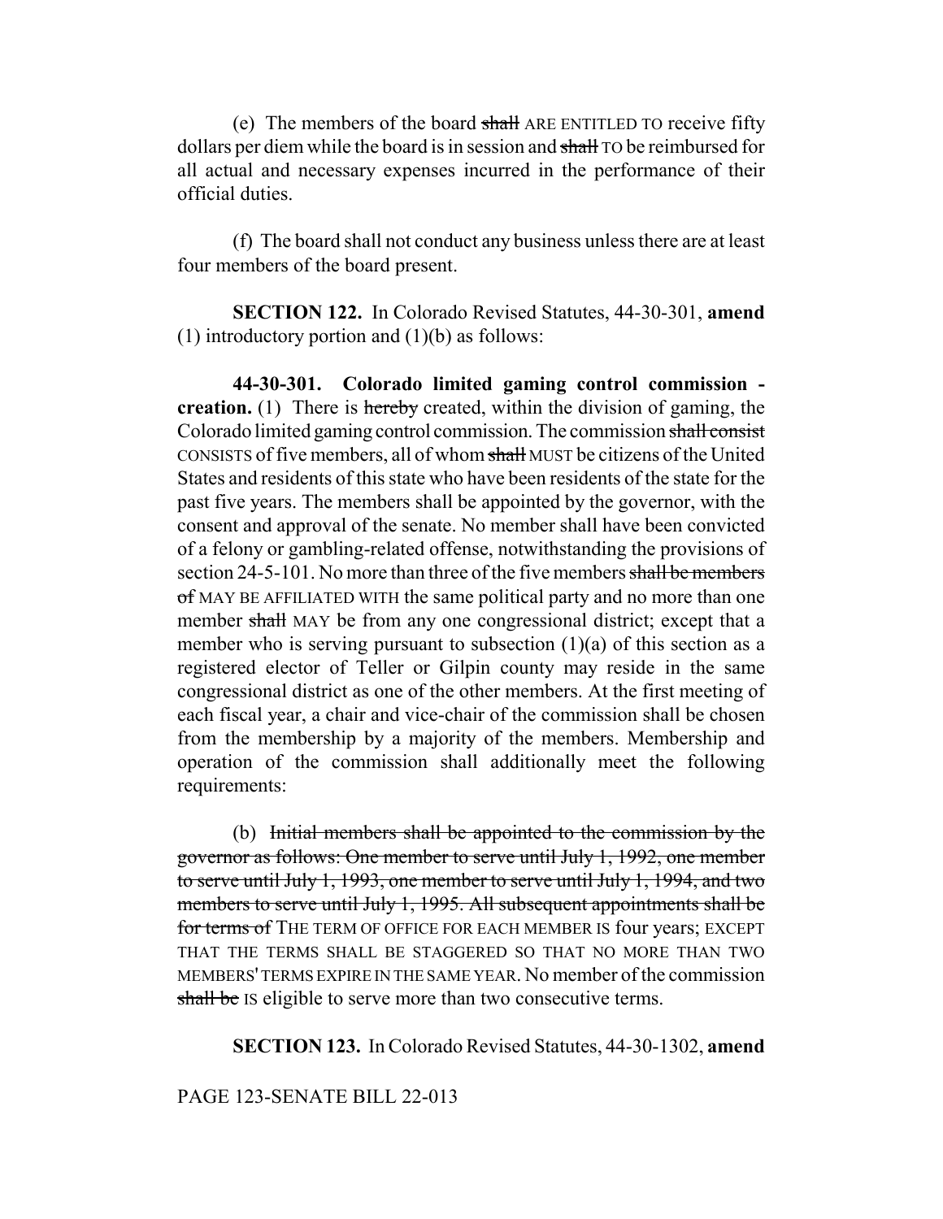(e) The members of the board ~~shall~~ ARE ENTITLED TO receive fifty dollars per diem while the board is in session and ~~shall~~ TO be reimbursed for all actual and necessary expenses incurred in the performance of their official duties.

(f) The board shall not conduct any business unless there are at least four members of the board present.

**SECTION 122.** In Colorado Revised Statutes, 44-30-301, **amend** (1) introductory portion and (1)(b) as follows:

**44-30-301. Colorado limited gaming control commission - creation.** (1) There is ~~hereby~~ created, within the division of gaming, the Colorado limited gaming control commission. The commission ~~shall consist~~ CONSISTS of five members, all of whom ~~shall~~ MUST be citizens of the United States and residents of this state who have been residents of the state for the past five years. The members shall be appointed by the governor, with the consent and approval of the senate. No member shall have been convicted of a felony or gambling-related offense, notwithstanding the provisions of section 24-5-101. No more than three of the five members ~~shall be members of~~ MAY BE AFFILIATED WITH the same political party and no more than one member ~~shall~~ MAY be from any one congressional district; except that a member who is serving pursuant to subsection (1)(a) of this section as a registered elector of Teller or Gilpin county may reside in the same congressional district as one of the other members. At the first meeting of each fiscal year, a chair and vice-chair of the commission shall be chosen from the membership by a majority of the members. Membership and operation of the commission shall additionally meet the following requirements:

(b) ~~Initial members shall be appointed to the commission by the governor as follows: One member to serve until July 1, 1992, one member to serve until July 1, 1993, one member to serve until July 1, 1994, and two members to serve until July 1, 1995. All subsequent appointments shall be for terms of~~ THE TERM OF OFFICE FOR EACH MEMBER IS four years; EXCEPT THAT THE TERMS SHALL BE STAGGERED SO THAT NO MORE THAN TWO MEMBERS' TERMS EXPIRE IN THE SAME YEAR. No member of the commission ~~shall be~~ IS eligible to serve more than two consecutive terms.

**SECTION 123.** In Colorado Revised Statutes, 44-30-1302, **amend**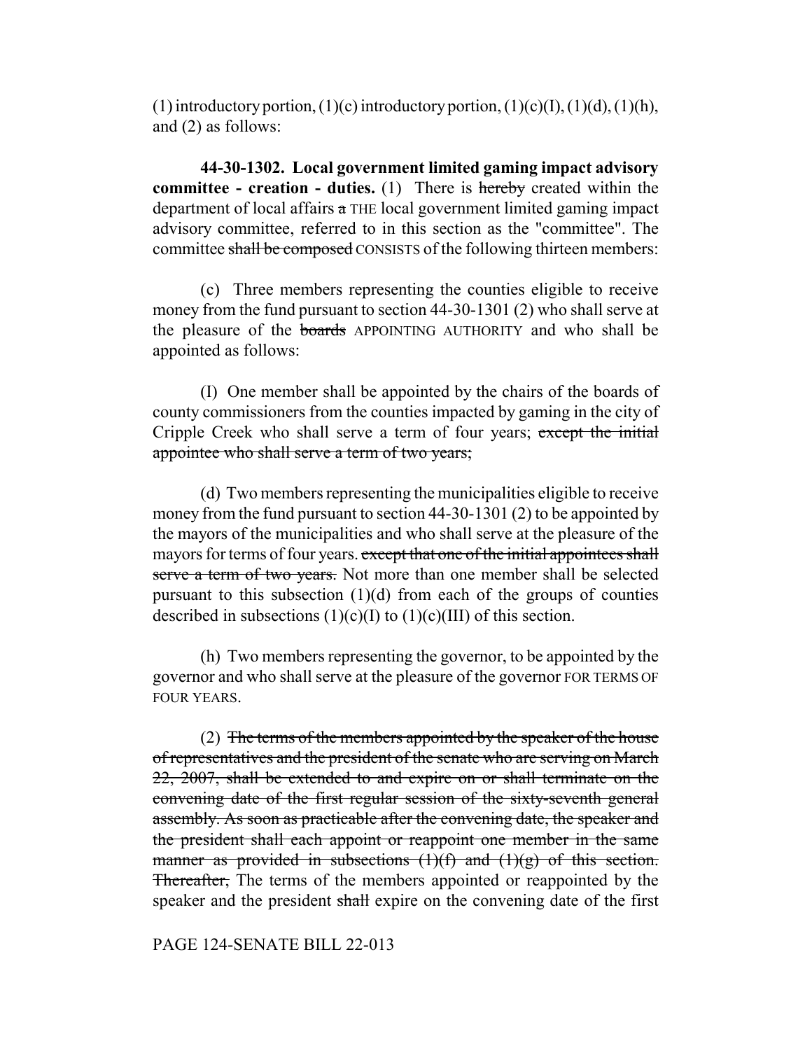(1) introductory portion, (1)(c) introductory portion, (1)(c)(I), (1)(d), (1)(h), and (2) as follows:

**44-30-1302. Local government limited gaming impact advisory committee - creation - duties.** (1) There is ~~hereby~~ created within the department of local affairs ~~a~~ THE local government limited gaming impact advisory committee, referred to in this section as the "committee". The committee ~~shall be composed~~ CONSISTS of the following thirteen members:

(c) Three members representing the counties eligible to receive money from the fund pursuant to section 44-30-1301 (2) who shall serve at the pleasure of the ~~boards~~ APPOINTING AUTHORITY and who shall be appointed as follows:

(I) One member shall be appointed by the chairs of the boards of county commissioners from the counties impacted by gaming in the city of Cripple Creek who shall serve a term of four years; ~~except the initial appointee who shall serve a term of two years;~~

(d) Two members representing the municipalities eligible to receive money from the fund pursuant to section 44-30-1301 (2) to be appointed by the mayors of the municipalities and who shall serve at the pleasure of the mayors for terms of four years. ~~except that one of the initial appointees shall serve a term of two years.~~ Not more than one member shall be selected pursuant to this subsection (1)(d) from each of the groups of counties described in subsections (1)(c)(I) to (1)(c)(III) of this section.

(h) Two members representing the governor, to be appointed by the governor and who shall serve at the pleasure of the governor FOR TERMS OF FOUR YEARS.

(2) ~~The terms of the members appointed by the speaker of the house of representatives and the president of the senate who are serving on March 22, 2007, shall be extended to and expire on or shall terminate on the convening date of the first regular session of the sixty-seventh general assembly. As soon as practicable after the convening date, the speaker and the president shall each appoint or reappoint one member in the same manner as provided in subsections (1)(f) and (1)(g) of this section. Thereafter,~~ The terms of the members appointed or reappointed by the speaker and the president ~~shall~~ expire on the convening date of the first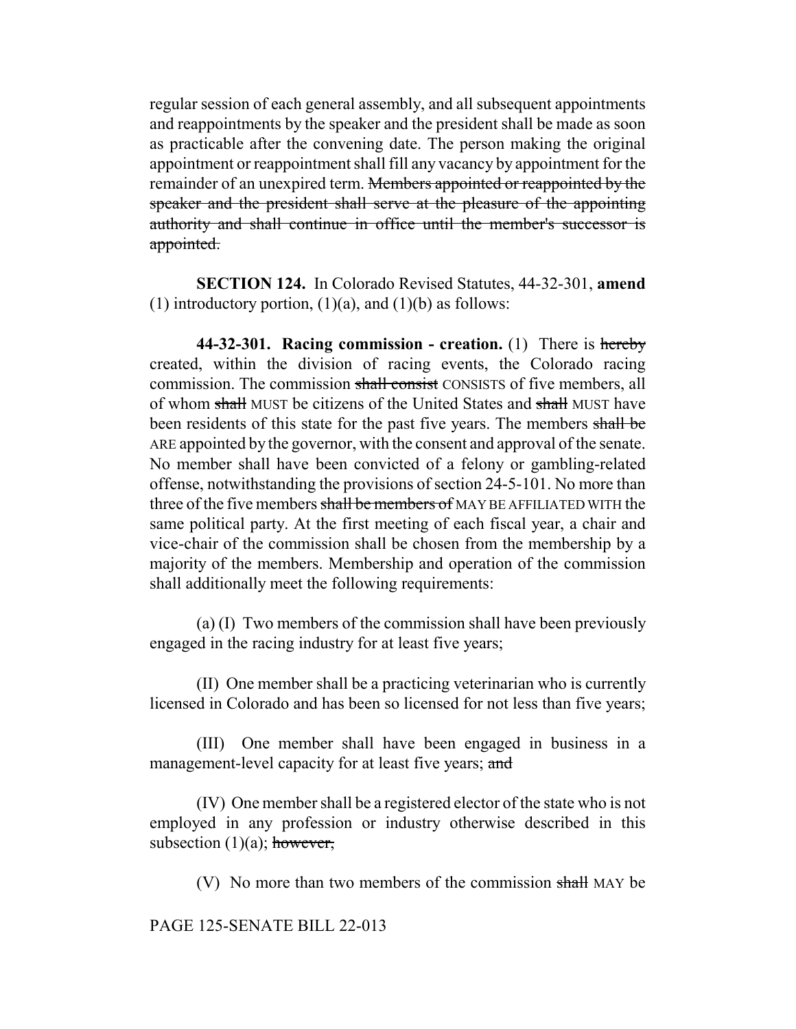regular session of each general assembly, and all subsequent appointments and reappointments by the speaker and the president shall be made as soon as practicable after the convening date. The person making the original appointment or reappointment shall fill any vacancy by appointment for the remainder of an unexpired term. ~~Members appointed or reappointed by the speaker and the president shall serve at the pleasure of the appointing authority and shall continue in office until the member's successor is appointed.~~

**SECTION 124.** In Colorado Revised Statutes, 44-32-301, **amend** (1) introductory portion, (1)(a), and (1)(b) as follows:

**44-32-301. Racing commission - creation.** (1) There is ~~hereby~~ created, within the division of racing events, the Colorado racing commission. The commission ~~shall consist~~ CONSISTS of five members, all of whom ~~shall~~ MUST be citizens of the United States and ~~shall~~ MUST have been residents of this state for the past five years. The members ~~shall be~~ ARE appointed by the governor, with the consent and approval of the senate. No member shall have been convicted of a felony or gambling-related offense, notwithstanding the provisions of section 24-5-101. No more than three of the five members ~~shall be members of~~ MAY BE AFFILIATED WITH the same political party. At the first meeting of each fiscal year, a chair and vice-chair of the commission shall be chosen from the membership by a majority of the members. Membership and operation of the commission shall additionally meet the following requirements:

(a) (I) Two members of the commission shall have been previously engaged in the racing industry for at least five years;

(II) One member shall be a practicing veterinarian who is currently licensed in Colorado and has been so licensed for not less than five years;

(III) One member shall have been engaged in business in a management-level capacity for at least five years; ~~and~~

(IV) One member shall be a registered elector of the state who is not employed in any profession or industry otherwise described in this subsection (1)(a); ~~however,~~

(V) No more than two members of the commission ~~shall~~ MAY be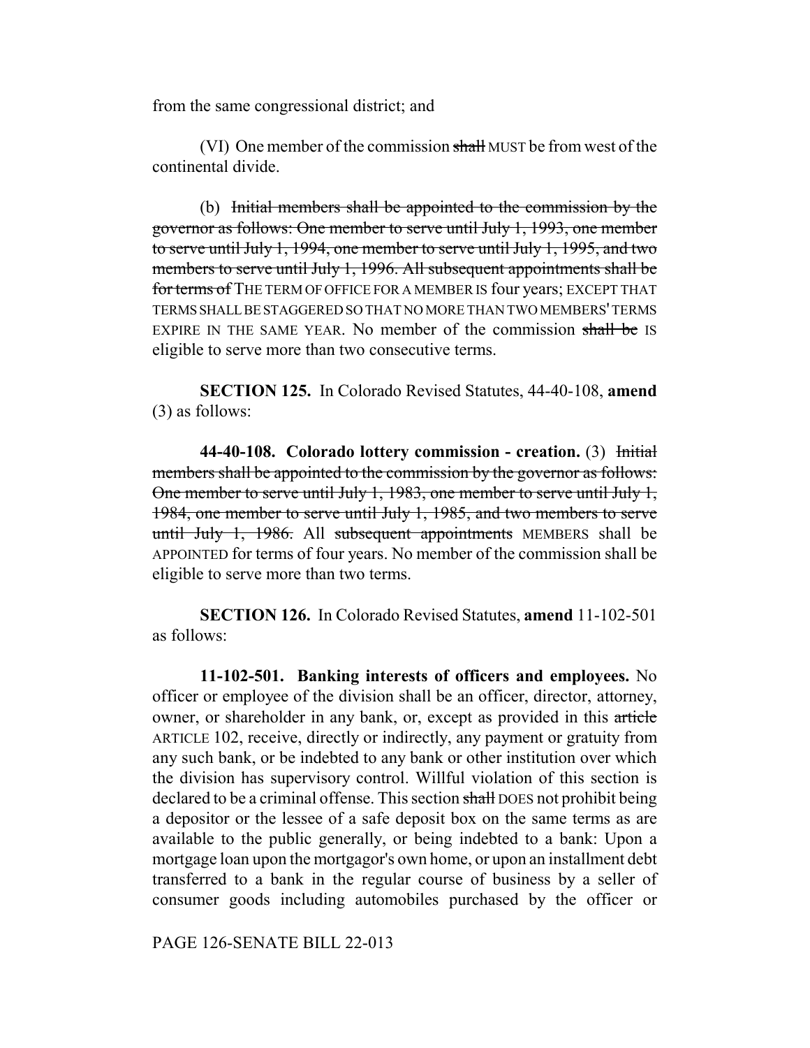from the same congressional district; and

(VI) One member of the commission ~~shall~~ MUST be from west of the continental divide.

(b) ~~Initial members shall be appointed to the commission by the governor as follows: One member to serve until July 1, 1993, one member to serve until July 1, 1994, one member to serve until July 1, 1995, and two members to serve until July 1, 1996. All subsequent appointments shall be for terms of~~ THE TERM OF OFFICE FOR A MEMBER IS four years; EXCEPT THAT TERMS SHALL BE STAGGERED SO THAT NO MORE THAN TWO MEMBERS' TERMS EXPIRE IN THE SAME YEAR. No member of the commission ~~shall be~~ IS eligible to serve more than two consecutive terms.

**SECTION 125.** In Colorado Revised Statutes, 44-40-108, **amend** (3) as follows:

**44-40-108. Colorado lottery commission - creation.** (3) ~~Initial members shall be appointed to the commission by the governor as follows: One member to serve until July 1, 1983, one member to serve until July 1, 1984, one member to serve until July 1, 1985, and two members to serve until July 1, 1986.~~ All ~~subsequent appointments~~ MEMBERS shall be APPOINTED for terms of four years. No member of the commission shall be eligible to serve more than two terms.

**SECTION 126.** In Colorado Revised Statutes, **amend** 11-102-501 as follows:

**11-102-501. Banking interests of officers and employees.** No officer or employee of the division shall be an officer, director, attorney, owner, or shareholder in any bank, or, except as provided in this ~~article~~ ARTICLE 102, receive, directly or indirectly, any payment or gratuity from any such bank, or be indebted to any bank or other institution over which the division has supervisory control. Willful violation of this section is declared to be a criminal offense. This section ~~shall~~ DOES not prohibit being a depositor or the lessee of a safe deposit box on the same terms as are available to the public generally, or being indebted to a bank: Upon a mortgage loan upon the mortgagor's own home, or upon an installment debt transferred to a bank in the regular course of business by a seller of consumer goods including automobiles purchased by the officer or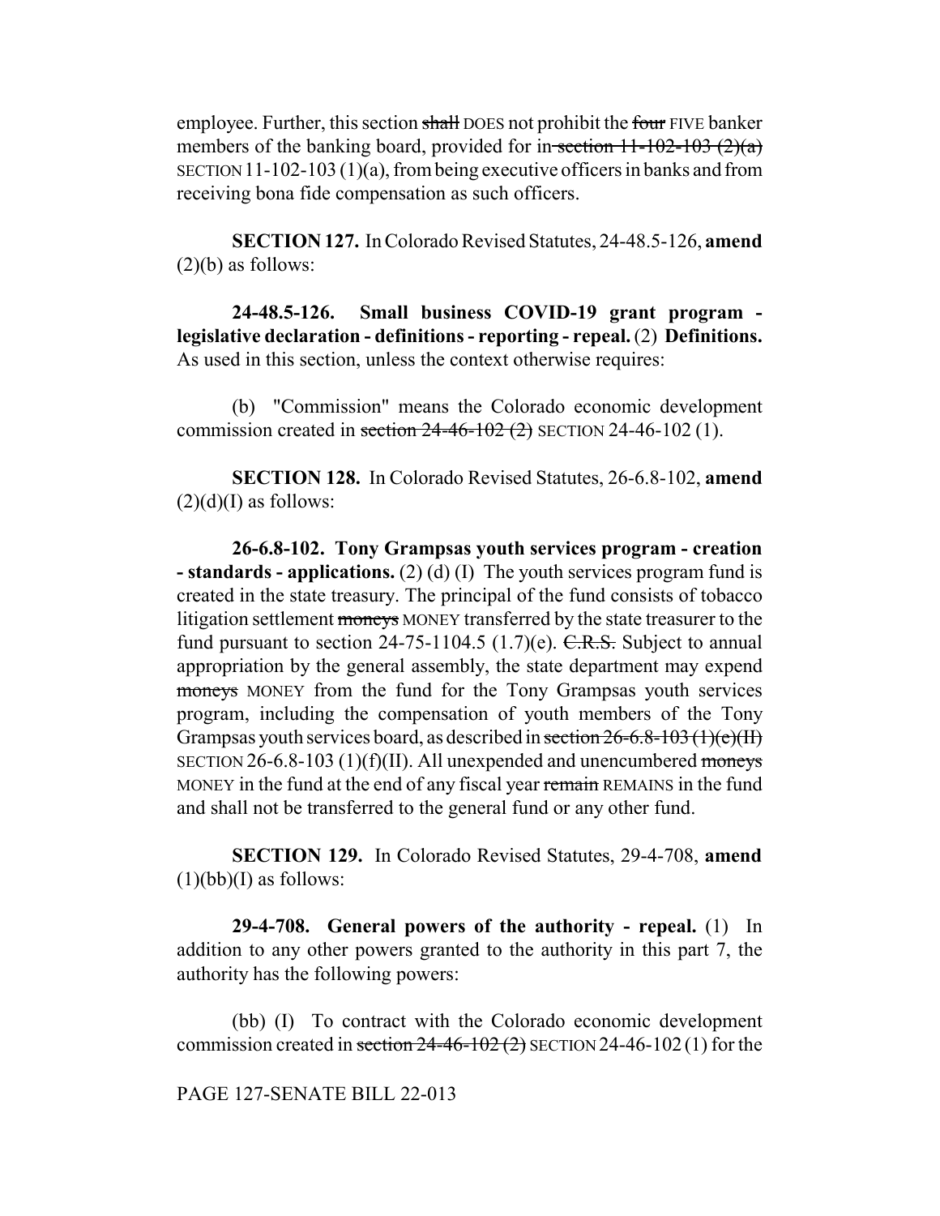employee. Further, this section ~~shall~~ DOES not prohibit the ~~four~~ FIVE banker members of the banking board, provided for in ~~section 11-102-103 (2)(a)~~ SECTION 11-102-103 (1)(a), from being executive officers in banks and from receiving bona fide compensation as such officers.

**SECTION 127.** In Colorado Revised Statutes, 24-48.5-126, **amend** (2)(b) as follows:

**24-48.5-126. Small business COVID-19 grant program - legislative declaration - definitions - reporting - repeal.** (2) **Definitions.** As used in this section, unless the context otherwise requires:

(b) "Commission" means the Colorado economic development commission created in ~~section 24-46-102 (2)~~ SECTION 24-46-102 (1).

**SECTION 128.** In Colorado Revised Statutes, 26-6.8-102, **amend** (2)(d)(I) as follows:

**26-6.8-102. Tony Grampsas youth services program - creation - standards - applications.** (2) (d) (I) The youth services program fund is created in the state treasury. The principal of the fund consists of tobacco litigation settlement ~~moneys~~ MONEY transferred by the state treasurer to the fund pursuant to section 24-75-1104.5 (1.7)(e). ~~C.R.S.~~ Subject to annual appropriation by the general assembly, the state department may expend ~~moneys~~ MONEY from the fund for the Tony Grampsas youth services program, including the compensation of youth members of the Tony Grampsas youth services board, as described in ~~section 26-6.8-103 (1)(e)(II)~~ SECTION 26-6.8-103 (1)(f)(II). All unexpended and unencumbered ~~moneys~~ MONEY in the fund at the end of any fiscal year ~~remain~~ REMAINS in the fund and shall not be transferred to the general fund or any other fund.

**SECTION 129.** In Colorado Revised Statutes, 29-4-708, **amend** (1)(bb)(I) as follows:

**29-4-708. General powers of the authority - repeal.** (1) In addition to any other powers granted to the authority in this part 7, the authority has the following powers:

(bb) (I) To contract with the Colorado economic development commission created in ~~section 24-46-102 (2)~~ SECTION 24-46-102 (1) for the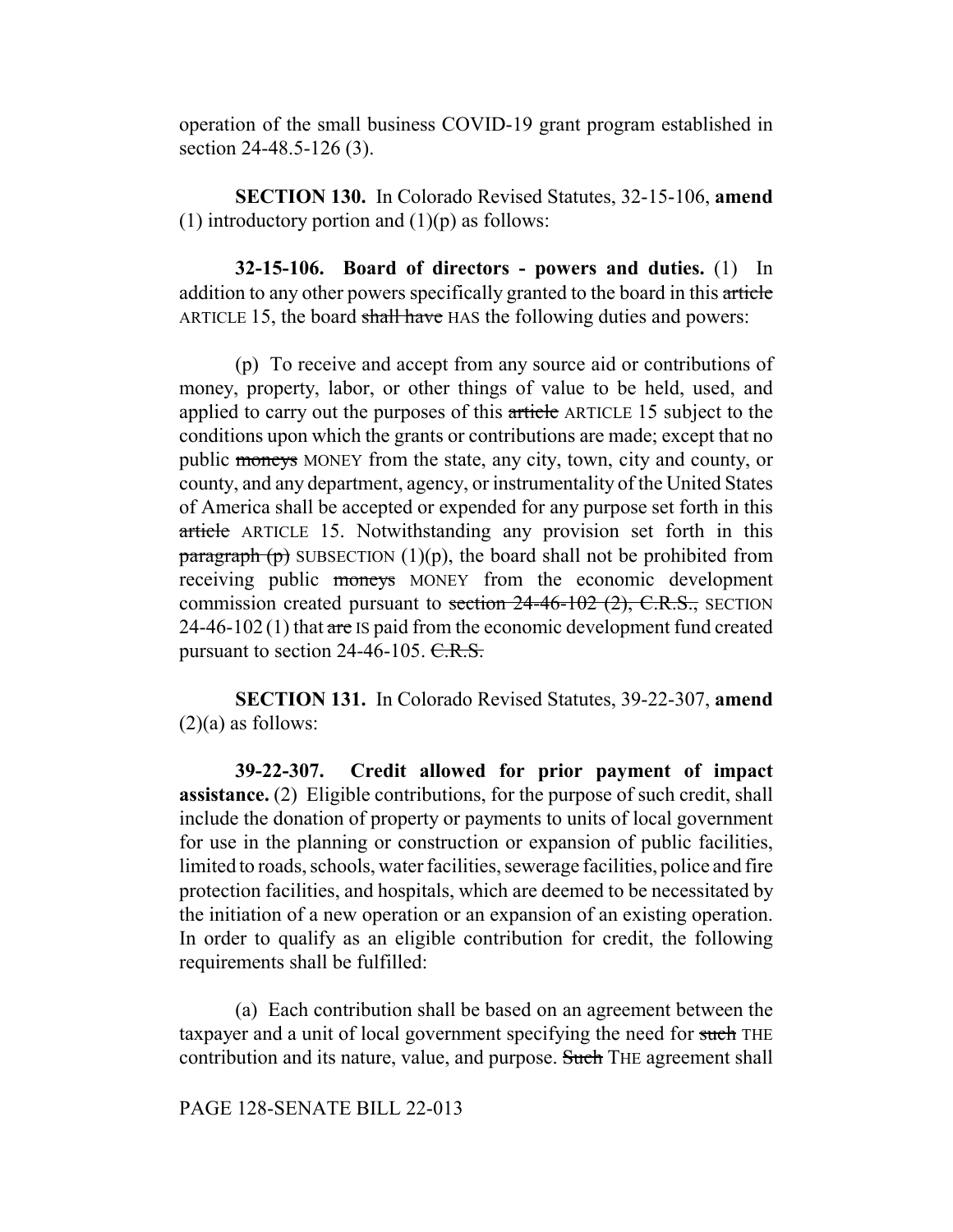operation of the small business COVID-19 grant program established in section 24-48.5-126 (3).

**SECTION 130.** In Colorado Revised Statutes, 32-15-106, **amend** (1) introductory portion and (1)(p) as follows:

**32-15-106. Board of directors - powers and duties.** (1) In addition to any other powers specifically granted to the board in this ~~article~~ ARTICLE 15, the board ~~shall have~~ HAS the following duties and powers:

(p) To receive and accept from any source aid or contributions of money, property, labor, or other things of value to be held, used, and applied to carry out the purposes of this ~~article~~ ARTICLE 15 subject to the conditions upon which the grants or contributions are made; except that no public ~~moneys~~ MONEY from the state, any city, town, city and county, or county, and any department, agency, or instrumentality of the United States of America shall be accepted or expended for any purpose set forth in this ~~article~~ ARTICLE 15. Notwithstanding any provision set forth in this ~~paragraph (p)~~ SUBSECTION (1)(p), the board shall not be prohibited from receiving public ~~moneys~~ MONEY from the economic development commission created pursuant to ~~section 24-46-102 (2), C.R.S.,~~ SECTION 24-46-102 (1) that ~~are~~ IS paid from the economic development fund created pursuant to section 24-46-105. ~~C.R.S.~~

**SECTION 131.** In Colorado Revised Statutes, 39-22-307, **amend** (2)(a) as follows:

**39-22-307. Credit allowed for prior payment of impact assistance.** (2) Eligible contributions, for the purpose of such credit, shall include the donation of property or payments to units of local government for use in the planning or construction or expansion of public facilities, limited to roads, schools, water facilities, sewerage facilities, police and fire protection facilities, and hospitals, which are deemed to be necessitated by the initiation of a new operation or an expansion of an existing operation. In order to qualify as an eligible contribution for credit, the following requirements shall be fulfilled:

(a) Each contribution shall be based on an agreement between the taxpayer and a unit of local government specifying the need for ~~such~~ THE contribution and its nature, value, and purpose. ~~Such~~ THE agreement shall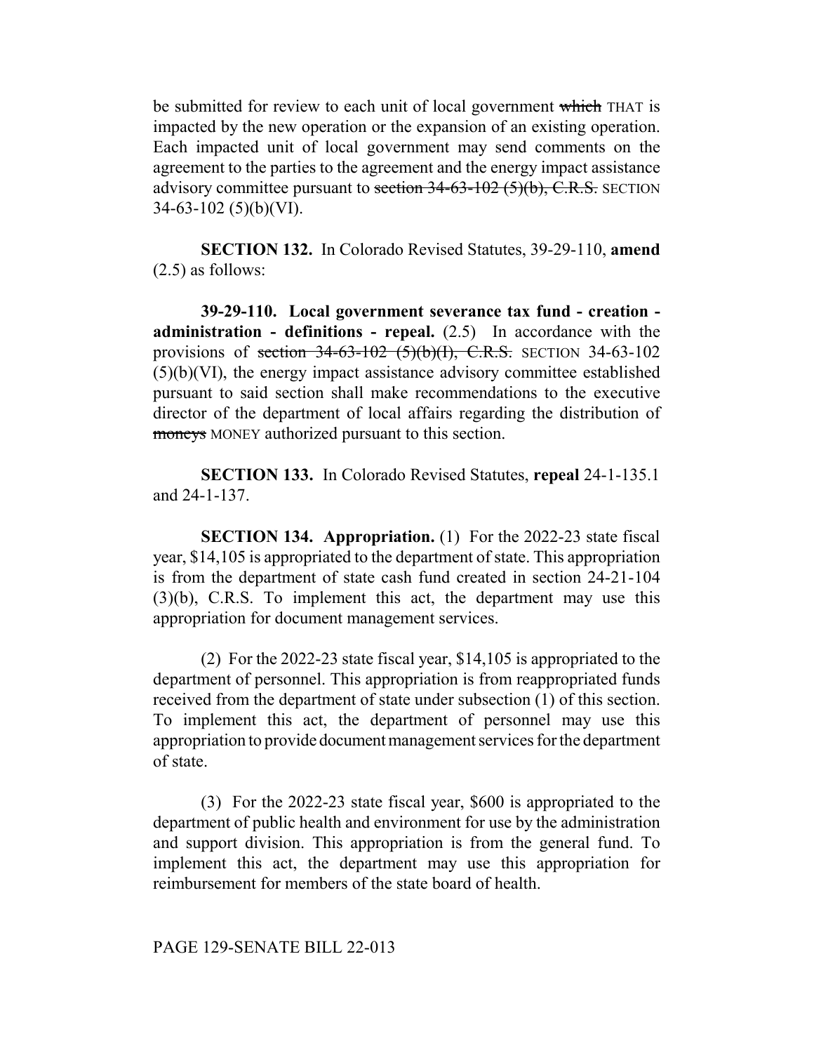be submitted for review to each unit of local government ~~which~~ THAT is impacted by the new operation or the expansion of an existing operation. Each impacted unit of local government may send comments on the agreement to the parties to the agreement and the energy impact assistance advisory committee pursuant to ~~section 34-63-102 (5)(b), C.R.S.~~ SECTION 34-63-102 (5)(b)(VI).

**SECTION 132.** In Colorado Revised Statutes, 39-29-110, **amend** (2.5) as follows:

**39-29-110. Local government severance tax fund - creation - administration - definitions - repeal.** (2.5) In accordance with the provisions of ~~section 34-63-102 (5)(b)(I), C.R.S.~~ SECTION 34-63-102 (5)(b)(VI), the energy impact assistance advisory committee established pursuant to said section shall make recommendations to the executive director of the department of local affairs regarding the distribution of ~~moneys~~ MONEY authorized pursuant to this section.

**SECTION 133.** In Colorado Revised Statutes, **repeal** 24-1-135.1 and 24-1-137.

**SECTION 134. Appropriation.** (1) For the 2022-23 state fiscal year, $14,105 is appropriated to the department of state. This appropriation is from the department of state cash fund created in section 24-21-104 (3)(b), C.R.S. To implement this act, the department may use this appropriation for document management services.

(2) For the 2022-23 state fiscal year, $14,105 is appropriated to the department of personnel. This appropriation is from reappropriated funds received from the department of state under subsection (1) of this section. To implement this act, the department of personnel may use this appropriation to provide document management services for the department of state.

(3) For the 2022-23 state fiscal year, $600 is appropriated to the department of public health and environment for use by the administration and support division. This appropriation is from the general fund. To implement this act, the department may use this appropriation for reimbursement for members of the state board of health.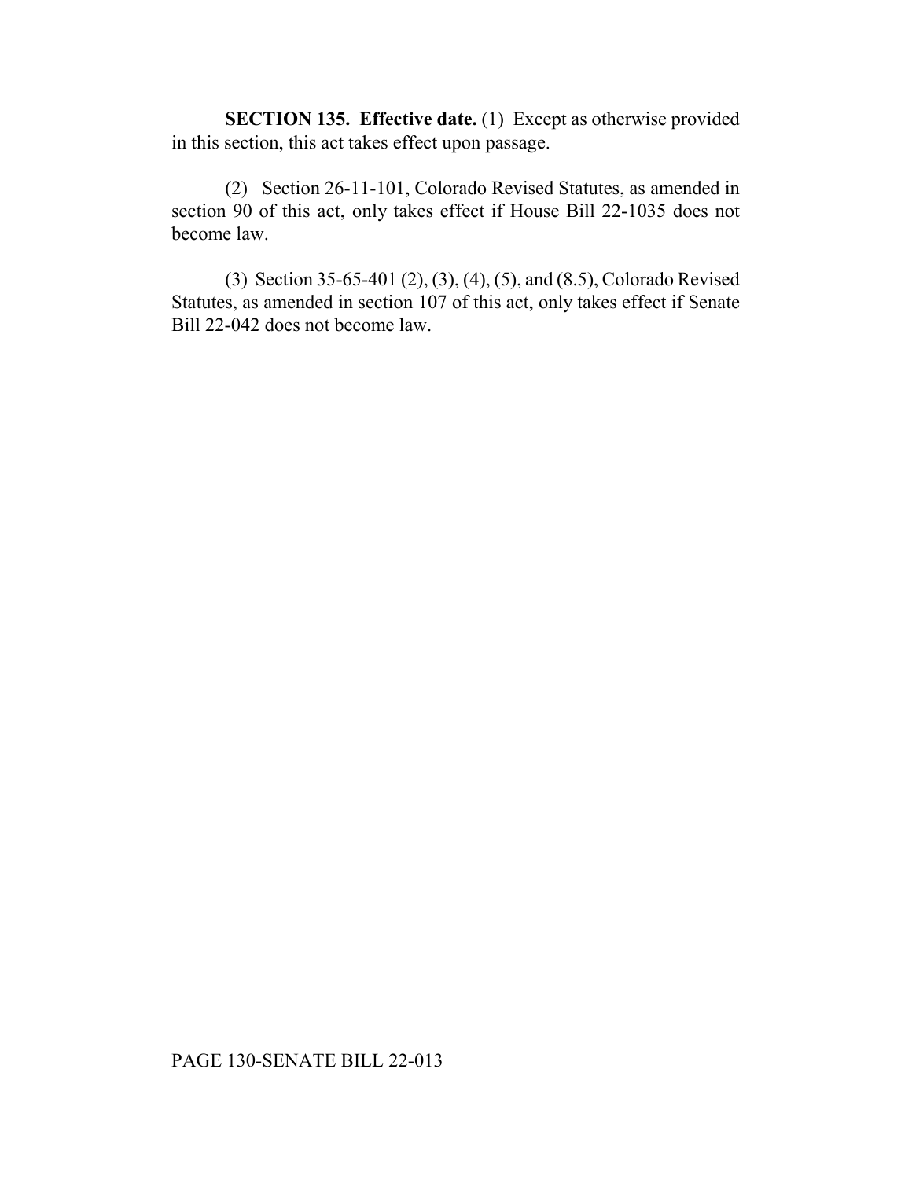**SECTION 135. Effective date.** (1) Except as otherwise provided in this section, this act takes effect upon passage.

(2) Section 26-11-101, Colorado Revised Statutes, as amended in section 90 of this act, only takes effect if House Bill 22-1035 does not become law.

(3) Section 35-65-401 (2), (3), (4), (5), and (8.5), Colorado Revised Statutes, as amended in section 107 of this act, only takes effect if Senate Bill 22-042 does not become law.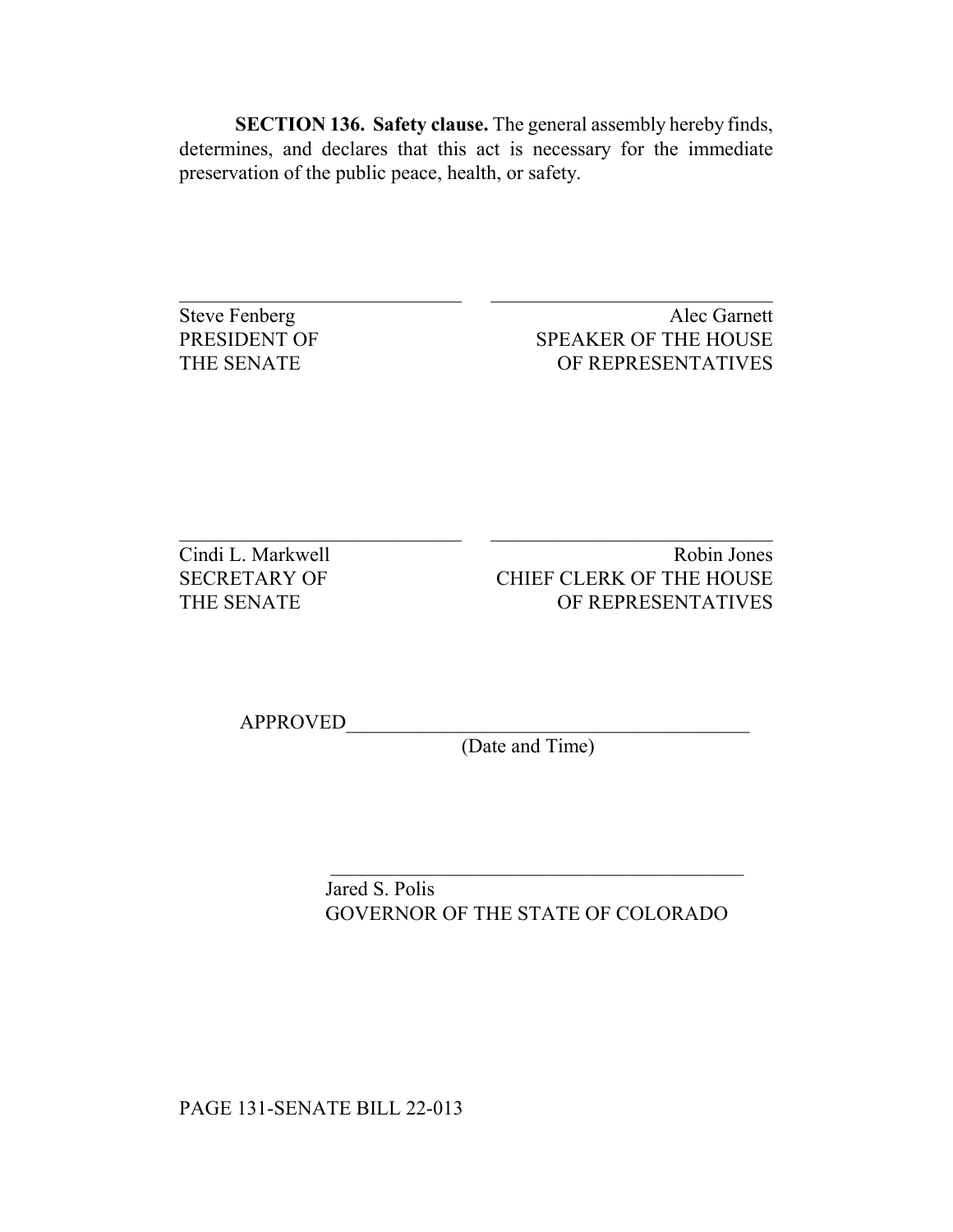**SECTION 136. Safety clause.** The general assembly hereby finds, determines, and declares that this act is necessary for the immediate preservation of the public peace, health, or safety.

| | |
|---|---|
| \_\_\_\_\_\_\_\_\_\_\_\_\_\_\_\_\_\_\_\_\_\_\_\_\_\_\_\_ | \_\_\_\_\_\_\_\_\_\_\_\_\_\_\_\_\_\_\_\_\_\_\_\_\_\_\_\_ |
| Steve Fenberg<br>PRESIDENT OF<br>THE SENATE | Alec Garnett<br>SPEAKER OF THE HOUSE<br>OF REPRESENTATIVES |
| \_\_\_\_\_\_\_\_\_\_\_\_\_\_\_\_\_\_\_\_\_\_\_\_\_\_\_\_ | \_\_\_\_\_\_\_\_\_\_\_\_\_\_\_\_\_\_\_\_\_\_\_\_\_\_\_\_ |
| Cindi L. Markwell<br>SECRETARY OF<br>THE SENATE | Robin Jones<br>CHIEF CLERK OF THE HOUSE<br>OF REPRESENTATIVES |

APPROVED\_\_\_\_\_\_\_\_\_\_\_\_\_\_\_\_\_\_\_\_\_\_\_\_\_\_\_\_\_\_\_\_\_\_\_\_\_\_\_\_
(Date and Time)

\_\_\_\_\_\_\_\_\_\_\_\_\_\_\_\_\_\_\_\_\_\_\_\_\_\_\_\_\_\_\_\_\_\_\_\_\_\_\_\_\_\_
Jared S. Polis
GOVERNOR OF THE STATE OF COLORADO

PAGE 131-SENATE BILL 22-013